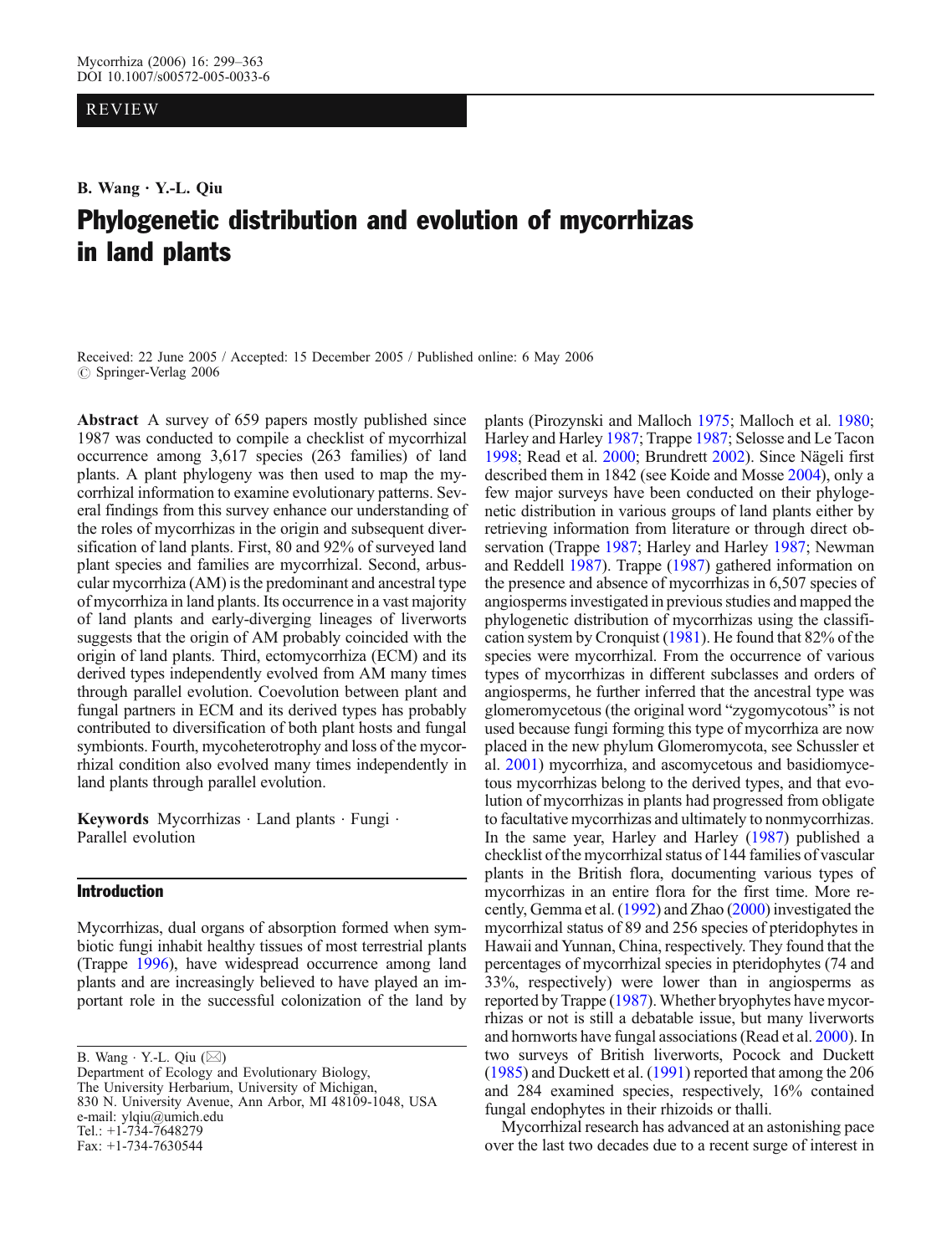REVIEW

**B. Wang · Y.-L. Qiu**

# Phylogenetic distribution and evolution of mycorrhizas in land plants

Received: 22 June 2005 / Accepted: 15 December 2005 / Published online: 6 May 2006
© Springer-Verlag 2006

**Abstract** A survey of 659 papers mostly published since 1987 was conducted to compile a checklist of mycorrhizal occurrence among 3,617 species (263 families) of land plants. A plant phylogeny was then used to map the mycorrhizal information to examine evolutionary patterns. Several findings from this survey enhance our understanding of the roles of mycorrhizas in the origin and subsequent diversification of land plants. First, 80 and 92% of surveyed land plant species and families are mycorrhizal. Second, arbuscular mycorrhiza (AM) is the predominant and ancestral type of mycorrhiza in land plants. Its occurrence in a vast majority of land plants and early-diverging lineages of liverworts suggests that the origin of AM probably coincided with the origin of land plants. Third, ectomycorrhiza (ECM) and its derived types independently evolved from AM many times through parallel evolution. Coevolution between plant and fungal partners in ECM and its derived types has probably contributed to diversification of both plant hosts and fungal symbionts. Fourth, mycoheterotrophy and loss of the mycorrhizal condition also evolved many times independently in land plants through parallel evolution.

**Keywords** Mycorrhizas · Land plants · Fungi · Parallel evolution

B. Wang · Y.-L. Qiu (✉)
Department of Ecology and Evolutionary Biology,
The University Herbarium, University of Michigan,
830 N. University Avenue, Ann Arbor, MI 48109-1048, USA
e-mail: ylqiu@umich.edu
Tel.: +1-734-7648279
Fax: +1-734-7630544

## Introduction

Mycorrhizas, dual organs of absorption formed when symbiotic fungi inhabit healthy tissues of most terrestrial plants (Trappe 1996), have widespread occurrence among land plants and are increasingly believed to have played an important role in the successful colonization of the land by plants (Pirozynski and Malloch 1975; Malloch et al. 1980; Harley and Harley 1987; Trappe 1987; Selosse and Le Tacon 1998; Read et al. 2000; Brundrett 2002). Since Nägeli first described them in 1842 (see Koide and Mosse 2004), only a few major surveys have been conducted on their phylogenetic distribution in various groups of land plants either by retrieving information from literature or through direct observation (Trappe 1987; Harley and Harley 1987; Newman and Reddell 1987). Trappe (1987) gathered information on the presence and absence of mycorrhizas in 6,507 species of angiosperms investigated in previous studies and mapped the phylogenetic distribution of mycorrhizas using the classification system by Cronquist (1981). He found that 82% of the species were mycorrhizal. From the occurrence of various types of mycorrhizas in different subclasses and orders of angiosperms, he further inferred that the ancestral type was glomeromycetous (the original word "zygomycotous" is not used because fungi forming this type of mycorrhiza are now placed in the new phylum Glomeromycota, see Schussler et al. 2001) mycorrhiza, and ascomycetous and basidiomycetous mycorrhizas belong to the derived types, and that evolution of mycorrhizas in plants had progressed from obligate to facultative mycorrhizas and ultimately to nonmycorrhizas. In the same year, Harley and Harley (1987) published a checklist of the mycorrhizal status of 144 families of vascular plants in the British flora, documenting various types of mycorrhizas in an entire flora for the first time. More recently, Gemma et al. (1992) and Zhao (2000) investigated the mycorrhizal status of 89 and 256 species of pteridophytes in Hawaii and Yunnan, China, respectively. They found that the percentages of mycorrhizal species in pteridophytes (74 and 33%, respectively) were lower than in angiosperms as reported by Trappe (1987). Whether bryophytes have mycorrhizas or not is still a debatable issue, but many liverworts and hornworts have fungal associations (Read et al. 2000). In two surveys of British liverworts, Pocock and Duckett (1985) and Duckett et al. (1991) reported that among the 206 and 284 examined species, respectively, 16% contained fungal endophytes in their rhizoids or thalli.

Mycorrhizal research has advanced at an astonishing pace over the last two decades due to a recent surge of interest in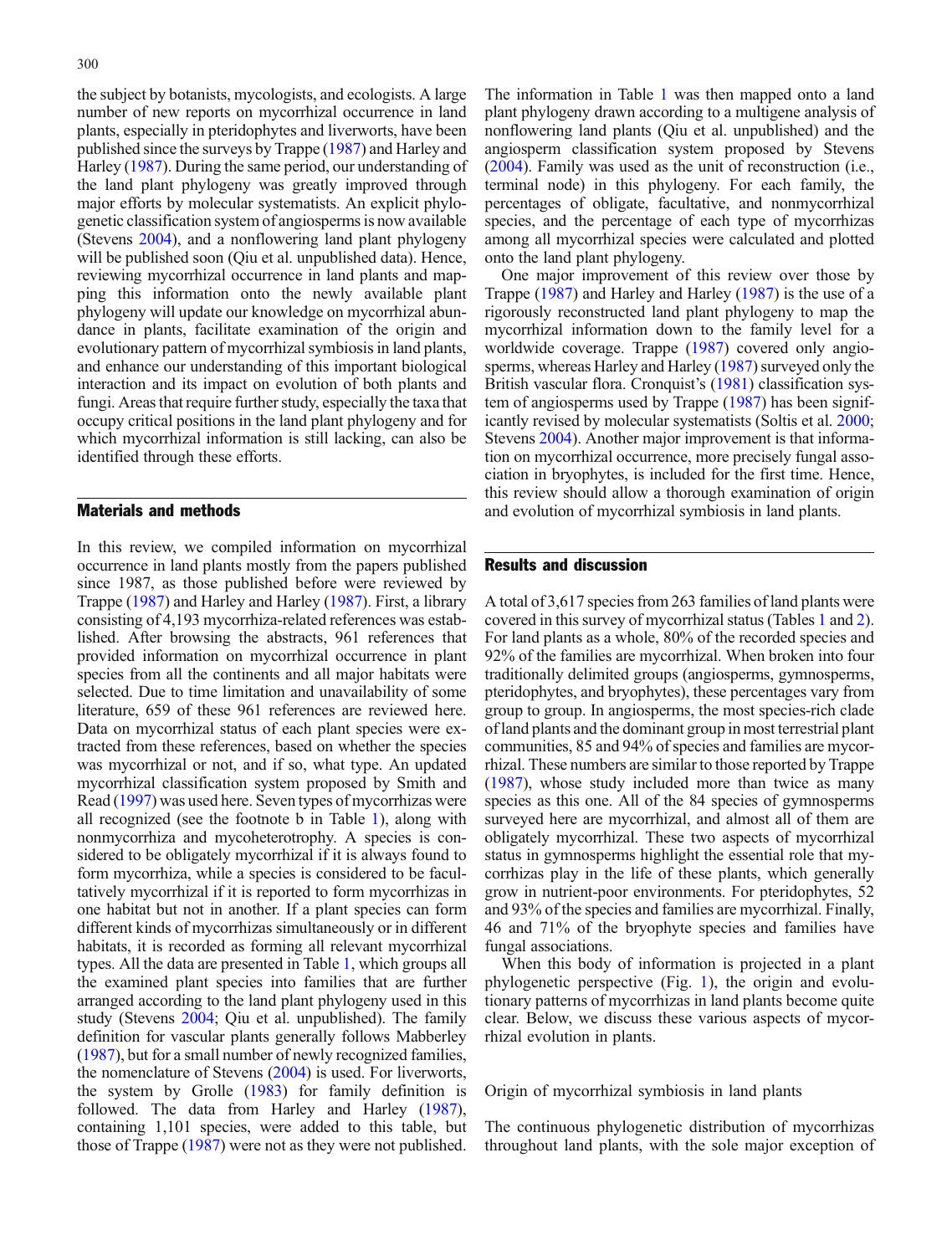the subject by botanists, mycologists, and ecologists. A large number of new reports on mycorrhizal occurrence in land plants, especially in pteridophytes and liverworts, have been published since the surveys by Trappe (1987) and Harley and Harley (1987). During the same period, our understanding of the land plant phylogeny was greatly improved through major efforts by molecular systematists. An explicit phylogenetic classification system of angiosperms is now available (Stevens 2004), and a nonflowering land plant phylogeny will be published soon (Qiu et al. unpublished data). Hence, reviewing mycorrhizal occurrence in land plants and mapping this information onto the newly available plant phylogeny will update our knowledge on mycorrhizal abundance in plants, facilitate examination of the origin and evolutionary pattern of mycorrhizal symbiosis in land plants, and enhance our understanding of this important biological interaction and its impact on evolution of both plants and fungi. Areas that require further study, especially the taxa that occupy critical positions in the land plant phylogeny and for which mycorrhizal information is still lacking, can also be identified through these efforts.

## Materials and methods

In this review, we compiled information on mycorrhizal occurrence in land plants mostly from the papers published since 1987, as those published before were reviewed by Trappe (1987) and Harley and Harley (1987). First, a library consisting of 4,193 mycorrhiza-related references was established. After browsing the abstracts, 961 references that provided information on mycorrhizal occurrence in plant species from all the continents and all major habitats were selected. Due to time limitation and unavailability of some literature, 659 of these 961 references are reviewed here. Data on mycorrhizal status of each plant species were extracted from these references, based on whether the species was mycorrhizal or not, and if so, what type. An updated mycorrhizal classification system proposed by Smith and Read (1997) was used here. Seven types of mycorrhizas were all recognized (see the footnote b in Table 1), along with nonmycorrhiza and mycoheterotrophy. A species is considered to be obligately mycorrhizal if it is always found to form mycorrhiza, while a species is considered to be facultatively mycorrhizal if it is reported to form mycorrhizas in one habitat but not in another. If a plant species can form different kinds of mycorrhizas simultaneously or in different habitats, it is recorded as forming all relevant mycorrhizal types. All the data are presented in Table 1, which groups all the examined plant species into families that are further arranged according to the land plant phylogeny used in this study (Stevens 2004; Qiu et al. unpublished). The family definition for vascular plants generally follows Mabberley (1987), but for a small number of newly recognized families, the nomenclature of Stevens (2004) is used. For liverworts, the system by Grolle (1983) for family definition is followed. The data from Harley and Harley (1987), containing 1,101 species, were added to this table, but those of Trappe (1987) were not as they were not published.

The information in Table 1 was then mapped onto a land plant phylogeny drawn according to a multigene analysis of nonflowering land plants (Qiu et al. unpublished) and the angiosperm classification system proposed by Stevens (2004). Family was used as the unit of reconstruction (i.e., terminal node) in this phylogeny. For each family, the percentages of obligate, facultative, and nonmycorrhizal species, and the percentage of each type of mycorrhizas among all mycorrhizal species were calculated and plotted onto the land plant phylogeny.

One major improvement of this review over those by Trappe (1987) and Harley and Harley (1987) is the use of a rigorously reconstructed land plant phylogeny to map the mycorrhizal information down to the family level for a worldwide coverage. Trappe (1987) covered only angiosperms, whereas Harley and Harley (1987) surveyed only the British vascular flora. Cronquist's (1981) classification system of angiosperms used by Trappe (1987) has been significantly revised by molecular systematists (Soltis et al. 2000; Stevens 2004). Another major improvement is that information on mycorrhizal occurrence, more precisely fungal association in bryophytes, is included for the first time. Hence, this review should allow a thorough examination of origin and evolution of mycorrhizal symbiosis in land plants.

## Results and discussion

A total of 3,617 species from 263 families of land plants were covered in this survey of mycorrhizal status (Tables 1 and 2). For land plants as a whole, 80% of the recorded species and 92% of the families are mycorrhizal. When broken into four traditionally delimited groups (angiosperms, gymnosperms, pteridophytes, and bryophytes), these percentages vary from group to group. In angiosperms, the most species-rich clade of land plants and the dominant group in most terrestrial plant communities, 85 and 94% of species and families are mycorrhizal. These numbers are similar to those reported by Trappe (1987), whose study included more than twice as many species as this one. All of the 84 species of gymnosperms surveyed here are mycorrhizal, and almost all of them are obligately mycorrhizal. These two aspects of mycorrhizal status in gymnosperms highlight the essential role that mycorrhizas play in the life of these plants, which generally grow in nutrient-poor environments. For pteridophytes, 52 and 93% of the species and families are mycorrhizal. Finally, 46 and 71% of the bryophyte species and families have fungal associations.

When this body of information is projected in a plant phylogenetic perspective (Fig. 1), the origin and evolutionary patterns of mycorrhizas in land plants become quite clear. Below, we discuss these various aspects of mycorrhizal evolution in plants.

### Origin of mycorrhizal symbiosis in land plants

The continuous phylogenetic distribution of mycorrhizas throughout land plants, with the sole major exception of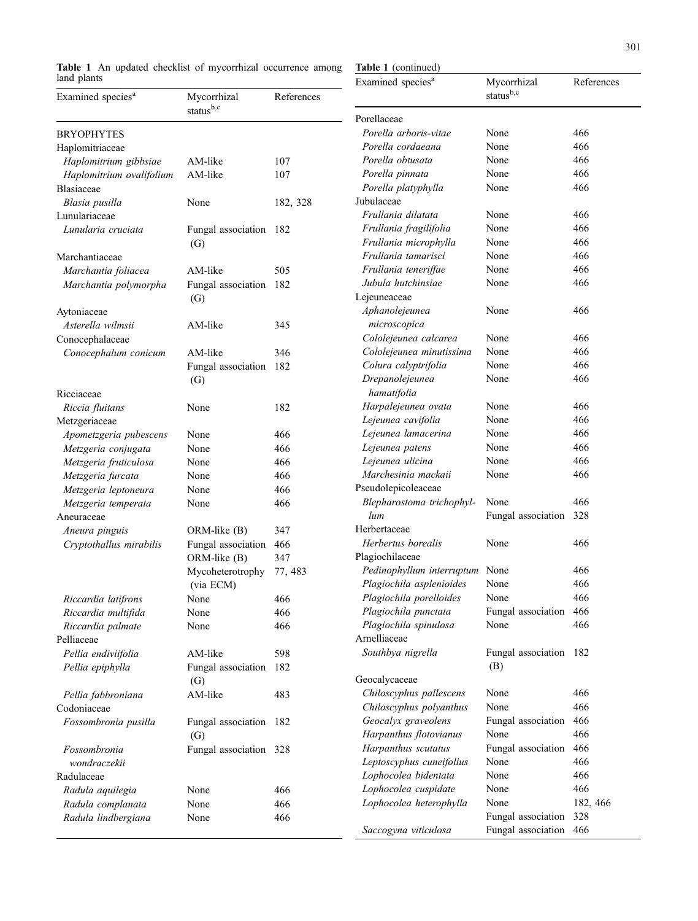**Table 1** An updated checklist of mycorrhizal occurrence among land plants

| Examined species[a] | Mycorrhizal status[b,c] | References |
|---|---|---|
| BRYOPHYTES | | |
| Haplomitriaceae | | |
| *Haplomitrium gibbsiae* | AM-like | 107 |
| *Haplomitrium ovalifolium* | AM-like | 107 |
| Blasiaceae | | |
| *Blasia pusilla* | None | 182, 328 |
| Lunulariaceae | | |
| *Lunularia cruciata* | Fungal association (G) | 182 |
| Marchantiaceae | | |
| *Marchantia foliacea* | AM-like | 505 |
| *Marchantia polymorpha* | Fungal association (G) | 182 |
| Aytoniaceae | | |
| *Asterella wilmsii* | AM-like | 345 |
| Conocephalaceae | | |
| *Conocephalum conicum* | AM-like | 346 |
| | Fungal association (G) | 182 |
| Ricciaceae | | |
| *Riccia fluitans* | None | 182 |
| Metzgeriaceae | | |
| *Apometzgeria pubescens* | None | 466 |
| *Metzgeria conjugata* | None | 466 |
| *Metzgeria fruticulosa* | None | 466 |
| *Metzgeria furcata* | None | 466 |
| *Metzgeria leptoneura* | None | 466 |
| *Metzgeria temperata* | None | 466 |
| Aneuraceae | | |
| *Aneura pinguis* | ORM-like (B) | 347 |
| *Cryptothallus mirabilis* | Fungal association | 466 |
| | ORM-like (B) | 347 |
| | Mycoheterotrophy (via ECM) | 77, 483 |
| *Riccardia latifrons* | None | 466 |
| *Riccardia multifida* | None | 466 |
| *Riccardia palmate* | None | 466 |
| Pelliaceae | | |
| *Pellia endiviifolia* | AM-like | 598 |
| *Pellia epiphylla* | Fungal association (G) | 182 |
| *Pellia fabbroniana* | AM-like | 483 |
| Codoniaceae | | |
| *Fossombronia pusilla* | Fungal association (G) | 182 |
| *Fossombronia wondraczekii* | Fungal association | 328 |
| Radulaceae | | |
| *Radula aquilegia* | None | 466 |
| *Radula complanata* | None | 466 |
| *Radula lindbergiana* | None | 466 |
| Porellaceae | | |
| *Porella arboris-vitae* | None | 466 |
| *Porella cordaeana* | None | 466 |
| *Porella obtusata* | None | 466 |
| *Porella pinnata* | None | 466 |
| *Porella platyphylla* | None | 466 |
| Jubulaceae | | |
| *Frullania dilatata* | None | 466 |
| *Frullania fragilifolia* | None | 466 |
| *Frullania microphylla* | None | 466 |
| *Frullania tamarisci* | None | 466 |
| *Frullania teneriffae* | None | 466 |
| *Jubula hutchinsiae* | None | 466 |
| Lejeuneaceae | | |
| *Aphanolejeunea microscopica* | None | 466 |
| *Cololejeunea calcarea* | None | 466 |
| *Cololejeunea minutissima* | None | 466 |
| *Colura calyptrifolia* | None | 466 |
| *Drepanolejeunea hamatifolia* | None | 466 |
| *Harpalejeunea ovata* | None | 466 |
| *Lejeunea cavifolia* | None | 466 |
| *Lejeunea lamacerina* | None | 466 |
| *Lejeunea patens* | None | 466 |
| *Lejeunea ulicina* | None | 466 |
| *Marchesinia mackaii* | None | 466 |
| Pseudolepicoleaceae | | |
| *Blepharostoma trichophyllum* | None | 466 |
| | Fungal association | 328 |
| Herbertaceae | | |
| *Herbertus borealis* | None | 466 |
| Plagiochilaceae | | |
| *Pedinophyllum interruptum* | None | 466 |
| *Plagiochila asplenioides* | None | 466 |
| *Plagiochila porelloides* | None | 466 |
| *Plagiochila punctata* | Fungal association | 466 |
| *Plagiochila spinulosa* | None | 466 |
| Arnelliaceae | | |
| *Southbya nigrella* | Fungal association (B) | 182 |
| Geocalycaceae | | |
| *Chiloscyphus pallescens* | None | 466 |
| *Chiloscyphus polyanthus* | None | 466 |
| *Geocalyx graveolens* | Fungal association | 466 |
| *Harpanthus flotovianus* | None | 466 |
| *Harpanthus scutatus* | Fungal association | 466 |
| *Leptoscyphus cuneifolius* | None | 466 |
| *Lophocolea bidentata* | None | 466 |
| *Lophocolea cuspidate* | None | 466 |
| *Lophocolea heterophylla* | None | 182, 466 |
| | Fungal association | 328 |
| *Saccogyna viticulosa* | Fungal association | 466 |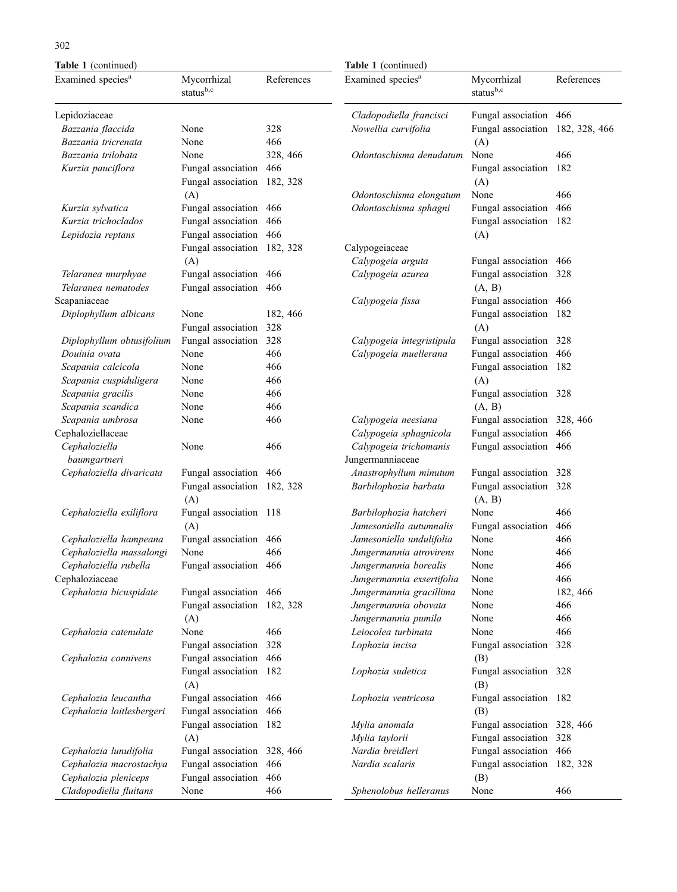**Table 1** (continued)

| Examined species[a] | Mycorrhizal status[b,c] | References |
|---|---|---|
| Lepidoziaceae | | |
| *Bazzania flaccida* | None | 328 |
| *Bazzania tricrenata* | None | 466 |
| *Bazzania trilobata* | None | 328, 466 |
| *Kurzia pauciflora* | Fungal association | 466 |
| | Fungal association (A) | 182, 328 |
| *Kurzia sylvatica* | Fungal association | 466 |
| *Kurzia trichoclados* | Fungal association | 466 |
| *Lepidozia reptans* | Fungal association | 466 |
| | Fungal association (A) | 182, 328 |
| *Telaranea murphyae* | Fungal association | 466 |
| *Telaranea nematodes* | Fungal association | 466 |
| Scapaniaceae | | |
| *Diplophyllum albicans* | None | 182, 466 |
| | Fungal association | 328 |
| *Diplophyllum obtusifolium* | Fungal association | 328 |
| *Douinia ovata* | None | 466 |
| *Scapania calcicola* | None | 466 |
| *Scapania cuspiduligera* | None | 466 |
| *Scapania gracilis* | None | 466 |
| *Scapania scandica* | None | 466 |
| *Scapania umbrosa* | None | 466 |
| Cephaloziellaceae | | |
| *Cephaloziella baumgartneri* | None | 466 |
| *Cephaloziella divaricata* | Fungal association | 466 |
| | Fungal association (A) | 182, 328 |
| *Cephaloziella exiliflora* | Fungal association (A) | 118 |
| *Cephaloziella hampeana* | Fungal association | 466 |
| *Cephaloziella massalongi* | None | 466 |
| *Cephaloziella rubella* | Fungal association | 466 |
| Cephaloziaceae | | |
| *Cephalozia bicuspidate* | Fungal association | 466 |
| | Fungal association (A) | 182, 328 |
| *Cephalozia catenulate* | None | 466 |
| | Fungal association | 328 |
| *Cephalozia connivens* | Fungal association | 466 |
| | Fungal association (A) | 182 |
| *Cephalozia leucantha* | Fungal association | 466 |
| *Cephalozia loitlesbergeri* | Fungal association | 466 |
| | Fungal association (A) | 182 |
| *Cephalozia lunulifolia* | Fungal association | 328, 466 |
| *Cephalozia macrostachya* | Fungal association | 466 |
| *Cephalozia pleniceps* | Fungal association | 466 |
| *Cladopodiella fluitans* | None | 466 |
| *Cladopodiella francisci* | Fungal association | 466 |
| *Nowellia curvifolia* | Fungal association (A) | 182, 328, 466 |
| *Odontoschisma denudatum* | None | 466 |
| | Fungal association (A) | 182 |
| *Odontoschisma elongatum* | None | 466 |
| *Odontoschisma sphagni* | Fungal association | 466 |
| | Fungal association (A) | 182 |
| Calypogeiaceae | | |
| *Calypogeia arguta* | Fungal association | 466 |
| *Calypogeia azurea* | Fungal association (A, B) | 328 |
| *Calypogeia fissa* | Fungal association | 466 |
| | Fungal association (A) | 182 |
| *Calypogeia integristipula* | Fungal association | 328 |
| *Calypogeia muellerana* | Fungal association | 466 |
| | Fungal association (A) | 182 |
| | Fungal association (A, B) | 328 |
| *Calypogeia neesiana* | Fungal association | 328, 466 |
| *Calypogeia sphagnicola* | Fungal association | 466 |
| *Calypogeia trichomanis* | Fungal association | 466 |
| Jungermanniaceae | | |
| *Anastrophyllum minutum* | Fungal association | 328 |
| *Barbilophozia barbata* | Fungal association (A, B) | 328 |
| *Barbilophozia hatcheri* | None | 466 |
| *Jamesoniella autumnalis* | Fungal association | 466 |
| *Jamesoniella undulifolia* | None | 466 |
| *Jungermannia atrovirens* | None | 466 |
| *Jungermannia borealis* | None | 466 |
| *Jungermannia exsertifolia* | None | 466 |
| *Jungermannia gracillima* | None | 182, 466 |
| *Jungermannia obovata* | None | 466 |
| *Jungermannia pumila* | None | 466 |
| *Leiocolea turbinata* | None | 466 |
| *Lophozia incisa* | Fungal association (B) | 328 |
| *Lophozia sudetica* | Fungal association (B) | 328 |
| *Lophozia ventricosa* | Fungal association (B) | 182 |
| *Mylia anomala* | Fungal association | 328, 466 |
| *Mylia taylorii* | Fungal association | 328 |
| *Nardia breidleri* | Fungal association | 466 |
| *Nardia scalaris* | Fungal association (B) | 182, 328 |
| *Sphenolobus helleranus* | None | 466 |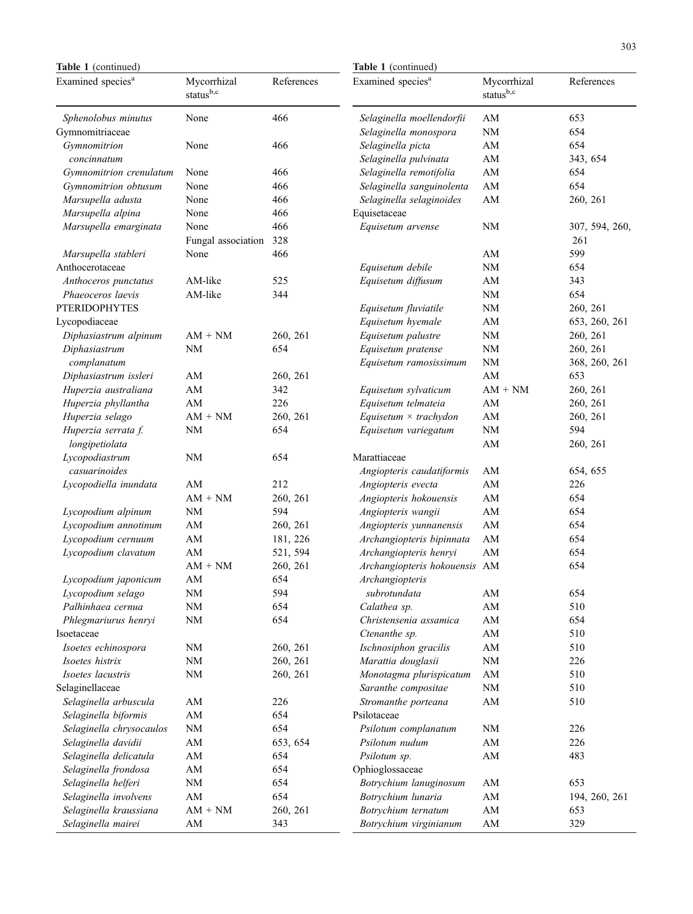**Table 1** (continued)

| Examined species[a] | Mycorrhizal status[b,c] | References |
|---|---|---|
| *Sphenolobus minutus* | None | 466 |
| Gymnomitriaceae | | |
| *Gymnomitrion concinnatum* | None | 466 |
| *Gymnomitrion crenulatum* | None | 466 |
| *Gymnomitrion obtusum* | None | 466 |
| *Marsupella adusta* | None | 466 |
| *Marsupella alpina* | None | 466 |
| *Marsupella emarginata* | None | 466 |
| | Fungal association | 328 |
| *Marsupella stableri* | None | 466 |
| Anthocerotaceae | | |
| *Anthoceros punctatus* | AM-like | 525 |
| *Phaeoceros laevis* | AM-like | 344 |
| PTERIDOPHYTES | | |
| Lycopodiaceae | | |
| *Diphasiastrum alpinum* | AM + NM | 260, 261 |
| *Diphasiastrum complanatum* | NM | 654 |
| *Diphasiastrum issleri* | AM | 260, 261 |
| *Huperzia australiana* | AM | 342 |
| *Huperzia phyllantha* | AM | 226 |
| *Huperzia selago* | AM + NM | 260, 261 |
| *Huperzia serrata f. longipetiolata* | NM | 654 |
| *Lycopodiastrum casuarinoides* | NM | 654 |
| *Lycopodiella inundata* | AM | 212 |
| | AM + NM | 260, 261 |
| *Lycopodium alpinum* | NM | 594 |
| *Lycopodium annotinum* | AM | 260, 261 |
| *Lycopodium cernuum* | AM | 181, 226 |
| *Lycopodium clavatum* | AM | 521, 594 |
| | AM + NM | 260, 261 |
| *Lycopodium japonicum* | AM | 654 |
| *Lycopodium selago* | NM | 594 |
| *Palhinhaea cernua* | NM | 654 |
| *Phlegmariurus henryi* | NM | 654 |
| Isoetaceae | | |
| *Isoetes echinospora* | NM | 260, 261 |
| *Isoetes histrix* | NM | 260, 261 |
| *Isoetes lacustris* | NM | 260, 261 |
| Selaginellaceae | | |
| *Selaginella arbuscula* | AM | 226 |
| *Selaginella biformis* | AM | 654 |
| *Selaginella chrysocaulos* | NM | 654 |
| *Selaginella davidii* | AM | 653, 654 |
| *Selaginella delicatula* | AM | 654 |
| *Selaginella frondosa* | AM | 654 |
| *Selaginella helferi* | NM | 654 |
| *Selaginella involvens* | AM | 654 |
| *Selaginella kraussiana* | AM + NM | 260, 261 |
| *Selaginella mairei* | AM | 343 |
| *Selaginella moellendorfii* | AM | 653 |
| *Selaginella monospora* | NM | 654 |
| *Selaginella picta* | AM | 654 |
| *Selaginella pulvinata* | AM | 343, 654 |
| *Selaginella remotifolia* | AM | 654 |
| *Selaginella sanguinolenta* | AM | 654 |
| *Selaginella selaginoides* | AM | 260, 261 |
| Equisetaceae | | |
| *Equisetum arvense* | NM | 307, 594, 260, 261 |
| | AM | 599 |
| *Equisetum debile* | NM | 654 |
| *Equisetum diffusum* | AM | 343 |
| | NM | 654 |
| *Equisetum fluviatile* | NM | 260, 261 |
| *Equisetum hyemale* | AM | 653, 260, 261 |
| *Equisetum palustre* | NM | 260, 261 |
| *Equisetum pratense* | NM | 260, 261 |
| *Equisetum ramosissimum* | NM | 368, 260, 261 |
| | AM | 653 |
| *Equisetum sylvaticum* | AM + NM | 260, 261 |
| *Equisetum telmateia* | AM | 260, 261 |
| *Equisetum × trachydon* | AM | 260, 261 |
| *Equisetum variegatum* | NM | 594 |
| | AM | 260, 261 |
| Marattiaceae | | |
| *Angiopteris caudatiformis* | AM | 654, 655 |
| *Angiopteris evecta* | AM | 226 |
| *Angiopteris hokouensis* | AM | 654 |
| *Angiopteris wangii* | AM | 654 |
| *Angiopteris yunnanensis* | AM | 654 |
| *Archangiopteris bipinnata* | AM | 654 |
| *Archangiopteris henryi* | AM | 654 |
| *Archangiopteris hokouensis* | AM | 654 |
| *Archangiopteris subrotundata* | AM | 654 |
| *Calathea sp.* | AM | 510 |
| *Christensenia assamica* | AM | 654 |
| *Ctenanthe sp.* | AM | 510 |
| *Ischnosiphon gracilis* | AM | 510 |
| *Marattia douglasii* | NM | 226 |
| *Monotagma plurispicatum* | AM | 510 |
| *Saranthe compositae* | NM | 510 |
| *Stromanthe porteana* | AM | 510 |
| Psilotaceae | | |
| *Psilotum complanatum* | NM | 226 |
| *Psilotum nudum* | AM | 226 |
| *Psilotum sp.* | AM | 483 |
| Ophioglossaceae | | |
| *Botrychium lanuginosum* | AM | 653 |
| *Botrychium lunaria* | AM | 194, 260, 261 |
| *Botrychium ternatum* | AM | 653 |
| *Botrychium virginianum* | AM | 329 |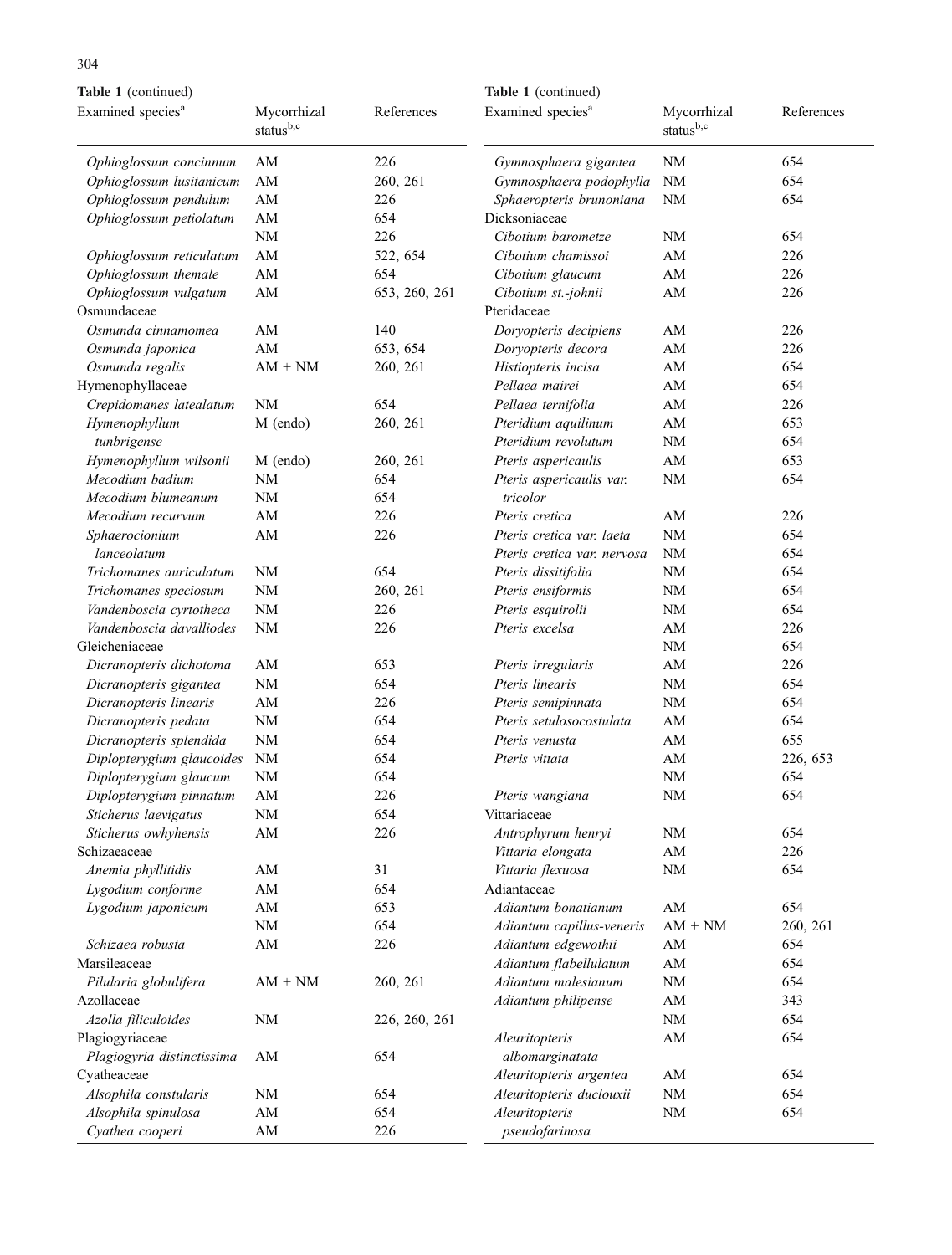**Table 1** (continued)

| Examined species[a] | Mycorrhizal status[b,c] | References |
|---|---|---|
| *Ophioglossum concinnum* | AM | 226 |
| *Ophioglossum lusitanicum* | AM | 260, 261 |
| *Ophioglossum pendulum* | AM | 226 |
| *Ophioglossum petiolatum* | AM | 654 |
| | NM | 226 |
| *Ophioglossum reticulatum* | AM | 522, 654 |
| *Ophioglossum themale* | AM | 654 |
| *Ophioglossum vulgatum* | AM | 653, 260, 261 |
| Osmundaceae | | |
| *Osmunda cinnamomea* | AM | 140 |
| *Osmunda japonica* | AM | 653, 654 |
| *Osmunda regalis* | AM + NM | 260, 261 |
| Hymenophyllaceae | | |
| *Crepidomanes latealatum* | NM | 654 |
| *Hymenophyllum tunbrigense* | M (endo) | 260, 261 |
| *Hymenophyllum wilsonii* | M (endo) | 260, 261 |
| *Mecodium badium* | NM | 654 |
| *Mecodium blumeanum* | NM | 654 |
| *Mecodium recurvum* | AM | 226 |
| *Sphaerocionium lanceolatum* | AM | 226 |
| *Trichomanes auriculatum* | NM | 654 |
| *Trichomanes speciosum* | NM | 260, 261 |
| *Vandenboscia cyrtotheca* | NM | 226 |
| *Vandenboscia davalliodes* | NM | 226 |
| Gleicheniaceae | | |
| *Dicranopteris dichotoma* | AM | 653 |
| *Dicranopteris gigantea* | NM | 654 |
| *Dicranopteris linearis* | AM | 226 |
| *Dicranopteris pedata* | NM | 654 |
| *Dicranopteris splendida* | NM | 654 |
| *Diplopterygium glaucoides* | NM | 654 |
| *Diplopterygium glaucum* | NM | 654 |
| *Diplopterygium pinnatum* | AM | 226 |
| *Sticherus laevigatus* | NM | 654 |
| *Sticherus owhyhensis* | AM | 226 |
| Schizaeaceae | | |
| *Anemia phyllitidis* | AM | 31 |
| *Lygodium conforme* | AM | 654 |
| *Lygodium japonicum* | AM | 653 |
| | NM | 654 |
| *Schizaea robusta* | AM | 226 |
| Marsileaceae | | |
| *Pilularia globulifera* | AM + NM | 260, 261 |
| Azollaceae | | |
| *Azolla filiculoides* | NM | 226, 260, 261 |
| Plagiogyriaceae | | |
| *Plagiogyria distinctissima* | AM | 654 |
| Cyatheaceae | | |
| *Alsophila constularis* | NM | 654 |
| *Alsophila spinulosa* | AM | 654 |
| *Cyathea cooperi* | AM | 226 |
| *Gymnosphaera gigantea* | NM | 654 |
| *Gymnosphaera podophylla* | NM | 654 |
| *Sphaeropteris brunoniana* | NM | 654 |
| Dicksoniaceae | | |
| *Cibotium barometze* | NM | 654 |
| *Cibotium chamissoi* | AM | 226 |
| *Cibotium glaucum* | AM | 226 |
| *Cibotium st.-johnii* | AM | 226 |
| Pteridaceae | | |
| *Doryopteris decipiens* | AM | 226 |
| *Doryopteris decora* | AM | 226 |
| *Histiopteris incisa* | AM | 654 |
| *Pellaea mairei* | AM | 654 |
| *Pellaea ternifolia* | AM | 226 |
| *Pteridium aquilinum* | AM | 653 |
| *Pteridium revolutum* | NM | 654 |
| *Pteris aspericaulis* | AM | 653 |
| *Pteris aspericaulis var. tricolor* | NM | 654 |
| *Pteris cretica* | AM | 226 |
| *Pteris cretica var. laeta* | NM | 654 |
| *Pteris cretica var. nervosa* | NM | 654 |
| *Pteris dissitifolia* | NM | 654 |
| *Pteris ensiformis* | NM | 654 |
| *Pteris esquirolii* | NM | 654 |
| *Pteris excelsa* | AM | 226 |
| | NM | 654 |
| *Pteris irregularis* | AM | 226 |
| *Pteris linearis* | NM | 654 |
| *Pteris semipinnata* | NM | 654 |
| *Pteris setulosocostulata* | AM | 654 |
| *Pteris venusta* | AM | 655 |
| *Pteris vittata* | AM | 226, 653 |
| | NM | 654 |
| *Pteris wangiana* | NM | 654 |
| Vittariaceae | | |
| *Antrophyrum henryi* | NM | 654 |
| *Vittaria elongata* | AM | 226 |
| *Vittaria flexuosa* | NM | 654 |
| Adiantaceae | | |
| *Adiantum bonatianum* | AM | 654 |
| *Adiantum capillus-veneris* | AM + NM | 260, 261 |
| *Adiantum edgewothii* | AM | 654 |
| *Adiantum flabellulatum* | AM | 654 |
| *Adiantum malesianum* | NM | 654 |
| *Adiantum philipense* | AM | 343 |
| | NM | 654 |
| *Aleuritopteris albomarginatata* | AM | 654 |
| *Aleuritopteris argentea* | AM | 654 |
| *Aleuritopteris duclouxii* | NM | 654 |
| *Aleuritopteris pseudofarinosa* | NM | 654 |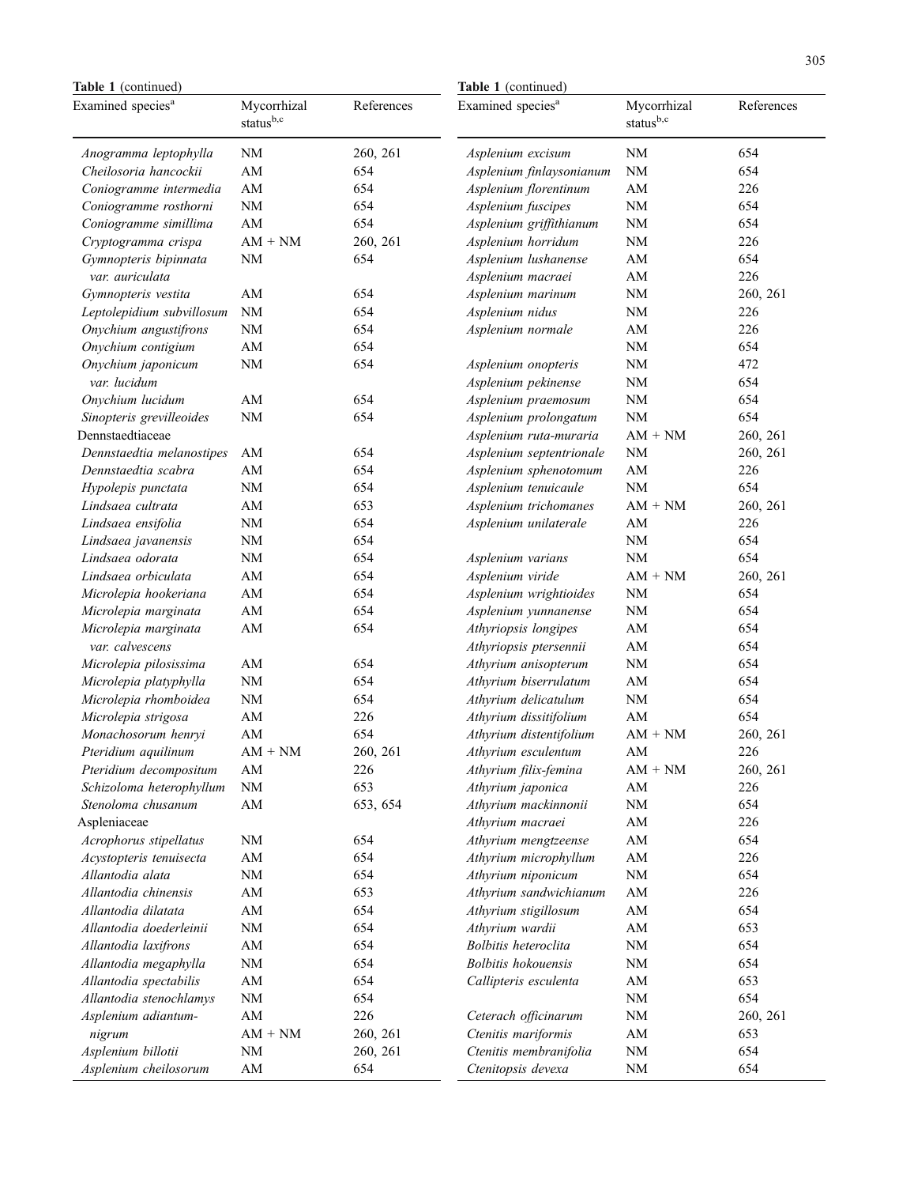**Table 1** (continued)

| Examined species[a] | Mycorrhizal status[b,c] | References |
|---|---|---|
| *Anogramma leptophylla* | NM | 260, 261 |
| *Cheilosoria hancockii* | AM | 654 |
| *Coniogramme intermedia* | AM | 654 |
| *Coniogramme rosthorni* | NM | 654 |
| *Coniogramme simillima* | AM | 654 |
| *Cryptogramma crispa* | AM + NM | 260, 261 |
| *Gymnopteris bipinnata var. auriculata* | NM | 654 |
| *Gymnopteris vestita* | AM | 654 |
| *Leptolepidium subvillosum* | NM | 654 |
| *Onychium angustifrons* | NM | 654 |
| *Onychium contigium* | AM | 654 |
| *Onychium japonicum var. lucidum* | NM | 654 |
| *Onychium lucidum* | AM | 654 |
| *Sinopteris grevilleoides* | NM | 654 |
| Dennstaedtiaceae | | |
| *Dennstaedtia melanostipes* | AM | 654 |
| *Dennstaedtia scabra* | AM | 654 |
| *Hypolepis punctata* | NM | 654 |
| *Lindsaea cultrata* | AM | 653 |
| *Lindsaea ensifolia* | NM | 654 |
| *Lindsaea javanensis* | NM | 654 |
| *Lindsaea odorata* | NM | 654 |
| *Lindsaea orbiculata* | AM | 654 |
| *Microlepia hookeriana* | AM | 654 |
| *Microlepia marginata* | AM | 654 |
| *Microlepia marginata var. calvescens* | AM | 654 |
| *Microlepia pilosissima* | AM | 654 |
| *Microlepia platyphylla* | NM | 654 |
| *Microlepia rhomboidea* | NM | 654 |
| *Microlepia strigosa* | AM | 226 |
| *Monachosorum henryi* | AM | 654 |
| *Pteridium aquilinum* | AM + NM | 260, 261 |
| *Pteridium decompositum* | AM | 226 |
| *Schizoloma heterophyllum* | NM | 653 |
| *Stenoloma chusanum* | AM | 653, 654 |
| Aspleniaceae | | |
| *Acrophorus stipellatus* | NM | 654 |
| *Acystopteris tenuisecta* | AM | 654 |
| *Allantodia alata* | NM | 654 |
| *Allantodia chinensis* | AM | 653 |
| *Allantodia dilatata* | AM | 654 |
| *Allantodia doederleinii* | NM | 654 |
| *Allantodia laxifrons* | AM | 654 |
| *Allantodia megaphylla* | NM | 654 |
| *Allantodia spectabilis* | AM | 654 |
| *Allantodia stenochlamys* | NM | 654 |
| *Asplenium adiantum-nigrum* | AM | 226 |
| | AM + NM | 260, 261 |
| *Asplenium billotii* | NM | 260, 261 |
| *Asplenium cheilosorum* | AM | 654 |
| *Asplenium excisum* | NM | 654 |
| *Asplenium finlaysonianum* | NM | 654 |
| *Asplenium florentinum* | AM | 226 |
| *Asplenium fuscipes* | NM | 654 |
| *Asplenium griffithianum* | NM | 654 |
| *Asplenium horridum* | NM | 226 |
| *Asplenium lushanense* | AM | 654 |
| *Asplenium macraei* | AM | 226 |
| *Asplenium marinum* | NM | 260, 261 |
| *Asplenium nidus* | NM | 226 |
| *Asplenium normale* | AM | 226 |
| | NM | 654 |
| *Asplenium onopteris* | NM | 472 |
| *Asplenium pekinense* | NM | 654 |
| *Asplenium praemosum* | NM | 654 |
| *Asplenium prolongatum* | NM | 654 |
| *Asplenium ruta-muraria* | AM + NM | 260, 261 |
| *Asplenium septentrionale* | NM | 260, 261 |
| *Asplenium sphenotomum* | AM | 226 |
| *Asplenium tenuicaule* | NM | 654 |
| *Asplenium trichomanes* | AM + NM | 260, 261 |
| *Asplenium unilaterale* | AM | 226 |
| | NM | 654 |
| *Asplenium varians* | NM | 654 |
| *Asplenium viride* | AM + NM | 260, 261 |
| *Asplenium wrightioides* | NM | 654 |
| *Asplenium yunnanense* | NM | 654 |
| *Athyriopsis longipes* | AM | 654 |
| *Athyriopsis ptersennii* | AM | 654 |
| *Athyrium anisopterum* | NM | 654 |
| *Athyrium biserrulatum* | AM | 654 |
| *Athyrium delicatulum* | NM | 654 |
| *Athyrium dissitifolium* | AM | 654 |
| *Athyrium distentifolium* | AM + NM | 260, 261 |
| *Athyrium esculentum* | AM | 226 |
| *Athyrium filix-femina* | AM + NM | 260, 261 |
| *Athyrium japonica* | AM | 226 |
| *Athyrium mackinnonii* | NM | 654 |
| *Athyrium macraei* | AM | 226 |
| *Athyrium mengtzeense* | AM | 654 |
| *Athyrium microphyllum* | AM | 226 |
| *Athyrium niponicum* | NM | 654 |
| *Athyrium sandwichianum* | AM | 226 |
| *Athyrium stigillosum* | AM | 654 |
| *Athyrium wardii* | AM | 653 |
| *Bolbitis heteroclita* | NM | 654 |
| *Bolbitis hokouensis* | NM | 654 |
| *Callipteris esculenta* | AM | 653 |
| | NM | 654 |
| *Ceterach officinarum* | NM | 260, 261 |
| *Ctenitis mariformis* | AM | 653 |
| *Ctenitis membranifolia* | NM | 654 |
| *Ctenitopsis devexa* | NM | 654 |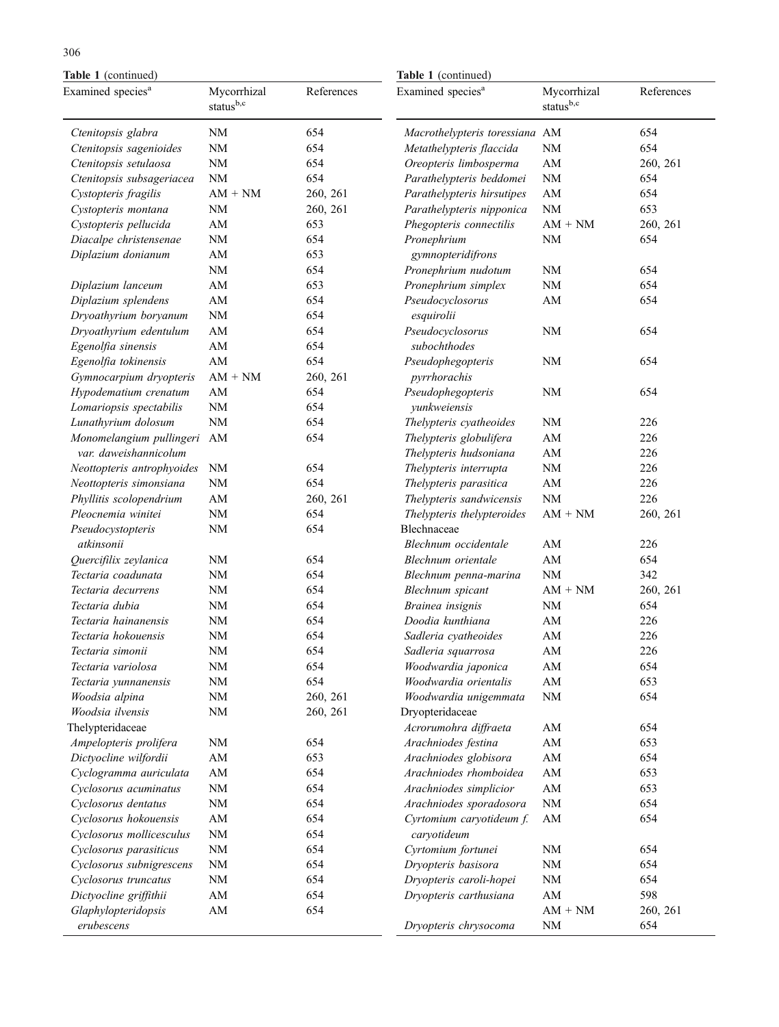**Table 1** (continued)

| Examined species[a] | Mycorrhizal status[b,c] | References |
|---|---|---|
| *Ctenitopsis glabra* | NM | 654 |
| *Ctenitopsis sagenioides* | NM | 654 |
| *Ctenitopsis setulaosa* | NM | 654 |
| *Ctenitopsis subsageriacea* | NM | 654 |
| *Cystopteris fragilis* | AM + NM | 260, 261 |
| *Cystopteris montana* | NM | 260, 261 |
| *Cystopteris pellucida* | AM | 653 |
| *Diacalpe christensenae* | NM | 654 |
| *Diplazium donianum* | AM | 653 |
| | NM | 654 |
| *Diplazium lanceum* | AM | 653 |
| *Diplazium splendens* | AM | 654 |
| *Dryoathyrium boryanum* | NM | 654 |
| *Dryoathyrium edentulum* | AM | 654 |
| *Egenolfia sinensis* | AM | 654 |
| *Egenolfia tokinensis* | AM | 654 |
| *Gymnocarpium dryopteris* | AM + NM | 260, 261 |
| *Hypodematium crenatum* | AM | 654 |
| *Lomariopsis spectabilis* | NM | 654 |
| *Lunathyrium dolosum* | NM | 654 |
| *Monomelangium pullingeri var. daweishannicolum* | AM | 654 |
| *Neottopteris antrophyoides* | NM | 654 |
| *Neottopteris simonsiana* | NM | 654 |
| *Phyllitis scolopendrium* | AM | 260, 261 |
| *Pleocnemia winitei* | NM | 654 |
| *Pseudocystopteris atkinsonii* | NM | 654 |
| *Quercifilix zeylanica* | NM | 654 |
| *Tectaria coadunata* | NM | 654 |
| *Tectaria decurrens* | NM | 654 |
| *Tectaria dubia* | NM | 654 |
| *Tectaria hainanensis* | NM | 654 |
| *Tectaria hokouensis* | NM | 654 |
| *Tectaria simonii* | NM | 654 |
| *Tectaria variolosa* | NM | 654 |
| *Tectaria yunnanensis* | NM | 654 |
| *Woodsia alpina* | NM | 260, 261 |
| *Woodsia ilvensis* | NM | 260, 261 |
| Thelypteridaceae | | |
| *Ampelopteris prolifera* | NM | 654 |
| *Dictyocline wilfordii* | AM | 653 |
| *Cyclogramma auriculata* | AM | 654 |
| *Cyclosorus acuminatus* | NM | 654 |
| *Cyclosorus dentatus* | NM | 654 |
| *Cyclosorus hokouensis* | AM | 654 |
| *Cyclosorus mollicesculus* | NM | 654 |
| *Cyclosorus parasiticus* | NM | 654 |
| *Cyclosorus subnigrescens* | NM | 654 |
| *Cyclosorus truncatus* | NM | 654 |
| *Dictyocline griffithii* | AM | 654 |
| *Glaphylopteridopsis erubescens* | AM | 654 |
| *Macrothelypteris toressiana* | AM | 654 |
| *Metathelypteris flaccida* | NM | 654 |
| *Oreopteris limbosperma* | AM | 260, 261 |
| *Parathelypteris beddomei* | NM | 654 |
| *Parathelypteris hirsutipes* | AM | 654 |
| *Parathelypteris nipponica* | NM | 653 |
| *Phegopteris connectilis* | AM + NM | 260, 261 |
| *Pronephrium gymnopteridifrons* | NM | 654 |
| *Pronephrium nudotum* | NM | 654 |
| *Pronephrium simplex* | NM | 654 |
| *Pseudocyclosorus esquirolii* | AM | 654 |
| *Pseudocyclosorus subochthodes* | NM | 654 |
| *Pseudophegopteris pyrrhorachis* | NM | 654 |
| *Pseudophegopteris yunkweiensis* | NM | 654 |
| *Thelypteris cyatheoides* | NM | 226 |
| *Thelypteris globulifera* | AM | 226 |
| *Thelypteris hudsoniana* | AM | 226 |
| *Thelypteris interrupta* | NM | 226 |
| *Thelypteris parasitica* | AM | 226 |
| *Thelypteris sandwicensis* | NM | 226 |
| *Thelypteris thelypteroides* | AM + NM | 260, 261 |
| Blechnaceae | | |
| *Blechnum occidentale* | AM | 226 |
| *Blechnum orientale* | AM | 654 |
| *Blechnum penna-marina* | NM | 342 |
| *Blechnum spicant* | AM + NM | 260, 261 |
| *Brainea insignis* | NM | 654 |
| *Doodia kunthiana* | AM | 226 |
| *Sadleria cyatheoides* | AM | 226 |
| *Sadleria squarrosa* | AM | 226 |
| *Woodwardia japonica* | AM | 654 |
| *Woodwardia orientalis* | AM | 653 |
| *Woodwardia unigemmata* | NM | 654 |
| Dryopteridaceae | | |
| *Acrorumohra diffraeta* | AM | 654 |
| *Arachniodes festina* | AM | 653 |
| *Arachniodes globisora* | AM | 654 |
| *Arachniodes rhomboidea* | AM | 653 |
| *Arachniodes simplicior* | AM | 653 |
| *Arachniodes sporadosora* | NM | 654 |
| *Cyrtomium caryotideum f. caryotideum* | AM | 654 |
| *Cyrtomium fortunei* | NM | 654 |
| *Dryopteris basisora* | NM | 654 |
| *Dryopteris caroli-hopei* | NM | 654 |
| *Dryopteris carthusiana* | AM | 598 |
| | AM + NM | 260, 261 |
| *Dryopteris chrysocoma* | NM | 654 |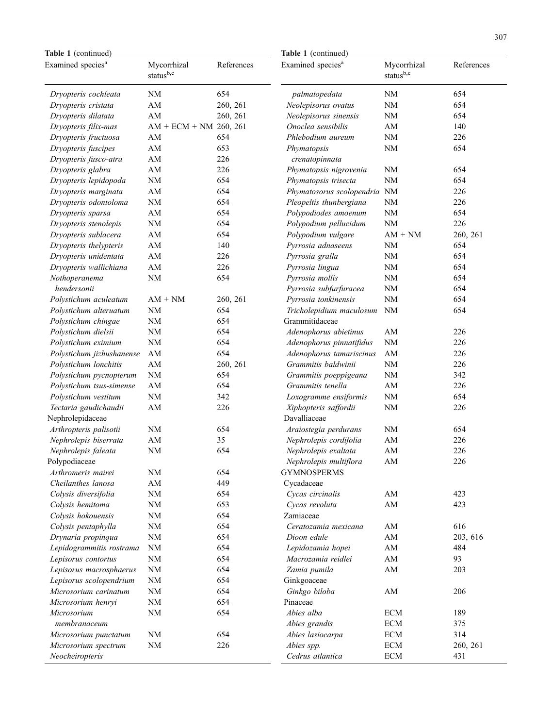**Table 1** (continued)

| Examined species[a] | Mycorrhizal status[b,c] | References |
|---|---|---|
| *Dryopteris cochleata* | NM | 654 |
| *Dryopteris cristata* | AM | 260, 261 |
| *Dryopteris dilatata* | AM | 260, 261 |
| *Dryopteris filix-mas* | AM + ECM + NM | 260, 261 |
| *Dryopteris fructuosa* | AM | 654 |
| *Dryopteris fuscipes* | AM | 653 |
| *Dryopteris fusco-atra* | AM | 226 |
| *Dryopteris glabra* | AM | 226 |
| *Dryopteris lepidopoda* | NM | 654 |
| *Dryopteris marginata* | AM | 654 |
| *Dryopteris odontoloma* | NM | 654 |
| *Dryopteris sparsa* | AM | 654 |
| *Dryopteris stenolepis* | NM | 654 |
| *Dryopteris sublacera* | AM | 654 |
| *Dryopteris thelypteris* | AM | 140 |
| *Dryopteris unidentata* | AM | 226 |
| *Dryopteris wallichiana* | AM | 226 |
| *Nothoperanema hendersonii* | NM | 654 |
| *Polystichum aculeatum* | AM + NM | 260, 261 |
| *Polystichum alteruatum* | NM | 654 |
| *Polystichum chingae* | NM | 654 |
| *Polystichum dielsii* | NM | 654 |
| *Polystichum eximium* | NM | 654 |
| *Polystichum jizhushanense* | AM | 654 |
| *Polystichum lonchitis* | AM | 260, 261 |
| *Polystichum pycnopterum* | NM | 654 |
| *Polystichum tsus-simense* | AM | 654 |
| *Polystichum vestitum* | NM | 342 |
| *Tectaria gaudichaudii* | AM | 226 |
| Nephrolepidaceae | | |
| *Arthropteris palisotii* | NM | 654 |
| *Nephrolepis biserrata* | AM | 35 |
| *Nephrolepis faleata* | NM | 654 |
| Polypodiaceae | | |
| *Arthromeris mairei* | NM | 654 |
| *Cheilanthes lanosa* | AM | 449 |
| *Colysis diversifolia* | NM | 654 |
| *Colysis hemitoma* | NM | 653 |
| *Colysis hokouensis* | NM | 654 |
| *Colysis pentaphylla* | NM | 654 |
| *Drynaria propinqua* | NM | 654 |
| *Lepidogrammitis rostrama* | NM | 654 |
| *Lepisorus contortus* | NM | 654 |
| *Lepisorus macrosphaerus* | NM | 654 |
| *Lepisorus scolopendrium* | NM | 654 |
| *Microsorium carinatum* | NM | 654 |
| *Microsorium henryi* | NM | 654 |
| *Microsorium membranaceum* | NM | 654 |
| *Microsorium punctatum* | NM | 654 |
| *Microsorium spectrum* | NM | 226 |
| *Neocheiropteris palmatopedata* | NM | 654 |
| *Neolepisorus ovatus* | NM | 654 |
| *Neolepisorus sinensis* | NM | 654 |
| *Onoclea sensibilis* | AM | 140 |
| *Phlebodium aureum* | NM | 226 |
| *Phymatopsis crenatopinnata* | NM | 654 |
| *Phymatopsis nigrovenia* | NM | 654 |
| *Phymatopsis trisecta* | NM | 654 |
| *Phymatosorus scolopendria* | NM | 226 |
| *Pleopeltis thunbergiana* | NM | 226 |
| *Polypodiodes amoenum* | NM | 654 |
| *Polypodium pellucidum* | NM | 226 |
| *Polypodium vulgare* | AM + NM | 260, 261 |
| *Pyrrosia adnaseens* | NM | 654 |
| *Pyrrosia gralla* | NM | 654 |
| *Pyrrosia lingua* | NM | 654 |
| *Pyrrosia mollis* | NM | 654 |
| *Pyrrosia subfurfuracea* | NM | 654 |
| *Pyrrosia tonkinensis* | NM | 654 |
| *Tricholepidium maculosum* | NM | 654 |
| Grammitidaceae | | |
| *Adenophorus abietinus* | AM | 226 |
| *Adenophorus pinnatifidus* | NM | 226 |
| *Adenophorus tamariscinus* | AM | 226 |
| *Grammitis baldwinii* | NM | 226 |
| *Grammitis poeppigeana* | NM | 342 |
| *Grammitis tenella* | AM | 226 |
| *Loxogramme ensiformis* | NM | 654 |
| *Xiphopteris saffordii* | NM | 226 |
| Davalliaceae | | |
| *Araiostegia perdurans* | NM | 654 |
| *Nephrolepis cordifolia* | AM | 226 |
| *Nephrolepis exaltata* | AM | 226 |
| *Nephrolepis multiflora* | AM | 226 |
| GYMNOSPERMS | | |
| Cycadaceae | | |
| *Cycas circinalis* | AM | 423 |
| *Cycas revoluta* | AM | 423 |
| Zamiaceae | | |
| *Ceratozamia mexicana* | AM | 616 |
| *Dioon edule* | AM | 203, 616 |
| *Lepidozamia hopei* | AM | 484 |
| *Macrozamia reidlei* | AM | 93 |
| *Zamia pumila* | AM | 203 |
| Ginkgoaceae | | |
| *Ginkgo biloba* | AM | 206 |
| Pinaceae | | |
| *Abies alba* | ECM | 189 |
| *Abies grandis* | ECM | 375 |
| *Abies lasiocarpa* | ECM | 314 |
| *Abies spp.* | ECM | 260, 261 |
| *Cedrus atlantica* | ECM | 431 |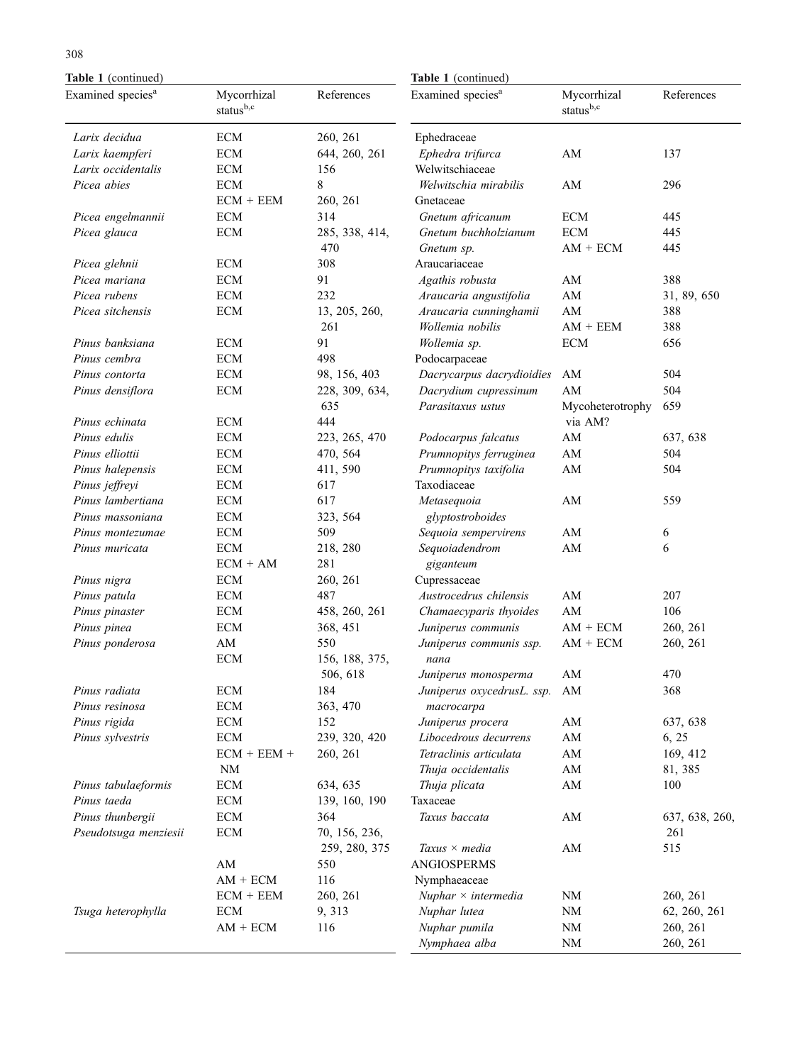**Table 1** (continued)

| Examined species[a] | Mycorrhizal status[b,c] | References |
|---|---|---|
| *Larix decidua* | ECM | 260, 261 |
| *Larix kaempferi* | ECM | 644, 260, 261 |
| *Larix occidentalis* | ECM | 156 |
| *Picea abies* | ECM | 8 |
| | ECM + EEM | 260, 261 |
| *Picea engelmannii* | ECM | 314 |
| *Picea glauca* | ECM | 285, 338, 414, 470 |
| *Picea glehnii* | ECM | 308 |
| *Picea mariana* | ECM | 91 |
| *Picea rubens* | ECM | 232 |
| *Picea sitchensis* | ECM | 13, 205, 260, 261 |
| *Pinus banksiana* | ECM | 91 |
| *Pinus cembra* | ECM | 498 |
| *Pinus contorta* | ECM | 98, 156, 403 |
| *Pinus densiflora* | ECM | 228, 309, 634, 635 |
| *Pinus echinata* | ECM | 444 |
| *Pinus edulis* | ECM | 223, 265, 470 |
| *Pinus elliottii* | ECM | 470, 564 |
| *Pinus halepensis* | ECM | 411, 590 |
| *Pinus jeffreyi* | ECM | 617 |
| *Pinus lambertiana* | ECM | 617 |
| *Pinus massoniana* | ECM | 323, 564 |
| *Pinus montezumae* | ECM | 509 |
| *Pinus muricata* | ECM | 218, 280 |
| | ECM + AM | 281 |
| *Pinus nigra* | ECM | 260, 261 |
| *Pinus patula* | ECM | 487 |
| *Pinus pinaster* | ECM | 458, 260, 261 |
| *Pinus pinea* | ECM | 368, 451 |
| *Pinus ponderosa* | AM | 550 |
| | ECM | 156, 188, 375, 506, 618 |
| *Pinus radiata* | ECM | 184 |
| *Pinus resinosa* | ECM | 363, 470 |
| *Pinus rigida* | ECM | 152 |
| *Pinus sylvestris* | ECM | 239, 320, 420 |
| | ECM + EEM + NM | 260, 261 |
| *Pinus tabulaeformis* | ECM | 634, 635 |
| *Pinus taeda* | ECM | 139, 160, 190 |
| *Pinus thunbergii* | ECM | 364 |
| *Pseudotsuga menziesii* | ECM | 70, 156, 236, 259, 280, 375 |
| | AM | 550 |
| | AM + ECM | 116 |
| | ECM + EEM | 260, 261 |
| *Tsuga heterophylla* | ECM | 9, 313 |
| | AM + ECM | 116 |
| Ephedraceae | | |
| *Ephedra trifurca* | AM | 137 |
| Welwitschiaceae | | |
| *Welwitschia mirabilis* | AM | 296 |
| Gnetaceae | | |
| *Gnetum africanum* | ECM | 445 |
| *Gnetum buchholzianum* | ECM | 445 |
| *Gnetum sp.* | AM + ECM | 445 |
| Araucariaceae | | |
| *Agathis robusta* | AM | 388 |
| *Araucaria angustifolia* | AM | 31, 89, 650 |
| *Araucaria cunninghamii* | AM | 388 |
| *Wollemia nobilis* | AM + EEM | 388 |
| *Wollemia sp.* | ECM | 656 |
| Podocarpaceae | | |
| *Dacrycarpus dacrydioidies* | AM | 504 |
| *Dacrydium cupressinum* | AM | 504 |
| *Parasitaxus ustus* | Mycoheterotrophy via AM? | 659 |
| *Podocarpus falcatus* | AM | 637, 638 |
| *Prumnopitys ferruginea* | AM | 504 |
| *Prumnopitys taxifolia* | AM | 504 |
| Taxodiaceae | | |
| *Metasequoia glyptostroboides* | AM | 559 |
| *Sequoia sempervirens* | AM | 6 |
| *Sequoiadendrom giganteum* | AM | 6 |
| Cupressaceae | | |
| *Austrocedrus chilensis* | AM | 207 |
| *Chamaecyparis thyoides* | AM | 106 |
| *Juniperus communis* | AM + ECM | 260, 261 |
| *Juniperus communis ssp. nana* | AM + ECM | 260, 261 |
| *Juniperus monosperma* | AM | 470 |
| *Juniperus oxycedrusL. ssp. macrocarpa* | AM | 368 |
| *Juniperus procera* | AM | 637, 638 |
| *Libocedrous decurrens* | AM | 6, 25 |
| *Tetraclinis articulata* | AM | 169, 412 |
| *Thuja occidentalis* | AM | 81, 385 |
| *Thuja plicata* | AM | 100 |
| Taxaceae | | |
| *Taxus baccata* | AM | 637, 638, 260, 261 |
| *Taxus × media* | AM | 515 |
| ANGIOSPERMS | | |
| Nymphaeaceae | | |
| *Nuphar × intermedia* | NM | 260, 261 |
| *Nuphar lutea* | NM | 62, 260, 261 |
| *Nuphar pumila* | NM | 260, 261 |
| *Nymphaea alba* | NM | 260, 261 |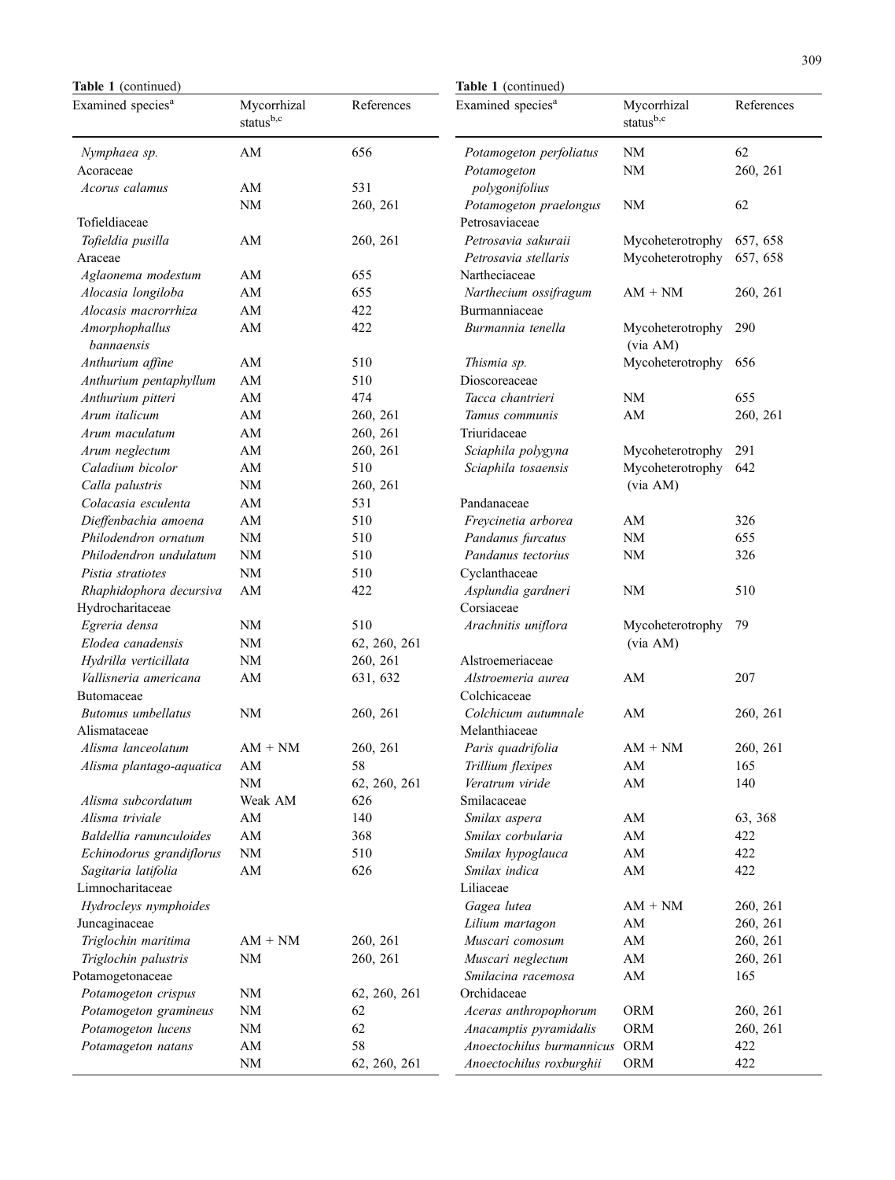**Table 1** (continued)

| Examined species[a] | Mycorrhizal status[b,c] | References |
|---|---|---|
| *Nymphaea sp.* | AM | 656 |
| Acoraceae | | |
| *Acorus calamus* | AM | 531 |
| | NM | 260, 261 |
| Tofieldiaceae | | |
| *Tofieldia pusilla* | AM | 260, 261 |
| Araceae | | |
| *Aglaonema modestum* | AM | 655 |
| *Alocasia longiloba* | AM | 655 |
| *Alocasis macrorrhiza* | AM | 422 |
| *Amorphophallus bannaensis* | AM | 422 |
| *Anthurium affine* | AM | 510 |
| *Anthurium pentaphyllum* | AM | 510 |
| *Anthurium pitteri* | AM | 474 |
| *Arum italicum* | AM | 260, 261 |
| *Arum maculatum* | AM | 260, 261 |
| *Arum neglectum* | AM | 260, 261 |
| *Caladium bicolor* | AM | 510 |
| *Calla palustris* | NM | 260, 261 |
| *Colacasia esculenta* | AM | 531 |
| *Dieffenbachia amoena* | AM | 510 |
| *Philodendron ornatum* | NM | 510 |
| *Philodendron undulatum* | NM | 510 |
| *Pistia stratiotes* | NM | 510 |
| *Rhaphidophora decursiva* | AM | 422 |
| Hydrocharitaceae | | |
| *Egreria densa* | NM | 510 |
| *Elodea canadensis* | NM | 62, 260, 261 |
| *Hydrilla verticillata* | NM | 260, 261 |
| *Vallisneria americana* | AM | 631, 632 |
| Butomaceae | | |
| *Butomus umbellatus* | NM | 260, 261 |
| Alismataceae | | |
| *Alisma lanceolatum* | AM + NM | 260, 261 |
| *Alisma plantago-aquatica* | AM | 58 |
| | NM | 62, 260, 261 |
| *Alisma subcordatum* | Weak AM | 626 |
| *Alisma triviale* | AM | 140 |
| *Baldellia ranunculoides* | AM | 368 |
| *Echinodorus grandiflorus* | NM | 510 |
| *Sagitaria latifolia* | AM | 626 |
| Limnocharitaceae | | |
| *Hydrocleys nymphoides* | | |
| Juncaginaceae | | |
| *Triglochin maritima* | AM + NM | 260, 261 |
| *Triglochin palustris* | NM | 260, 261 |
| Potamogetonaceae | | |
| *Potamogeton crispus* | NM | 62, 260, 261 |
| *Potamogeton gramineus* | NM | 62 |
| *Potamogeton lucens* | NM | 62 |
| *Potamageton natans* | AM | 58 |
| | NM | 62, 260, 261 |
| *Potamogeton perfoliatus* | NM | 62 |
| *Potamogeton polygonifolius* | NM | 260, 261 |
| *Potamogeton praelongus* | NM | 62 |
| Petrosaviaceae | | |
| *Petrosavia sakuraii* | Mycoheterotrophy | 657, 658 |
| *Petrosavia stellaris* | Mycoheterotrophy | 657, 658 |
| Nartheciaceae | | |
| *Narthecium ossifragum* | AM + NM | 260, 261 |
| Burmanniaceae | | |
| *Burmannia tenella* | Mycoheterotrophy (via AM) | 290 |
| *Thismia sp.* | Mycoheterotrophy | 656 |
| Dioscoreaceae | | |
| *Tacca chantrieri* | NM | 655 |
| *Tamus communis* | AM | 260, 261 |
| Triuridaceae | | |
| *Sciaphila polygyna* | Mycoheterotrophy | 291 |
| *Sciaphila tosaensis* | Mycoheterotrophy (via AM) | 642 |
| Pandanaceae | | |
| *Freycinetia arborea* | AM | 326 |
| *Pandanus furcatus* | NM | 655 |
| *Pandanus tectorius* | NM | 326 |
| Cyclanthaceae | | |
| *Asplundia gardneri* | NM | 510 |
| Corsiaceae | | |
| *Arachnitis uniflora* | Mycoheterotrophy (via AM) | 79 |
| Alstroemeriaceae | | |
| *Alstroemeria aurea* | AM | 207 |
| Colchicaceae | | |
| *Colchicum autumnale* | AM | 260, 261 |
| Melanthiaceae | | |
| *Paris quadrifolia* | AM + NM | 260, 261 |
| *Trillium flexipes* | AM | 165 |
| *Veratrum viride* | AM | 140 |
| Smilacaceae | | |
| *Smilax aspera* | AM | 63, 368 |
| *Smilax corbularia* | AM | 422 |
| *Smilax hypoglauca* | AM | 422 |
| *Smilax indica* | AM | 422 |
| Liliaceae | | |
| *Gagea lutea* | AM + NM | 260, 261 |
| *Lilium martagon* | AM | 260, 261 |
| *Muscari comosum* | AM | 260, 261 |
| *Muscari neglectum* | AM | 260, 261 |
| *Smilacina racemosa* | AM | 165 |
| Orchidaceae | | |
| *Aceras anthropophorum* | ORM | 260, 261 |
| *Anacamptis pyramidalis* | ORM | 260, 261 |
| *Anoectochilus burmannicus* | ORM | 422 |
| *Anoectochilus roxburghii* | ORM | 422 |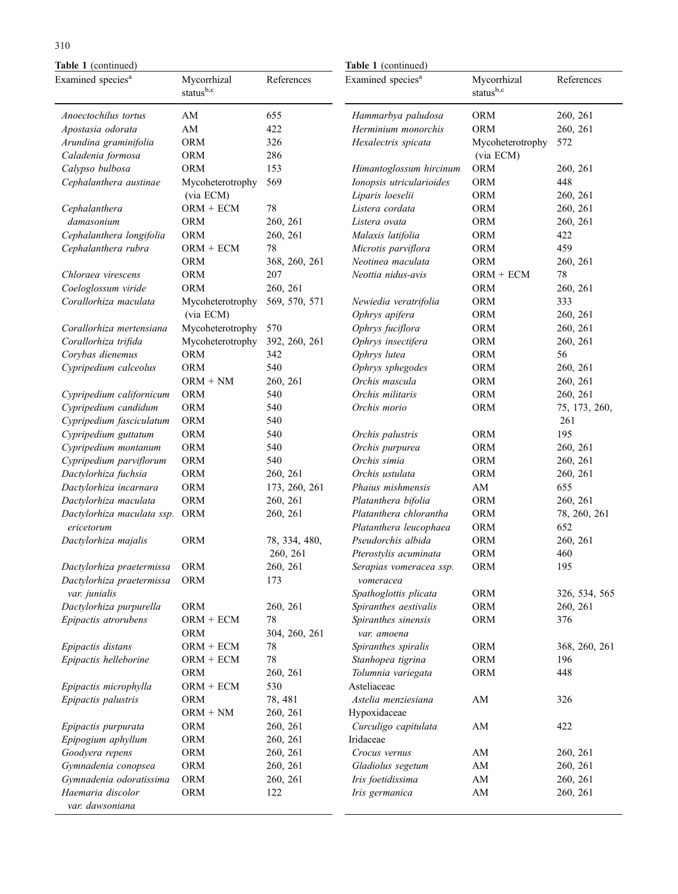**Table 1** (continued)

| Examined species[a] | Mycorrhizal status[b,c] | References |
|---|---|---|
| *Anoectochilus tortus* | AM | 655 |
| *Apostasia odorata* | AM | 422 |
| *Arundina graminifolia* | ORM | 326 |
| *Caladenia formosa* | ORM | 286 |
| *Calypso bulbosa* | ORM | 153 |
| *Cephalanthera austinae* | Mycoheterotrophy (via ECM) | 569 |
| *Cephalanthera damasonium* | ORM + ECM | 78 |
| | ORM | 260, 261 |
| *Cephalanthera longifolia* | ORM | 260, 261 |
| *Cephalanthera rubra* | ORM + ECM | 78 |
| | ORM | 368, 260, 261 |
| *Chloraea virescens* | ORM | 207 |
| *Coeloglossum viride* | ORM | 260, 261 |
| *Corallorhiza maculata* | Mycoheterotrophy (via ECM) | 569, 570, 571 |
| *Corallorhiza mertensiana* | Mycoheterotrophy | 570 |
| *Corallorhiza trifida* | Mycoheterotrophy | 392, 260, 261 |
| *Corybas dienemus* | ORM | 342 |
| *Cypripedium calceolus* | ORM | 540 |
| | ORM + NM | 260, 261 |
| *Cypripedium californicum* | ORM | 540 |
| *Cypripedium candidum* | ORM | 540 |
| *Cypripedium fasciculatum* | ORM | 540 |
| *Cypripedium guttatum* | ORM | 540 |
| *Cypripedium montanum* | ORM | 540 |
| *Cypripedium parviflorum* | ORM | 540 |
| *Dactylorhiza fuchsia* | ORM | 260, 261 |
| *Dactylorhiza incarnara* | ORM | 173, 260, 261 |
| *Dactylorhiza maculata* | ORM | 260, 261 |
| *Dactylorhiza maculata ssp. ericetorum* | ORM | 260, 261 |
| *Dactylorhiza majalis* | ORM | 78, 334, 480, 260, 261 |
| *Dactylorhiza praetermissa* | ORM | 260, 261 |
| *Dactylorhiza praetermissa var. junialis* | ORM | 173 |
| *Dactylorhiza purpurella* | ORM | 260, 261 |
| *Epipactis atrorubens* | ORM + ECM | 78 |
| | ORM | 304, 260, 261 |
| *Epipactis distans* | ORM + ECM | 78 |
| *Epipactis helleborine* | ORM + ECM | 78 |
| | ORM | 260, 261 |
| *Epipactis microphylla* | ORM + ECM | 530 |
| *Epipactis palustris* | ORM | 78, 481 |
| | ORM + NM | 260, 261 |
| *Epipactis purpurata* | ORM | 260, 261 |
| *Epipogium aphyllum* | ORM | 260, 261 |
| *Goodyera repens* | ORM | 260, 261 |
| *Gymnadenia conopsea* | ORM | 260, 261 |
| *Gymnadenia odoratissima* | ORM | 260, 261 |
| *Haemaria discolor var. dawsoniana* | ORM | 122 |
| *Hammarbya paludosa* | ORM | 260, 261 |
| *Herminium monorchis* | ORM | 260, 261 |
| *Hexalectris spicata* | Mycoheterotrophy (via ECM) | 572 |
| *Himantoglossum hircinum* | ORM | 260, 261 |
| *Ionopsis utricularioides* | ORM | 448 |
| *Liparis loeselii* | ORM | 260, 261 |
| *Listera cordata* | ORM | 260, 261 |
| *Listera ovata* | ORM | 260, 261 |
| *Malaxis latifolia* | ORM | 422 |
| *Microtis parviflora* | ORM | 459 |
| *Neotinea maculata* | ORM | 260, 261 |
| *Neottia nidus-avis* | ORM + ECM | 78 |
| | ORM | 260, 261 |
| *Newiedia veratrifolia* | ORM | 333 |
| *Ophrys apifera* | ORM | 260, 261 |
| *Ophrys fuciflora* | ORM | 260, 261 |
| *Ophrys insectifera* | ORM | 260, 261 |
| *Ophrys lutea* | ORM | 56 |
| *Ophrys sphegodes* | ORM | 260, 261 |
| *Orchis mascula* | ORM | 260, 261 |
| *Orchis militaris* | ORM | 260, 261 |
| *Orchis morio* | ORM | 75, 173, 260, 261 |
| *Orchis palustris* | ORM | 195 |
| *Orchis purpurea* | ORM | 260, 261 |
| *Orchis simia* | ORM | 260, 261 |
| *Orchis ustulata* | ORM | 260, 261 |
| *Phaius mishmensis* | AM | 655 |
| *Platanthera bifolia* | ORM | 260, 261 |
| *Platanthera chlorantha* | ORM | 78, 260, 261 |
| *Platanthera leucophaea* | ORM | 652 |
| *Pseudorchis albida* | ORM | 260, 261 |
| *Pterostylis acuminata* | ORM | 460 |
| *Serapias vomeracea ssp. vomeracea* | ORM | 195 |
| *Spathoglottis plicata* | ORM | 326, 534, 565 |
| *Spiranthes aestivalis* | ORM | 260, 261 |
| *Spiranthes sinensis var. amoena* | ORM | 376 |
| *Spiranthes spiralis* | ORM | 368, 260, 261 |
| *Stanhopea tigrina* | ORM | 196 |
| *Tolumnia variegata* | ORM | 448 |
| Asteliaceae | | |
| *Astelia menziesiana* | AM | 326 |
| Hypoxidaceae | | |
| *Curculigo capitulata* | AM | 422 |
| Iridaceae | | |
| *Crocus vernus* | AM | 260, 261 |
| *Gladiolus segetum* | AM | 260, 261 |
| *Iris foetidissima* | AM | 260, 261 |
| *Iris germanica* | AM | 260, 261 |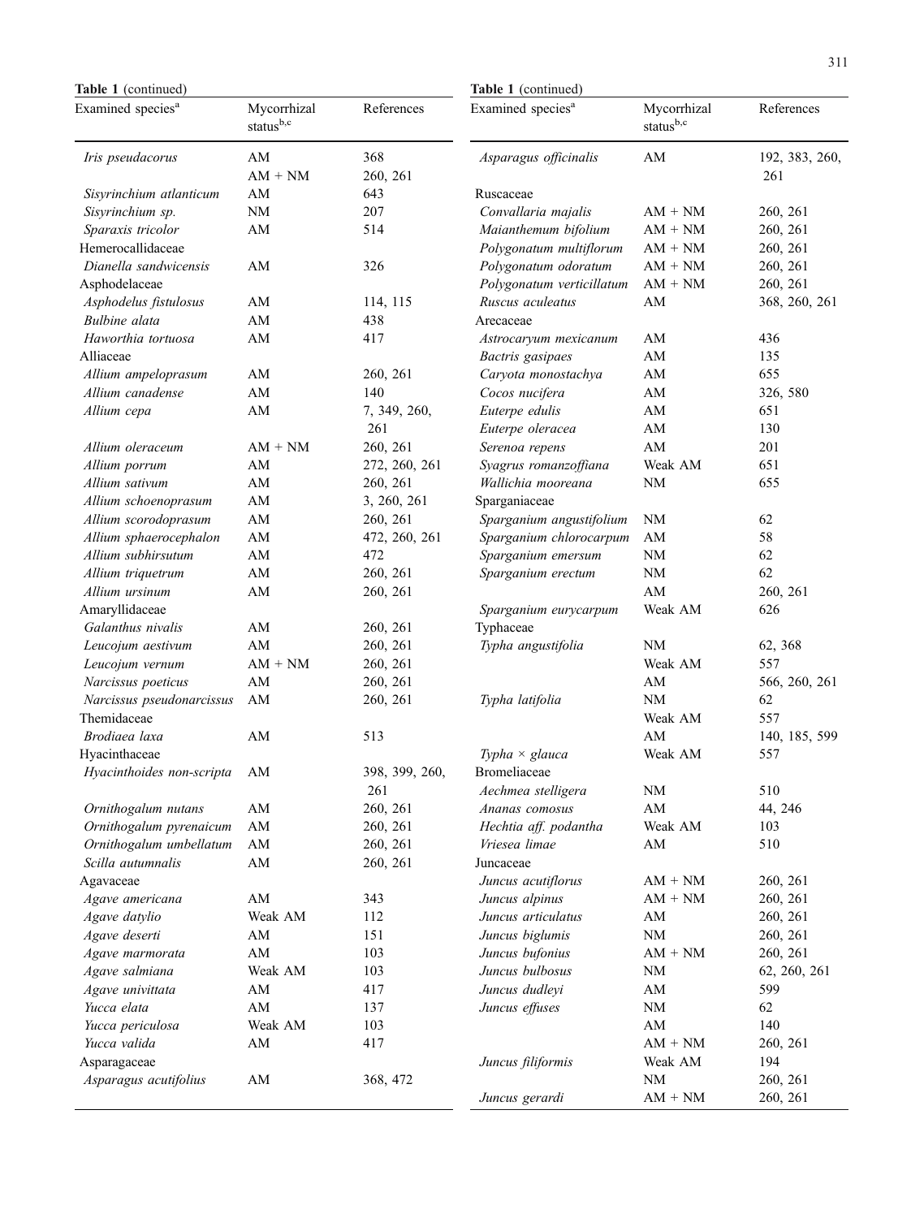**Table 1** (continued)

| Examined species[a] | Mycorrhizal status[b,c] | References |
|---|---|---|
| *Iris pseudacorus* | AM | 368 |
| | AM + NM | 260, 261 |
| *Sisyrinchium atlanticum* | AM | 643 |
| *Sisyrinchium sp.* | NM | 207 |
| *Sparaxis tricolor* | AM | 514 |
| Hemerocallidaceae | | |
| *Dianella sandwicensis* | AM | 326 |
| Asphodelaceae | | |
| *Asphodelus fistulosus* | AM | 114, 115 |
| *Bulbine alata* | AM | 438 |
| *Haworthia tortuosa* | AM | 417 |
| Alliaceae | | |
| *Allium ampeloprasum* | AM | 260, 261 |
| *Allium canadense* | AM | 140 |
| *Allium cepa* | AM | 7, 349, 260, 261 |
| *Allium oleraceum* | AM + NM | 260, 261 |
| *Allium porrum* | AM | 272, 260, 261 |
| *Allium sativum* | AM | 260, 261 |
| *Allium schoenoprasum* | AM | 3, 260, 261 |
| *Allium scorodoprasum* | AM | 260, 261 |
| *Allium sphaerocephalon* | AM | 472, 260, 261 |
| *Allium subhirsutum* | AM | 472 |
| *Allium triquetrum* | AM | 260, 261 |
| *Allium ursinum* | AM | 260, 261 |
| Amaryllidaceae | | |
| *Galanthus nivalis* | AM | 260, 261 |
| *Leucojum aestivum* | AM | 260, 261 |
| *Leucojum vernum* | AM + NM | 260, 261 |
| *Narcissus poeticus* | AM | 260, 261 |
| *Narcissus pseudonarcissus* | AM | 260, 261 |
| Themidaceae | | |
| *Brodiaea laxa* | AM | 513 |
| Hyacinthaceae | | |
| *Hyacinthoides non-scripta* | AM | 398, 399, 260, 261 |
| *Ornithogalum nutans* | AM | 260, 261 |
| *Ornithogalum pyrenaicum* | AM | 260, 261 |
| *Ornithogalum umbellatum* | AM | 260, 261 |
| *Scilla autumnalis* | AM | 260, 261 |
| Agavaceae | | |
| *Agave americana* | AM | 343 |
| *Agave datylio* | Weak AM | 112 |
| *Agave deserti* | AM | 151 |
| *Agave marmorata* | AM | 103 |
| *Agave salmiana* | Weak AM | 103 |
| *Agave univittata* | AM | 417 |
| *Yucca elata* | AM | 137 |
| *Yucca periculosa* | Weak AM | 103 |
| *Yucca valida* | AM | 417 |
| Asparagaceae | | |
| *Asparagus acutifolius* | AM | 368, 472 |
| *Asparagus officinalis* | AM | 192, 383, 260, 261 |
| Ruscaceae | | |
| *Convallaria majalis* | AM + NM | 260, 261 |
| *Maianthemum bifolium* | AM + NM | 260, 261 |
| *Polygonatum multiflorum* | AM + NM | 260, 261 |
| *Polygonatum odoratum* | AM + NM | 260, 261 |
| *Polygonatum verticillatum* | AM + NM | 260, 261 |
| *Ruscus aculeatus* | AM | 368, 260, 261 |
| Arecaceae | | |
| *Astrocaryum mexicanum* | AM | 436 |
| *Bactris gasipaes* | AM | 135 |
| *Caryota monostachya* | AM | 655 |
| *Cocos nucifera* | AM | 326, 580 |
| *Euterpe edulis* | AM | 651 |
| *Euterpe oleracea* | AM | 130 |
| *Serenoa repens* | AM | 201 |
| *Syagrus romanzoffiana* | Weak AM | 651 |
| *Wallichia mooreana* | NM | 655 |
| Sparganiaceae | | |
| *Sparganium angustifolium* | NM | 62 |
| *Sparganium chlorocarpum* | AM | 58 |
| *Sparganium emersum* | NM | 62 |
| *Sparganium erectum* | NM | 62 |
| | AM | 260, 261 |
| *Sparganium eurycarpum* | Weak AM | 626 |
| Typhaceae | | |
| *Typha angustifolia* | NM | 62, 368 |
| | Weak AM | 557 |
| | AM | 566, 260, 261 |
| *Typha latifolia* | NM | 62 |
| | Weak AM | 557 |
| | AM | 140, 185, 599 |
| *Typha × glauca* | Weak AM | 557 |
| Bromeliaceae | | |
| *Aechmea stelligera* | NM | 510 |
| *Ananas comosus* | AM | 44, 246 |
| *Hechtia aff. podantha* | Weak AM | 103 |
| *Vriesea limae* | AM | 510 |
| Juncaceae | | |
| *Juncus acutiflorus* | AM + NM | 260, 261 |
| *Juncus alpinus* | AM + NM | 260, 261 |
| *Juncus articulatus* | AM | 260, 261 |
| *Juncus biglumis* | NM | 260, 261 |
| *Juncus bufonius* | AM + NM | 260, 261 |
| *Juncus bulbosus* | NM | 62, 260, 261 |
| *Juncus dudleyi* | AM | 599 |
| *Juncus effuses* | NM | 62 |
| | AM | 140 |
| | AM + NM | 260, 261 |
| *Juncus filiformis* | Weak AM | 194 |
| | NM | 260, 261 |
| *Juncus gerardi* | AM + NM | 260, 261 |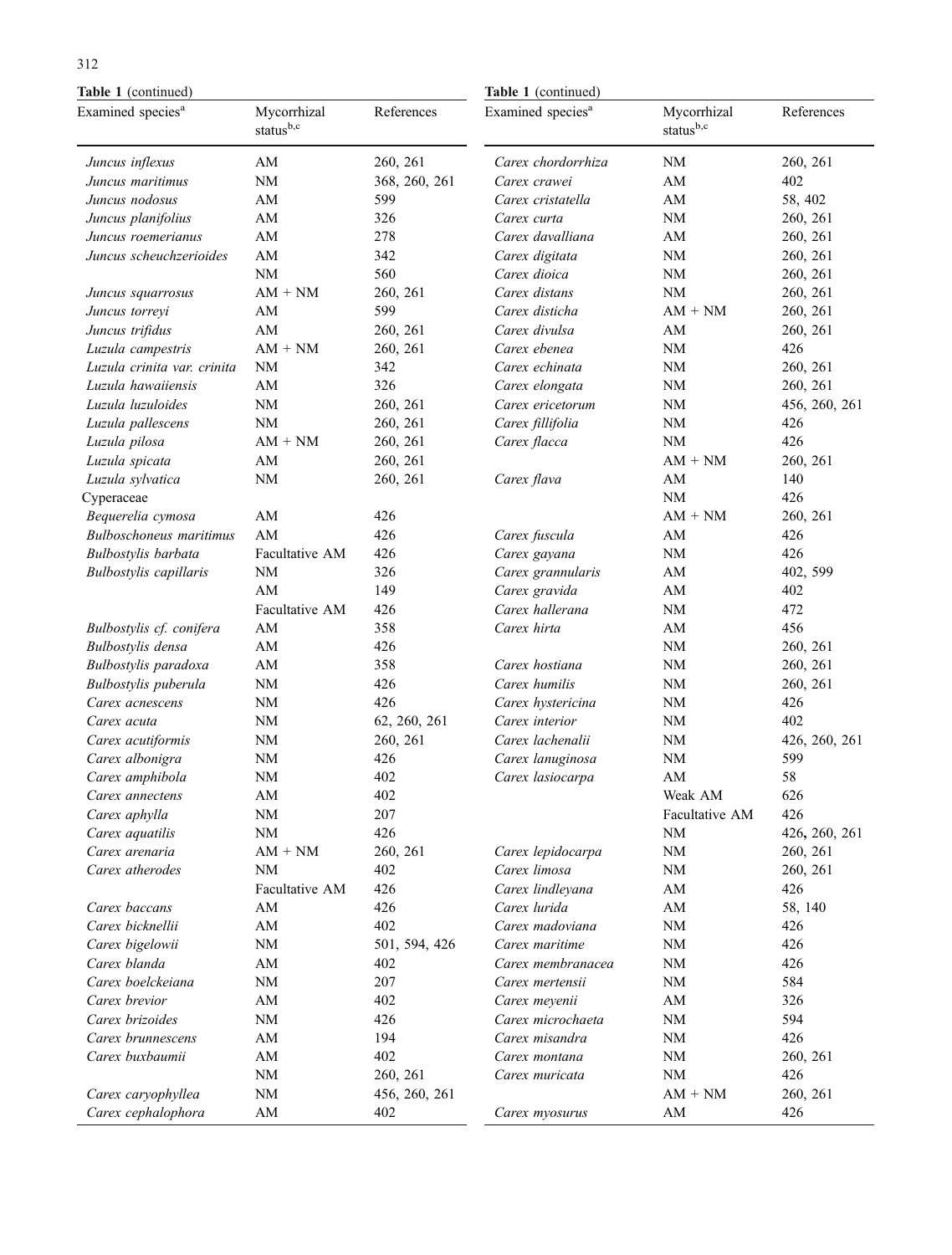**Table 1** (continued)

| Examined species[a] | Mycorrhizal status[b,c] | References |
|---|---|---|
| *Juncus inflexus* | AM | 260, 261 |
| *Juncus maritimus* | NM | 368, 260, 261 |
| *Juncus nodosus* | AM | 599 |
| *Juncus planifolius* | AM | 326 |
| *Juncus roemerianus* | AM | 278 |
| *Juncus scheuchzerioides* | AM | 342 |
| | NM | 560 |
| *Juncus squarrosus* | AM + NM | 260, 261 |
| *Juncus torreyi* | AM | 599 |
| *Juncus trifidus* | AM | 260, 261 |
| *Luzula campestris* | AM + NM | 260, 261 |
| *Luzula crinita var. crinita* | NM | 342 |
| *Luzula hawaiiensis* | AM | 326 |
| *Luzula luzuloides* | NM | 260, 261 |
| *Luzula pallescens* | NM | 260, 261 |
| *Luzula pilosa* | AM + NM | 260, 261 |
| *Luzula spicata* | AM | 260, 261 |
| *Luzula sylvatica* | NM | 260, 261 |
| Cyperaceae | | |
| *Bequerelia cymosa* | AM | 426 |
| *Bulboschoneus maritimus* | AM | 426 |
| *Bulbostylis barbata* | Facultative AM | 426 |
| *Bulbostylis capillaris* | NM | 326 |
| | AM | 149 |
| | Facultative AM | 426 |
| *Bulbostylis cf. conifera* | AM | 358 |
| *Bulbostylis densa* | AM | 426 |
| *Bulbostylis paradoxa* | AM | 358 |
| *Bulbostylis puberula* | NM | 426 |
| *Carex acnescens* | NM | 426 |
| *Carex acuta* | NM | 62, 260, 261 |
| *Carex acutiformis* | NM | 260, 261 |
| *Carex albonigra* | NM | 426 |
| *Carex amphibola* | NM | 402 |
| *Carex annectens* | AM | 402 |
| *Carex aphylla* | NM | 207 |
| *Carex aquatilis* | NM | 426 |
| *Carex arenaria* | AM + NM | 260, 261 |
| *Carex atherodes* | NM | 402 |
| | Facultative AM | 426 |
| *Carex baccans* | AM | 426 |
| *Carex bicknellii* | AM | 402 |
| *Carex bigelowii* | NM | 501, 594, 426 |
| *Carex blanda* | AM | 402 |
| *Carex boelckeiana* | NM | 207 |
| *Carex brevior* | AM | 402 |
| *Carex brizoides* | NM | 426 |
| *Carex brunnescens* | AM | 194 |
| *Carex buxbaumii* | AM | 402 |
| | NM | 260, 261 |
| *Carex caryophyllea* | NM | 456, 260, 261 |
| *Carex cephalophora* | AM | 402 |
| *Carex chordorrhiza* | NM | 260, 261 |
| *Carex crawei* | AM | 402 |
| *Carex cristatella* | AM | 58, 402 |
| *Carex curta* | NM | 260, 261 |
| *Carex davalliana* | AM | 260, 261 |
| *Carex digitata* | NM | 260, 261 |
| *Carex dioica* | NM | 260, 261 |
| *Carex distans* | NM | 260, 261 |
| *Carex disticha* | AM + NM | 260, 261 |
| *Carex divulsa* | AM | 260, 261 |
| *Carex ebenea* | NM | 426 |
| *Carex echinata* | NM | 260, 261 |
| *Carex elongata* | NM | 260, 261 |
| *Carex ericetorum* | NM | 456, 260, 261 |
| *Carex fillifolia* | NM | 426 |
| *Carex flacca* | NM | 426 |
| | AM + NM | 260, 261 |
| *Carex flava* | AM | 140 |
| | NM | 426 |
| | AM + NM | 260, 261 |
| *Carex fuscula* | AM | 426 |
| *Carex gayana* | NM | 426 |
| *Carex grannularis* | AM | 402, 599 |
| *Carex gravida* | AM | 402 |
| *Carex hallerana* | NM | 472 |
| *Carex hirta* | AM | 456 |
| | NM | 260, 261 |
| *Carex hostiana* | NM | 260, 261 |
| *Carex humilis* | NM | 260, 261 |
| *Carex hystericina* | NM | 426 |
| *Carex interior* | NM | 402 |
| *Carex lachenalii* | NM | 426, 260, 261 |
| *Carex lanuginosa* | NM | 599 |
| *Carex lasiocarpa* | AM | 58 |
| | Weak AM | 626 |
| | Facultative AM | 426 |
| | NM | 426, 260, 261 |
| *Carex lepidocarpa* | NM | 260, 261 |
| *Carex limosa* | NM | 260, 261 |
| *Carex lindleyana* | AM | 426 |
| *Carex lurida* | AM | 58, 140 |
| *Carex madoviana* | NM | 426 |
| *Carex maritime* | NM | 426 |
| *Carex membranacea* | NM | 426 |
| *Carex mertensii* | NM | 584 |
| *Carex meyenii* | AM | 326 |
| *Carex microchaeta* | NM | 594 |
| *Carex misandra* | NM | 426 |
| *Carex montana* | NM | 260, 261 |
| *Carex muricata* | NM | 426 |
| | AM + NM | 260, 261 |
| *Carex myosurus* | AM | 426 |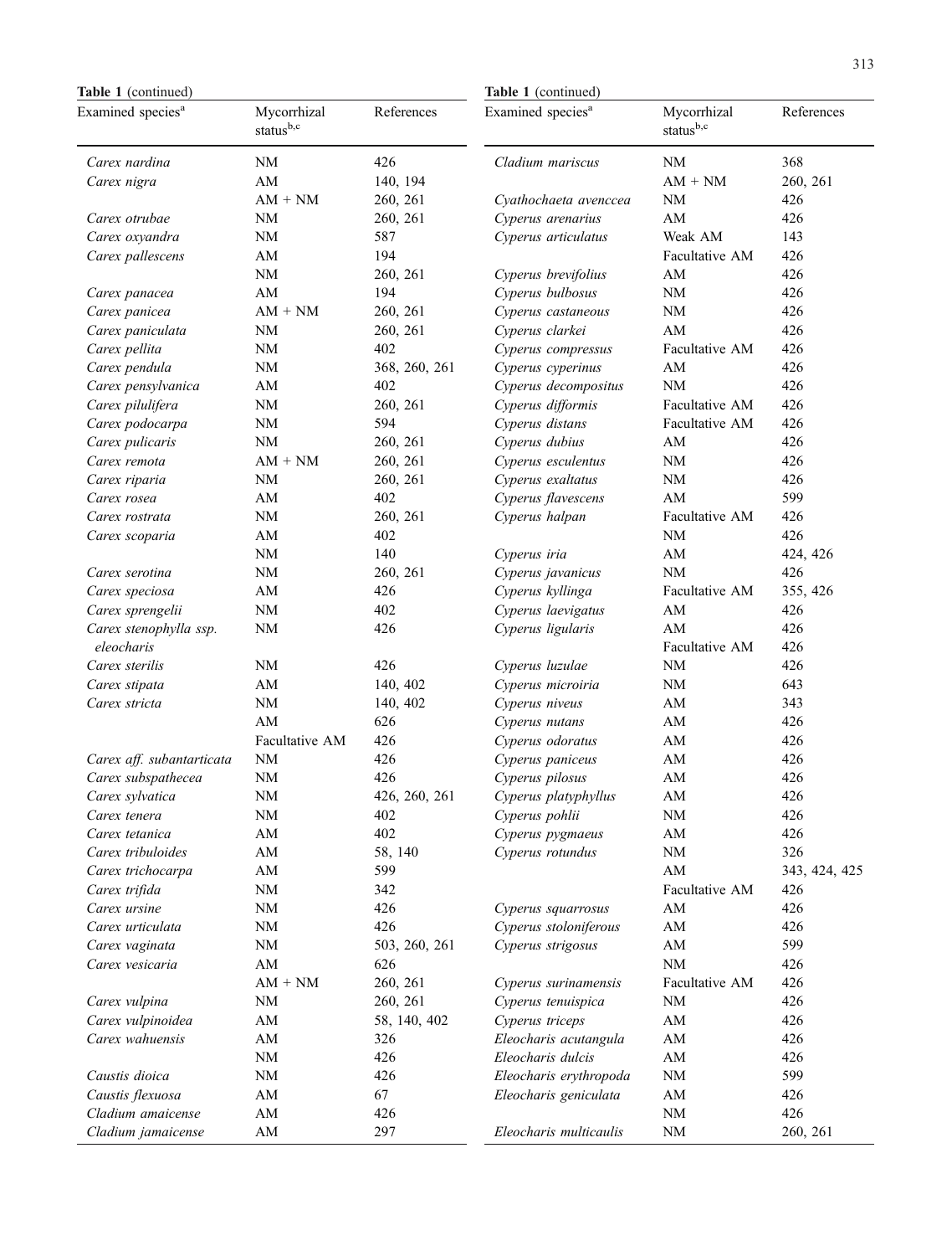**Table 1** (continued)

| Examined species[a] | Mycorrhizal status[b,c] | References |
|---|---|---|
| *Carex nardina* | NM | 426 |
| *Carex nigra* | AM | 140, 194 |
| | AM + NM | 260, 261 |
| *Carex otrubae* | NM | 260, 261 |
| *Carex oxyandra* | NM | 587 |
| *Carex pallescens* | AM | 194 |
| | NM | 260, 261 |
| *Carex panacea* | AM | 194 |
| *Carex panicea* | AM + NM | 260, 261 |
| *Carex paniculata* | NM | 260, 261 |
| *Carex pellita* | NM | 402 |
| *Carex pendula* | NM | 368, 260, 261 |
| *Carex pensylvanica* | AM | 402 |
| *Carex pilulifera* | NM | 260, 261 |
| *Carex podocarpa* | NM | 594 |
| *Carex pulicaris* | NM | 260, 261 |
| *Carex remota* | AM + NM | 260, 261 |
| *Carex riparia* | NM | 260, 261 |
| *Carex rosea* | AM | 402 |
| *Carex rostrata* | NM | 260, 261 |
| *Carex scoparia* | AM | 402 |
| | NM | 140 |
| *Carex serotina* | NM | 260, 261 |
| *Carex speciosa* | AM | 426 |
| *Carex sprengelii* | NM | 402 |
| *Carex stenophylla ssp. eleocharis* | NM | 426 |
| *Carex sterilis* | NM | 426 |
| *Carex stipata* | AM | 140, 402 |
| *Carex stricta* | NM | 140, 402 |
| | AM | 626 |
| | Facultative AM | 426 |
| *Carex aff. subantarticata* | NM | 426 |
| *Carex subspathecea* | NM | 426 |
| *Carex sylvatica* | NM | 426, 260, 261 |
| *Carex tenera* | NM | 402 |
| *Carex tetanica* | AM | 402 |
| *Carex tribuloides* | AM | 58, 140 |
| *Carex trichocarpa* | AM | 599 |
| *Carex trifida* | NM | 342 |
| *Carex ursine* | NM | 426 |
| *Carex urticulata* | NM | 426 |
| *Carex vaginata* | NM | 503, 260, 261 |
| *Carex vesicaria* | AM | 626 |
| | AM + NM | 260, 261 |
| *Carex vulpina* | NM | 260, 261 |
| *Carex vulpinoidea* | AM | 58, 140, 402 |
| *Carex wahuensis* | AM | 326 |
| | NM | 426 |
| *Caustis dioica* | NM | 426 |
| *Caustis flexuosa* | AM | 67 |
| *Cladium amaicense* | AM | 426 |
| *Cladium jamaicense* | AM | 297 |
| *Cladium mariscus* | NM | 368 |
| | AM + NM | 260, 261 |
| *Cyathochaeta avenccea* | NM | 426 |
| *Cyperus arenarius* | AM | 426 |
| *Cyperus articulatus* | Weak AM | 143 |
| | Facultative AM | 426 |
| *Cyperus brevifolius* | AM | 426 |
| *Cyperus bulbosus* | NM | 426 |
| *Cyperus castaneous* | NM | 426 |
| *Cyperus clarkei* | AM | 426 |
| *Cyperus compressus* | Facultative AM | 426 |
| *Cyperus cyperinus* | AM | 426 |
| *Cyperus decompositus* | NM | 426 |
| *Cyperus difformis* | Facultative AM | 426 |
| *Cyperus distans* | Facultative AM | 426 |
| *Cyperus dubius* | AM | 426 |
| *Cyperus esculentus* | NM | 426 |
| *Cyperus exaltatus* | NM | 426 |
| *Cyperus flavescens* | AM | 599 |
| *Cyperus halpan* | Facultative AM | 426 |
| | NM | 426 |
| *Cyperus iria* | AM | 424, 426 |
| *Cyperus javanicus* | NM | 426 |
| *Cyperus kyllinga* | Facultative AM | 355, 426 |
| *Cyperus laevigatus* | AM | 426 |
| *Cyperus ligularis* | AM | 426 |
| | Facultative AM | 426 |
| *Cyperus luzulae* | NM | 426 |
| *Cyperus microiria* | NM | 643 |
| *Cyperus niveus* | AM | 343 |
| *Cyperus nutans* | AM | 426 |
| *Cyperus odoratus* | AM | 426 |
| *Cyperus paniceus* | AM | 426 |
| *Cyperus pilosus* | AM | 426 |
| *Cyperus platyphyllus* | AM | 426 |
| *Cyperus pohlii* | NM | 426 |
| *Cyperus pygmaeus* | AM | 426 |
| *Cyperus rotundus* | NM | 326 |
| | AM | 343, 424, 425 |
| | Facultative AM | 426 |
| *Cyperus squarrosus* | AM | 426 |
| *Cyperus stoloniferous* | AM | 426 |
| *Cyperus strigosus* | AM | 599 |
| | NM | 426 |
| *Cyperus surinamensis* | Facultative AM | 426 |
| *Cyperus tenuispica* | NM | 426 |
| *Cyperus triceps* | AM | 426 |
| *Eleocharis acutangula* | AM | 426 |
| *Eleocharis dulcis* | AM | 426 |
| *Eleocharis erythropoda* | NM | 599 |
| *Eleocharis geniculata* | AM | 426 |
| | NM | 426 |
| *Eleocharis multicaulis* | NM | 260, 261 |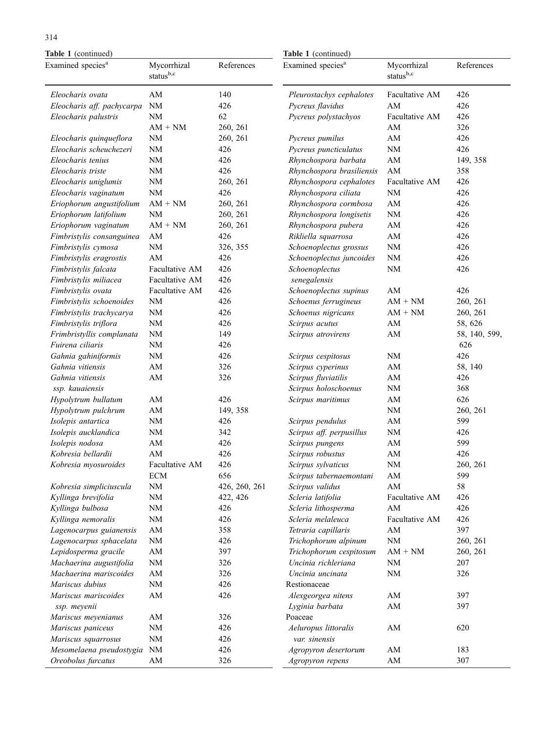**Table 1** (continued)

| Examined species[a] | Mycorrhizal status[b,c] | References |
|---|---|---|
| *Eleocharis ovata* | AM | 140 |
| *Eleocharis aff. pachycarpa* | NM | 426 |
| *Eleocharis palustris* | NM | 62 |
| | AM + NM | 260, 261 |
| *Eleocharis quinqueflora* | NM | 260, 261 |
| *Eleocharis scheuchezeri* | NM | 426 |
| *Eleocharis tenius* | NM | 426 |
| *Eleocharis triste* | NM | 426 |
| *Eleocharis uniglumis* | NM | 260, 261 |
| *Eleocharis vaginatum* | NM | 426 |
| *Eriophorum angustifolium* | AM + NM | 260, 261 |
| *Eriophorum latifolium* | NM | 260, 261 |
| *Eriophorum vaginatum* | AM + NM | 260, 261 |
| *Fimbristylis consanguinea* | AM | 426 |
| *Fimbristylis cymosa* | NM | 326, 355 |
| *Fimbristylis eragrostis* | AM | 426 |
| *Fimbristylis falcata* | Facultative AM | 426 |
| *Fimbristylis miliacea* | Facultative AM | 426 |
| *Fimbristylis ovata* | Facultative AM | 426 |
| *Fimbristylis schoenoides* | NM | 426 |
| *Fimbristylis trachycarya* | NM | 426 |
| *Fimbristylis triflora* | NM | 426 |
| *Frimbristyllis complanata* | NM | 149 |
| *Fuirena ciliaris* | NM | 426 |
| *Gahnia gahiniformis* | NM | 426 |
| *Gahnia vitiensis* | AM | 326 |
| *Gahnia vitiensis ssp. kauaiensis* | AM | 326 |
| *Hypolytrum bullatum* | AM | 426 |
| *Hypolytrum pulchrum* | AM | 149, 358 |
| *Isolepis antartica* | NM | 426 |
| *Isolepis aucklandica* | NM | 342 |
| *Isolepis nodosa* | AM | 426 |
| *Kobresia bellardii* | AM | 426 |
| *Kobresia myosuroides* | Facultative AM | 426 |
| | ECM | 656 |
| *Kobresia simpliciuscula* | NM | 426, 260, 261 |
| *Kyllinga brevifolia* | NM | 422, 426 |
| *Kyllinga bulbosa* | NM | 426 |
| *Kyllinga nemoralis* | NM | 426 |
| *Lagenocarpus guianensis* | AM | 358 |
| *Lagenocarpus sphacelata* | NM | 426 |
| *Lepidosperma gracile* | AM | 397 |
| *Machaerina augustifolia* | NM | 326 |
| *Machaerina mariscoides* | AM | 326 |
| *Mariscus dubius* | NM | 426 |
| *Mariscus mariscoides ssp. meyenii* | AM | 426 |
| *Mariscus meyenianus* | AM | 326 |
| *Mariscus paniceus* | NM | 426 |
| *Mariscus squarrosus* | NM | 426 |
| *Mesomelaena pseudostygia* | NM | 426 |
| *Oreobolus furcatus* | AM | 326 |
| *Pleurostachys cephalotes* | Facultative AM | 426 |
| *Pycreus flavidus* | AM | 426 |
| *Pycreus polystachyos* | Facultative AM | 426 |
| | AM | 326 |
| *Pycreus pumilus* | AM | 426 |
| *Pycreus puncticulatus* | NM | 426 |
| *Rhynchospora barbata* | AM | 149, 358 |
| *Rhynchospora brasiliensis* | AM | 358 |
| *Rhynchospora cephalotes* | Facultative AM | 426 |
| *Rhynchospora ciliata* | NM | 426 |
| *Rhynchospora cormbosa* | AM | 426 |
| *Rhynchospora longisetis* | NM | 426 |
| *Rhynchospora pubera* | AM | 426 |
| *Rikliella squarrosa* | AM | 426 |
| *Schoenoplectus grossus* | NM | 426 |
| *Schoenoplectus juncoides* | NM | 426 |
| *Schoenoplectus senegalensis* | NM | 426 |
| *Schoenoplectus supinus* | AM | 426 |
| *Schoenus ferrugineus* | AM + NM | 260, 261 |
| *Schoenus nigricans* | AM + NM | 260, 261 |
| *Scirpus acutus* | AM | 58, 626 |
| *Scirpus atrovirens* | AM | 58, 140, 599, 626 |
| *Scirpus cespitosus* | NM | 426 |
| *Scirpus cyperinus* | AM | 58, 140 |
| *Scirpus fluviatilis* | AM | 426 |
| *Scirpus holoschoenus* | NM | 368 |
| *Scirpus maritimus* | AM | 626 |
| | NM | 260, 261 |
| *Scirpus pendulus* | AM | 599 |
| *Scirpus aff. perpusillus* | NM | 426 |
| *Scirpus pungens* | AM | 599 |
| *Scirpus robustus* | AM | 426 |
| *Scirpus sylvaticus* | NM | 260, 261 |
| *Scirpus tabernaemontani* | AM | 599 |
| *Scirpus validus* | AM | 58 |
| *Scleria latifolia* | Facultative AM | 426 |
| *Scleria lithosperma* | AM | 426 |
| *Scleria melaleuca* | Facultative AM | 426 |
| *Tetraria capillaris* | AM | 397 |
| *Trichophorum alpinum* | NM | 260, 261 |
| *Trichophorum cespitosum* | AM + NM | 260, 261 |
| *Uncinia richleriana* | NM | 207 |
| *Uncinia uncinata* | NM | 326 |
| Restionaceae | | |
| *Alexgeorgea nitens* | AM | 397 |
| *Lyginia barbata* | AM | 397 |
| Poaceae | | |
| *Aeluropus littoralis var. sinensis* | AM | 620 |
| *Agropyron desertorum* | AM | 183 |
| *Agropyron repens* | AM | 307 |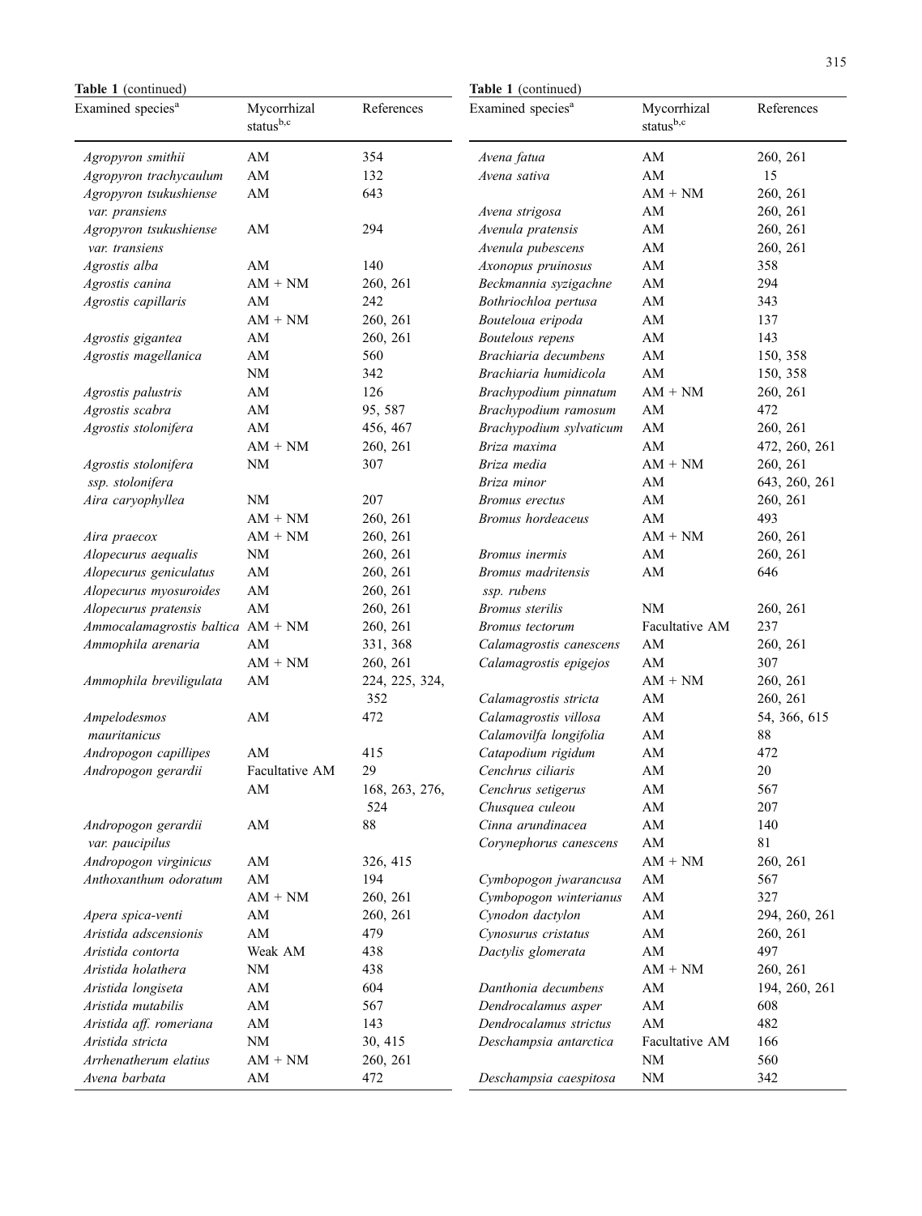**Table 1** (continued)

| Examined species[a] | Mycorrhizal status[b,c] | References |
|---|---|---|
| *Agropyron smithii* | AM | 354 |
| *Agropyron trachycaulum* | AM | 132 |
| *Agropyron tsukushiense var. pransiens* | AM | 643 |
| *Agropyron tsukushiense var. transiens* | AM | 294 |
| *Agrostis alba* | AM | 140 |
| *Agrostis canina* | AM + NM | 260, 261 |
| *Agrostis capillaris* | AM | 242 |
| | AM + NM | 260, 261 |
| *Agrostis gigantea* | AM | 260, 261 |
| *Agrostis magellanica* | AM | 560 |
| | NM | 342 |
| *Agrostis palustris* | AM | 126 |
| *Agrostis scabra* | AM | 95, 587 |
| *Agrostis stolonifera* | AM | 456, 467 |
| | AM + NM | 260, 261 |
| *Agrostis stolonifera ssp. stolonifera* | NM | 307 |
| *Aira caryophyllea* | NM | 207 |
| | AM + NM | 260, 261 |
| *Aira praecox* | AM + NM | 260, 261 |
| *Alopecurus aequalis* | NM | 260, 261 |
| *Alopecurus geniculatus* | AM | 260, 261 |
| *Alopecurus myosuroides* | AM | 260, 261 |
| *Alopecurus pratensis* | AM | 260, 261 |
| *Ammocalamagrostis baltica* | AM + NM | 260, 261 |
| *Ammophila arenaria* | AM | 331, 368 |
| | AM + NM | 260, 261 |
| *Ammophila breviligulata* | AM | 224, 225, 324, 352 |
| *Ampelodesmos mauritanicus* | AM | 472 |
| *Andropogon capillipes* | AM | 415 |
| *Andropogon gerardii* | Facultative AM | 29 |
| | AM | 168, 263, 276, 524 |
| *Andropogon gerardii var. paucipilus* | AM | 88 |
| *Andropogon virginicus* | AM | 326, 415 |
| *Anthoxanthum odoratum* | AM | 194 |
| | AM + NM | 260, 261 |
| *Apera spica-venti* | AM | 260, 261 |
| *Aristida adscensionis* | AM | 479 |
| *Aristida contorta* | Weak AM | 438 |
| *Aristida holathera* | NM | 438 |
| *Aristida longiseta* | AM | 604 |
| *Aristida mutabilis* | AM | 567 |
| *Aristida aff. romeriana* | AM | 143 |
| *Aristida stricta* | NM | 30, 415 |
| *Arrhenatherum elatius* | AM + NM | 260, 261 |
| *Avena barbata* | AM | 472 |
| *Avena fatua* | AM | 260, 261 |
| *Avena sativa* | AM | 15 |
| | AM + NM | 260, 261 |
| *Avena strigosa* | AM | 260, 261 |
| *Avenula pratensis* | AM | 260, 261 |
| *Avenula pubescens* | AM | 260, 261 |
| *Axonopus pruinosus* | AM | 358 |
| *Beckmannia syzigachne* | AM | 294 |
| *Bothriochloa pertusa* | AM | 343 |
| *Bouteloua eripoda* | AM | 137 |
| *Boutelous repens* | AM | 143 |
| *Brachiaria decumbens* | AM | 150, 358 |
| *Brachiaria humidicola* | AM | 150, 358 |
| *Brachypodium pinnatum* | AM + NM | 260, 261 |
| *Brachypodium ramosum* | AM | 472 |
| *Brachypodium sylvaticum* | AM | 260, 261 |
| *Briza maxima* | AM | 472, 260, 261 |
| *Briza media* | AM + NM | 260, 261 |
| *Briza minor* | AM | 643, 260, 261 |
| *Bromus erectus* | AM | 260, 261 |
| *Bromus hordeaceus* | AM | 493 |
| | AM + NM | 260, 261 |
| *Bromus inermis* | AM | 260, 261 |
| *Bromus madritensis ssp. rubens* | AM | 646 |
| *Bromus sterilis* | NM | 260, 261 |
| *Bromus tectorum* | Facultative AM | 237 |
| *Calamagrostis canescens* | AM | 260, 261 |
| *Calamagrostis epigejos* | AM | 307 |
| | AM + NM | 260, 261 |
| *Calamagrostis stricta* | AM | 260, 261 |
| *Calamagrostis villosa* | AM | 54, 366, 615 |
| *Calamovilfa longifolia* | AM | 88 |
| *Catapodium rigidum* | AM | 472 |
| *Cenchrus ciliaris* | AM | 20 |
| *Cenchrus setigerus* | AM | 567 |
| *Chusquea culeou* | AM | 207 |
| *Cinna arundinacea* | AM | 140 |
| *Corynephorus canescens* | AM | 81 |
| | AM + NM | 260, 261 |
| *Cymbopogon jwarancusa* | AM | 567 |
| *Cymbopogon winterianus* | AM | 327 |
| *Cynodon dactylon* | AM | 294, 260, 261 |
| *Cynosurus cristatus* | AM | 260, 261 |
| *Dactylis glomerata* | AM | 497 |
| | AM + NM | 260, 261 |
| *Danthonia decumbens* | AM | 194, 260, 261 |
| *Dendrocalamus asper* | AM | 608 |
| *Dendrocalamus strictus* | AM | 482 |
| *Deschampsia antarctica* | Facultative AM | 166 |
| | NM | 560 |
| *Deschampsia caespitosa* | NM | 342 |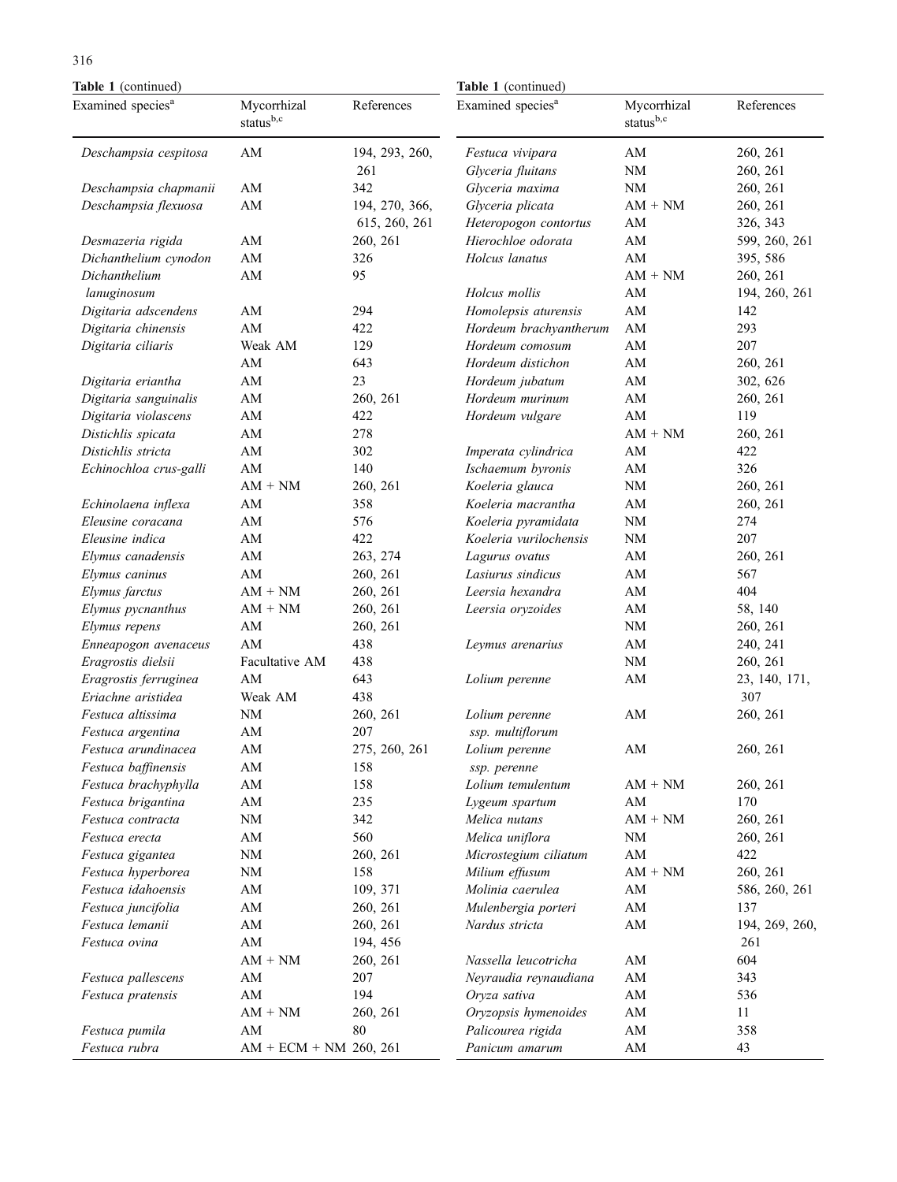**Table 1** (continued)

| Examined species[a] | Mycorrhizal status[b,c] | References |
|---|---|---|
| *Deschampsia cespitosa* | AM | 194, 293, 260, 261 |
| *Deschampsia chapmanii* | AM | 342 |
| *Deschampsia flexuosa* | AM | 194, 270, 366, 615, 260, 261 |
| *Desmazeria rigida* | AM | 260, 261 |
| *Dichanthelium cynodon* | AM | 326 |
| *Dichanthelium lanuginosum* | AM | 95 |
| *Digitaria adscendens* | AM | 294 |
| *Digitaria chinensis* | AM | 422 |
| *Digitaria ciliaris* | Weak AM | 129 |
| | AM | 643 |
| *Digitaria eriantha* | AM | 23 |
| *Digitaria sanguinalis* | AM | 260, 261 |
| *Digitaria violascens* | AM | 422 |
| *Distichlis spicata* | AM | 278 |
| *Distichlis stricta* | AM | 302 |
| *Echinochloa crus-galli* | AM | 140 |
| | AM + NM | 260, 261 |
| *Echinolaena inflexa* | AM | 358 |
| *Eleusine coracana* | AM | 576 |
| *Eleusine indica* | AM | 422 |
| *Elymus canadensis* | AM | 263, 274 |
| *Elymus caninus* | AM | 260, 261 |
| *Elymus farctus* | AM + NM | 260, 261 |
| *Elymus pycnanthus* | AM + NM | 260, 261 |
| *Elymus repens* | AM | 260, 261 |
| *Enneapogon avenaceus* | AM | 438 |
| *Eragrostis dielsii* | Facultative AM | 438 |
| *Eragrostis ferruginea* | AM | 643 |
| *Eriachne aristidea* | Weak AM | 438 |
| *Festuca altissima* | NM | 260, 261 |
| *Festuca argentina* | AM | 207 |
| *Festuca arundinacea* | AM | 275, 260, 261 |
| *Festuca baffinensis* | AM | 158 |
| *Festuca brachyphylla* | AM | 158 |
| *Festuca brigantina* | AM | 235 |
| *Festuca contracta* | NM | 342 |
| *Festuca erecta* | AM | 560 |
| *Festuca gigantea* | NM | 260, 261 |
| *Festuca hyperborea* | NM | 158 |
| *Festuca idahoensis* | AM | 109, 371 |
| *Festuca juncifolia* | AM | 260, 261 |
| *Festuca lemanii* | AM | 260, 261 |
| *Festuca ovina* | AM | 194, 456 |
| | AM + NM | 260, 261 |
| *Festuca pallescens* | AM | 207 |
| *Festuca pratensis* | AM | 194 |
| | AM + NM | 260, 261 |
| *Festuca pumila* | AM | 80 |
| *Festuca rubra* | AM + ECM + NM | 260, 261 |
| *Festuca vivipara* | AM | 260, 261 |
| *Glyceria fluitans* | NM | 260, 261 |
| *Glyceria maxima* | NM | 260, 261 |
| *Glyceria plicata* | AM + NM | 260, 261 |
| *Heteropogon contortus* | AM | 326, 343 |
| *Hierochloe odorata* | AM | 599, 260, 261 |
| *Holcus lanatus* | AM | 395, 586 |
| | AM + NM | 260, 261 |
| *Holcus mollis* | AM | 194, 260, 261 |
| *Homolepsis aturensis* | AM | 142 |
| *Hordeum brachyantherum* | AM | 293 |
| *Hordeum comosum* | AM | 207 |
| *Hordeum distichon* | AM | 260, 261 |
| *Hordeum jubatum* | AM | 302, 626 |
| *Hordeum murinum* | AM | 260, 261 |
| *Hordeum vulgare* | AM | 119 |
| | AM + NM | 260, 261 |
| *Imperata cylindrica* | AM | 422 |
| *Ischaemum byronis* | AM | 326 |
| *Koeleria glauca* | NM | 260, 261 |
| *Koeleria macrantha* | AM | 260, 261 |
| *Koeleria pyramidata* | NM | 274 |
| *Koeleria vurilochensis* | NM | 207 |
| *Lagurus ovatus* | AM | 260, 261 |
| *Lasiurus sindicus* | AM | 567 |
| *Leersia hexandra* | AM | 404 |
| *Leersia oryzoides* | AM | 58, 140 |
| | NM | 260, 261 |
| *Leymus arenarius* | AM | 240, 241 |
| | NM | 260, 261 |
| *Lolium perenne* | AM | 23, 140, 171, 307 |
| *Lolium perenne ssp. multiflorum* | AM | 260, 261 |
| *Lolium perenne ssp. perenne* | AM | 260, 261 |
| *Lolium temulentum* | AM + NM | 260, 261 |
| *Lygeum spartum* | AM | 170 |
| *Melica nutans* | AM + NM | 260, 261 |
| *Melica uniflora* | NM | 260, 261 |
| *Microstegium ciliatum* | AM | 422 |
| *Milium effusum* | AM + NM | 260, 261 |
| *Molinia caerulea* | AM | 586, 260, 261 |
| *Mulenbergia porteri* | AM | 137 |
| *Nardus stricta* | AM | 194, 269, 260, 261 |
| *Nassella leucotricha* | AM | 604 |
| *Neyraudia reynaudiana* | AM | 343 |
| *Oryza sativa* | AM | 536 |
| *Oryzopsis hymenoides* | AM | 11 |
| *Palicourea rigida* | AM | 358 |
| *Panicum amarum* | AM | 43 |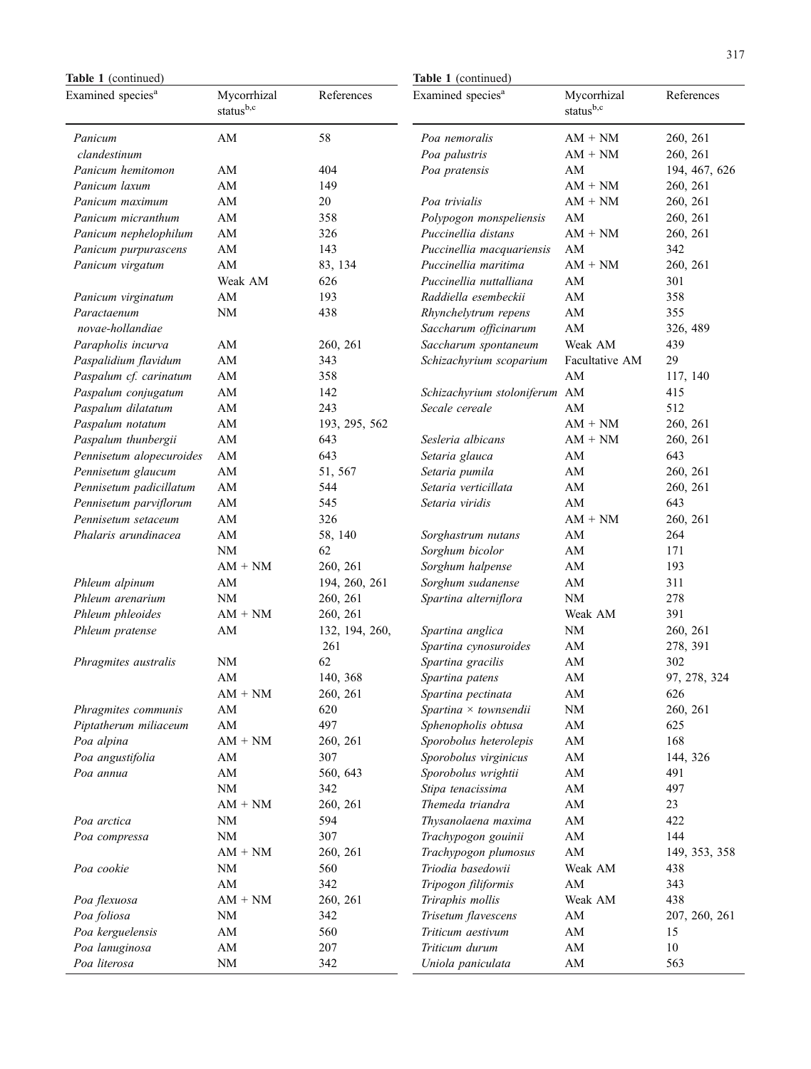**Table 1** (continued)

| Examined species[a] | Mycorrhizal status[b,c] | References |
|---|---|---|
| *Panicum clandestinum* | AM | 58 |
| *Panicum hemitomon* | AM | 404 |
| *Panicum laxum* | AM | 149 |
| *Panicum maximum* | AM | 20 |
| *Panicum micranthum* | AM | 358 |
| *Panicum nephelophilum* | AM | 326 |
| *Panicum purpurascens* | AM | 143 |
| *Panicum virgatum* | AM | 83, 134 |
| | Weak AM | 626 |
| *Panicum virginatum* | AM | 193 |
| *Paractaenum novae-hollandiae* | NM | 438 |
| *Parapholis incurva* | AM | 260, 261 |
| *Paspalidium flavidum* | AM | 343 |
| *Paspalum cf. carinatum* | AM | 358 |
| *Paspalum conjugatum* | AM | 142 |
| *Paspalum dilatatum* | AM | 243 |
| *Paspalum notatum* | AM | 193, 295, 562 |
| *Paspalum thunbergii* | AM | 643 |
| *Pennisetum alopecuroides* | AM | 643 |
| *Pennisetum glaucum* | AM | 51, 567 |
| *Pennisetum padicillatum* | AM | 544 |
| *Pennisetum parviflorum* | AM | 545 |
| *Pennisetum setaceum* | AM | 326 |
| *Phalaris arundinacea* | AM | 58, 140 |
| | NM | 62 |
| | AM + NM | 260, 261 |
| *Phleum alpinum* | AM | 194, 260, 261 |
| *Phleum arenarium* | NM | 260, 261 |
| *Phleum phleoides* | AM + NM | 260, 261 |
| *Phleum pratense* | AM | 132, 194, 260, 261 |
| *Phragmites australis* | NM | 62 |
| | AM | 140, 368 |
| | AM + NM | 260, 261 |
| *Phragmites communis* | AM | 620 |
| *Piptatherum miliaceum* | AM | 497 |
| *Poa alpina* | AM + NM | 260, 261 |
| *Poa angustifolia* | AM | 307 |
| *Poa annua* | AM | 560, 643 |
| | NM | 342 |
| | AM + NM | 260, 261 |
| *Poa arctica* | NM | 594 |
| *Poa compressa* | NM | 307 |
| | AM + NM | 260, 261 |
| *Poa cookie* | NM | 560 |
| | AM | 342 |
| *Poa flexuosa* | AM + NM | 260, 261 |
| *Poa foliosa* | NM | 342 |
| *Poa kerguelensis* | AM | 560 |
| *Poa lanuginosa* | AM | 207 |
| *Poa literosa* | NM | 342 |
| *Poa nemoralis* | AM + NM | 260, 261 |
| *Poa palustris* | AM + NM | 260, 261 |
| *Poa pratensis* | AM | 194, 467, 626 |
| | AM + NM | 260, 261 |
| *Poa trivialis* | AM + NM | 260, 261 |
| *Polypogon monspeliensis* | AM | 260, 261 |
| *Puccinellia distans* | AM + NM | 260, 261 |
| *Puccinellia macquariensis* | AM | 342 |
| *Puccinellia maritima* | AM + NM | 260, 261 |
| *Puccinellia nuttalliana* | AM | 301 |
| *Raddiella esembeckii* | AM | 358 |
| *Rhynchelytrum repens* | AM | 355 |
| *Saccharum officinarum* | AM | 326, 489 |
| *Saccharum spontaneum* | Weak AM | 439 |
| *Schizachyrium scoparium* | Facultative AM | 29 |
| | AM | 117, 140 |
| *Schizachyrium stoloniferum* | AM | 415 |
| *Secale cereale* | AM | 512 |
| | AM + NM | 260, 261 |
| *Sesleria albicans* | AM + NM | 260, 261 |
| *Setaria glauca* | AM | 643 |
| *Setaria pumila* | AM | 260, 261 |
| *Setaria verticillata* | AM | 260, 261 |
| *Setaria viridis* | AM | 643 |
| | AM + NM | 260, 261 |
| *Sorghastrum nutans* | AM | 264 |
| *Sorghum bicolor* | AM | 171 |
| *Sorghum halpense* | AM | 193 |
| *Sorghum sudanense* | AM | 311 |
| *Spartina alterniflora* | NM | 278 |
| | Weak AM | 391 |
| *Spartina anglica* | NM | 260, 261 |
| *Spartina cynosuroides* | AM | 278, 391 |
| *Spartina gracilis* | AM | 302 |
| *Spartina patens* | AM | 97, 278, 324 |
| *Spartina pectinata* | AM | 626 |
| *Spartina × townsendii* | NM | 260, 261 |
| *Sphenopholis obtusa* | AM | 625 |
| *Sporobolus heterolepis* | AM | 168 |
| *Sporobolus virginicus* | AM | 144, 326 |
| *Sporobolus wrightii* | AM | 491 |
| *Stipa tenacissima* | AM | 497 |
| *Themeda triandra* | AM | 23 |
| *Thysanolaena maxima* | AM | 422 |
| *Trachypogon gouinii* | AM | 144 |
| *Trachypogon plumosus* | AM | 149, 353, 358 |
| *Triodia basedowii* | Weak AM | 438 |
| *Tripogon filiformis* | AM | 343 |
| *Triraphis mollis* | Weak AM | 438 |
| *Trisetum flavescens* | AM | 207, 260, 261 |
| *Triticum aestivum* | AM | 15 |
| *Triticum durum* | AM | 10 |
| *Uniola paniculata* | AM | 563 |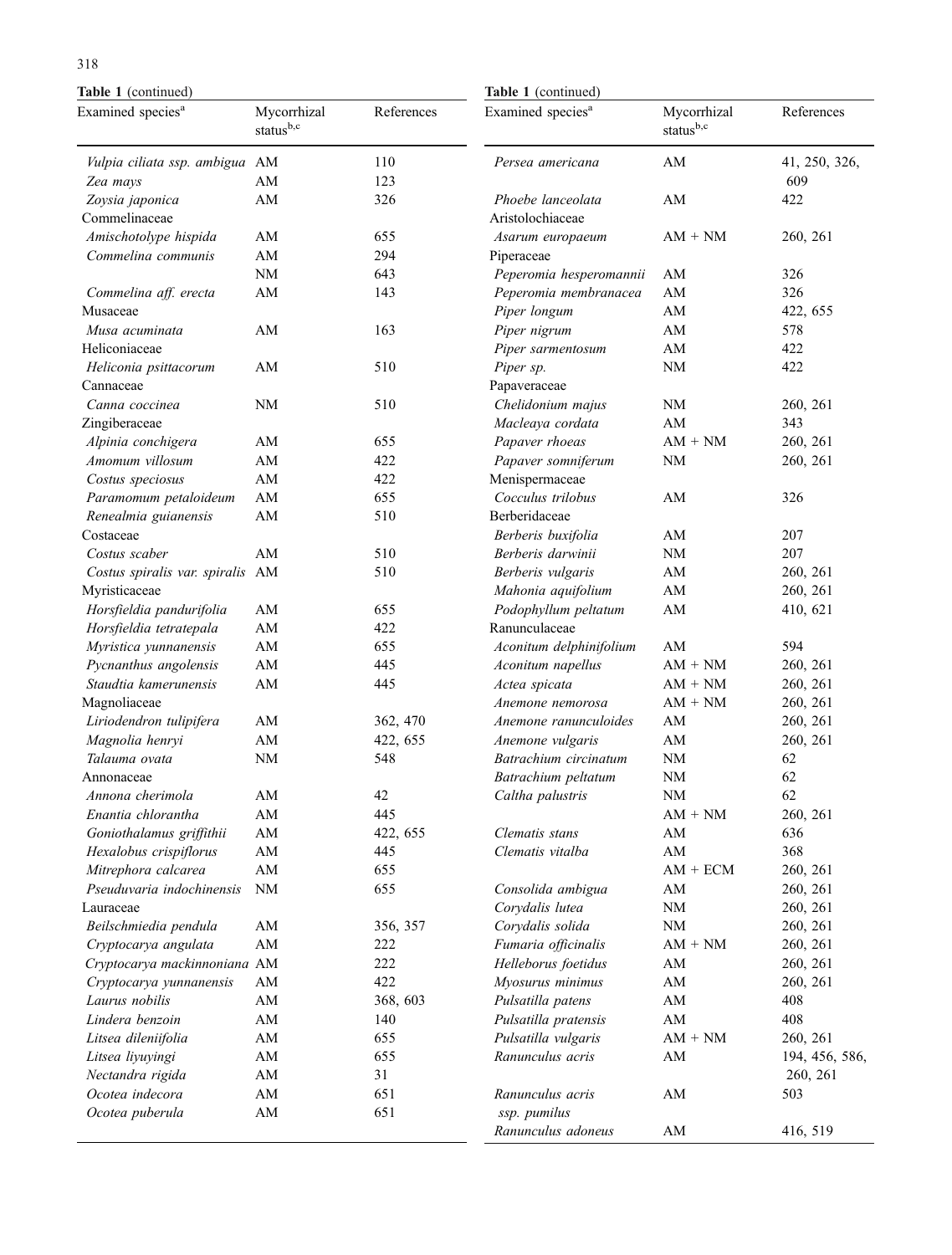**Table 1** (continued)

| Examined species[a] | Mycorrhizal status[b,c] | References |
|---|---|---|
| *Vulpia ciliata* ssp. *ambigua* | AM | 110 |
| *Zea mays* | AM | 123 |
| *Zoysia japonica* | AM | 326 |
| Commelinaceae | | |
| *Amischotolype hispida* | AM | 655 |
| *Commelina communis* | AM | 294 |
| | NM | 643 |
| *Commelina aff. erecta* | AM | 143 |
| Musaceae | | |
| *Musa acuminata* | AM | 163 |
| Heliconiaceae | | |
| *Heliconia psittacorum* | AM | 510 |
| Cannaceae | | |
| *Canna coccinea* | NM | 510 |
| Zingiberaceae | | |
| *Alpinia conchigera* | AM | 655 |
| *Amomum villosum* | AM | 422 |
| *Costus speciosus* | AM | 422 |
| *Paramomum petaloideum* | AM | 655 |
| *Renealmia guianensis* | AM | 510 |
| Costaceae | | |
| *Costus scaber* | AM | 510 |
| *Costus spiralis* var. *spiralis* | AM | 510 |
| Myristicaceae | | |
| *Horsfieldia pandurifolia* | AM | 655 |
| *Horsfieldia tetratepala* | AM | 422 |
| *Myristica yunnanensis* | AM | 655 |
| *Pycnanthus angolensis* | AM | 445 |
| *Staudtia kamerunensis* | AM | 445 |
| Magnoliaceae | | |
| *Liriodendron tulipifera* | AM | 362, 470 |
| *Magnolia henryi* | AM | 422, 655 |
| *Talauma ovata* | NM | 548 |
| Annonaceae | | |
| *Annona cherimola* | AM | 42 |
| *Enantia chlorantha* | AM | 445 |
| *Goniothalamus griffithii* | AM | 422, 655 |
| *Hexalobus crispiflorus* | AM | 445 |
| *Mitrephora calcarea* | AM | 655 |
| *Pseuduvaria indochinensis* | NM | 655 |
| Lauraceae | | |
| *Beilschmiedia pendula* | AM | 356, 357 |
| *Cryptocarya angulata* | AM | 222 |
| *Cryptocarya mackinnoniana* | AM | 222 |
| *Cryptocarya yunnanensis* | AM | 422 |
| *Laurus nobilis* | AM | 368, 603 |
| *Lindera benzoin* | AM | 140 |
| *Litsea dileniifolia* | AM | 655 |
| *Litsea liyuyingi* | AM | 655 |
| *Nectandra rigida* | AM | 31 |
| *Ocotea indecora* | AM | 651 |
| *Ocotea puberula* | AM | 651 |
| *Persea americana* | AM | 41, 250, 326, 609 |
| *Phoebe lanceolata* | AM | 422 |
| Aristolochiaceae | | |
| *Asarum europaeum* | AM + NM | 260, 261 |
| Piperaceae | | |
| *Peperomia hesperomannii* | AM | 326 |
| *Peperomia membranacea* | AM | 326 |
| *Piper longum* | AM | 422, 655 |
| *Piper nigrum* | AM | 578 |
| *Piper sarmentosum* | AM | 422 |
| *Piper sp.* | NM | 422 |
| Papaveraceae | | |
| *Chelidonium majus* | NM | 260, 261 |
| *Macleaya cordata* | AM | 343 |
| *Papaver rhoeas* | AM + NM | 260, 261 |
| *Papaver somniferum* | NM | 260, 261 |
| Menispermaceae | | |
| *Cocculus trilobus* | AM | 326 |
| Berberidaceae | | |
| *Berberis buxifolia* | AM | 207 |
| *Berberis darwinii* | NM | 207 |
| *Berberis vulgaris* | AM | 260, 261 |
| *Mahonia aquifolium* | AM | 260, 261 |
| *Podophyllum peltatum* | AM | 410, 621 |
| Ranunculaceae | | |
| *Aconitum delphinifolium* | AM | 594 |
| *Aconitum napellus* | AM + NM | 260, 261 |
| *Actea spicata* | AM + NM | 260, 261 |
| *Anemone nemorosa* | AM + NM | 260, 261 |
| *Anemone ranunculoides* | AM | 260, 261 |
| *Anemone vulgaris* | AM | 260, 261 |
| *Batrachium circinatum* | NM | 62 |
| *Batrachium peltatum* | NM | 62 |
| *Caltha palustris* | NM | 62 |
| | AM + NM | 260, 261 |
| *Clematis stans* | AM | 636 |
| *Clematis vitalba* | AM | 368 |
| | AM + ECM | 260, 261 |
| *Consolida ambigua* | AM | 260, 261 |
| *Corydalis lutea* | NM | 260, 261 |
| *Corydalis solida* | NM | 260, 261 |
| *Fumaria officinalis* | AM + NM | 260, 261 |
| *Helleborus foetidus* | AM | 260, 261 |
| *Myosurus minimus* | AM | 260, 261 |
| *Pulsatilla patens* | AM | 408 |
| *Pulsatilla pratensis* | AM | 408 |
| *Pulsatilla vulgaris* | AM + NM | 260, 261 |
| *Ranunculus acris* | AM | 194, 456, 586, 260, 261 |
| *Ranunculus acris* ssp. *pumilus* | AM | 503 |
| *Ranunculus adoneus* | AM | 416, 519 |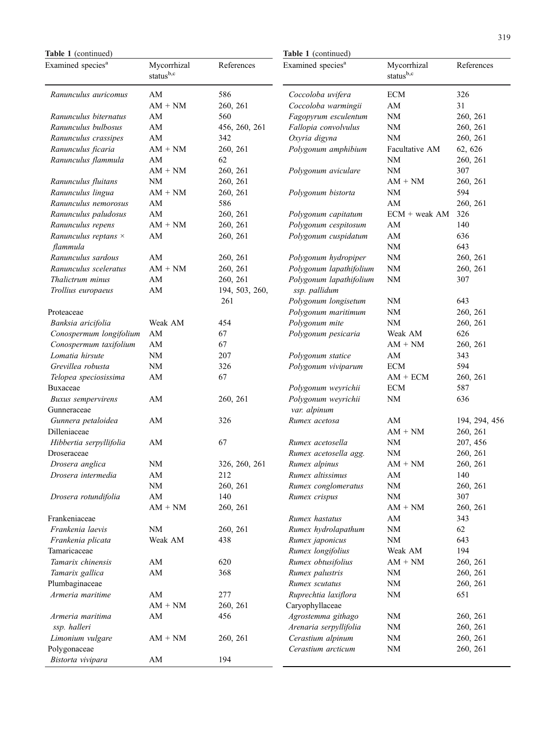**Table 1** (continued)

| Examined species[a] | Mycorrhizal status[b,c] | References |
|---|---|---|
| *Ranunculus auricomus* | AM | 586 |
| | AM + NM | 260, 261 |
| *Ranunculus biternatus* | AM | 560 |
| *Ranunculus bulbosus* | AM | 456, 260, 261 |
| *Ranunculus crassipes* | AM | 342 |
| *Ranunculus ficaria* | AM + NM | 260, 261 |
| *Ranunculus flammula* | AM | 62 |
| | AM + NM | 260, 261 |
| *Ranunculus fluitans* | NM | 260, 261 |
| *Ranunculus lingua* | AM + NM | 260, 261 |
| *Ranunculus nemorosus* | AM | 586 |
| *Ranunculus paludosus* | AM | 260, 261 |
| *Ranunculus repens* | AM + NM | 260, 261 |
| *Ranunculus reptans × flammula* | AM | 260, 261 |
| *Ranunculus sardous* | AM | 260, 261 |
| *Ranunculus sceleratus* | AM + NM | 260, 261 |
| *Thalictrum minus* | AM | 260, 261 |
| *Trollius europaeus* | AM | 194, 503, 260, 261 |
| Proteaceae | | |
| *Banksia aricifolia* | Weak AM | 454 |
| *Conospermum longifolium* | AM | 67 |
| *Conospermum taxifolium* | AM | 67 |
| *Lomatia hirsute* | NM | 207 |
| *Grevillea robusta* | NM | 326 |
| *Telopea speciosissima* | AM | 67 |
| Buxaceae | | |
| *Buxus sempervirens* | AM | 260, 261 |
| Gunneraceae | | |
| *Gunnera petaloidea* | AM | 326 |
| Dilleniaceae | | |
| *Hibbertia serpyllifolia* | AM | 67 |
| Droseraceae | | |
| *Drosera anglica* | NM | 326, 260, 261 |
| *Drosera intermedia* | AM | 212 |
| | NM | 260, 261 |
| *Drosera rotundifolia* | AM | 140 |
| | AM + NM | 260, 261 |
| Frankeniaceae | | |
| *Frankenia laevis* | NM | 260, 261 |
| *Frankenia plicata* | Weak AM | 438 |
| Tamaricaceae | | |
| *Tamarix chinensis* | AM | 620 |
| *Tamarix gallica* | AM | 368 |
| Plumbaginaceae | | |
| *Armeria maritime* | AM | 277 |
| | AM + NM | 260, 261 |
| *Armeria maritima ssp. halleri* | AM | 456 |
| *Limonium vulgare* | AM + NM | 260, 261 |
| Polygonaceae | | |
| *Bistorta vivipara* | AM | 194 |
| *Coccoloba uvifera* | ECM | 326 |
| *Coccoloba warmingii* | AM | 31 |
| *Fagopyrum esculentum* | NM | 260, 261 |
| *Fallopia convolvulus* | NM | 260, 261 |
| *Oxyria digyna* | NM | 260, 261 |
| *Polygonum amphibium* | Facultative AM | 62, 626 |
| | NM | 260, 261 |
| *Polygonum aviculare* | NM | 307 |
| | AM + NM | 260, 261 |
| *Polygonum bistorta* | NM | 594 |
| | AM | 260, 261 |
| *Polygonum capitatum* | ECM + weak AM | 326 |
| *Polygonum cespitosum* | AM | 140 |
| *Polygonum cuspidatum* | AM | 636 |
| | NM | 643 |
| *Polygonum hydropiper* | NM | 260, 261 |
| *Polygonum lapathifolium* | NM | 260, 261 |
| *Polygonum lapathifolium ssp. pallidum* | NM | 307 |
| *Polygonum longisetum* | NM | 643 |
| *Polygonum maritimum* | NM | 260, 261 |
| *Polygonum mite* | NM | 260, 261 |
| *Polygonum pesicaria* | Weak AM | 626 |
| | AM + NM | 260, 261 |
| *Polygonum statice* | AM | 343 |
| *Polygonum viviparum* | ECM | 594 |
| | AM + ECM | 260, 261 |
| *Polygonum weyrichii* | ECM | 587 |
| *Polygonum weyrichii var. alpinum* | NM | 636 |
| *Rumex acetosa* | AM | 194, 294, 456 |
| | AM + NM | 260, 261 |
| *Rumex acetosella* | NM | 207, 456 |
| *Rumex acetosella agg.* | NM | 260, 261 |
| *Rumex alpinus* | AM + NM | 260, 261 |
| *Rumex altissimus* | AM | 140 |
| *Rumex conglomeratus* | NM | 260, 261 |
| *Rumex crispus* | NM | 307 |
| | AM + NM | 260, 261 |
| *Rumex hastatus* | AM | 343 |
| *Rumex hydrolapathum* | NM | 62 |
| *Rumex japonicus* | NM | 643 |
| *Rumex longifolius* | Weak AM | 194 |
| *Rumex obtusifolius* | AM + NM | 260, 261 |
| *Rumex palustris* | NM | 260, 261 |
| *Rumex scutatus* | NM | 260, 261 |
| *Ruprechtia laxiflora* | NM | 651 |
| Caryophyllaceae | | |
| *Agrostemma githago* | NM | 260, 261 |
| *Arenaria serpyllifolia* | NM | 260, 261 |
| *Cerastium alpinum* | NM | 260, 261 |
| *Cerastium arcticum* | NM | 260, 261 |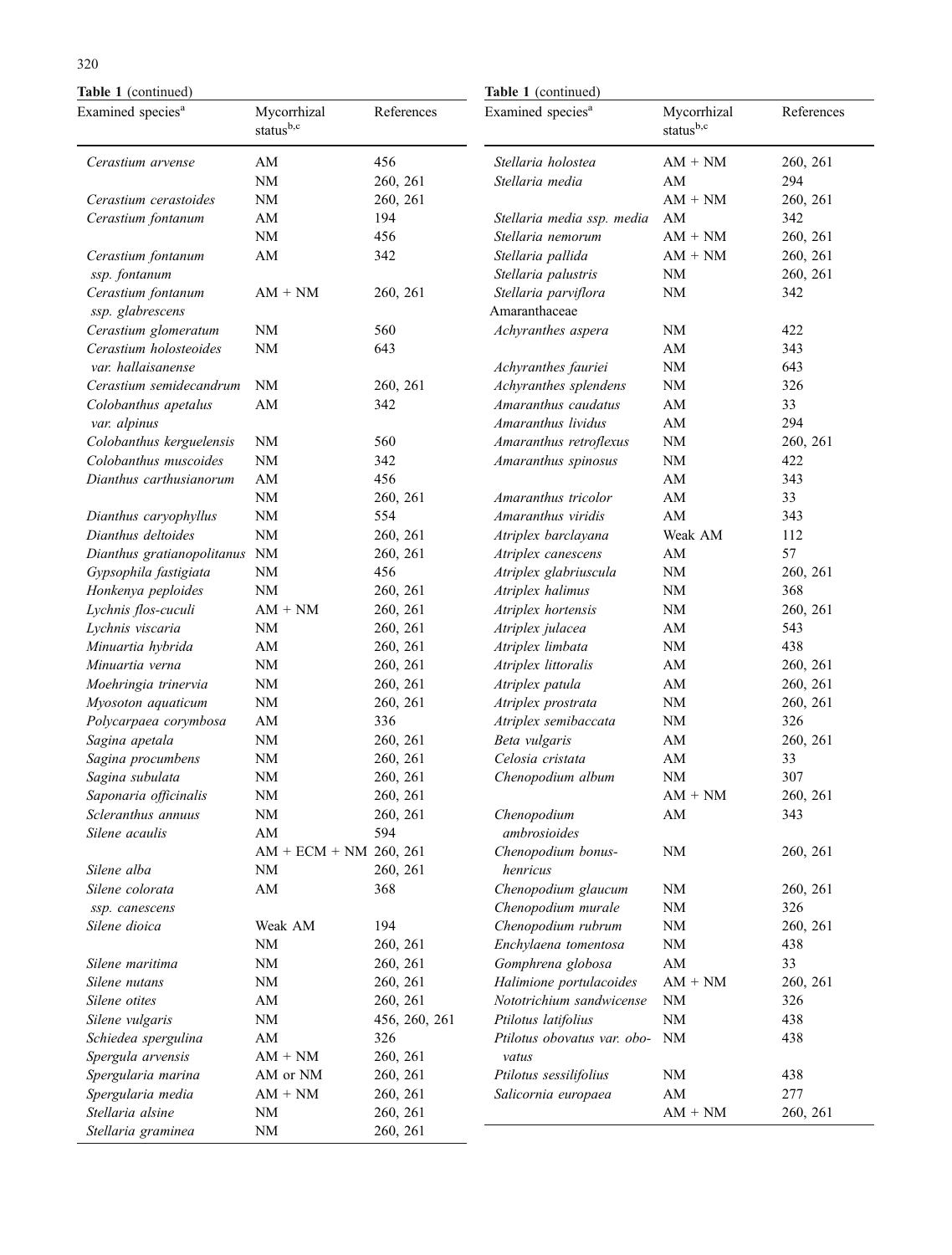**Table 1** (continued)

| Examined species[a] | Mycorrhizal status[b,c] | References |
|---|---|---|
| *Cerastium arvense* | AM | 456 |
| | NM | 260, 261 |
| *Cerastium cerastoides* | NM | 260, 261 |
| *Cerastium fontanum* | AM | 194 |
| | NM | 456 |
| *Cerastium fontanum ssp. fontanum* | AM | 342 |
| *Cerastium fontanum ssp. glabrescens* | AM + NM | 260, 261 |
| *Cerastium glomeratum* | NM | 560 |
| *Cerastium holosteoides var. hallaisanense* | NM | 643 |
| *Cerastium semidecandrum* | NM | 260, 261 |
| *Colobanthus apetalus var. alpinus* | AM | 342 |
| *Colobanthus kerguelensis* | NM | 560 |
| *Colobanthus muscoides* | NM | 342 |
| *Dianthus carthusianorum* | AM | 456 |
| | NM | 260, 261 |
| *Dianthus caryophyllus* | NM | 554 |
| *Dianthus deltoides* | NM | 260, 261 |
| *Dianthus gratianopolitanus* | NM | 260, 261 |
| *Gypsophila fastigiata* | NM | 456 |
| *Honkenya peploides* | NM | 260, 261 |
| *Lychnis flos-cuculi* | AM + NM | 260, 261 |
| *Lychnis viscaria* | NM | 260, 261 |
| *Minuartia hybrida* | AM | 260, 261 |
| *Minuartia verna* | NM | 260, 261 |
| *Moehringia trinervia* | NM | 260, 261 |
| *Myosoton aquaticum* | NM | 260, 261 |
| *Polycarpaea corymbosa* | AM | 336 |
| *Sagina apetala* | NM | 260, 261 |
| *Sagina procumbens* | NM | 260, 261 |
| *Sagina subulata* | NM | 260, 261 |
| *Saponaria officinalis* | NM | 260, 261 |
| *Scleranthus annuus* | NM | 260, 261 |
| *Silene acaulis* | AM | 594 |
| | AM + ECM + NM | 260, 261 |
| *Silene alba* | NM | 260, 261 |
| *Silene colorata ssp. canescens* | AM | 368 |
| *Silene dioica* | Weak AM | 194 |
| | NM | 260, 261 |
| *Silene maritima* | NM | 260, 261 |
| *Silene nutans* | NM | 260, 261 |
| *Silene otites* | AM | 260, 261 |
| *Silene vulgaris* | NM | 456, 260, 261 |
| *Schiedea spergulina* | AM | 326 |
| *Spergula arvensis* | AM + NM | 260, 261 |
| *Spergularia marina* | AM or NM | 260, 261 |
| *Spergularia media* | AM + NM | 260, 261 |
| *Stellaria alsine* | NM | 260, 261 |
| *Stellaria graminea* | NM | 260, 261 |
| *Stellaria holostea* | AM + NM | 260, 261 |
| *Stellaria media* | AM | 294 |
| | AM + NM | 260, 261 |
| *Stellaria media ssp. media* | AM | 342 |
| *Stellaria nemorum* | AM + NM | 260, 261 |
| *Stellaria pallida* | AM + NM | 260, 261 |
| *Stellaria palustris* | NM | 260, 261 |
| *Stellaria parviflora* | NM | 342 |
| Amaranthaceae | | |
| *Achyranthes aspera* | NM | 422 |
| | AM | 343 |
| *Achyranthes fauriei* | NM | 643 |
| *Achyranthes splendens* | NM | 326 |
| *Amaranthus caudatus* | AM | 33 |
| *Amaranthus lividus* | AM | 294 |
| *Amaranthus retroflexus* | NM | 260, 261 |
| *Amaranthus spinosus* | NM | 422 |
| | AM | 343 |
| *Amaranthus tricolor* | AM | 33 |
| *Amaranthus viridis* | AM | 343 |
| *Atriplex barclayana* | Weak AM | 112 |
| *Atriplex canescens* | AM | 57 |
| *Atriplex glabriuscula* | NM | 260, 261 |
| *Atriplex halimus* | NM | 368 |
| *Atriplex hortensis* | NM | 260, 261 |
| *Atriplex julacea* | AM | 543 |
| *Atriplex limbata* | NM | 438 |
| *Atriplex littoralis* | AM | 260, 261 |
| *Atriplex patula* | AM | 260, 261 |
| *Atriplex prostrata* | NM | 260, 261 |
| *Atriplex semibaccata* | NM | 326 |
| *Beta vulgaris* | AM | 260, 261 |
| *Celosia cristata* | AM | 33 |
| *Chenopodium album* | NM | 307 |
| | AM + NM | 260, 261 |
| *Chenopodium ambrosioides* | AM | 343 |
| *Chenopodium bonus-henricus* | NM | 260, 261 |
| *Chenopodium glaucum* | NM | 260, 261 |
| *Chenopodium murale* | NM | 326 |
| *Chenopodium rubrum* | NM | 260, 261 |
| *Enchylaena tomentosa* | NM | 438 |
| *Gomphrena globosa* | AM | 33 |
| *Halimione portulacoides* | AM + NM | 260, 261 |
| *Nototrichium sandwicense* | NM | 326 |
| *Ptilotus latifolius* | NM | 438 |
| *Ptilotus obovatus var. obovatus* | NM | 438 |
| *Ptilotus sessilifolius* | NM | 438 |
| *Salicornia europaea* | AM | 277 |
| | AM + NM | 260, 261 |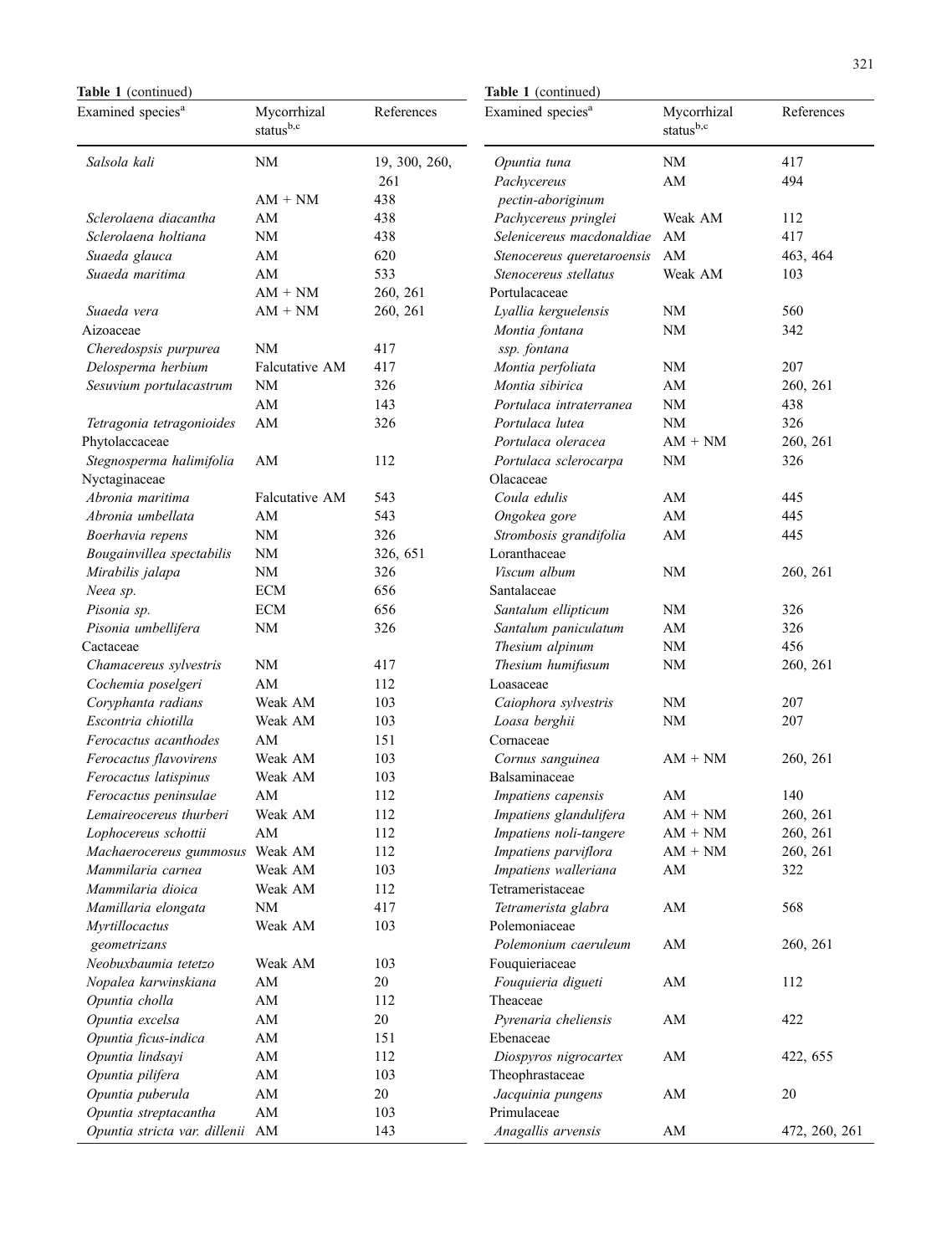**Table 1** (continued)

| Examined species[a] | Mycorrhizal status[b,c] | References |
|---|---|---|
| *Salsola kali* | NM | 19, 300, 260, 261 |
| | AM + NM | 438 |
| *Sclerolaena diacantha* | AM | 438 |
| *Sclerolaena holtiana* | NM | 438 |
| *Suaeda glauca* | AM | 620 |
| *Suaeda maritima* | AM | 533 |
| | AM + NM | 260, 261 |
| *Suaeda vera* | AM + NM | 260, 261 |
| Aizoaceae | | |
| *Cheredospsis purpurea* | NM | 417 |
| *Delosperma herbium* | Falcutative AM | 417 |
| *Sesuvium portulacastrum* | NM | 326 |
| | AM | 143 |
| *Tetragonia tetragonioides* | AM | 326 |
| Phytolaccaceae | | |
| *Stegnosperma halimifolia* | AM | 112 |
| Nyctaginaceae | | |
| *Abronia maritima* | Falcutative AM | 543 |
| *Abronia umbellata* | AM | 543 |
| *Boerhavia repens* | NM | 326 |
| *Bougainvillea spectabilis* | NM | 326, 651 |
| *Mirabilis jalapa* | NM | 326 |
| *Neea sp.* | ECM | 656 |
| *Pisonia sp.* | ECM | 656 |
| *Pisonia umbellifera* | NM | 326 |
| Cactaceae | | |
| *Chamacereus sylvestris* | NM | 417 |
| *Cochemia poselgeri* | AM | 112 |
| *Coryphanta radians* | Weak AM | 103 |
| *Escontria chiotilla* | Weak AM | 103 |
| *Ferocactus acanthodes* | AM | 151 |
| *Ferocactus flavovirens* | Weak AM | 103 |
| *Ferocactus latispinus* | Weak AM | 103 |
| *Ferocactus peninsulae* | AM | 112 |
| *Lemaireocereus thurberi* | Weak AM | 112 |
| *Lophocereus schottii* | AM | 112 |
| *Machaerocereus gummosus* | Weak AM | 112 |
| *Mammilaria carnea* | Weak AM | 103 |
| *Mammilaria dioica* | Weak AM | 112 |
| *Mamillaria elongata* | NM | 417 |
| *Myrtillocactus geometrizans* | Weak AM | 103 |
| *Neobuxbaumia tetetzo* | Weak AM | 103 |
| *Nopalea karwinskiana* | AM | 20 |
| *Opuntia cholla* | AM | 112 |
| *Opuntia excelsa* | AM | 20 |
| *Opuntia ficus-indica* | AM | 151 |
| *Opuntia lindsayi* | AM | 112 |
| *Opuntia pilifera* | AM | 103 |
| *Opuntia puberula* | AM | 20 |
| *Opuntia streptacantha* | AM | 103 |
| *Opuntia stricta var. dillenii* | AM | 143 |
| *Opuntia tuna* | NM | 417 |
| *Pachycereus pectin-aboriginum* | AM | 494 |
| *Pachycereus pringlei* | Weak AM | 112 |
| *Selenicereus macdonaldiae* | AM | 417 |
| *Stenocereus queretaroensis* | AM | 463, 464 |
| *Stenocereus stellatus* | Weak AM | 103 |
| Portulacaceae | | |
| *Lyallia kerguelensis* | NM | 560 |
| *Montia fontana ssp. fontana* | NM | 342 |
| *Montia perfoliata* | NM | 207 |
| *Montia sibirica* | AM | 260, 261 |
| *Portulaca intraterranea* | NM | 438 |
| *Portulaca lutea* | NM | 326 |
| *Portulaca oleracea* | AM + NM | 260, 261 |
| *Portulaca sclerocarpa* | NM | 326 |
| Olacaceae | | |
| *Coula edulis* | AM | 445 |
| *Ongokea gore* | AM | 445 |
| *Strombosis grandifolia* | AM | 445 |
| Loranthaceae | | |
| *Viscum album* | NM | 260, 261 |
| Santalaceae | | |
| *Santalum ellipticum* | NM | 326 |
| *Santalum paniculatum* | AM | 326 |
| *Thesium alpinum* | NM | 456 |
| *Thesium humifusum* | NM | 260, 261 |
| Loasaceae | | |
| *Caiophora sylvestris* | NM | 207 |
| *Loasa berghii* | NM | 207 |
| Cornaceae | | |
| *Cornus sanguinea* | AM + NM | 260, 261 |
| Balsaminaceae | | |
| *Impatiens capensis* | AM | 140 |
| *Impatiens glandulifera* | AM + NM | 260, 261 |
| *Impatiens noli-tangere* | AM + NM | 260, 261 |
| *Impatiens parviflora* | AM + NM | 260, 261 |
| *Impatiens walleriana* | AM | 322 |
| Tetrameristaceae | | |
| *Tetramerista glabra* | AM | 568 |
| Polemoniaceae | | |
| *Polemonium caeruleum* | AM | 260, 261 |
| Fouquieriaceae | | |
| *Fouquieria digueti* | AM | 112 |
| Theaceae | | |
| *Pyrenaria cheliensis* | AM | 422 |
| Ebenaceae | | |
| *Diospyros nigrocartex* | AM | 422, 655 |
| Theophrastaceae | | |
| *Jacquinia pungens* | AM | 20 |
| Primulaceae | | |
| *Anagallis arvensis* | AM | 472, 260, 261 |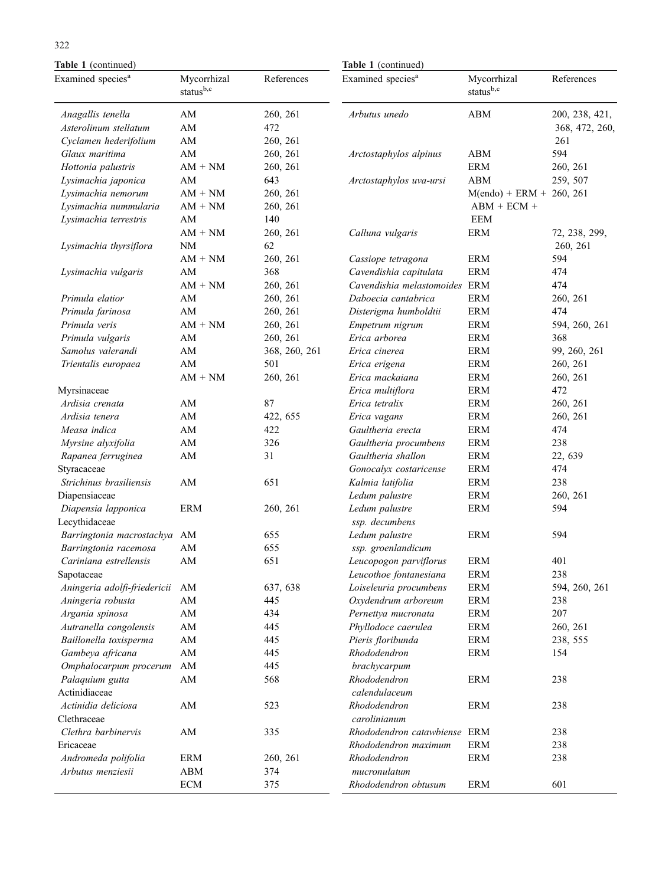**Table 1** (continued)

| Examined species[a] | Mycorrhizal status[b,c] | References |
|---|---|---|
| *Anagallis tenella* | AM | 260, 261 |
| *Asterolinum stellatum* | AM | 472 |
| *Cyclamen hederifolium* | AM | 260, 261 |
| *Glaux maritima* | AM | 260, 261 |
| *Hottonia palustris* | AM + NM | 260, 261 |
| *Lysimachia japonica* | AM | 643 |
| *Lysimachia nemorum* | AM + NM | 260, 261 |
| *Lysimachia nummularia* | AM + NM | 260, 261 |
| *Lysimachia terrestris* | AM | 140 |
| | AM + NM | 260, 261 |
| *Lysimachia thyrsiflora* | NM | 62 |
| | AM + NM | 260, 261 |
| *Lysimachia vulgaris* | AM | 368 |
| | AM + NM | 260, 261 |
| *Primula elatior* | AM | 260, 261 |
| *Primula farinosa* | AM | 260, 261 |
| *Primula veris* | AM + NM | 260, 261 |
| *Primula vulgaris* | AM | 260, 261 |
| *Samolus valerandi* | AM | 368, 260, 261 |
| *Trientalis europaea* | AM | 501 |
| | AM + NM | 260, 261 |
| Myrsinaceae | | |
| *Ardisia crenata* | AM | 87 |
| *Ardisia tenera* | AM | 422, 655 |
| *Measa indica* | AM | 422 |
| *Myrsine alyxifolia* | AM | 326 |
| *Rapanea ferruginea* | AM | 31 |
| Styracaceae | | |
| *Strichinus brasiliensis* | AM | 651 |
| Diapensiaceae | | |
| *Diapensia lapponica* | ERM | 260, 261 |
| Lecythidaceae | | |
| *Barringtonia macrostachya* | AM | 655 |
| *Barringtonia racemosa* | AM | 655 |
| *Cariniana estrellensis* | AM | 651 |
| Sapotaceae | | |
| *Aningeria adolfi-friedericii* | AM | 637, 638 |
| *Aningeria robusta* | AM | 445 |
| *Argania spinosa* | AM | 434 |
| *Autranella congolensis* | AM | 445 |
| *Baillonella toxisperma* | AM | 445 |
| *Gambeya africana* | AM | 445 |
| *Omphalocarpum procerum* | AM | 445 |
| *Palaquium gutta* | AM | 568 |
| Actinidiaceae | | |
| *Actinidia deliciosa* | AM | 523 |
| Clethraceae | | |
| *Clethra barbinervis* | AM | 335 |
| Ericaceae | | |
| *Andromeda polifolia* | ERM | 260, 261 |
| *Arbutus menziesii* | ABM | 374 |
| | ECM | 375 |
| *Arbutus unedo* | ABM | 200, 238, 421, 368, 472, 260, 261 |
| *Arctostaphylos alpinus* | ABM | 594 |
| | ERM | 260, 261 |
| *Arctostaphylos uva-ursi* | ABM | 259, 507 |
| | M(endo) + ERM + ABM + ECM + EEM | 260, 261 |
| *Calluna vulgaris* | ERM | 72, 238, 299, 260, 261 |
| *Cassiope tetragona* | ERM | 594 |
| *Cavendishia capitulata* | ERM | 474 |
| *Cavendishia melastomoides* | ERM | 474 |
| *Daboecia cantabrica* | ERM | 260, 261 |
| *Disterigma humboldtii* | ERM | 474 |
| *Empetrum nigrum* | ERM | 594, 260, 261 |
| *Erica arborea* | ERM | 368 |
| *Erica cinerea* | ERM | 99, 260, 261 |
| *Erica erigena* | ERM | 260, 261 |
| *Erica mackaiana* | ERM | 260, 261 |
| *Erica multiflora* | ERM | 472 |
| *Erica tetralix* | ERM | 260, 261 |
| *Erica vagans* | ERM | 260, 261 |
| *Gaultheria erecta* | ERM | 474 |
| *Gaultheria procumbens* | ERM | 238 |
| *Gaultheria shallon* | ERM | 22, 639 |
| *Gonocalyx costaricense* | ERM | 474 |
| *Kalmia latifolia* | ERM | 238 |
| *Ledum palustre* | ERM | 260, 261 |
| *Ledum palustre* ssp. *decumbens* | ERM | 594 |
| *Ledum palustre* ssp. *groenlandicum* | ERM | 594 |
| *Leucopogon parviflorus* | ERM | 401 |
| *Leucothoe fontanesiana* | ERM | 238 |
| *Loiseleuria procumbens* | ERM | 594, 260, 261 |
| *Oxydendrum arboreum* | ERM | 238 |
| *Pernettya mucronata* | ERM | 207 |
| *Phyllodoce caerulea* | ERM | 260, 261 |
| *Pieris floribunda* | ERM | 238, 555 |
| *Rhododendron brachycarpum* | ERM | 154 |
| *Rhododendron calendulaceum* | ERM | 238 |
| *Rhododendron carolinianum* | ERM | 238 |
| *Rhododendron catawbiense* | ERM | 238 |
| *Rhododendron maximum* | ERM | 238 |
| *Rhododendron mucronulatum* | ERM | 238 |
| *Rhododendron obtusum* | ERM | 601 |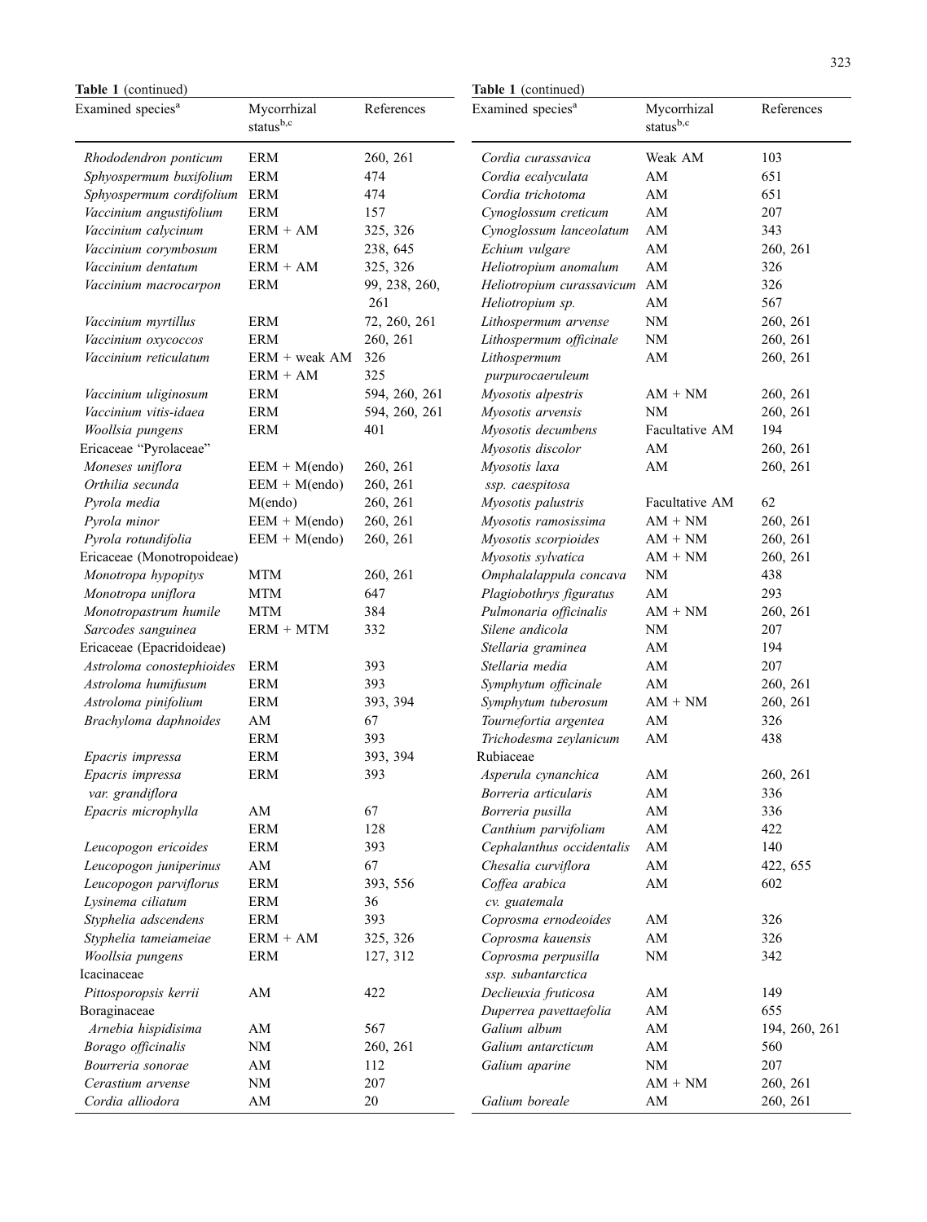**Table 1** (continued)

| Examined species[a] | Mycorrhizal status[b,c] | References |
|---|---|---|
| *Rhododendron ponticum* | ERM | 260, 261 |
| *Sphyospermum buxifolium* | ERM | 474 |
| *Sphyospermum cordifolium* | ERM | 474 |
| *Vaccinium angustifolium* | ERM | 157 |
| *Vaccinium calycinum* | ERM + AM | 325, 326 |
| *Vaccinium corymbosum* | ERM | 238, 645 |
| *Vaccinium dentatum* | ERM + AM | 325, 326 |
| *Vaccinium macrocarpon* | ERM | 99, 238, 260, 261 |
| *Vaccinium myrtillus* | ERM | 72, 260, 261 |
| *Vaccinium oxycoccos* | ERM | 260, 261 |
| *Vaccinium reticulatum* | ERM + weak AM | 326 |
| | ERM + AM | 325 |
| *Vaccinium uliginosum* | ERM | 594, 260, 261 |
| *Vaccinium vitis-idaea* | ERM | 594, 260, 261 |
| *Woollsia pungens* | ERM | 401 |
| Ericaceae "Pyrolaceae" | | |
| *Moneses uniflora* | EEM + M(endo) | 260, 261 |
| *Orthilia secunda* | EEM + M(endo) | 260, 261 |
| *Pyrola media* | M(endo) | 260, 261 |
| *Pyrola minor* | EEM + M(endo) | 260, 261 |
| *Pyrola rotundifolia* | EEM + M(endo) | 260, 261 |
| Ericaceae (Monotropoideae) | | |
| *Monotropa hypopitys* | MTM | 260, 261 |
| *Monotropa uniflora* | MTM | 647 |
| *Monotropastrum humile* | MTM | 384 |
| *Sarcodes sanguinea* | ERM + MTM | 332 |
| Ericaceae (Epacridoideae) | | |
| *Astroloma conostephioides* | ERM | 393 |
| *Astroloma humifusum* | ERM | 393 |
| *Astroloma pinifolium* | ERM | 393, 394 |
| *Brachyloma daphnoides* | AM | 67 |
| | ERM | 393 |
| *Epacris impressa* | ERM | 393, 394 |
| *Epacris impressa var. grandiflora* | ERM | 393 |
| *Epacris microphylla* | AM | 67 |
| | ERM | 128 |
| *Leucopogon ericoides* | ERM | 393 |
| *Leucopogon juniperinus* | AM | 67 |
| *Leucopogon parviflorus* | ERM | 393, 556 |
| *Lysinema ciliatum* | ERM | 36 |
| *Styphelia adscendens* | ERM | 393 |
| *Styphelia tameiameiae* | ERM + AM | 325, 326 |
| *Woollsia pungens* | ERM | 127, 312 |
| Icacinaceae | | |
| *Pittosporopsis kerrii* | AM | 422 |
| Boraginaceae | | |
| *Arnebia hispidisima* | AM | 567 |
| *Borago officinalis* | NM | 260, 261 |
| *Bourreria sonorae* | AM | 112 |
| *Cerastium arvense* | NM | 207 |
| *Cordia alliodora* | AM | 20 |
| *Cordia curassavica* | Weak AM | 103 |
| *Cordia ecalyculata* | AM | 651 |
| *Cordia trichotoma* | AM | 651 |
| *Cynoglossum creticum* | AM | 207 |
| *Cynoglossum lanceolatum* | AM | 343 |
| *Echium vulgare* | AM | 260, 261 |
| *Heliotropium anomalum* | AM | 326 |
| *Heliotropium curassavicum* | AM | 326 |
| *Heliotropium sp.* | AM | 567 |
| *Lithospermum arvense* | NM | 260, 261 |
| *Lithospermum officinale* | NM | 260, 261 |
| *Lithospermum purpurocaeruleum* | AM | 260, 261 |
| *Myosotis alpestris* | AM + NM | 260, 261 |
| *Myosotis arvensis* | NM | 260, 261 |
| *Myosotis decumbens* | Facultative AM | 194 |
| *Myosotis discolor* | AM | 260, 261 |
| *Myosotis laxa ssp. caespitosa* | AM | 260, 261 |
| *Myosotis palustris* | Facultative AM | 62 |
| *Myosotis ramosissima* | AM + NM | 260, 261 |
| *Myosotis scorpioides* | AM + NM | 260, 261 |
| *Myosotis sylvatica* | AM + NM | 260, 261 |
| *Omphalalappula concava* | NM | 438 |
| *Plagiobothrys figuratus* | AM | 293 |
| *Pulmonaria officinalis* | AM + NM | 260, 261 |
| *Silene andicola* | NM | 207 |
| *Stellaria graminea* | AM | 194 |
| *Stellaria media* | AM | 207 |
| *Symphytum officinale* | AM | 260, 261 |
| *Symphytum tuberosum* | AM + NM | 260, 261 |
| *Tournefortia argentea* | AM | 326 |
| *Trichodesma zeylanicum* | AM | 438 |
| Rubiaceae | | |
| *Asperula cynanchica* | AM | 260, 261 |
| *Borreria articularis* | AM | 336 |
| *Borreria pusilla* | AM | 336 |
| *Canthium parvifoliam* | AM | 422 |
| *Cephalanthus occidentalis* | AM | 140 |
| *Chesalia curviflora* | AM | 422, 655 |
| *Coffea arabica cv. guatemala* | AM | 602 |
| *Coprosma ernodeoides* | AM | 326 |
| *Coprosma kauensis* | AM | 326 |
| *Coprosma perpusilla ssp. subantarctica* | NM | 342 |
| *Declieuxia fruticosa* | AM | 149 |
| *Duperrea pavettaefolia* | AM | 655 |
| *Galium album* | AM | 194, 260, 261 |
| *Galium antarcticum* | AM | 560 |
| *Galium aparine* | NM | 207 |
| | AM + NM | 260, 261 |
| *Galium boreale* | AM | 260, 261 |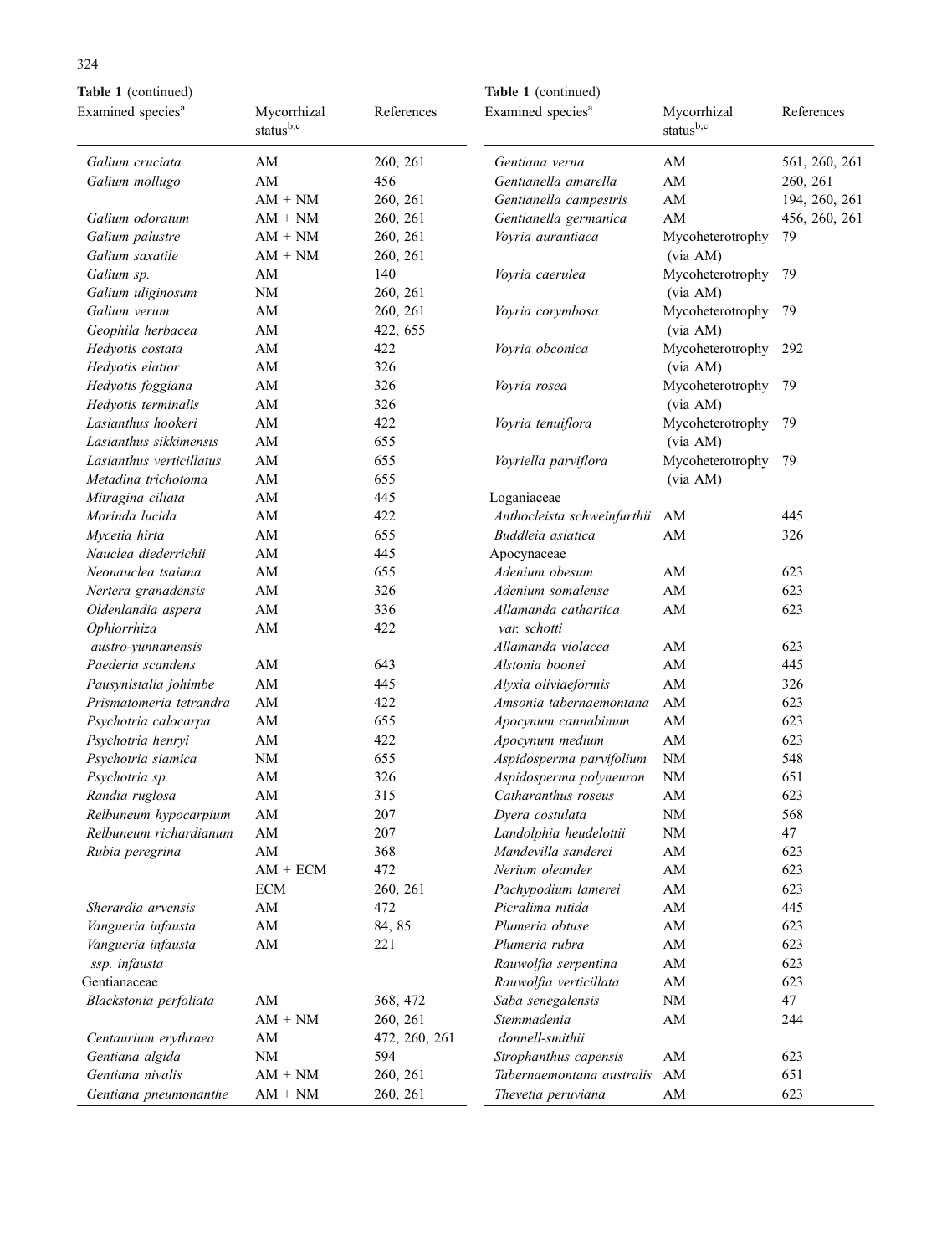**Table 1** (continued)

| Examined species[a] | Mycorrhizal status[b,c] | References |
|---|---|---|
| *Galium cruciata* | AM | 260, 261 |
| *Galium mollugo* | AM | 456 |
| | AM + NM | 260, 261 |
| *Galium odoratum* | AM + NM | 260, 261 |
| *Galium palustre* | AM + NM | 260, 261 |
| *Galium saxatile* | AM + NM | 260, 261 |
| *Galium sp.* | AM | 140 |
| *Galium uliginosum* | NM | 260, 261 |
| *Galium verum* | AM | 260, 261 |
| *Geophila herbacea* | AM | 422, 655 |
| *Hedyotis costata* | AM | 422 |
| *Hedyotis elatior* | AM | 326 |
| *Hedyotis foggiana* | AM | 326 |
| *Hedyotis terminalis* | AM | 326 |
| *Lasianthus hookeri* | AM | 422 |
| *Lasianthus sikkimensis* | AM | 655 |
| *Lasianthus verticillatus* | AM | 655 |
| *Metadina trichotoma* | AM | 655 |
| *Mitragina ciliata* | AM | 445 |
| *Morinda lucida* | AM | 422 |
| *Mycetia hirta* | AM | 655 |
| *Nauclea diederrichii* | AM | 445 |
| *Neonauclea tsaiana* | AM | 655 |
| *Nertera granadensis* | AM | 326 |
| *Oldenlandia aspera* | AM | 336 |
| *Ophiorrhiza austro-yunnanensis* | AM | 422 |
| *Paederia scandens* | AM | 643 |
| *Pausynistalia johimbe* | AM | 445 |
| *Prismatomeria tetrandra* | AM | 422 |
| *Psychotria calocarpa* | AM | 655 |
| *Psychotria henryi* | AM | 422 |
| *Psychotria siamica* | NM | 655 |
| *Psychotria sp.* | AM | 326 |
| *Randia ruglosa* | AM | 315 |
| *Relbuneum hypocarpium* | AM | 207 |
| *Relbuneum richardianum* | AM | 207 |
| *Rubia peregrina* | AM | 368 |
| | AM + ECM | 472 |
| | ECM | 260, 261 |
| *Sherardia arvensis* | AM | 472 |
| *Vangueria infausta* | AM | 84, 85 |
| *Vangueria infausta ssp. infausta* | AM | 221 |
| Gentianaceae | | |
| *Blackstonia perfoliata* | AM | 368, 472 |
| | AM + NM | 260, 261 |
| *Centaurium erythraea* | AM | 472, 260, 261 |
| *Gentiana algida* | NM | 594 |
| *Gentiana nivalis* | AM + NM | 260, 261 |
| *Gentiana pneumonanthe* | AM + NM | 260, 261 |
| *Gentiana verna* | AM | 561, 260, 261 |
| *Gentianella amarella* | AM | 260, 261 |
| *Gentianella campestris* | AM | 194, 260, 261 |
| *Gentianella germanica* | AM | 456, 260, 261 |
| *Voyria aurantiaca* | Mycoheterotrophy (via AM) | 79 |
| *Voyria caerulea* | Mycoheterotrophy (via AM) | 79 |
| *Voyria corymbosa* | Mycoheterotrophy (via AM) | 79 |
| *Voyria obconica* | Mycoheterotrophy (via AM) | 292 |
| *Voyria rosea* | Mycoheterotrophy (via AM) | 79 |
| *Voyria tenuiflora* | Mycoheterotrophy (via AM) | 79 |
| *Voyriella parviflora* | Mycoheterotrophy (via AM) | 79 |
| Loganiaceae | | |
| *Anthocleista schweinfurthii* | AM | 445 |
| *Buddleia asiatica* | AM | 326 |
| Apocynaceae | | |
| *Adenium obesum* | AM | 623 |
| *Adenium somalense* | AM | 623 |
| *Allamanda cathartica var. schotti* | AM | 623 |
| *Allamanda violacea* | AM | 623 |
| *Alstonia boonei* | AM | 445 |
| *Alyxia oliviaeformis* | AM | 326 |
| *Amsonia tabernaemontana* | AM | 623 |
| *Apocynum cannabinum* | AM | 623 |
| *Apocynum medium* | AM | 623 |
| *Aspidosperma parvifolium* | NM | 548 |
| *Aspidosperma polyneuron* | NM | 651 |
| *Catharanthus roseus* | AM | 623 |
| *Dyera costulata* | NM | 568 |
| *Landolphia heudelottii* | NM | 47 |
| *Mandevilla sanderei* | AM | 623 |
| *Nerium oleander* | AM | 623 |
| *Pachypodium lamerei* | AM | 623 |
| *Picralima nitida* | AM | 445 |
| *Plumeria obtuse* | AM | 623 |
| *Plumeria rubra* | AM | 623 |
| *Rauwolfia serpentina* | AM | 623 |
| *Rauwolfia verticillata* | AM | 623 |
| *Saba senegalensis* | NM | 47 |
| *Stemmadenia donnell-smithii* | AM | 244 |
| *Strophanthus capensis* | AM | 623 |
| *Tabernaemontana australis* | AM | 651 |
| *Thevetia peruviana* | AM | 623 |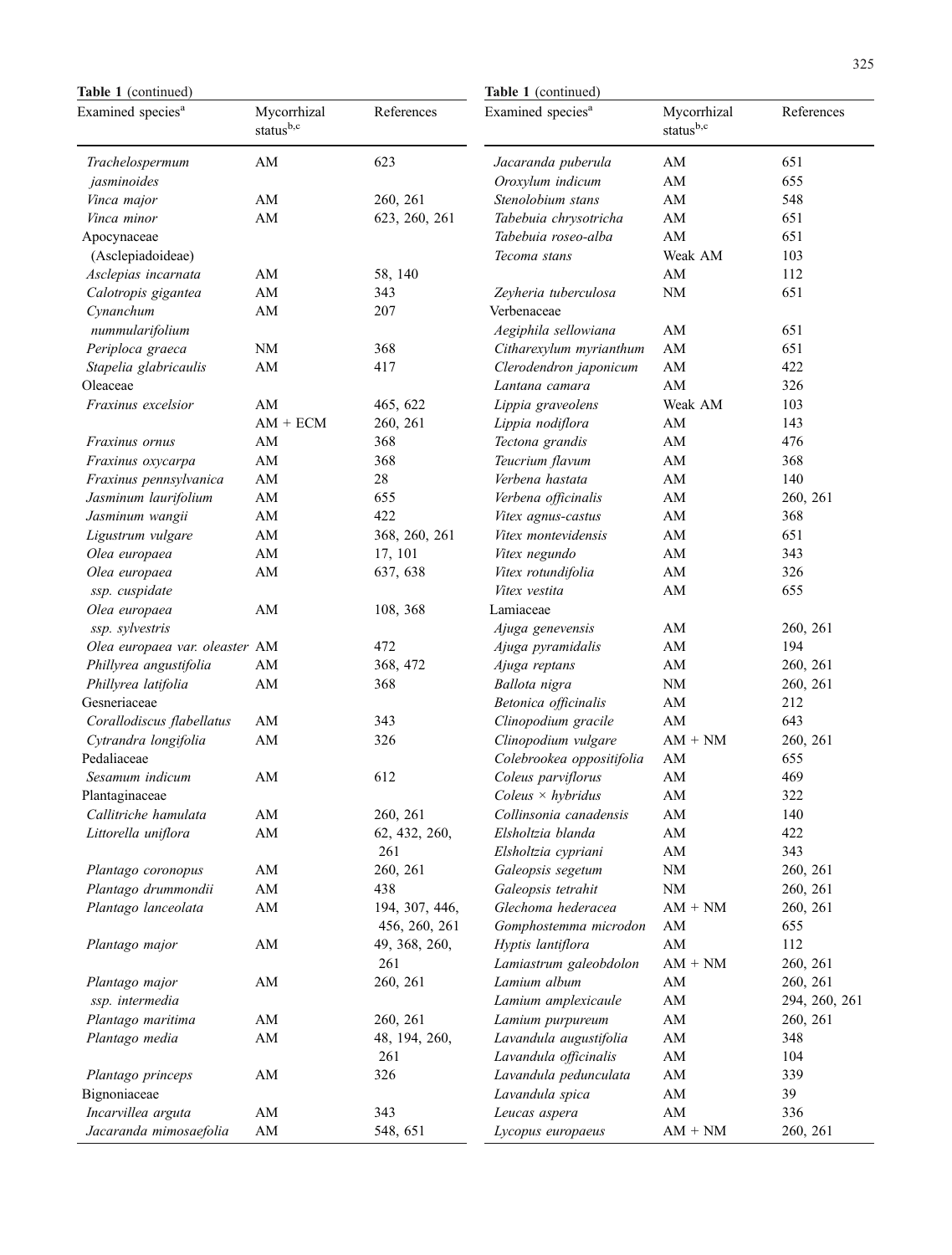**Table 1** (continued)

| Examined species[a] | Mycorrhizal status[b,c] | References |
|---|---|---|
| *Trachelospermum jasminoides* | AM | 623 |
| *Vinca major* | AM | 260, 261 |
| *Vinca minor* | AM | 623, 260, 261 |
| Apocynaceae (Asclepiadoideae) | | |
| *Asclepias incarnata* | AM | 58, 140 |
| *Calotropis gigantea* | AM | 343 |
| *Cynanchum nummularifolium* | AM | 207 |
| *Periploca graeca* | NM | 368 |
| *Stapelia glabricaulis* | AM | 417 |
| Oleaceae | | |
| *Fraxinus excelsior* | AM | 465, 622 |
| | AM + ECM | 260, 261 |
| *Fraxinus ornus* | AM | 368 |
| *Fraxinus oxycarpa* | AM | 368 |
| *Fraxinus pennsylvanica* | AM | 28 |
| *Jasminum laurifolium* | AM | 655 |
| *Jasminum wangii* | AM | 422 |
| *Ligustrum vulgare* | AM | 368, 260, 261 |
| *Olea europaea* | AM | 17, 101 |
| *Olea europaea* ssp. *cuspidate* | AM | 637, 638 |
| *Olea europaea* ssp. *sylvestris* | AM | 108, 368 |
| *Olea europaea* var. *oleaster* | AM | 472 |
| *Phillyrea angustifolia* | AM | 368, 472 |
| *Phillyrea latifolia* | AM | 368 |
| Gesneriaceae | | |
| *Corallodiscus flabellatus* | AM | 343 |
| *Cytrandra longifolia* | AM | 326 |
| Pedaliaceae | | |
| *Sesamum indicum* | AM | 612 |
| Plantaginaceae | | |
| *Callitriche hamulata* | AM | 260, 261 |
| *Littorella uniflora* | AM | 62, 432, 260, 261 |
| *Plantago coronopus* | AM | 260, 261 |
| *Plantago drummondii* | AM | 438 |
| *Plantago lanceolata* | AM | 194, 307, 446, 456, 260, 261 |
| *Plantago major* | AM | 49, 368, 260, 261 |
| *Plantago major* ssp. *intermedia* | AM | 260, 261 |
| *Plantago maritima* | AM | 260, 261 |
| *Plantago media* | AM | 48, 194, 260, 261 |
| *Plantago princeps* | AM | 326 |
| Bignoniaceae | | |
| *Incarvillea arguta* | AM | 343 |
| *Jacaranda mimosaefolia* | AM | 548, 651 |
| *Jacaranda puberula* | AM | 651 |
| *Oroxylum indicum* | AM | 655 |
| *Stenolobium stans* | AM | 548 |
| *Tabebuia chrysotricha* | AM | 651 |
| *Tabebuia roseo-alba* | AM | 651 |
| *Tecoma stans* | Weak AM | 103 |
| | AM | 112 |
| *Zeyheria tuberculosa* | NM | 651 |
| Verbenaceae | | |
| *Aegiphila sellowiana* | AM | 651 |
| *Citharexylum myrianthum* | AM | 651 |
| *Clerodendron japonicum* | AM | 422 |
| *Lantana camara* | AM | 326 |
| *Lippia graveolens* | Weak AM | 103 |
| *Lippia nodiflora* | AM | 143 |
| *Tectona grandis* | AM | 476 |
| *Teucrium flavum* | AM | 368 |
| *Verbena hastata* | AM | 140 |
| *Verbena officinalis* | AM | 260, 261 |
| *Vitex agnus-castus* | AM | 368 |
| *Vitex montevidensis* | AM | 651 |
| *Vitex negundo* | AM | 343 |
| *Vitex rotundifolia* | AM | 326 |
| *Vitex vestita* | AM | 655 |
| Lamiaceae | | |
| *Ajuga genevensis* | AM | 260, 261 |
| *Ajuga pyramidalis* | AM | 194 |
| *Ajuga reptans* | AM | 260, 261 |
| *Ballota nigra* | NM | 260, 261 |
| *Betonica officinalis* | AM | 212 |
| *Clinopodium gracile* | AM | 643 |
| *Clinopodium vulgare* | AM + NM | 260, 261 |
| *Colebrookea oppositifolia* | AM | 655 |
| *Coleus parviflorus* | AM | 469 |
| *Coleus × hybridus* | AM | 322 |
| *Collinsonia canadensis* | AM | 140 |
| *Elsholtzia blanda* | AM | 422 |
| *Elsholtzia cypriani* | AM | 343 |
| *Galeopsis segetum* | NM | 260, 261 |
| *Galeopsis tetrahit* | NM | 260, 261 |
| *Glechoma hederacea* | AM + NM | 260, 261 |
| *Gomphostemma microdon* | AM | 655 |
| *Hyptis lantiflora* | AM | 112 |
| *Lamiastrum galeobdolon* | AM + NM | 260, 261 |
| *Lamium album* | AM | 260, 261 |
| *Lamium amplexicaule* | AM | 294, 260, 261 |
| *Lamium purpureum* | AM | 260, 261 |
| *Lavandula augustifolia* | AM | 348 |
| *Lavandula officinalis* | AM | 104 |
| *Lavandula pedunculata* | AM | 339 |
| *Lavandula spica* | AM | 39 |
| *Leucas aspera* | AM | 336 |
| *Lycopus europaeus* | AM + NM | 260, 261 |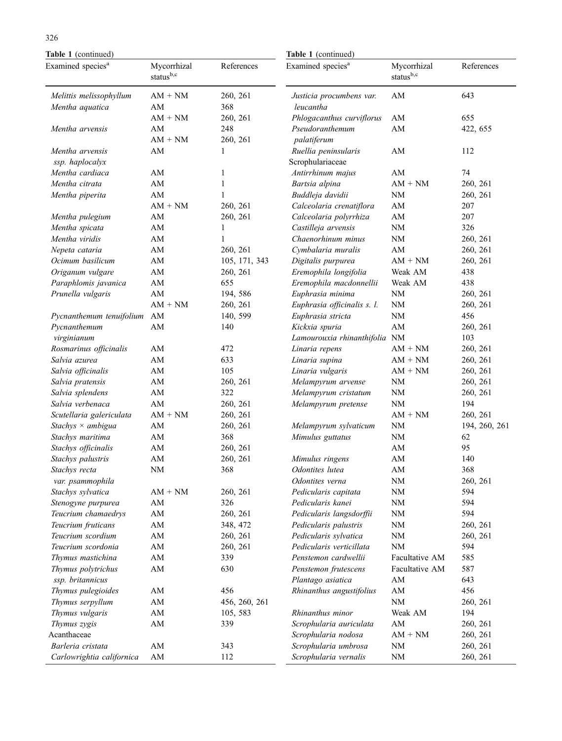**Table 1** (continued)

| Examined species[a] | Mycorrhizal status[b,c] | References |
|---|---|---|
| *Melittis melissophyllum* | AM + NM | 260, 261 |
| *Mentha aquatica* | AM | 368 |
| | AM + NM | 260, 261 |
| *Mentha arvensis* | AM | 248 |
| | AM + NM | 260, 261 |
| *Mentha arvensis ssp. haplocalyx* | AM | 1 |
| *Mentha cardiaca* | AM | 1 |
| *Mentha citrata* | AM | 1 |
| *Mentha piperita* | AM | 1 |
| | AM + NM | 260, 261 |
| *Mentha pulegium* | AM | 260, 261 |
| *Mentha spicata* | AM | 1 |
| *Mentha viridis* | AM | 1 |
| *Nepeta cataria* | AM | 260, 261 |
| *Ocimum basilicum* | AM | 105, 171, 343 |
| *Origanum vulgare* | AM | 260, 261 |
| *Paraphlomis javanica* | AM | 655 |
| *Prunella vulgaris* | AM | 194, 586 |
| | AM + NM | 260, 261 |
| *Pycnanthemum tenuifolium* | AM | 140, 599 |
| *Pycnanthemum virginianum* | AM | 140 |
| *Rosmarinus officinalis* | AM | 472 |
| *Salvia azurea* | AM | 633 |
| *Salvia officinalis* | AM | 105 |
| *Salvia pratensis* | AM | 260, 261 |
| *Salvia splendens* | AM | 322 |
| *Salvia verbenaca* | AM | 260, 261 |
| *Scutellaria galericulata* | AM + NM | 260, 261 |
| *Stachys × ambigua* | AM | 260, 261 |
| *Stachys maritima* | AM | 368 |
| *Stachys officinalis* | AM | 260, 261 |
| *Stachys palustris* | AM | 260, 261 |
| *Stachys recta var. psammophila* | NM | 368 |
| *Stachys sylvatica* | AM + NM | 260, 261 |
| *Stenogyne purpurea* | AM | 326 |
| *Teucrium chamaedrys* | AM | 260, 261 |
| *Teucrium fruticans* | AM | 348, 472 |
| *Teucrium scordium* | AM | 260, 261 |
| *Teucrium scordonia* | AM | 260, 261 |
| *Thymus mastichina* | AM | 339 |
| *Thymus polytrichus ssp. britannicus* | AM | 630 |
| *Thymus pulegioides* | AM | 456 |
| *Thymus serpyllum* | AM | 456, 260, 261 |
| *Thymus vulgaris* | AM | 105, 583 |
| *Thymus zygis* | AM | 339 |
| Acanthaceae | | |
| *Barleria cristata* | AM | 343 |
| *Carlowrightia californica* | AM | 112 |
| *Justicia procumbens var. leucantha* | AM | 643 |
| *Phlogacanthus curviflorus* | AM | 655 |
| *Pseudoranthemum palatiferum* | AM | 422, 655 |
| *Ruellia peninsularis* | AM | 112 |
| Scrophulariaceae | | |
| *Antirrhinum majus* | AM | 74 |
| *Bartsia alpina* | AM + NM | 260, 261 |
| *Buddleja davidii* | NM | 260, 261 |
| *Calceolaria crenatiflora* | AM | 207 |
| *Calceolaria polyrrhiza* | AM | 207 |
| *Castilleja arvensis* | NM | 326 |
| *Chaenorhinum minus* | NM | 260, 261 |
| *Cymbalaria muralis* | AM | 260, 261 |
| *Digitalis purpurea* | AM + NM | 260, 261 |
| *Eremophila longifolia* | Weak AM | 438 |
| *Eremophila macdonnellii* | Weak AM | 438 |
| *Euphrasia minima* | NM | 260, 261 |
| *Euphrasia officinalis s. l.* | NM | 260, 261 |
| *Euphrasia stricta* | NM | 456 |
| *Kickxia spuria* | AM | 260, 261 |
| *Lamourouxia rhinanthifolia* | NM | 103 |
| *Linaria repens* | AM + NM | 260, 261 |
| *Linaria supina* | AM + NM | 260, 261 |
| *Linaria vulgaris* | AM + NM | 260, 261 |
| *Melampyrum arvense* | NM | 260, 261 |
| *Melampyrum cristatum* | NM | 260, 261 |
| *Melampyrum pretense* | NM | 194 |
| | AM + NM | 260, 261 |
| *Melampyrum sylvaticum* | NM | 194, 260, 261 |
| *Mimulus guttatus* | NM | 62 |
| | AM | 95 |
| *Mimulus ringens* | AM | 140 |
| *Odontites lutea* | AM | 368 |
| *Odontites verna* | NM | 260, 261 |
| *Pedicularis capitata* | NM | 594 |
| *Pedicularis kanei* | NM | 594 |
| *Pedicularis langsdorffii* | NM | 594 |
| *Pedicularis palustris* | NM | 260, 261 |
| *Pedicularis sylvatica* | NM | 260, 261 |
| *Pedicularis verticillata* | NM | 594 |
| *Penstemon cardwellii* | Facultative AM | 585 |
| *Penstemon frutescens* | Facultative AM | 587 |
| *Plantago asiatica* | AM | 643 |
| *Rhinanthus angustifolius* | AM | 456 |
| | NM | 260, 261 |
| *Rhinanthus minor* | Weak AM | 194 |
| *Scrophularia auriculata* | AM | 260, 261 |
| *Scrophularia nodosa* | AM + NM | 260, 261 |
| *Scrophularia umbrosa* | NM | 260, 261 |
| *Scrophularia vernalis* | NM | 260, 261 |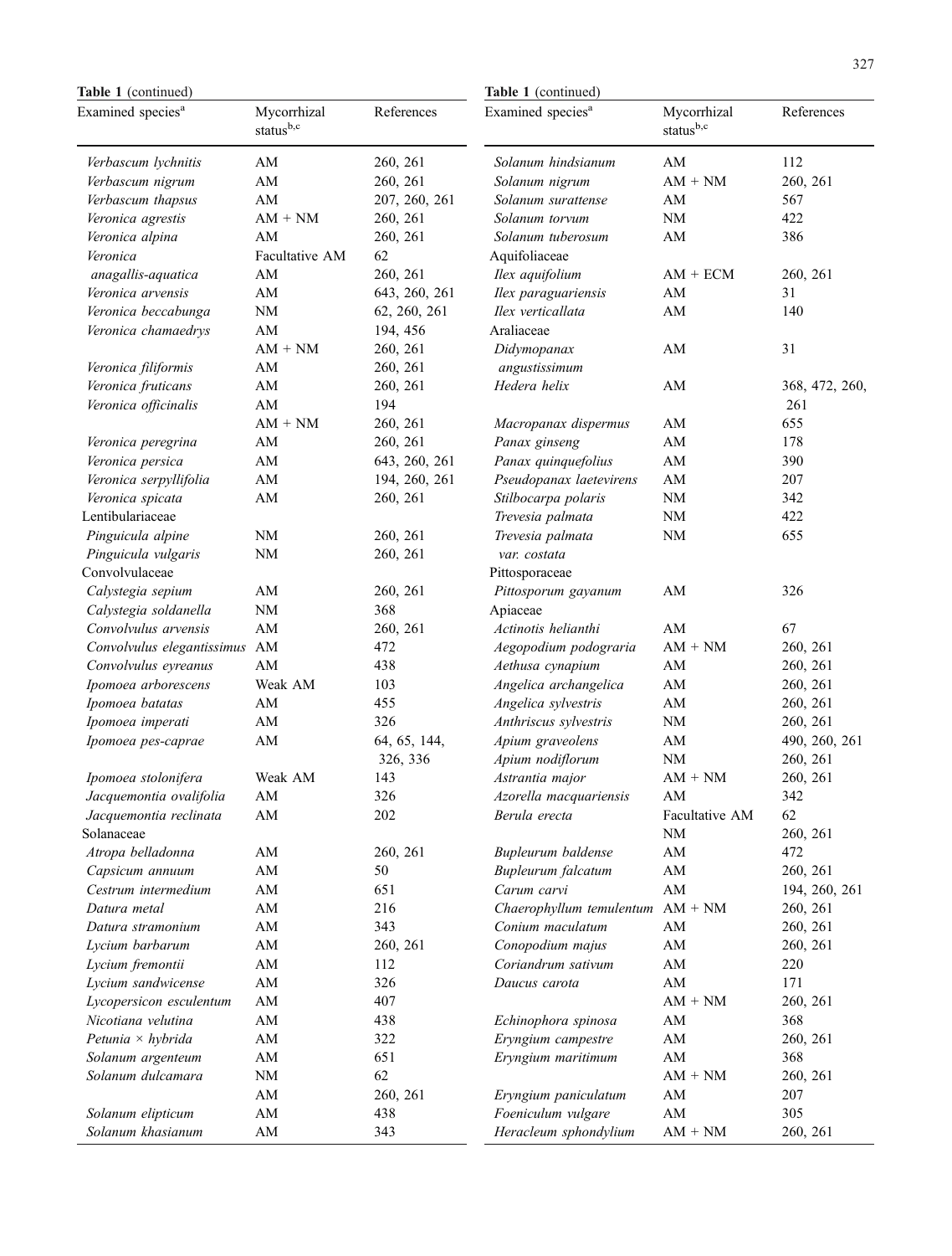**Table 1** (continued)

| Examined species[a] | Mycorrhizal status[b,c] | References |
|---|---|---|
| *Verbascum lychnitis* | AM | 260, 261 |
| *Verbascum nigrum* | AM | 260, 261 |
| *Verbascum thapsus* | AM | 207, 260, 261 |
| *Veronica agrestis* | AM + NM | 260, 261 |
| *Veronica alpina* | AM | 260, 261 |
| *Veronica anagallis-aquatica* | Facultative AM | 62 |
| | AM | 260, 261 |
| *Veronica arvensis* | AM | 643, 260, 261 |
| *Veronica beccabunga* | NM | 62, 260, 261 |
| *Veronica chamaedrys* | AM | 194, 456 |
| | AM + NM | 260, 261 |
| *Veronica filiformis* | AM | 260, 261 |
| *Veronica fruticans* | AM | 260, 261 |
| *Veronica officinalis* | AM | 194 |
| | AM + NM | 260, 261 |
| *Veronica peregrina* | AM | 260, 261 |
| *Veronica persica* | AM | 643, 260, 261 |
| *Veronica serpyllifolia* | AM | 194, 260, 261 |
| *Veronica spicata* | AM | 260, 261 |
| Lentibulariaceae | | |
| *Pinguicula alpine* | NM | 260, 261 |
| *Pinguicula vulgaris* | NM | 260, 261 |
| Convolvulaceae | | |
| *Calystegia sepium* | AM | 260, 261 |
| *Calystegia soldanella* | NM | 368 |
| *Convolvulus arvensis* | AM | 260, 261 |
| *Convolvulus elegantissimus* | AM | 472 |
| *Convolvulus eyreanus* | AM | 438 |
| *Ipomoea arborescens* | Weak AM | 103 |
| *Ipomoea batatas* | AM | 455 |
| *Ipomoea imperati* | AM | 326 |
| *Ipomoea pes-caprae* | AM | 64, 65, 144, 326, 336 |
| *Ipomoea stolonifera* | Weak AM | 143 |
| *Jacquemontia ovalifolia* | AM | 326 |
| *Jacquemontia reclinata* | AM | 202 |
| Solanaceae | | |
| *Atropa belladonna* | AM | 260, 261 |
| *Capsicum annuum* | AM | 50 |
| *Cestrum intermedium* | AM | 651 |
| *Datura metal* | AM | 216 |
| *Datura stramonium* | AM | 343 |
| *Lycium barbarum* | AM | 260, 261 |
| *Lycium fremontii* | AM | 112 |
| *Lycium sandwicense* | AM | 326 |
| *Lycopersicon esculentum* | AM | 407 |
| *Nicotiana velutina* | AM | 438 |
| *Petunia × hybrida* | AM | 322 |
| *Solanum argenteum* | AM | 651 |
| *Solanum dulcamara* | NM | 62 |
| | AM | 260, 261 |
| *Solanum elipticum* | AM | 438 |
| *Solanum khasianum* | AM | 343 |
| *Solanum hindsianum* | AM | 112 |
| *Solanum nigrum* | AM + NM | 260, 261 |
| *Solanum surattense* | AM | 567 |
| *Solanum torvum* | NM | 422 |
| *Solanum tuberosum* | AM | 386 |
| Aquifoliaceae | | |
| *Ilex aquifolium* | AM + ECM | 260, 261 |
| *Ilex paraguariensis* | AM | 31 |
| *Ilex verticallata* | AM | 140 |
| Araliaceae | | |
| *Didymopanax angustissimum* | AM | 31 |
| *Hedera helix* | AM | 368, 472, 260, 261 |
| *Macropanax dispermus* | AM | 655 |
| *Panax ginseng* | AM | 178 |
| *Panax quinquefolius* | AM | 390 |
| *Pseudopanax laetevirens* | AM | 207 |
| *Stilbocarpa polaris* | NM | 342 |
| *Trevesia palmata* | NM | 422 |
| *Trevesia palmata var. costata* | NM | 655 |
| Pittosporaceae | | |
| *Pittosporum gayanum* | AM | 326 |
| Apiaceae | | |
| *Actinotis helianthi* | AM | 67 |
| *Aegopodium podograria* | AM + NM | 260, 261 |
| *Aethusa cynapium* | AM | 260, 261 |
| *Angelica archangelica* | AM | 260, 261 |
| *Angelica sylvestris* | AM | 260, 261 |
| *Anthriscus sylvestris* | NM | 260, 261 |
| *Apium graveolens* | AM | 490, 260, 261 |
| *Apium nodiflorum* | NM | 260, 261 |
| *Astrantia major* | AM + NM | 260, 261 |
| *Azorella macquariensis* | AM | 342 |
| *Berula erecta* | Facultative AM | 62 |
| | NM | 260, 261 |
| *Bupleurum baldense* | AM | 472 |
| *Bupleurum falcatum* | AM | 260, 261 |
| *Carum carvi* | AM | 194, 260, 261 |
| *Chaerophyllum temulentum* | AM + NM | 260, 261 |
| *Conium maculatum* | AM | 260, 261 |
| *Conopodium majus* | AM | 260, 261 |
| *Coriandrum sativum* | AM | 220 |
| *Daucus carota* | AM | 171 |
| | AM + NM | 260, 261 |
| *Echinophora spinosa* | AM | 368 |
| *Eryngium campestre* | AM | 260, 261 |
| *Eryngium maritimum* | AM | 368 |
| | AM + NM | 260, 261 |
| *Eryngium paniculatum* | AM | 207 |
| *Foeniculum vulgare* | AM | 305 |
| *Heracleum sphondylium* | AM + NM | 260, 261 |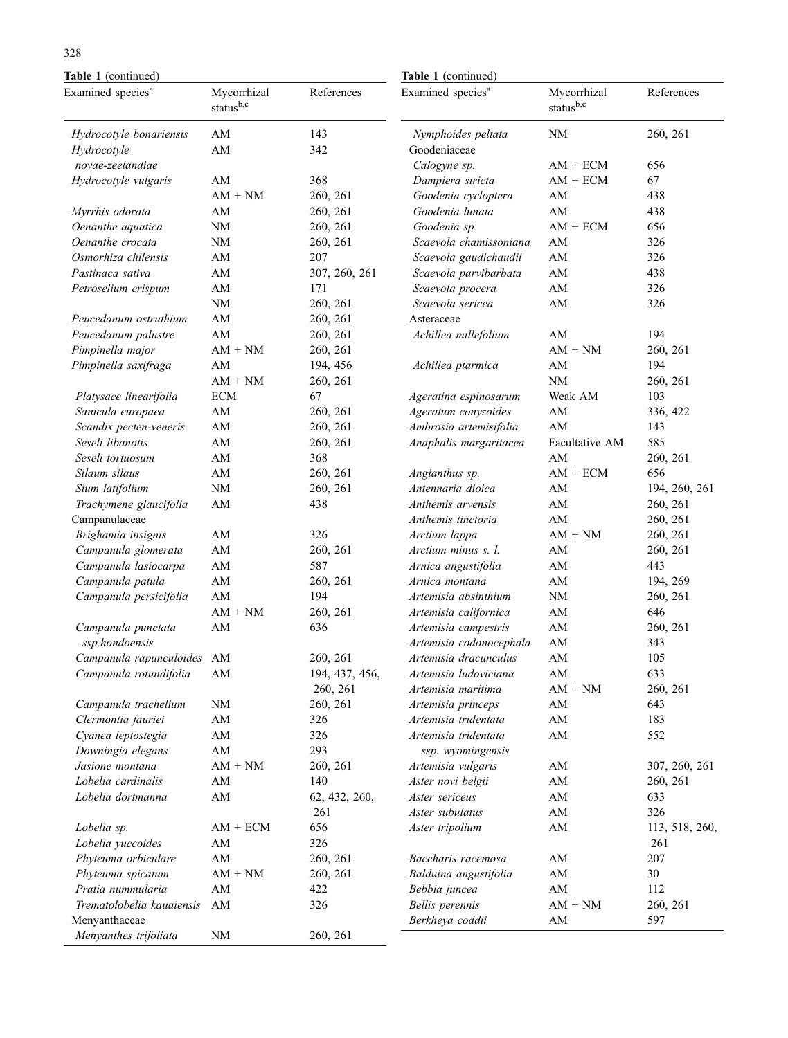**Table 1** (continued)

| Examined species[a] | Mycorrhizal status[b,c] | References |
|---|---|---|
| *Hydrocotyle bonariensis* | AM | 143 |
| *Hydrocotyle novae-zeelandiae* | AM | 342 |
| *Hydrocotyle vulgaris* | AM | 368 |
| | AM + NM | 260, 261 |
| *Myrrhis odorata* | AM | 260, 261 |
| *Oenanthe aquatica* | NM | 260, 261 |
| *Oenanthe crocata* | NM | 260, 261 |
| *Osmorhiza chilensis* | AM | 207 |
| *Pastinaca sativa* | AM | 307, 260, 261 |
| *Petroselium crispum* | AM | 171 |
| | NM | 260, 261 |
| *Peucedanum ostruthium* | AM | 260, 261 |
| *Peucedanum palustre* | AM | 260, 261 |
| *Pimpinella major* | AM + NM | 260, 261 |
| *Pimpinella saxifraga* | AM | 194, 456 |
| | AM + NM | 260, 261 |
| *Platysace linearifolia* | ECM | 67 |
| *Sanicula europaea* | AM | 260, 261 |
| *Scandix pecten-veneris* | AM | 260, 261 |
| *Seseli libanotis* | AM | 260, 261 |
| *Seseli tortuosum* | AM | 368 |
| *Silaum silaus* | AM | 260, 261 |
| *Sium latifolium* | NM | 260, 261 |
| *Trachymene glaucifolia* | AM | 438 |
| Campanulaceae | | |
| *Brighamia insignis* | AM | 326 |
| *Campanula glomerata* | AM | 260, 261 |
| *Campanula lasiocarpa* | AM | 587 |
| *Campanula patula* | AM | 260, 261 |
| *Campanula persicifolia* | AM | 194 |
| | AM + NM | 260, 261 |
| *Campanula punctata ssp.hondoensis* | AM | 636 |
| *Campanula rapunculoides* | AM | 260, 261 |
| *Campanula rotundifolia* | AM | 194, 437, 456, 260, 261 |
| *Campanula trachelium* | NM | 260, 261 |
| *Clermontia fauriei* | AM | 326 |
| *Cyanea leptostegia* | AM | 326 |
| *Downingia elegans* | AM | 293 |
| *Jasione montana* | AM + NM | 260, 261 |
| *Lobelia cardinalis* | AM | 140 |
| *Lobelia dortmanna* | AM | 62, 432, 260, 261 |
| *Lobelia sp.* | AM + ECM | 656 |
| *Lobelia yuccoides* | AM | 326 |
| *Phyteuma orbiculare* | AM | 260, 261 |
| *Phyteuma spicatum* | AM + NM | 260, 261 |
| *Pratia nummularia* | AM | 422 |
| *Trematolobelia kauaiensis* | AM | 326 |
| Menyanthaceae | | |
| *Menyanthes trifoliata* | NM | 260, 261 |
| *Nymphoides peltata* | NM | 260, 261 |
| Goodeniaceae | | |
| *Calogyne sp.* | AM + ECM | 656 |
| *Dampiera stricta* | AM + ECM | 67 |
| *Goodenia cycloptera* | AM | 438 |
| *Goodenia lunata* | AM | 438 |
| *Goodenia sp.* | AM + ECM | 656 |
| *Scaevola chamissoniana* | AM | 326 |
| *Scaevola gaudichaudii* | AM | 326 |
| *Scaevola parvibarbata* | AM | 438 |
| *Scaevola procera* | AM | 326 |
| *Scaevola sericea* | AM | 326 |
| Asteraceae | | |
| *Achillea millefolium* | AM | 194 |
| | AM + NM | 260, 261 |
| *Achillea ptarmica* | AM | 194 |
| | NM | 260, 261 |
| *Ageratina espinosarum* | Weak AM | 103 |
| *Ageratum conyzoides* | AM | 336, 422 |
| *Ambrosia artemisifolia* | AM | 143 |
| *Anaphalis margaritacea* | Facultative AM | 585 |
| | AM | 260, 261 |
| *Angianthus sp.* | AM + ECM | 656 |
| *Antennaria dioica* | AM | 194, 260, 261 |
| *Anthemis arvensis* | AM | 260, 261 |
| *Anthemis tinctoria* | AM | 260, 261 |
| *Arctium lappa* | AM + NM | 260, 261 |
| *Arctium minus s. l.* | AM | 260, 261 |
| *Arnica angustifolia* | AM | 443 |
| *Arnica montana* | AM | 194, 269 |
| *Artemisia absinthium* | NM | 260, 261 |
| *Artemisia californica* | AM | 646 |
| *Artemisia campestris* | AM | 260, 261 |
| *Artemisia codonocephala* | AM | 343 |
| *Artemisia dracunculus* | AM | 105 |
| *Artemisia ludoviciana* | AM | 633 |
| *Artemisia maritima* | AM + NM | 260, 261 |
| *Artemisia princeps* | AM | 643 |
| *Artemisia tridentata* | AM | 183 |
| *Artemisia tridentata ssp. wyomingensis* | AM | 552 |
| *Artemisia vulgaris* | AM | 307, 260, 261 |
| *Aster novi belgii* | AM | 260, 261 |
| *Aster sericeus* | AM | 633 |
| *Aster subulatus* | AM | 326 |
| *Aster tripolium* | AM | 113, 518, 260, 261 |
| *Baccharis racemosa* | AM | 207 |
| *Balduina angustifolia* | AM | 30 |
| *Bebbia juncea* | AM | 112 |
| *Bellis perennis* | AM + NM | 260, 261 |
| *Berkheya coddii* | AM | 597 |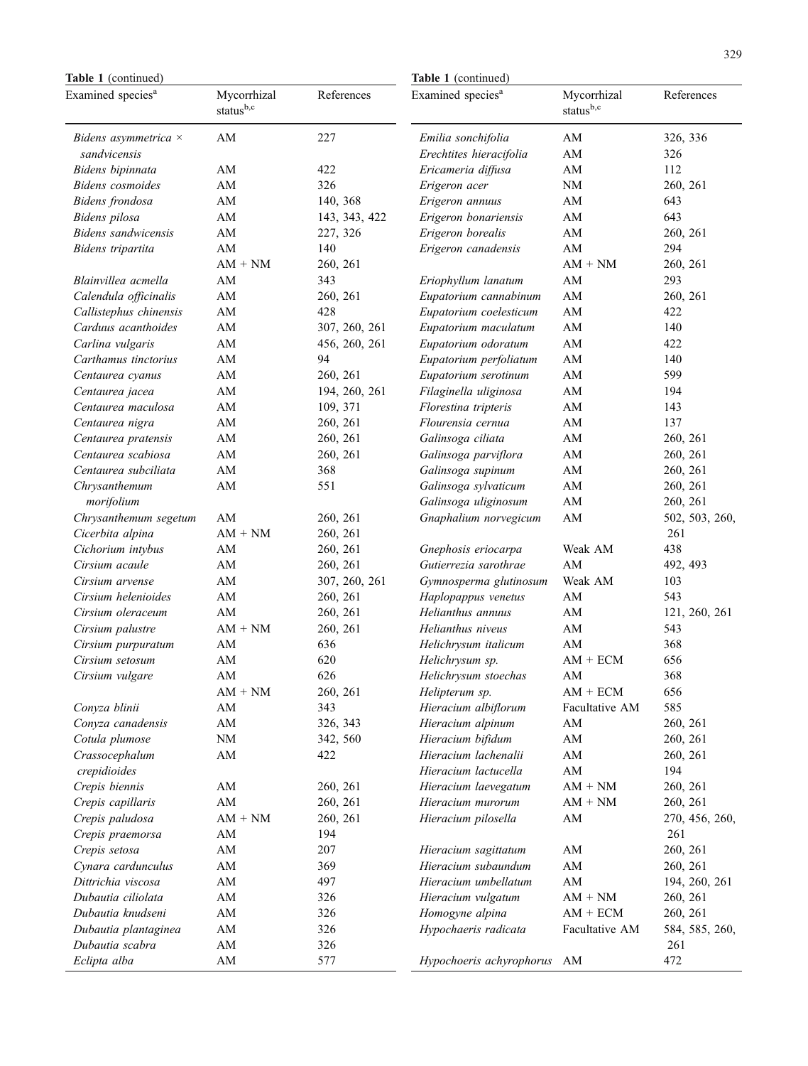**Table 1** (continued)

| Examined species[a] | Mycorrhizal status[b,c] | References |
|---|---|---|
| *Bidens asymmetrica × sandvicensis* | AM | 227 |
| *Bidens bipinnata* | AM | 422 |
| *Bidens cosmoides* | AM | 326 |
| *Bidens frondosa* | AM | 140, 368 |
| *Bidens pilosa* | AM | 143, 343, 422 |
| *Bidens sandwicensis* | AM | 227, 326 |
| *Bidens tripartita* | AM | 140 |
| | AM + NM | 260, 261 |
| *Blainvillea acmella* | AM | 343 |
| *Calendula officinalis* | AM | 260, 261 |
| *Callistephus chinensis* | AM | 428 |
| *Carduus acanthoides* | AM | 307, 260, 261 |
| *Carlina vulgaris* | AM | 456, 260, 261 |
| *Carthamus tinctorius* | AM | 94 |
| *Centaurea cyanus* | AM | 260, 261 |
| *Centaurea jacea* | AM | 194, 260, 261 |
| *Centaurea maculosa* | AM | 109, 371 |
| *Centaurea nigra* | AM | 260, 261 |
| *Centaurea pratensis* | AM | 260, 261 |
| *Centaurea scabiosa* | AM | 260, 261 |
| *Centaurea subciliata* | AM | 368 |
| *Chrysanthemum morifolium* | AM | 551 |
| *Chrysanthemum segetum* | AM | 260, 261 |
| *Cicerbita alpina* | AM + NM | 260, 261 |
| *Cichorium intybus* | AM | 260, 261 |
| *Cirsium acaule* | AM | 260, 261 |
| *Cirsium arvense* | AM | 307, 260, 261 |
| *Cirsium helenioides* | AM | 260, 261 |
| *Cirsium oleraceum* | AM | 260, 261 |
| *Cirsium palustre* | AM + NM | 260, 261 |
| *Cirsium purpuratum* | AM | 636 |
| *Cirsium setosum* | AM | 620 |
| *Cirsium vulgare* | AM | 626 |
| | AM + NM | 260, 261 |
| *Conyza blinii* | AM | 343 |
| *Conyza canadensis* | AM | 326, 343 |
| *Cotula plumose* | NM | 342, 560 |
| *Crassocephalum crepidioides* | AM | 422 |
| *Crepis biennis* | AM | 260, 261 |
| *Crepis capillaris* | AM | 260, 261 |
| *Crepis paludosa* | AM + NM | 260, 261 |
| *Crepis praemorsa* | AM | 194 |
| *Crepis setosa* | AM | 207 |
| *Cynara cardunculus* | AM | 369 |
| *Dittrichia viscosa* | AM | 497 |
| *Dubautia ciliolata* | AM | 326 |
| *Dubautia knudseni* | AM | 326 |
| *Dubautia plantaginea* | AM | 326 |
| *Dubautia scabra* | AM | 326 |
| *Eclipta alba* | AM | 577 |
| *Emilia sonchifolia* | AM | 326, 336 |
| *Erechtites hieracifolia* | AM | 326 |
| *Ericameria diffusa* | AM | 112 |
| *Erigeron acer* | NM | 260, 261 |
| *Erigeron annuus* | AM | 643 |
| *Erigeron bonariensis* | AM | 643 |
| *Erigeron borealis* | AM | 260, 261 |
| *Erigeron canadensis* | AM | 294 |
| | AM + NM | 260, 261 |
| *Eriophyllum lanatum* | AM | 293 |
| *Eupatorium cannabinum* | AM | 260, 261 |
| *Eupatorium coelesticum* | AM | 422 |
| *Eupatorium maculatum* | AM | 140 |
| *Eupatorium odoratum* | AM | 422 |
| *Eupatorium perfoliatum* | AM | 140 |
| *Eupatorium serotinum* | AM | 599 |
| *Filaginella uliginosa* | AM | 194 |
| *Florestina tripteris* | AM | 143 |
| *Flourensia cernua* | AM | 137 |
| *Galinsoga ciliata* | AM | 260, 261 |
| *Galinsoga parviflora* | AM | 260, 261 |
| *Galinsoga supinum* | AM | 260, 261 |
| *Galinsoga sylvaticum* | AM | 260, 261 |
| *Galinsoga uliginosum* | AM | 260, 261 |
| *Gnaphalium norvegicum* | AM | 502, 503, 260, 261 |
| *Gnephosis eriocarpa* | Weak AM | 438 |
| *Gutierrezia sarothrae* | AM | 492, 493 |
| *Gymnosperma glutinosum* | Weak AM | 103 |
| *Haplopappus venetus* | AM | 543 |
| *Helianthus annuus* | AM | 121, 260, 261 |
| *Helianthus niveus* | AM | 543 |
| *Helichrysum italicum* | AM | 368 |
| *Helichrysum sp.* | AM + ECM | 656 |
| *Helichrysum stoechas* | AM | 368 |
| *Helipterum sp.* | AM + ECM | 656 |
| *Hieracium albiflorum* | Facultative AM | 585 |
| *Hieracium alpinum* | AM | 260, 261 |
| *Hieracium bifidum* | AM | 260, 261 |
| *Hieracium lachenalii* | AM | 260, 261 |
| *Hieracium lactucella* | AM | 194 |
| *Hieracium laevegatum* | AM + NM | 260, 261 |
| *Hieracium murorum* | AM + NM | 260, 261 |
| *Hieracium pilosella* | AM | 270, 456, 260, 261 |
| *Hieracium sagittatum* | AM | 260, 261 |
| *Hieracium subaundum* | AM | 260, 261 |
| *Hieracium umbellatum* | AM | 194, 260, 261 |
| *Hieracium vulgatum* | AM + NM | 260, 261 |
| *Homogyne alpina* | AM + ECM | 260, 261 |
| *Hypochaeris radicata* | Facultative AM | 584, 585, 260, 261 |
| *Hypochoeris achyrophorus* | AM | 472 |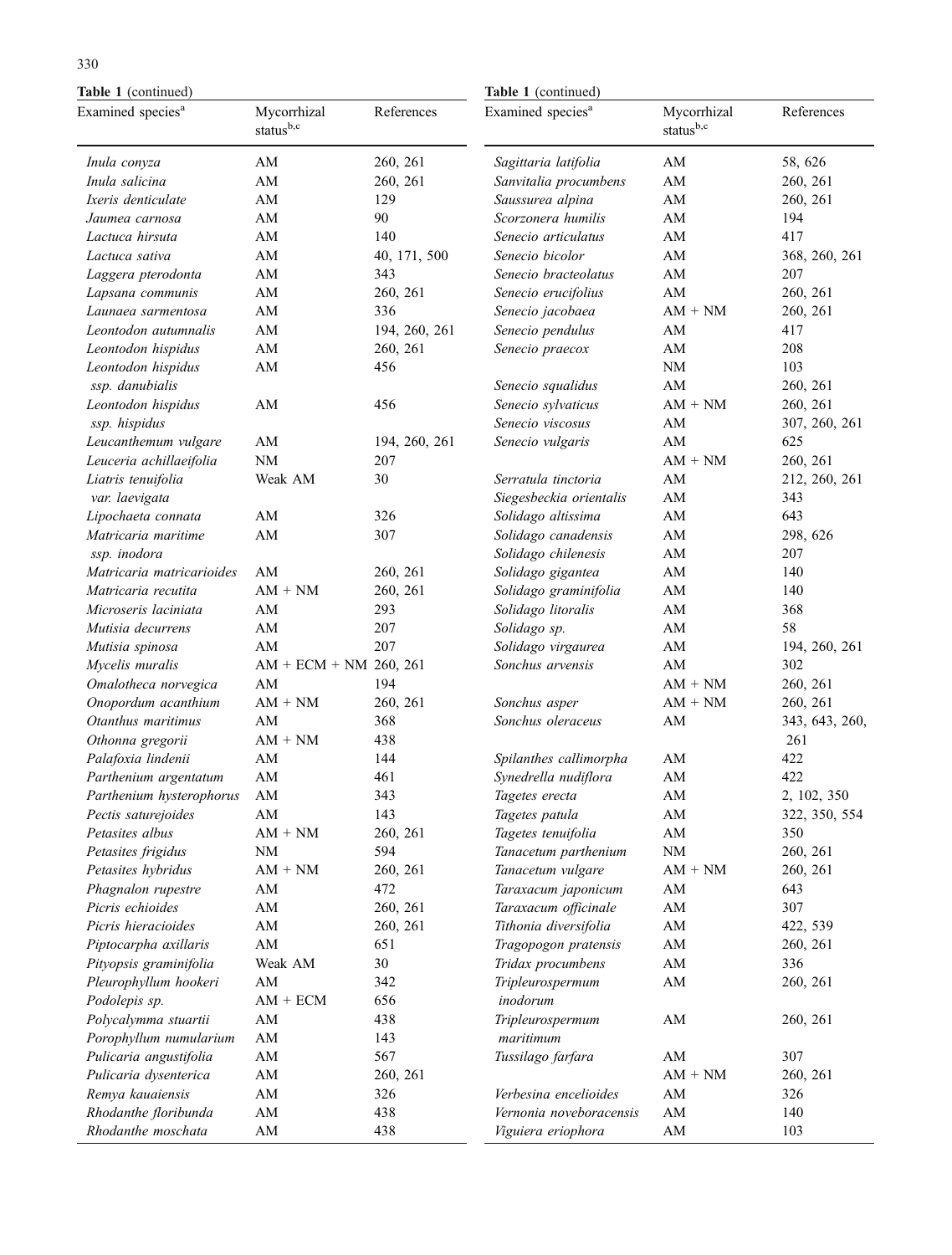**Table 1** (continued)

| Examined species[a] | Mycorrhizal status[b,c] | References |
|---|---|---|
| *Inula conyza* | AM | 260, 261 |
| *Inula salicina* | AM | 260, 261 |
| *Ixeris denticulate* | AM | 129 |
| *Jaumea carnosa* | AM | 90 |
| *Lactuca hirsuta* | AM | 140 |
| *Lactuca sativa* | AM | 40, 171, 500 |
| *Laggera pterodonta* | AM | 343 |
| *Lapsana communis* | AM | 260, 261 |
| *Launaea sarmentosa* | AM | 336 |
| *Leontodon autumnalis* | AM | 194, 260, 261 |
| *Leontodon hispidus* | AM | 260, 261 |
| *Leontodon hispidus ssp. danubialis* | AM | 456 |
| *Leontodon hispidus ssp. hispidus* | AM | 456 |
| *Leucanthemum vulgare* | AM | 194, 260, 261 |
| *Leuceria achillaeifolia* | NM | 207 |
| *Liatris tenuifolia var. laevigata* | Weak AM | 30 |
| *Lipochaeta connata* | AM | 326 |
| *Matricaria maritime ssp. inodora* | AM | 307 |
| *Matricaria matricarioides* | AM | 260, 261 |
| *Matricaria recutita* | AM + NM | 260, 261 |
| *Microseris laciniata* | AM | 293 |
| *Mutisia decurrens* | AM | 207 |
| *Mutisia spinosa* | AM | 207 |
| *Mycelis muralis* | AM + ECM + NM | 260, 261 |
| *Omalotheca norvegica* | AM | 194 |
| *Onopordum acanthium* | AM + NM | 260, 261 |
| *Otanthus maritimus* | AM | 368 |
| *Othonna gregorii* | AM + NM | 438 |
| *Palafoxia lindenii* | AM | 144 |
| *Parthenium argentatum* | AM | 461 |
| *Parthenium hysterophorus* | AM | 343 |
| *Pectis saturejoides* | AM | 143 |
| *Petasites albus* | AM + NM | 260, 261 |
| *Petasites frigidus* | NM | 594 |
| *Petasites hybridus* | AM + NM | 260, 261 |
| *Phagnalon rupestre* | AM | 472 |
| *Picris echioides* | AM | 260, 261 |
| *Picris hieracioides* | AM | 260, 261 |
| *Piptocarpha axillaris* | AM | 651 |
| *Pityopsis graminifolia* | Weak AM | 30 |
| *Pleurophyllum hookeri* | AM | 342 |
| *Podolepis sp.* | AM + ECM | 656 |
| *Polycalymma stuartii* | AM | 438 |
| *Porophyllum numularium* | AM | 143 |
| *Pulicaria angustifolia* | AM | 567 |
| *Pulicaria dysenterica* | AM | 260, 261 |
| *Remya kauaiensis* | AM | 326 |
| *Rhodanthe floribunda* | AM | 438 |
| *Rhodanthe moschata* | AM | 438 |
| *Sagittaria latifolia* | AM | 58, 626 |
| *Sanvitalia procumbens* | AM | 260, 261 |
| *Saussurea alpina* | AM | 260, 261 |
| *Scorzonera humilis* | AM | 194 |
| *Senecio articulatus* | AM | 417 |
| *Senecio bicolor* | AM | 368, 260, 261 |
| *Senecio bracteolatus* | AM | 207 |
| *Senecio erucifolius* | AM | 260, 261 |
| *Senecio jacobaea* | AM + NM | 260, 261 |
| *Senecio pendulus* | AM | 417 |
| *Senecio praecox* | AM | 208 |
| | NM | 103 |
| *Senecio squalidus* | AM | 260, 261 |
| *Senecio sylvaticus* | AM + NM | 260, 261 |
| *Senecio viscosus* | AM | 307, 260, 261 |
| *Senecio vulgaris* | AM | 625 |
| | AM + NM | 260, 261 |
| *Serratula tinctoria* | AM | 212, 260, 261 |
| *Siegesbeckia orientalis* | AM | 343 |
| *Solidago altissima* | AM | 643 |
| *Solidago canadensis* | AM | 298, 626 |
| *Solidago chilenesis* | AM | 207 |
| *Solidago gigantea* | AM | 140 |
| *Solidago graminifolia* | AM | 140 |
| *Solidago litoralis* | AM | 368 |
| *Solidago sp.* | AM | 58 |
| *Solidago virgaurea* | AM | 194, 260, 261 |
| *Sonchus arvensis* | AM | 302 |
| | AM + NM | 260, 261 |
| *Sonchus asper* | AM + NM | 260, 261 |
| *Sonchus oleraceus* | AM | 343, 643, 260, 261 |
| *Spilanthes callimorpha* | AM | 422 |
| *Synedrella nudiflora* | AM | 422 |
| *Tagetes erecta* | AM | 2, 102, 350 |
| *Tagetes patula* | AM | 322, 350, 554 |
| *Tagetes tenuifolia* | AM | 350 |
| *Tanacetum parthenium* | NM | 260, 261 |
| *Tanacetum vulgare* | AM + NM | 260, 261 |
| *Taraxacum japonicum* | AM | 643 |
| *Taraxacum officinale* | AM | 307 |
| *Tithonia diversifolia* | AM | 422, 539 |
| *Tragopogon pratensis* | AM | 260, 261 |
| *Tridax procumbens* | AM | 336 |
| *Tripleurospermum inodorum* | AM | 260, 261 |
| *Tripleurospermum maritimum* | AM | 260, 261 |
| *Tussilago farfara* | AM | 307 |
| | AM + NM | 260, 261 |
| *Verbesina encelioides* | AM | 326 |
| *Vernonia noveboracensis* | AM | 140 |
| *Viguiera eriophora* | AM | 103 |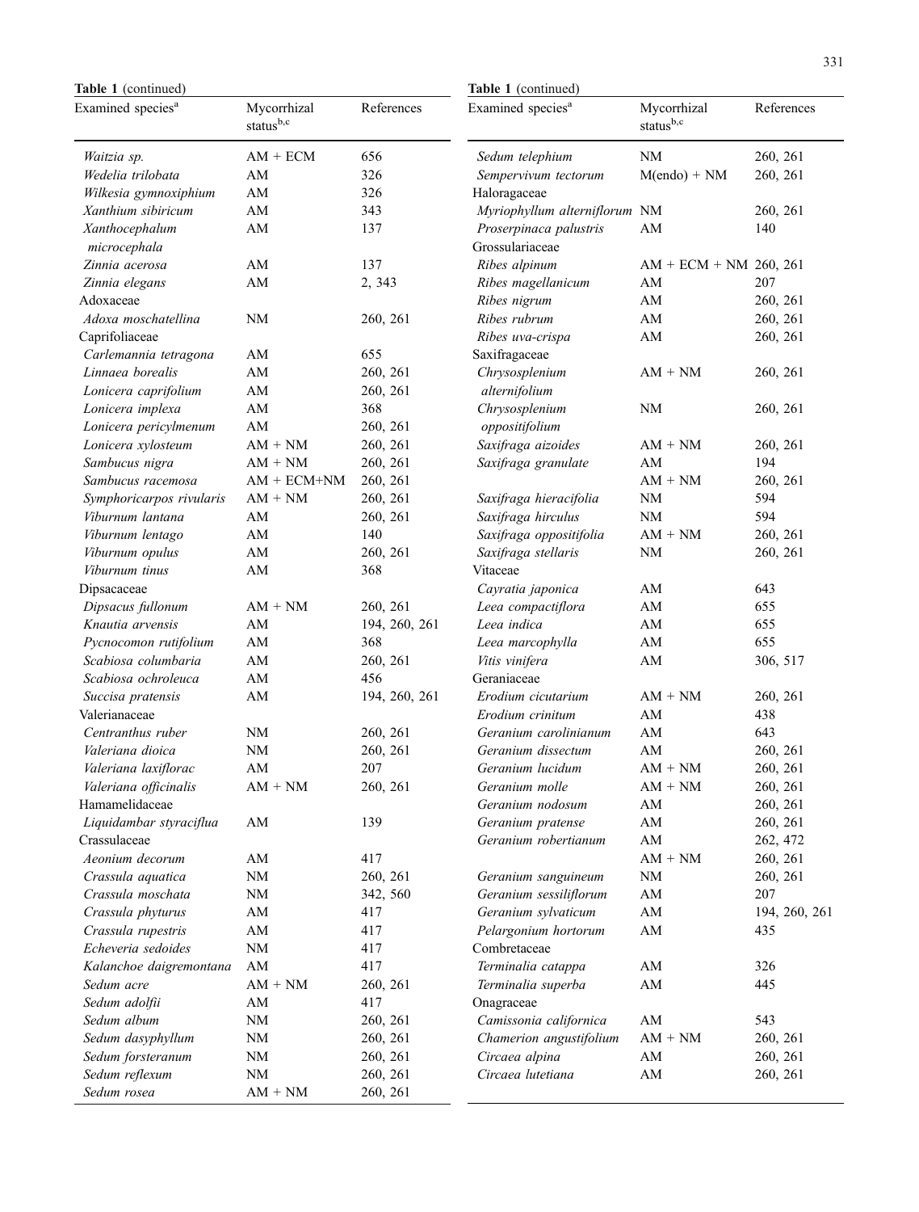**Table 1** (continued)

| Examined species[a] | Mycorrhizal status[b,c] | References |
|---|---|---|
| *Waitzia sp.* | AM + ECM | 656 |
| *Wedelia trilobata* | AM | 326 |
| *Wilkesia gymnoxiphium* | AM | 326 |
| *Xanthium sibiricum* | AM | 343 |
| *Xanthocephalum microcephala* | AM | 137 |
| *Zinnia acerosa* | AM | 137 |
| *Zinnia elegans* | AM | 2, 343 |
| Adoxaceae | | |
| *Adoxa moschatellina* | NM | 260, 261 |
| Caprifoliaceae | | |
| *Carlemannia tetragona* | AM | 655 |
| *Linnaea borealis* | AM | 260, 261 |
| *Lonicera caprifolium* | AM | 260, 261 |
| *Lonicera implexa* | AM | 368 |
| *Lonicera pericylmenum* | AM | 260, 261 |
| *Lonicera xylosteum* | AM + NM | 260, 261 |
| *Sambucus nigra* | AM + NM | 260, 261 |
| *Sambucus racemosa* | AM + ECM+NM | 260, 261 |
| *Symphoricarpos rivularis* | AM + NM | 260, 261 |
| *Viburnum lantana* | AM | 260, 261 |
| *Viburnum lentago* | AM | 140 |
| *Viburnum opulus* | AM | 260, 261 |
| *Viburnum tinus* | AM | 368 |
| Dipsacaceae | | |
| *Dipsacus fullonum* | AM + NM | 260, 261 |
| *Knautia arvensis* | AM | 194, 260, 261 |
| *Pycnocomon rutifolium* | AM | 368 |
| *Scabiosa columbaria* | AM | 260, 261 |
| *Scabiosa ochroleuca* | AM | 456 |
| *Succisa pratensis* | AM | 194, 260, 261 |
| Valerianaceae | | |
| *Centranthus ruber* | NM | 260, 261 |
| *Valeriana dioica* | NM | 260, 261 |
| *Valeriana laxiflorac* | AM | 207 |
| *Valeriana officinalis* | AM + NM | 260, 261 |
| Hamamelidaceae | | |
| *Liquidambar styraciflua* | AM | 139 |
| Crassulaceae | | |
| *Aeonium decorum* | AM | 417 |
| *Crassula aquatica* | NM | 260, 261 |
| *Crassula moschata* | NM | 342, 560 |
| *Crassula phyturus* | AM | 417 |
| *Crassula rupestris* | AM | 417 |
| *Echeveria sedoides* | NM | 417 |
| *Kalanchoe daigremontana* | AM | 417 |
| *Sedum acre* | AM + NM | 260, 261 |
| *Sedum adolfii* | AM | 417 |
| *Sedum album* | NM | 260, 261 |
| *Sedum dasyphyllum* | NM | 260, 261 |
| *Sedum forsteranum* | NM | 260, 261 |
| *Sedum reflexum* | NM | 260, 261 |
| *Sedum rosea* | AM + NM | 260, 261 |
| *Sedum telephium* | NM | 260, 261 |
| *Sempervivum tectorum* | M(endo) + NM | 260, 261 |
| Haloragaceae | | |
| *Myriophyllum alterniflorum* | NM | 260, 261 |
| *Proserpinaca palustris* | AM | 140 |
| Grossulariaceae | | |
| *Ribes alpinum* | AM + ECM + NM | 260, 261 |
| *Ribes magellanicum* | AM | 207 |
| *Ribes nigrum* | AM | 260, 261 |
| *Ribes rubrum* | AM | 260, 261 |
| *Ribes uva-crispa* | AM | 260, 261 |
| Saxifragaceae | | |
| *Chrysosplenium alternifolium* | AM + NM | 260, 261 |
| *Chrysosplenium oppositifolium* | NM | 260, 261 |
| *Saxifraga aizoides* | AM + NM | 260, 261 |
| *Saxifraga granulate* | AM | 194 |
| | AM + NM | 260, 261 |
| *Saxifraga hieracifolia* | NM | 594 |
| *Saxifraga hirculus* | NM | 594 |
| *Saxifraga oppositifolia* | AM + NM | 260, 261 |
| *Saxifraga stellaris* | NM | 260, 261 |
| Vitaceae | | |
| *Cayratia japonica* | AM | 643 |
| *Leea compactiflora* | AM | 655 |
| *Leea indica* | AM | 655 |
| *Leea marcophylla* | AM | 655 |
| *Vitis vinifera* | AM | 306, 517 |
| Geraniaceae | | |
| *Erodium cicutarium* | AM + NM | 260, 261 |
| *Erodium crinitum* | AM | 438 |
| *Geranium carolinianum* | AM | 643 |
| *Geranium dissectum* | AM | 260, 261 |
| *Geranium lucidum* | AM + NM | 260, 261 |
| *Geranium molle* | AM + NM | 260, 261 |
| *Geranium nodosum* | AM | 260, 261 |
| *Geranium pratense* | AM | 260, 261 |
| *Geranium robertianum* | AM | 262, 472 |
| | AM + NM | 260, 261 |
| *Geranium sanguineum* | NM | 260, 261 |
| *Geranium sessiliflorum* | AM | 207 |
| *Geranium sylvaticum* | AM | 194, 260, 261 |
| *Pelargonium hortorum* | AM | 435 |
| Combretaceae | | |
| *Terminalia catappa* | AM | 326 |
| *Terminalia superba* | AM | 445 |
| Onagraceae | | |
| *Camissonia californica* | AM | 543 |
| *Chamerion angustifolium* | AM + NM | 260, 261 |
| *Circaea alpina* | AM | 260, 261 |
| *Circaea lutetiana* | AM | 260, 261 |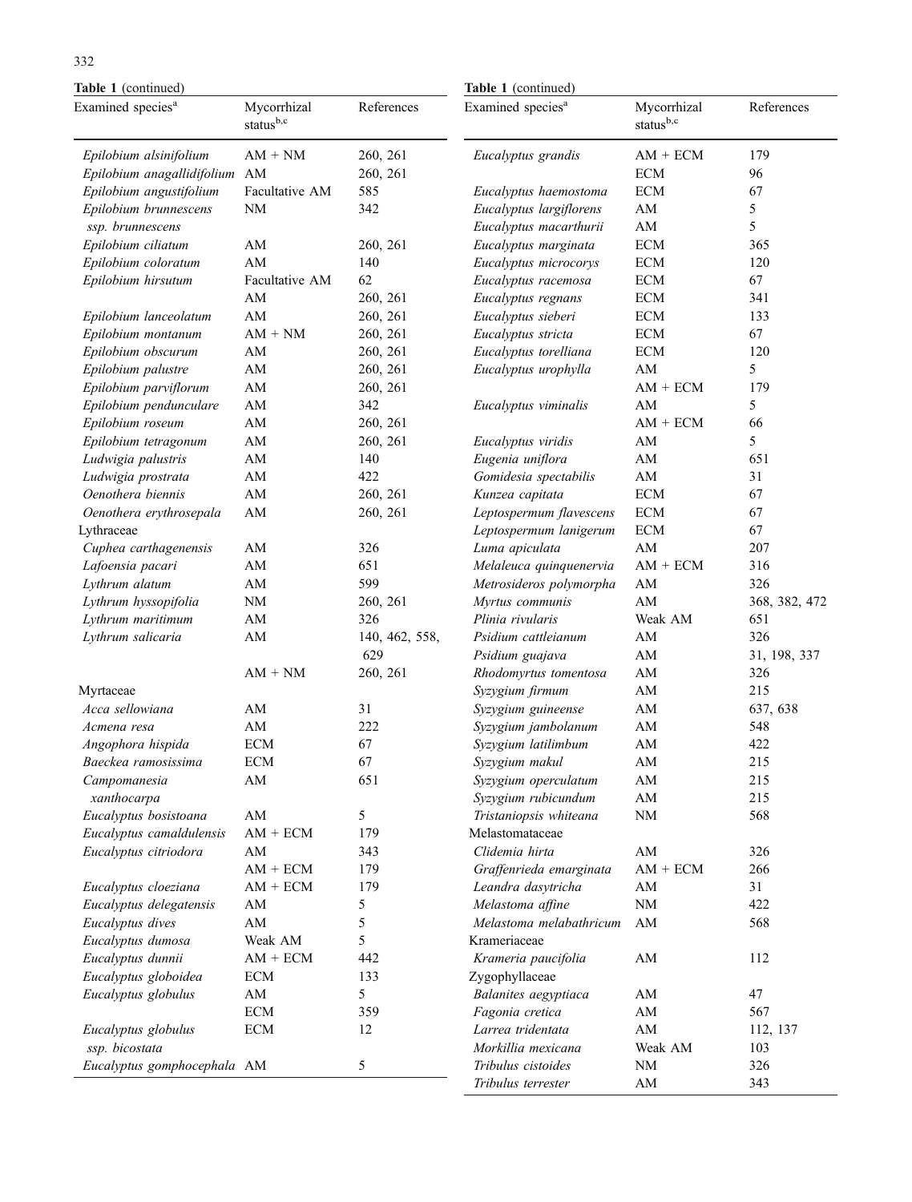**Table 1** (continued)

| Examined species[a] | Mycorrhizal status[b,c] | References |
|---|---|---|
| *Epilobium alsinifolium* | AM + NM | 260, 261 |
| *Epilobium anagallidifolium* | AM | 260, 261 |
| *Epilobium angustifolium* | Facultative AM | 585 |
| *Epilobium brunnescens ssp. brunnescens* | NM | 342 |
| *Epilobium ciliatum* | AM | 260, 261 |
| *Epilobium coloratum* | AM | 140 |
| *Epilobium hirsutum* | Facultative AM | 62 |
| | AM | 260, 261 |
| *Epilobium lanceolatum* | AM | 260, 261 |
| *Epilobium montanum* | AM + NM | 260, 261 |
| *Epilobium obscurum* | AM | 260, 261 |
| *Epilobium palustre* | AM | 260, 261 |
| *Epilobium parviflorum* | AM | 260, 261 |
| *Epilobium penduncularе* | AM | 342 |
| *Epilobium roseum* | AM | 260, 261 |
| *Epilobium tetragonum* | AM | 260, 261 |
| *Ludwigia palustris* | AM | 140 |
| *Ludwigia prostrata* | AM | 422 |
| *Oenothera biennis* | AM | 260, 261 |
| *Oenothera erythrosepala* | AM | 260, 261 |
| Lythraceae | | |
| *Cuphea carthagenensis* | AM | 326 |
| *Lafoensia pacari* | AM | 651 |
| *Lythrum alatum* | AM | 599 |
| *Lythrum hyssopifolia* | NM | 260, 261 |
| *Lythrum maritimum* | AM | 326 |
| *Lythrum salicaria* | AM | 140, 462, 558, 629 |
| | AM + NM | 260, 261 |
| Myrtaceae | | |
| *Acca sellowiana* | AM | 31 |
| *Acmena resa* | AM | 222 |
| *Angophora hispida* | ECM | 67 |
| *Baeckea ramosissima* | ECM | 67 |
| *Campomanesia xanthocarpa* | AM | 651 |
| *Eucalyptus bosistoana* | AM | 5 |
| *Eucalyptus camaldulensis* | AM + ECM | 179 |
| *Eucalyptus citriodora* | AM | 343 |
| | AM + ECM | 179 |
| *Eucalyptus cloeziana* | AM + ECM | 179 |
| *Eucalyptus delegatensis* | AM | 5 |
| *Eucalyptus dives* | AM | 5 |
| *Eucalyptus dumosa* | Weak AM | 5 |
| *Eucalyptus dunnii* | AM + ECM | 442 |
| *Eucalyptus globoidea* | ECM | 133 |
| *Eucalyptus globulus* | AM | 5 |
| | ECM | 359 |
| *Eucalyptus globulus ssp. bicostata* | ECM | 12 |
| *Eucalyptus gomphocephala* | AM | 5 |
| *Eucalyptus grandis* | AM + ECM | 179 |
| | ECM | 96 |
| *Eucalyptus haemostoma* | ECM | 67 |
| *Eucalyptus largiflorens* | AM | 5 |
| *Eucalyptus macarthurii* | AM | 5 |
| *Eucalyptus marginata* | ECM | 365 |
| *Eucalyptus microcorys* | ECM | 120 |
| *Eucalyptus racemosa* | ECM | 67 |
| *Eucalyptus regnans* | ECM | 341 |
| *Eucalyptus sieberi* | ECM | 133 |
| *Eucalyptus stricta* | ECM | 67 |
| *Eucalyptus torelliana* | ECM | 120 |
| *Eucalyptus urophylla* | AM | 5 |
| | AM + ECM | 179 |
| *Eucalyptus viminalis* | AM | 5 |
| | AM + ECM | 66 |
| *Eucalyptus viridis* | AM | 5 |
| *Eugenia uniflora* | AM | 651 |
| *Gomidesia spectabilis* | AM | 31 |
| *Kunzea capitata* | ECM | 67 |
| *Leptospermum flavescens* | ECM | 67 |
| *Leptospermum lanigerum* | ECM | 67 |
| *Luma apiculata* | AM | 207 |
| *Melaleuca quinquenervia* | AM + ECM | 316 |
| *Metrosideros polymorpha* | AM | 326 |
| *Myrtus communis* | AM | 368, 382, 472 |
| *Plinia rivularis* | Weak AM | 651 |
| *Psidium cattleianum* | AM | 326 |
| *Psidium guajava* | AM | 31, 198, 337 |
| *Rhodomyrtus tomentosa* | AM | 326 |
| *Syzygium firmum* | AM | 215 |
| *Syzygium guineense* | AM | 637, 638 |
| *Syzygium jambolanum* | AM | 548 |
| *Syzygium latilimbum* | AM | 422 |
| *Syzygium makul* | AM | 215 |
| *Syzygium operculatum* | AM | 215 |
| *Syzygium rubicundum* | AM | 215 |
| *Tristaniopsis whiteana* | NM | 568 |
| Melastomataceae | | |
| *Clidemia hirta* | AM | 326 |
| *Graffenrieda emarginata* | AM + ECM | 266 |
| *Leandra dasytricha* | AM | 31 |
| *Melastoma affine* | NM | 422 |
| *Melastoma melabathricum* | AM | 568 |
| Krameriaceae | | |
| *Krameria paucifolia* | AM | 112 |
| Zygophyllaceae | | |
| *Balanites aegyptiaca* | AM | 47 |
| *Fagonia cretica* | AM | 567 |
| *Larrea tridentata* | AM | 112, 137 |
| *Morkillia mexicana* | Weak AM | 103 |
| *Tribulus cistoides* | NM | 326 |
| *Tribulus terrester* | AM | 343 |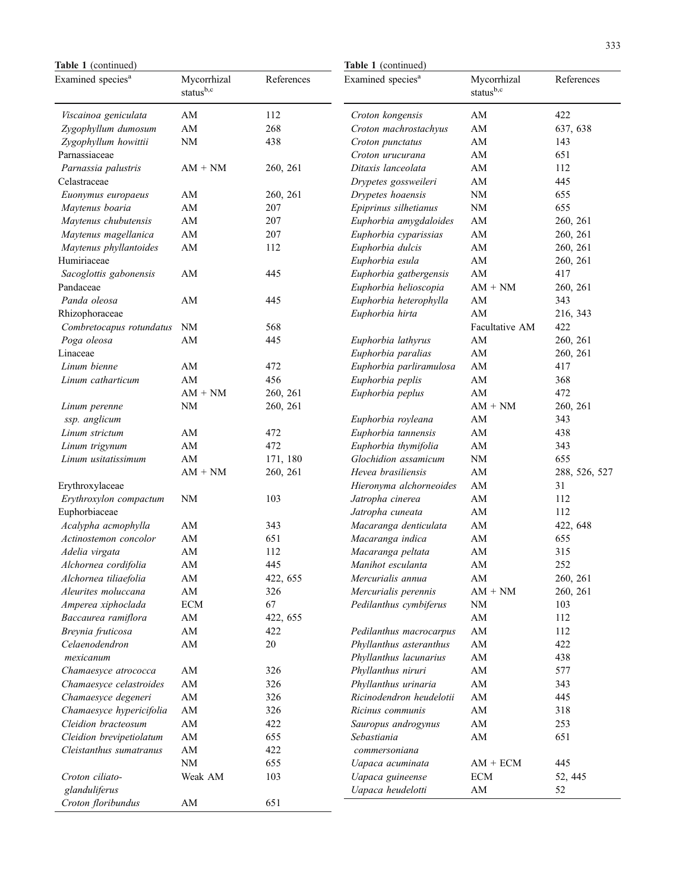**Table 1** (continued)

| Examined species[a] | Mycorrhizal status[b,c] | References |
|---|---|---|
| *Viscainoa geniculata* | AM | 112 |
| *Zygophyllum dumosum* | AM | 268 |
| *Zygophyllum howittii* | NM | 438 |
| Parnassiaceae | | |
| *Parnassia palustris* | AM + NM | 260, 261 |
| Celastraceae | | |
| *Euonymus europaeus* | AM | 260, 261 |
| *Maytenus boaria* | AM | 207 |
| *Maytenus chubutensis* | AM | 207 |
| *Maytenus magellanica* | AM | 207 |
| *Maytenus phyllantoides* | AM | 112 |
| Humiriaceae | | |
| *Sacoglottis gabonensis* | AM | 445 |
| Pandaceae | | |
| *Panda oleosa* | AM | 445 |
| Rhizophoraceae | | |
| *Combretocapus rotundatus* | NM | 568 |
| *Poga oleosa* | AM | 445 |
| Linaceae | | |
| *Linum bienne* | AM | 472 |
| *Linum catharticum* | AM | 456 |
| | AM + NM | 260, 261 |
| *Linum perenne ssp. anglicum* | NM | 260, 261 |
| *Linum strictum* | AM | 472 |
| *Linum trigynum* | AM | 472 |
| *Linum usitatissimum* | AM | 171, 180 |
| | AM + NM | 260, 261 |
| Erythroxylaceae | | |
| *Erythroxylon compactum* | NM | 103 |
| Euphorbiaceae | | |
| *Acalypha acmophylla* | AM | 343 |
| *Actinostemon concolor* | AM | 651 |
| *Adelia virgata* | AM | 112 |
| *Alchornea cordifolia* | AM | 445 |
| *Alchornea tiliaefolia* | AM | 422, 655 |
| *Aleurites moluccana* | AM | 326 |
| *Amperea xiphoclada* | ECM | 67 |
| *Baccaurea ramiflora* | AM | 422, 655 |
| *Breynia fruticosa* | AM | 422 |
| *Celaenodendron mexicanum* | AM | 20 |
| *Chamaesyce atrococca* | AM | 326 |
| *Chamaesyce celastroides* | AM | 326 |
| *Chamaesyce degeneri* | AM | 326 |
| *Chamaesyce hypericifolia* | AM | 326 |
| *Cleidion bracteosum* | AM | 422 |
| *Cleidion brevipetiolatum* | AM | 655 |
| *Cleistanthus sumatranus* | AM | 422 |
| | NM | 655 |
| *Croton ciliato-glanduliferus* | Weak AM | 103 |
| *Croton floribundus* | AM | 651 |
| *Croton kongensis* | AM | 422 |
| *Croton machrostachyus* | AM | 637, 638 |
| *Croton punctatus* | AM | 143 |
| *Croton urucurana* | AM | 651 |
| *Ditaxis lanceolata* | AM | 112 |
| *Drypetes gossweileri* | AM | 445 |
| *Drypetes hoaensis* | NM | 655 |
| *Epiprinus silhetianus* | NM | 655 |
| *Euphorbia amygdaloides* | AM | 260, 261 |
| *Euphorbia cyparissias* | AM | 260, 261 |
| *Euphorbia dulcis* | AM | 260, 261 |
| *Euphorbia esula* | AM | 260, 261 |
| *Euphorbia gatbergensis* | AM | 417 |
| *Euphorbia helioscopia* | AM + NM | 260, 261 |
| *Euphorbia heterophylla* | AM | 343 |
| *Euphorbia hirta* | AM | 216, 343 |
| | Facultative AM | 422 |
| *Euphorbia lathyrus* | AM | 260, 261 |
| *Euphorbia paralias* | AM | 260, 261 |
| *Euphorbia parliramulosa* | AM | 417 |
| *Euphorbia peplis* | AM | 368 |
| *Euphorbia peplus* | AM | 472 |
| | AM + NM | 260, 261 |
| *Euphorbia royleana* | AM | 343 |
| *Euphorbia tannensis* | AM | 438 |
| *Euphorbia thymifolia* | AM | 343 |
| *Glochidion assamicum* | NM | 655 |
| *Hevea brasiliensis* | AM | 288, 526, 527 |
| *Hieronyma alchorneoides* | AM | 31 |
| *Jatropha cinerea* | AM | 112 |
| *Jatropha cuneata* | AM | 112 |
| *Macaranga denticulata* | AM | 422, 648 |
| *Macaranga indica* | AM | 655 |
| *Macaranga peltata* | AM | 315 |
| *Manihot esculanta* | AM | 252 |
| *Mercurialis annua* | AM | 260, 261 |
| *Mercurialis perennis* | AM + NM | 260, 261 |
| *Pedilanthus cymbiferus* | NM | 103 |
| | AM | 112 |
| *Pedilanthus macrocarpus* | AM | 112 |
| *Phyllanthus asteranthus* | AM | 422 |
| *Phyllanthus lacunarius* | AM | 438 |
| *Phyllanthus niruri* | AM | 577 |
| *Phyllanthus urinaria* | AM | 343 |
| *Ricinodendron heudelotii* | AM | 445 |
| *Ricinus communis* | AM | 318 |
| *Sauropus androgynus* | AM | 253 |
| *Sebastiania commersoniana* | AM | 651 |
| *Uapaca acuminata* | AM + ECM | 445 |
| *Uapaca guineense* | ECM | 52, 445 |
| *Uapaca heudelotti* | AM | 52 |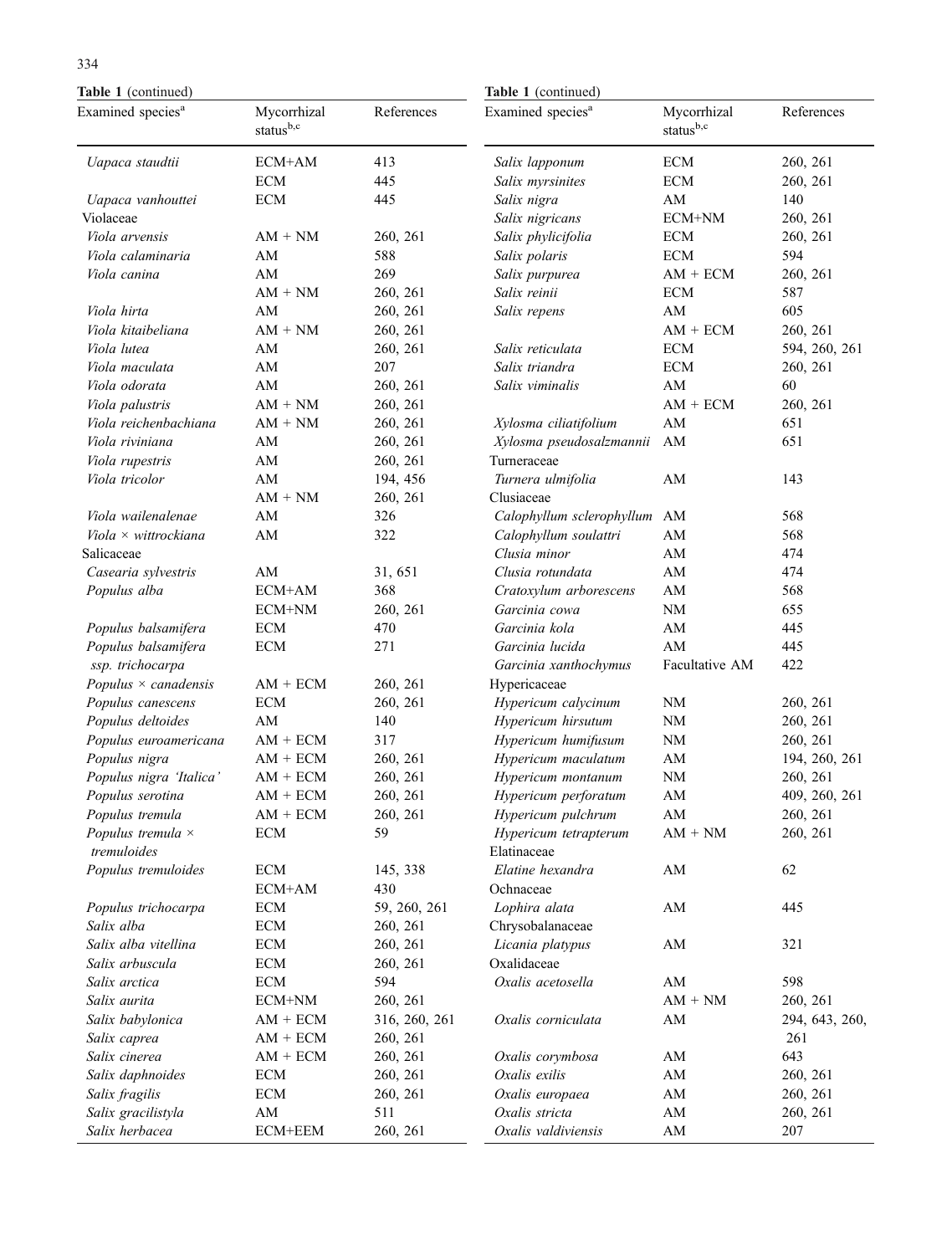**Table 1** (continued)

| Examined species[a] | Mycorrhizal status[b,c] | References |
|---|---|---|
| *Uapaca staudtii* | ECM+AM | 413 |
| | ECM | 445 |
| *Uapaca vanhouttei* | ECM | 445 |
| Violaceae | | |
| *Viola arvensis* | AM + NM | 260, 261 |
| *Viola calaminaria* | AM | 588 |
| *Viola canina* | AM | 269 |
| | AM + NM | 260, 261 |
| *Viola hirta* | AM | 260, 261 |
| *Viola kitaibeliana* | AM + NM | 260, 261 |
| *Viola lutea* | AM | 260, 261 |
| *Viola maculata* | AM | 207 |
| *Viola odorata* | AM | 260, 261 |
| *Viola palustris* | AM + NM | 260, 261 |
| *Viola reichenbachiana* | AM + NM | 260, 261 |
| *Viola riviniana* | AM | 260, 261 |
| *Viola rupestris* | AM | 260, 261 |
| *Viola tricolor* | AM | 194, 456 |
| | AM + NM | 260, 261 |
| *Viola wailenalenae* | AM | 326 |
| *Viola × wittrockiana* | AM | 322 |
| Salicaceae | | |
| *Casearia sylvestris* | AM | 31, 651 |
| *Populus alba* | ECM+AM | 368 |
| | ECM+NM | 260, 261 |
| *Populus balsamifera* | ECM | 470 |
| *Populus balsamifera ssp. trichocarpa* | ECM | 271 |
| *Populus × canadensis* | AM + ECM | 260, 261 |
| *Populus canescens* | ECM | 260, 261 |
| *Populus deltoides* | AM | 140 |
| *Populus euroamericana* | AM + ECM | 317 |
| *Populus nigra* | AM + ECM | 260, 261 |
| *Populus nigra 'Italica'* | AM + ECM | 260, 261 |
| *Populus serotina* | AM + ECM | 260, 261 |
| *Populus tremula* | AM + ECM | 260, 261 |
| *Populus tremula × tremuloides* | ECM | 59 |
| *Populus tremuloides* | ECM | 145, 338 |
| | ECM+AM | 430 |
| *Populus trichocarpa* | ECM | 59, 260, 261 |
| *Salix alba* | ECM | 260, 261 |
| *Salix alba vitellina* | ECM | 260, 261 |
| *Salix arbuscula* | ECM | 260, 261 |
| *Salix arctica* | ECM | 594 |
| *Salix aurita* | ECM+NM | 260, 261 |
| *Salix babylonica* | AM + ECM | 316, 260, 261 |
| *Salix caprea* | AM + ECM | 260, 261 |
| *Salix cinerea* | AM + ECM | 260, 261 |
| *Salix daphnoides* | ECM | 260, 261 |
| *Salix fragilis* | ECM | 260, 261 |
| *Salix gracilistyla* | AM | 511 |
| *Salix herbacea* | ECM+EEM | 260, 261 |
| *Salix lapponum* | ECM | 260, 261 |
| *Salix myrsinites* | ECM | 260, 261 |
| *Salix nigra* | AM | 140 |
| *Salix nigricans* | ECM+NM | 260, 261 |
| *Salix phylicifolia* | ECM | 260, 261 |
| *Salix polaris* | ECM | 594 |
| *Salix purpurea* | AM + ECM | 260, 261 |
| *Salix reinii* | ECM | 587 |
| *Salix repens* | AM | 605 |
| | AM + ECM | 260, 261 |
| *Salix reticulata* | ECM | 594, 260, 261 |
| *Salix triandra* | ECM | 260, 261 |
| *Salix viminalis* | AM | 60 |
| | AM + ECM | 260, 261 |
| *Xylosma ciliatifolium* | AM | 651 |
| *Xylosma pseudosalzmannii* | AM | 651 |
| Turneraceae | | |
| *Turnera ulmifolia* | AM | 143 |
| Clusiaceae | | |
| *Calophyllum sclerophyllum* | AM | 568 |
| *Calophyllum soulattri* | AM | 568 |
| *Clusia minor* | AM | 474 |
| *Clusia rotundata* | AM | 474 |
| *Cratoxylum arborescens* | AM | 568 |
| *Garcinia cowa* | NM | 655 |
| *Garcinia kola* | AM | 445 |
| *Garcinia lucida* | AM | 445 |
| *Garcinia xanthochymus* | Facultative AM | 422 |
| Hypericaceae | | |
| *Hypericum calycinum* | NM | 260, 261 |
| *Hypericum hirsutum* | NM | 260, 261 |
| *Hypericum humifusum* | NM | 260, 261 |
| *Hypericum maculatum* | AM | 194, 260, 261 |
| *Hypericum montanum* | NM | 260, 261 |
| *Hypericum perforatum* | AM | 409, 260, 261 |
| *Hypericum pulchrum* | AM | 260, 261 |
| *Hypericum tetrapterum* | AM + NM | 260, 261 |
| Elatinaceae | | |
| *Elatine hexandra* | AM | 62 |
| Ochnaceae | | |
| *Lophira alata* | AM | 445 |
| Chrysobalanaceae | | |
| *Licania platypus* | AM | 321 |
| Oxalidaceae | | |
| *Oxalis acetosella* | AM | 598 |
| | AM + NM | 260, 261 |
| *Oxalis corniculata* | AM | 294, 643, 260, 261 |
| *Oxalis corymbosa* | AM | 643 |
| *Oxalis exilis* | AM | 260, 261 |
| *Oxalis europaea* | AM | 260, 261 |
| *Oxalis stricta* | AM | 260, 261 |
| *Oxalis valdiviensis* | AM | 207 |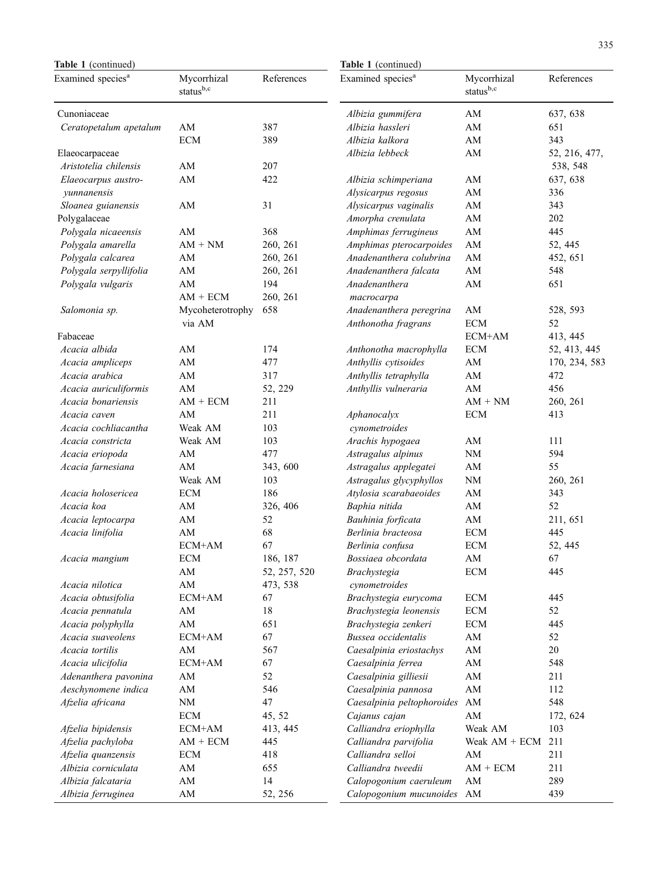**Table 1** (continued)

| Examined species[a] | Mycorrhizal status[b,c] | References |
|---|---|---|
| Cunoniaceae | | |
| *Ceratopetalum apetalum* | AM | 387 |
| | ECM | 389 |
| Elaeocarpaceae | | |
| *Aristotelia chilensis* | AM | 207 |
| *Elaeocarpus austro-yunnanensis* | AM | 422 |
| *Sloanea guianensis* | AM | 31 |
| Polygalaceae | | |
| *Polygala nicaeensis* | AM | 368 |
| *Polygala amarella* | AM + NM | 260, 261 |
| *Polygala calcarea* | AM | 260, 261 |
| *Polygala serpyllifolia* | AM | 260, 261 |
| *Polygala vulgaris* | AM | 194 |
| | AM + ECM | 260, 261 |
| *Salomonia sp.* | Mycoheterotrophy via AM | 658 |
| Fabaceae | | |
| *Acacia albida* | AM | 174 |
| *Acacia ampliceps* | AM | 477 |
| *Acacia arabica* | AM | 317 |
| *Acacia auriculiformis* | AM | 52, 229 |
| *Acacia bonariensis* | AM + ECM | 211 |
| *Acacia caven* | AM | 211 |
| *Acacia cochliacantha* | Weak AM | 103 |
| *Acacia constricta* | Weak AM | 103 |
| *Acacia eriopoda* | AM | 477 |
| *Acacia farnesiana* | AM | 343, 600 |
| | Weak AM | 103 |
| *Acacia holosericea* | ECM | 186 |
| *Acacia koa* | AM | 326, 406 |
| *Acacia leptocarpa* | AM | 52 |
| *Acacia linifolia* | AM | 68 |
| | ECM+AM | 67 |
| *Acacia mangium* | ECM | 186, 187 |
| | AM | 52, 257, 520 |
| *Acacia nilotica* | AM | 473, 538 |
| *Acacia obtusifolia* | ECM+AM | 67 |
| *Acacia pennatula* | AM | 18 |
| *Acacia polyphylla* | AM | 651 |
| *Acacia suaveolens* | ECM+AM | 67 |
| *Acacia tortilis* | AM | 567 |
| *Acacia ulicifolia* | ECM+AM | 67 |
| *Adenanthera pavonina* | AM | 52 |
| *Aeschynomene indica* | AM | 546 |
| *Afzelia africana* | NM | 47 |
| | ECM | 45, 52 |
| *Afzelia bipidensis* | ECM+AM | 413, 445 |
| *Afzelia pachyloba* | AM + ECM | 445 |
| *Afzelia quanzensis* | ECM | 418 |
| *Albizia corniculata* | AM | 655 |
| *Albizia falcataria* | AM | 14 |
| *Albizia ferruginea* | AM | 52, 256 |
| *Albizia gummifera* | AM | 637, 638 |
| *Albizia hassleri* | AM | 651 |
| *Albizia kalkora* | AM | 343 |
| *Albizia lebbeck* | AM | 52, 216, 477, 538, 548 |
| *Albizia schimperiana* | AM | 637, 638 |
| *Alysicarpus regosus* | AM | 336 |
| *Alysicarpus vaginalis* | AM | 343 |
| *Amorpha crenulata* | AM | 202 |
| *Amphimas ferrugineus* | AM | 445 |
| *Amphimas pterocarpoides* | AM | 52, 445 |
| *Anadenanthera colubrina* | AM | 452, 651 |
| *Anadenanthera falcata* | AM | 548 |
| *Anadenanthera macrocarpa* | AM | 651 |
| *Anadenanthera peregrina* | AM | 528, 593 |
| *Anthonotha fragrans* | ECM | 52 |
| | ECM+AM | 413, 445 |
| *Anthonotha macrophylla* | ECM | 52, 413, 445 |
| *Anthyllis cytisoides* | AM | 170, 234, 583 |
| *Anthyllis tetraphylla* | AM | 472 |
| *Anthyllis vulneraria* | AM | 456 |
| | AM + NM | 260, 261 |
| *Aphanocalyx cynometroides* | ECM | 413 |
| *Arachis hypogaea* | AM | 111 |
| *Astragalus alpinus* | NM | 594 |
| *Astragalus applegatei* | AM | 55 |
| *Astragalus glycyphyllos* | NM | 260, 261 |
| *Atylosia scarabaeoides* | AM | 343 |
| *Baphia nitida* | AM | 52 |
| *Bauhinia forficata* | AM | 211, 651 |
| *Berlinia bracteosa* | ECM | 445 |
| *Berlinia confusa* | ECM | 52, 445 |
| *Bossiaea obcordata* | AM | 67 |
| *Brachystegia cynometroides* | ECM | 445 |
| *Brachystegia eurycoma* | ECM | 445 |
| *Brachystegia leonensis* | ECM | 52 |
| *Brachystegia zenkeri* | ECM | 445 |
| *Bussea occidentalis* | AM | 52 |
| *Caesalpinia eriostachys* | AM | 20 |
| *Caesalpinia ferrea* | AM | 548 |
| *Caesalpinia gilliesii* | AM | 211 |
| *Caesalpinia pannosa* | AM | 112 |
| *Caesalpinia peltophoroides* | AM | 548 |
| *Cajanus cajan* | AM | 172, 624 |
| *Calliandra eriophylla* | Weak AM | 103 |
| *Calliandra parvifolia* | Weak AM + ECM | 211 |
| *Calliandra selloi* | AM | 211 |
| *Calliandra tweedii* | AM + ECM | 211 |
| *Calopogonium caeruleum* | AM | 289 |
| *Calopogonium mucunoides* | AM | 439 |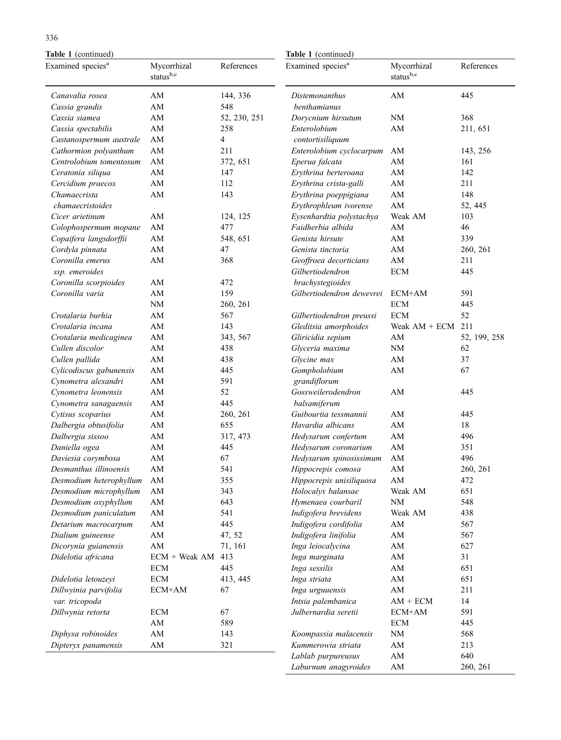**Table 1** (continued)

| Examined species[a] | Mycorrhizal status[b,c] | References |
|---|---|---|
| *Canavalia rosea* | AM | 144, 336 |
| *Cassia grandis* | AM | 548 |
| *Cassia siamea* | AM | 52, 230, 251 |
| *Cassia spectabilis* | AM | 258 |
| *Castanospermum australe* | AM | 4 |
| *Cathormion polyanthum* | AM | 211 |
| *Centrolobium tomentosum* | AM | 372, 651 |
| *Ceratonia siliqua* | AM | 147 |
| *Cercidium praecox* | AM | 112 |
| *Chamaecrista chamaecristoides* | AM | 143 |
| *Cicer arietinum* | AM | 124, 125 |
| *Colophospermum mopane* | AM | 477 |
| *Copaifera langsdorffii* | AM | 548, 651 |
| *Cordyla pinnata* | AM | 47 |
| *Coronilla emerus ssp. emeroides* | AM | 368 |
| *Coronilla scorpioides* | AM | 472 |
| *Coronilla varia* | AM | 159 |
| | NM | 260, 261 |
| *Crotalaria burhia* | AM | 567 |
| *Crotalaria incana* | AM | 143 |
| *Crotalaria medicaginea* | AM | 343, 567 |
| *Cullen discolor* | AM | 438 |
| *Cullen pallida* | AM | 438 |
| *Cylicodiscus gabunensis* | AM | 445 |
| *Cynometra alexandri* | AM | 591 |
| *Cynometra leonensis* | AM | 52 |
| *Cynometra sanagaensis* | AM | 445 |
| *Cytisus scoparius* | AM | 260, 261 |
| *Dalbergia obtusifolia* | AM | 655 |
| *Dalbergia sissoo* | AM | 317, 473 |
| *Daniella ogea* | AM | 445 |
| *Daviesia corymbosa* | AM | 67 |
| *Desmanthus illinoensis* | AM | 541 |
| *Desmodium heterophyllum* | AM | 355 |
| *Desmodium microphyllum* | AM | 343 |
| *Desmodium oxyphyllum* | AM | 643 |
| *Desmodium paniculatum* | AM | 541 |
| *Detarium macrocarpum* | AM | 445 |
| *Dialium guineense* | AM | 47, 52 |
| *Dicorynia guianensis* | AM | 71, 161 |
| *Didelotia africana* | ECM + Weak AM | 413 |
| | ECM | 445 |
| *Didelotia letouzeyi* | ECM | 413, 445 |
| *Dillwyinia parvifolia var. tricopoda* | ECM+AM | 67 |
| *Dillwynia retorta* | ECM | 67 |
| | AM | 589 |
| *Diphysa robinoides* | AM | 143 |
| *Dipteryx panamensis* | AM | 321 |
| *Distemonanthus benthamianus* | AM | 445 |
| *Dorycnium hirsutum* | NM | 368 |
| *Enterolobium contortisiliquum* | AM | 211, 651 |
| *Enterolobium cyclocarpum* | AM | 143, 256 |
| *Eperua falcata* | AM | 161 |
| *Erythrina berteroana* | AM | 142 |
| *Erythrina crista-galli* | AM | 211 |
| *Erythrina poeppigiana* | AM | 148 |
| *Erythrophleum ivorense* | AM | 52, 445 |
| *Eysenhardtia polystachya* | Weak AM | 103 |
| *Faidherbia albida* | AM | 46 |
| *Genista hirsute* | AM | 339 |
| *Genista tinctoria* | AM | 260, 261 |
| *Geoffroea decorticians* | AM | 211 |
| *Gilbertiodendron brachystegioides* | ECM | 445 |
| *Gilbertiodendron dewevrei* | ECM+AM | 591 |
| | ECM | 445 |
| *Gilbertiodendron preussi* | ECM | 52 |
| *Gleditsia amorphoides* | Weak AM + ECM | 211 |
| *Gliricidia sepium* | AM | 52, 199, 258 |
| *Glyceria maxima* | NM | 62 |
| *Glycine max* | AM | 37 |
| *Gompholobium grandiflorum* | AM | 67 |
| *Gossweilerodendron balsamiferum* | AM | 445 |
| *Guibourtia tessmannii* | AM | 445 |
| *Havardia albicans* | AM | 18 |
| *Hedysarum confertum* | AM | 496 |
| *Hedysarum coronarium* | AM | 351 |
| *Hedysarum spinosissimum* | AM | 496 |
| *Hippocrepis comosa* | AM | 260, 261 |
| *Hippocrepis unisiliquosa* | AM | 472 |
| *Holocalyx balansae* | Weak AM | 651 |
| *Hymenaea courbaril* | NM | 548 |
| *Indigofera brevidens* | Weak AM | 438 |
| *Indigofera cordifolia* | AM | 567 |
| *Indigofera linifolia* | AM | 567 |
| *Inga leiocalycina* | AM | 627 |
| *Inga marginata* | AM | 31 |
| *Inga sessilis* | AM | 651 |
| *Inga striata* | AM | 651 |
| *Inga urguuensis* | AM | 211 |
| *Intsia palembanica* | AM + ECM | 14 |
| *Julbernardia seretii* | ECM+AM | 591 |
| | ECM | 445 |
| *Koompassia malacensis* | NM | 568 |
| *Kummerowia striata* | AM | 213 |
| *Lablab purpureusus* | AM | 640 |
| *Laburnum anagyroides* | AM | 260, 261 |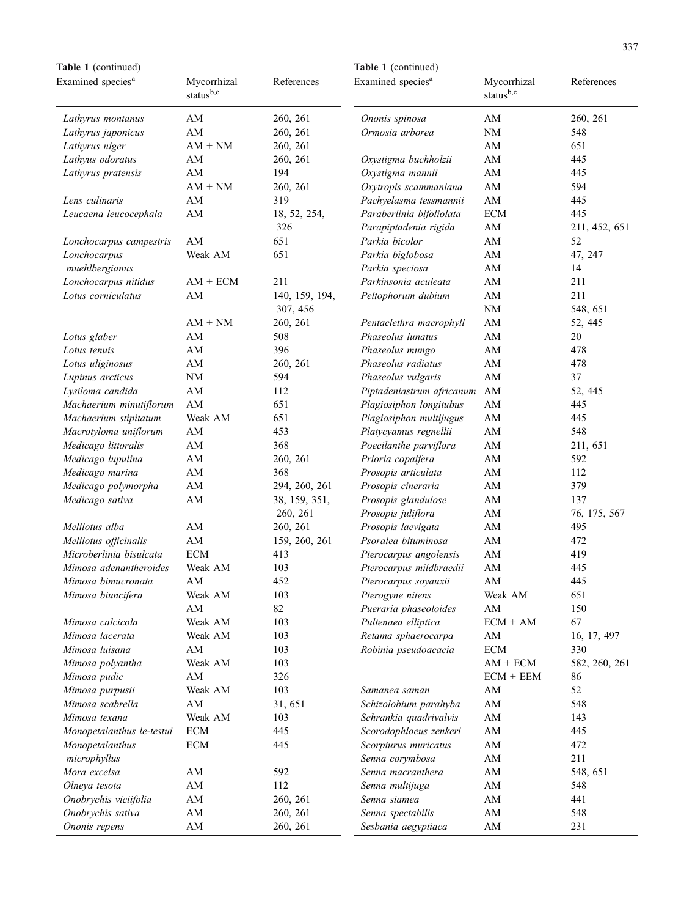**Table 1** (continued)

| Examined species[a] | Mycorrhizal status[b,c] | References |
|---|---|---|
| *Lathyrus montanus* | AM | 260, 261 |
| *Lathyrus japonicus* | AM | 260, 261 |
| *Lathyrus niger* | AM + NM | 260, 261 |
| *Lathyus odoratus* | AM | 260, 261 |
| *Lathyrus pratensis* | AM | 194 |
| | AM + NM | 260, 261 |
| *Lens culinaris* | AM | 319 |
| *Leucaena leucocephala* | AM | 18, 52, 254, 326 |
| *Lonchocarpus campestris* | AM | 651 |
| *Lonchocarpus muehlbergianus* | Weak AM | 651 |
| *Lonchocarpus nitidus* | AM + ECM | 211 |
| *Lotus corniculatus* | AM | 140, 159, 194, 307, 456 |
| | AM + NM | 260, 261 |
| *Lotus glaber* | AM | 508 |
| *Lotus tenuis* | AM | 396 |
| *Lotus uliginosus* | AM | 260, 261 |
| *Lupinus arcticus* | NM | 594 |
| *Lysiloma candida* | AM | 112 |
| *Machaerium minutiflorum* | AM | 651 |
| *Machaerium stipitatum* | Weak AM | 651 |
| *Macrotyloma uniflorum* | AM | 453 |
| *Medicago littoralis* | AM | 368 |
| *Medicago lupulina* | AM | 260, 261 |
| *Medicago marina* | AM | 368 |
| *Medicago polymorpha* | AM | 294, 260, 261 |
| *Medicago sativa* | AM | 38, 159, 351, 260, 261 |
| *Melilotus alba* | AM | 260, 261 |
| *Melilotus officinalis* | AM | 159, 260, 261 |
| *Microberlinia bisulcata* | ECM | 413 |
| *Mimosa adenantheroides* | Weak AM | 103 |
| *Mimosa bimucronata* | AM | 452 |
| *Mimosa biuncifera* | Weak AM | 103 |
| | AM | 82 |
| *Mimosa calcicola* | Weak AM | 103 |
| *Mimosa lacerata* | Weak AM | 103 |
| *Mimosa luisana* | AM | 103 |
| *Mimosa polyantha* | Weak AM | 103 |
| *Mimosa pudic* | AM | 326 |
| *Mimosa purpusii* | Weak AM | 103 |
| *Mimosa scabrella* | AM | 31, 651 |
| *Mimosa texana* | Weak AM | 103 |
| *Monopetalanthus le-testui* | ECM | 445 |
| *Monopetalanthus microphyllus* | ECM | 445 |
| *Mora excelsa* | AM | 592 |
| *Olneya tesota* | AM | 112 |
| *Onobrychis viciifolia* | AM | 260, 261 |
| *Onobrychis sativa* | AM | 260, 261 |
| *Ononis repens* | AM | 260, 261 |
| *Ononis spinosa* | AM | 260, 261 |
| *Ormosia arborea* | NM | 548 |
| | AM | 651 |
| *Oxystigma buchholzii* | AM | 445 |
| *Oxystigma mannii* | AM | 445 |
| *Oxytropis scammaniana* | AM | 594 |
| *Pachyelasma tessmannii* | AM | 445 |
| *Paraberlinia bifoliolata* | ECM | 445 |
| *Parapiptadenia rigida* | AM | 211, 452, 651 |
| *Parkia bicolor* | AM | 52 |
| *Parkia biglobosa* | AM | 47, 247 |
| *Parkia speciosa* | AM | 14 |
| *Parkinsonia aculeata* | AM | 211 |
| *Peltophorum dubium* | AM | 211 |
| | NM | 548, 651 |
| *Pentaclethra macrophyll* | AM | 52, 445 |
| *Phaseolus lunatus* | AM | 20 |
| *Phaseolus mungo* | AM | 478 |
| *Phaseolus radiatus* | AM | 478 |
| *Phaseolus vulgaris* | AM | 37 |
| *Piptadeniastrum africanum* | AM | 52, 445 |
| *Plagiosiphon longitubus* | AM | 445 |
| *Plagiosiphon multijugus* | AM | 445 |
| *Platycyamus regnellii* | AM | 548 |
| *Poecilanthe parviflora* | AM | 211, 651 |
| *Prioria copaifera* | AM | 592 |
| *Prosopis articulata* | AM | 112 |
| *Prosopis cineraria* | AM | 379 |
| *Prosopis glandulose* | AM | 137 |
| *Prosopis juliflora* | AM | 76, 175, 567 |
| *Prosopis laevigata* | AM | 495 |
| *Psoralea bituminosa* | AM | 472 |
| *Pterocarpus angolensis* | AM | 419 |
| *Pterocarpus mildbraedii* | AM | 445 |
| *Pterocarpus soyauxii* | AM | 445 |
| *Pterogyne nitens* | Weak AM | 651 |
| *Pueraria phaseoloides* | AM | 150 |
| *Pultenaea elliptica* | ECM + AM | 67 |
| *Retama sphaerocarpa* | AM | 16, 17, 497 |
| *Robinia pseudoacacia* | ECM | 330 |
| | AM + ECM | 582, 260, 261 |
| | ECM + EEM | 86 |
| *Samanea saman* | AM | 52 |
| *Schizolobium parahyba* | AM | 548 |
| *Schrankia quadrivalvis* | AM | 143 |
| *Scorodophloeus zenkeri* | AM | 445 |
| *Scorpiurus muricatus* | AM | 472 |
| *Senna corymbosa* | AM | 211 |
| *Senna macranthera* | AM | 548, 651 |
| *Senna multijuga* | AM | 548 |
| *Senna siamea* | AM | 441 |
| *Senna spectabilis* | AM | 548 |
| *Sesbania aegyptiaca* | AM | 231 |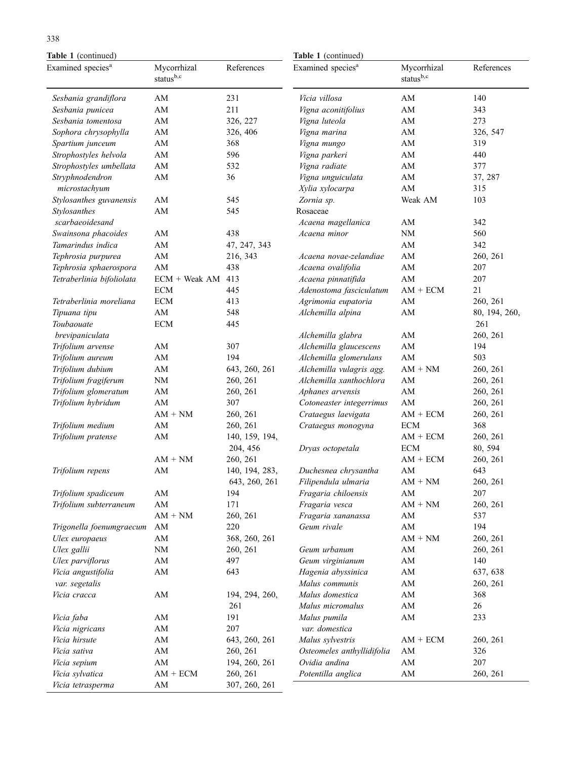**Table 1** (continued)

| Examined species[a] | Mycorrhizal status[b,c] | References |
|---|---|---|
| *Sesbania grandiflora* | AM | 231 |
| *Sesbania punicea* | AM | 211 |
| *Sesbania tomentosa* | AM | 326, 227 |
| *Sophora chrysophylla* | AM | 326, 406 |
| *Spartium junceum* | AM | 368 |
| *Strophostyles helvola* | AM | 596 |
| *Strophostyles umbellata* | AM | 532 |
| *Stryphnodendron microstachyum* | AM | 36 |
| *Stylosanthes guvanensis* | AM | 545 |
| *Stylosanthes scarbaeoidesand* | AM | 545 |
| *Swainsona phacoides* | AM | 438 |
| *Tamarindus indica* | AM | 47, 247, 343 |
| *Tephrosia purpurea* | AM | 216, 343 |
| *Tephrosia sphaerospora* | AM | 438 |
| *Tetraberlinia bifoliolata* | ECM + Weak AM | 413 |
| | ECM | 445 |
| *Tetraberlinia moreliana* | ECM | 413 |
| *Tipuana tipu* | AM | 548 |
| *Toubaouate brevipaniculata* | ECM | 445 |
| *Trifolium arvense* | AM | 307 |
| *Trifolium aureum* | AM | 194 |
| *Trifolium dubium* | AM | 643, 260, 261 |
| *Trifolium fragiferum* | NM | 260, 261 |
| *Trifolium glomeratum* | AM | 260, 261 |
| *Trifolium hybridum* | AM | 307 |
| | AM + NM | 260, 261 |
| *Trifolium medium* | AM | 260, 261 |
| *Trifolium pratense* | AM | 140, 159, 194, 204, 456 |
| | AM + NM | 260, 261 |
| *Trifolium repens* | AM | 140, 194, 283, 643, 260, 261 |
| *Trifolium spadiceum* | AM | 194 |
| *Trifolium subterraneum* | AM | 171 |
| | AM + NM | 260, 261 |
| *Trigonella foenumgraecum* | AM | 220 |
| *Ulex europaeus* | AM | 368, 260, 261 |
| *Ulex gallii* | NM | 260, 261 |
| *Ulex parviflorus* | AM | 497 |
| *Vicia angustifolia var. segetalis* | AM | 643 |
| *Vicia cracca* | AM | 194, 294, 260, 261 |
| *Vicia faba* | AM | 191 |
| *Vicia nigricans* | AM | 207 |
| *Vicia hirsute* | AM | 643, 260, 261 |
| *Vicia sativa* | AM | 260, 261 |
| *Vicia sepium* | AM | 194, 260, 261 |
| *Vicia sylvatica* | AM + ECM | 260, 261 |
| *Vicia tetrasperma* | AM | 307, 260, 261 |
| *Vicia villosa* | AM | 140 |
| *Vigna aconitifolius* | AM | 343 |
| *Vigna luteola* | AM | 273 |
| *Vigna marina* | AM | 326, 547 |
| *Vigna mungo* | AM | 319 |
| *Vigna parkeri* | AM | 440 |
| *Vigna radiate* | AM | 377 |
| *Vigna unguiculata* | AM | 37, 287 |
| *Xylia xylocarpa* | AM | 315 |
| *Zornia sp.* | Weak AM | 103 |
| Rosaceae | | |
| *Acaena magellanica* | AM | 342 |
| *Acaena minor* | NM | 560 |
| | AM | 342 |
| *Acaena novae-zelandiae* | AM | 260, 261 |
| *Acaena ovalifolia* | AM | 207 |
| *Acaena pinnatifida* | AM | 207 |
| *Adenostoma fasciculatum* | AM + ECM | 21 |
| *Agrimonia eupatoria* | AM | 260, 261 |
| *Alchemilla alpina* | AM | 80, 194, 260, 261 |
| *Alchemilla glabra* | AM | 260, 261 |
| *Alchemilla glaucescens* | AM | 194 |
| *Alchemilla glomerulans* | AM | 503 |
| *Alchemilla vulagris agg.* | AM + NM | 260, 261 |
| *Alchemilla xanthochlora* | AM | 260, 261 |
| *Aphanes arvensis* | AM | 260, 261 |
| *Cotoneaster integerrimus* | AM | 260, 261 |
| *Crataegus laevigata* | AM + ECM | 260, 261 |
| *Crataegus monogyna* | ECM | 368 |
| | AM + ECM | 260, 261 |
| *Dryas octopetala* | ECM | 80, 594 |
| | AM + ECM | 260, 261 |
| *Duchesnea chrysantha* | AM | 643 |
| *Filipendula ulmaria* | AM + NM | 260, 261 |
| *Fragaria chiloensis* | AM | 207 |
| *Fragaria vesca* | AM + NM | 260, 261 |
| *Fragaria xananassa* | AM | 537 |
| *Geum rivale* | AM | 194 |
| | AM + NM | 260, 261 |
| *Geum urbanum* | AM | 260, 261 |
| *Geum virginianum* | AM | 140 |
| *Hagenia abyssinica* | AM | 637, 638 |
| *Malus communis* | AM | 260, 261 |
| *Malus domestica* | AM | 368 |
| *Malus micromalus* | AM | 26 |
| *Malus pumila var. domestica* | AM | 233 |
| *Malus sylvestris* | AM + ECM | 260, 261 |
| *Osteomeles anthyllidifolia* | AM | 326 |
| *Ovidia andina* | AM | 207 |
| *Potentilla anglica* | AM | 260, 261 |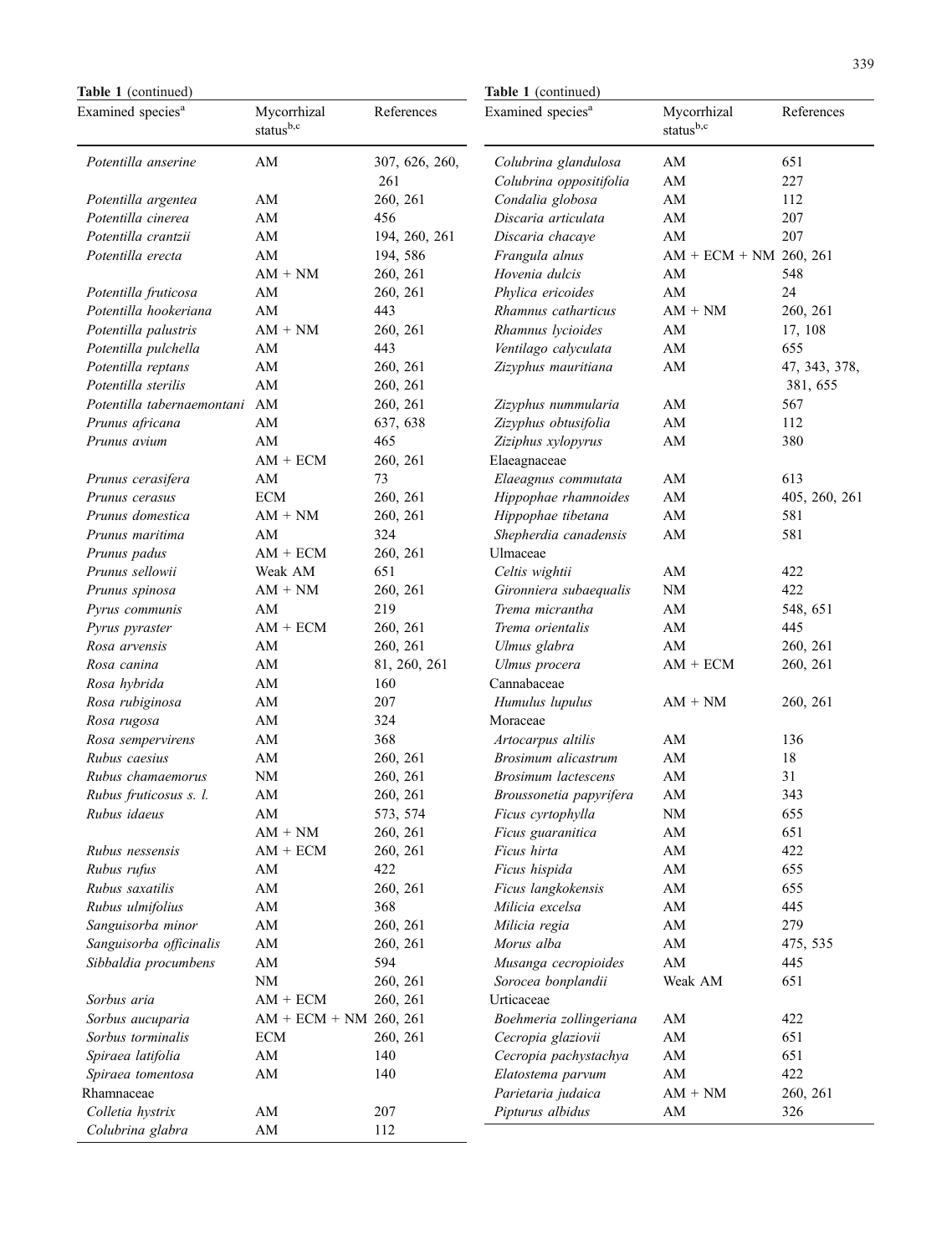**Table 1** (continued)

| Examined species[a] | Mycorrhizal status[b,c] | References |
|---|---|---|
| *Potentilla anserine* | AM | 307, 626, 260, 261 |
| *Potentilla argentea* | AM | 260, 261 |
| *Potentilla cinerea* | AM | 456 |
| *Potentilla crantzii* | AM | 194, 260, 261 |
| *Potentilla erecta* | AM | 194, 586 |
| | AM + NM | 260, 261 |
| *Potentilla fruticosa* | AM | 260, 261 |
| *Potentilla hookeriana* | AM | 443 |
| *Potentilla palustris* | AM + NM | 260, 261 |
| *Potentilla pulchella* | AM | 443 |
| *Potentilla reptans* | AM | 260, 261 |
| *Potentilla sterilis* | AM | 260, 261 |
| *Potentilla tabernaemontani* | AM | 260, 261 |
| *Prunus africana* | AM | 637, 638 |
| *Prunus avium* | AM | 465 |
| | AM + ECM | 260, 261 |
| *Prunus cerasifera* | AM | 73 |
| *Prunus cerasus* | ECM | 260, 261 |
| *Prunus domestica* | AM + NM | 260, 261 |
| *Prunus maritima* | AM | 324 |
| *Prunus padus* | AM + ECM | 260, 261 |
| *Prunus sellowii* | Weak AM | 651 |
| *Prunus spinosa* | AM + NM | 260, 261 |
| *Pyrus communis* | AM | 219 |
| *Pyrus pyraster* | AM + ECM | 260, 261 |
| *Rosa arvensis* | AM | 260, 261 |
| *Rosa canina* | AM | 81, 260, 261 |
| *Rosa hybrida* | AM | 160 |
| *Rosa rubiginosa* | AM | 207 |
| *Rosa rugosa* | AM | 324 |
| *Rosa sempervirens* | AM | 368 |
| *Rubus caesius* | AM | 260, 261 |
| *Rubus chamaemorus* | NM | 260, 261 |
| *Rubus fruticosus s. l.* | AM | 260, 261 |
| *Rubus idaeus* | AM | 573, 574 |
| | AM + NM | 260, 261 |
| *Rubus nessensis* | AM + ECM | 260, 261 |
| *Rubus rufus* | AM | 422 |
| *Rubus saxatilis* | AM | 260, 261 |
| *Rubus ulmifolius* | AM | 368 |
| *Sanguisorba minor* | AM | 260, 261 |
| *Sanguisorba officinalis* | AM | 260, 261 |
| *Sibbaldia procumbens* | AM | 594 |
| | NM | 260, 261 |
| *Sorbus aria* | AM + ECM | 260, 261 |
| *Sorbus aucuparia* | AM + ECM + NM | 260, 261 |
| *Sorbus torminalis* | ECM | 260, 261 |
| *Spiraea latifolia* | AM | 140 |
| *Spiraea tomentosa* | AM | 140 |
| Rhamnaceae | | |
| *Colletia hystrix* | AM | 207 |
| *Colubrina glabra* | AM | 112 |
| *Colubrina glandulosa* | AM | 651 |
| *Colubrina oppositifolia* | AM | 227 |
| *Condalia globosa* | AM | 112 |
| *Discaria articulata* | AM | 207 |
| *Discaria chacaye* | AM | 207 |
| *Frangula alnus* | AM + ECM + NM | 260, 261 |
| *Hovenia dulcis* | AM | 548 |
| *Phylica ericoides* | AM | 24 |
| *Rhamnus catharticus* | AM + NM | 260, 261 |
| *Rhamnus lycioides* | AM | 17, 108 |
| *Ventilago calyculata* | AM | 655 |
| *Zizyphus mauritiana* | AM | 47, 343, 378, 381, 655 |
| *Zizyphus nummularia* | AM | 567 |
| *Zizyphus obtusifolia* | AM | 112 |
| *Ziziphus xylopyrus* | AM | 380 |
| Elaeagnaceae | | |
| *Elaeagnus commutata* | AM | 613 |
| *Hippophae rhamnoides* | AM | 405, 260, 261 |
| *Hippophae tibetana* | AM | 581 |
| *Shepherdia canadensis* | AM | 581 |
| Ulmaceae | | |
| *Celtis wightii* | AM | 422 |
| *Gironniera subaequalis* | NM | 422 |
| *Trema micrantha* | AM | 548, 651 |
| *Trema orientalis* | AM | 445 |
| *Ulmus glabra* | AM | 260, 261 |
| *Ulmus procera* | AM + ECM | 260, 261 |
| Cannabaceae | | |
| *Humulus lupulus* | AM + NM | 260, 261 |
| Moraceae | | |
| *Artocarpus altilis* | AM | 136 |
| *Brosimum alicastrum* | AM | 18 |
| *Brosimum lactescens* | AM | 31 |
| *Broussonetia papyrifera* | AM | 343 |
| *Ficus cyrtophylla* | NM | 655 |
| *Ficus guaranitica* | AM | 651 |
| *Ficus hirta* | AM | 422 |
| *Ficus hispida* | AM | 655 |
| *Ficus langkokensis* | AM | 655 |
| *Milicia excelsa* | AM | 445 |
| *Milicia regia* | AM | 279 |
| *Morus alba* | AM | 475, 535 |
| *Musanga cecropioides* | AM | 445 |
| *Sorocea bonplandii* | Weak AM | 651 |
| Urticaceae | | |
| *Boehmeria zollingeriana* | AM | 422 |
| *Cecropia glaziovii* | AM | 651 |
| *Cecropia pachystachya* | AM | 651 |
| *Elatostema parvum* | AM | 422 |
| *Parietaria judaica* | AM + NM | 260, 261 |
| *Pipturus albidus* | AM | 326 |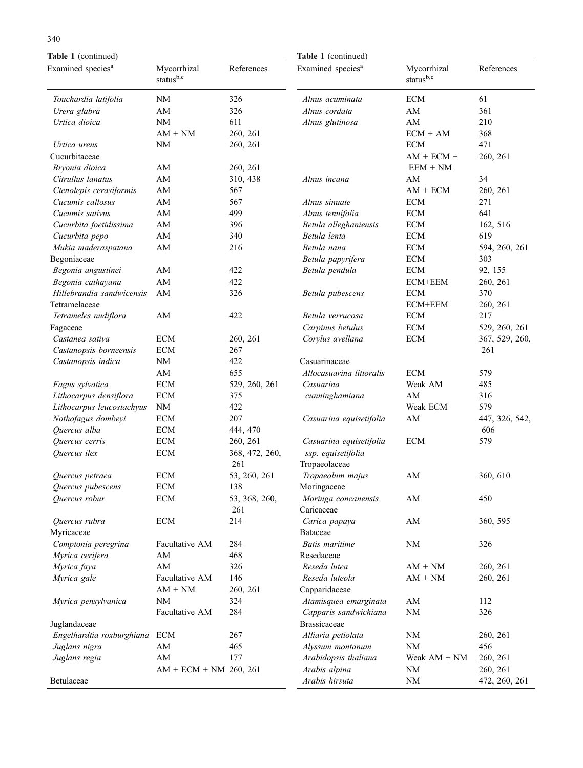**Table 1** (continued)

| Examined species[a] | Mycorrhizal status[b,c] | References |
|---|---|---|
| *Touchardia latifolia* | NM | 326 |
| *Urera glabra* | AM | 326 |
| *Urtica dioica* | NM | 611 |
| | AM + NM | 260, 261 |
| *Urtica urens* | NM | 260, 261 |
| Cucurbitaceae | | |
| *Bryonia dioica* | AM | 260, 261 |
| *Citrullus lanatus* | AM | 310, 438 |
| *Ctenolepis cerasiformis* | AM | 567 |
| *Cucumis callosus* | AM | 567 |
| *Cucumis sativus* | AM | 499 |
| *Cucurbita foetidissima* | AM | 396 |
| *Cucurbita pepo* | AM | 340 |
| *Mukia maderaspatana* | AM | 216 |
| Begoniaceae | | |
| *Begonia angustinei* | AM | 422 |
| *Begonia cathayana* | AM | 422 |
| *Hillebrandia sandwicensis* | AM | 326 |
| Tetramelaceae | | |
| *Tetrameles nudiflora* | AM | 422 |
| Fagaceae | | |
| *Castanea sativa* | ECM | 260, 261 |
| *Castanopsis borneensis* | ECM | 267 |
| *Castanopsis indica* | NM | 422 |
| | AM | 655 |
| *Fagus sylvatica* | ECM | 529, 260, 261 |
| *Lithocarpus densiflora* | ECM | 375 |
| *Lithocarpus leucostachyus* | NM | 422 |
| *Nothofagus dombeyi* | ECM | 207 |
| *Quercus alba* | ECM | 444, 470 |
| *Quercus cerris* | ECM | 260, 261 |
| *Quercus ilex* | ECM | 368, 472, 260, 261 |
| *Quercus petraea* | ECM | 53, 260, 261 |
| *Quercus pubescens* | ECM | 138 |
| *Quercus robur* | ECM | 53, 368, 260, 261 |
| *Quercus rubra* | ECM | 214 |
| Myricaceae | | |
| *Comptonia peregrina* | Facultative AM | 284 |
| *Myrica cerifera* | AM | 468 |
| *Myrica faya* | AM | 326 |
| *Myrica gale* | Facultative AM | 146 |
| | AM + NM | 260, 261 |
| *Myrica pensylvanica* | NM | 324 |
| | Facultative AM | 284 |
| Juglandaceae | | |
| *Engelhardtia roxburghiana* | ECM | 267 |
| *Juglans nigra* | AM | 465 |
| *Juglans regia* | AM | 177 |
| | AM + ECM + NM | 260, 261 |
| Betulaceae | | |
| *Alnus acuminata* | ECM | 61 |
| *Alnus cordata* | AM | 361 |
| *Alnus glutinosa* | AM | 210 |
| | ECM + AM | 368 |
| | ECM | 471 |
| | AM + ECM + EEM + NM | 260, 261 |
| *Alnus incana* | AM | 34 |
| | AM + ECM | 260, 261 |
| *Alnus sinuate* | ECM | 271 |
| *Alnus tenuifolia* | ECM | 641 |
| *Betula alleghaniensis* | ECM | 162, 516 |
| *Betula lenta* | ECM | 619 |
| *Betula nana* | ECM | 594, 260, 261 |
| *Betula papyrifera* | ECM | 303 |
| *Betula pendula* | ECM | 92, 155 |
| | ECM+EEM | 260, 261 |
| *Betula pubescens* | ECM | 370 |
| | ECM+EEM | 260, 261 |
| *Betula verrucosa* | ECM | 217 |
| *Carpinus betulus* | ECM | 529, 260, 261 |
| *Corylus avellana* | ECM | 367, 529, 260, 261 |
| Casuarinaceae | | |
| *Allocasuarina littoralis* | ECM | 579 |
| *Casuarina cunninghamiana* | Weak AM | 485 |
| | AM | 316 |
| | Weak ECM | 579 |
| *Casuarina equisetifolia* | AM | 447, 326, 542, 606 |
| *Casuarina equisetifolia ssp. equisetifolia* | ECM | 579 |
| Tropaeolaceae | | |
| *Tropaeolum majus* | AM | 360, 610 |
| Moringaceae | | |
| *Moringa concanensis* | AM | 450 |
| Caricaceae | | |
| *Carica papaya* | AM | 360, 595 |
| Bataceae | | |
| *Batis maritime* | NM | 326 |
| Resedaceae | | |
| *Reseda lutea* | AM + NM | 260, 261 |
| *Reseda luteola* | AM + NM | 260, 261 |
| Capparidaceae | | |
| *Atamisquea emarginata* | AM | 112 |
| *Capparis sandwichiana* | NM | 326 |
| Brassicaceae | | |
| *Alliaria petiolata* | NM | 260, 261 |
| *Alyssum montanum* | NM | 456 |
| *Arabidopsis thaliana* | Weak AM + NM | 260, 261 |
| *Arabis alpina* | NM | 260, 261 |
| *Arabis hirsuta* | NM | 472, 260, 261 |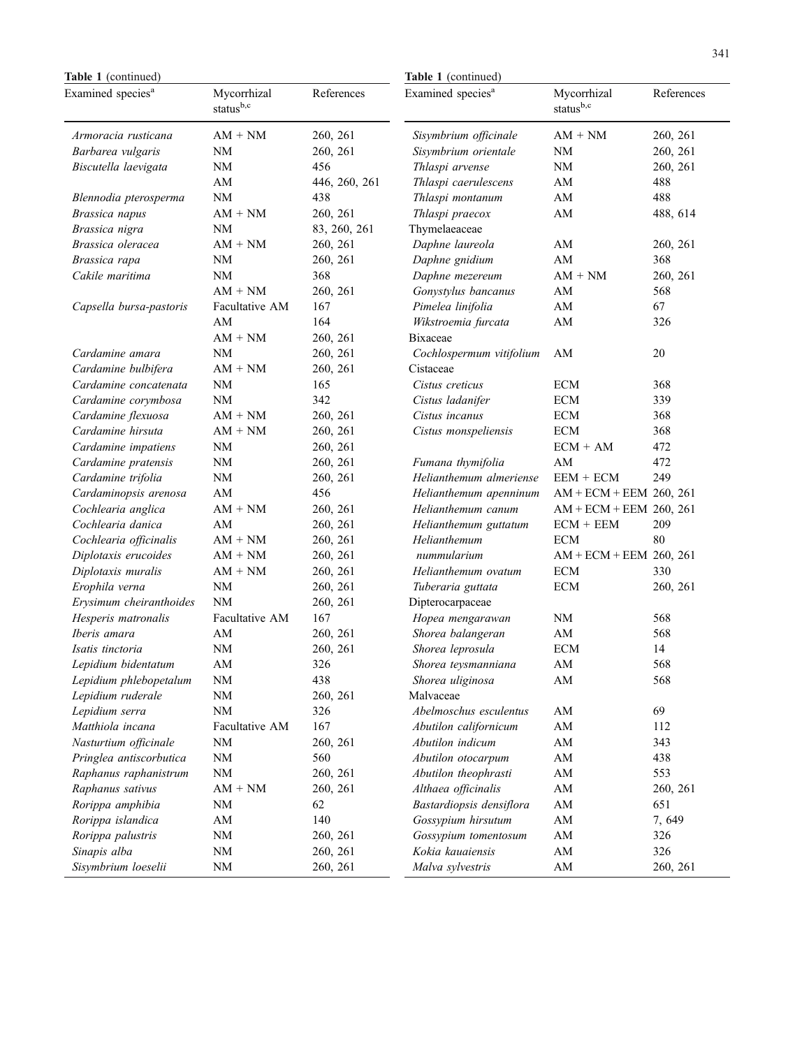**Table 1** (continued)

| Examined species[a] | Mycorrhizal status[b,c] | References |
|---|---|---|
| *Armoracia rusticana* | AM + NM | 260, 261 |
| *Barbarea vulgaris* | NM | 260, 261 |
| *Biscutella laevigata* | NM | 456 |
| | AM | 446, 260, 261 |
| *Blennodia pterosperma* | NM | 438 |
| *Brassica napus* | AM + NM | 260, 261 |
| *Brassica nigra* | NM | 83, 260, 261 |
| *Brassica oleracea* | AM + NM | 260, 261 |
| *Brassica rapa* | NM | 260, 261 |
| *Cakile maritima* | NM | 368 |
| | AM + NM | 260, 261 |
| *Capsella bursa-pastoris* | Facultative AM | 167 |
| | AM | 164 |
| | AM + NM | 260, 261 |
| *Cardamine amara* | NM | 260, 261 |
| *Cardamine bulbifera* | AM + NM | 260, 261 |
| *Cardamine concatenata* | NM | 165 |
| *Cardamine corymbosa* | NM | 342 |
| *Cardamine flexuosa* | AM + NM | 260, 261 |
| *Cardamine hirsuta* | AM + NM | 260, 261 |
| *Cardamine impatiens* | NM | 260, 261 |
| *Cardamine pratensis* | NM | 260, 261 |
| *Cardamine trifolia* | NM | 260, 261 |
| *Cardaminopsis arenosa* | AM | 456 |
| *Cochlearia anglica* | AM + NM | 260, 261 |
| *Cochlearia danica* | AM | 260, 261 |
| *Cochlearia officinalis* | AM + NM | 260, 261 |
| *Diplotaxis erucoides* | AM + NM | 260, 261 |
| *Diplotaxis muralis* | AM + NM | 260, 261 |
| *Erophila verna* | NM | 260, 261 |
| *Erysimum cheiranthoides* | NM | 260, 261 |
| *Hesperis matronalis* | Facultative AM | 167 |
| *Iberis amara* | AM | 260, 261 |
| *Isatis tinctoria* | NM | 260, 261 |
| *Lepidium bidentatum* | AM | 326 |
| *Lepidium phlebopetalum* | NM | 438 |
| *Lepidium ruderale* | NM | 260, 261 |
| *Lepidium serra* | NM | 326 |
| *Matthiola incana* | Facultative AM | 167 |
| *Nasturtium officinale* | NM | 260, 261 |
| *Pringlea antiscorbutica* | NM | 560 |
| *Raphanus raphanistrum* | NM | 260, 261 |
| *Raphanus sativus* | AM + NM | 260, 261 |
| *Rorippa amphibia* | NM | 62 |
| *Rorippa islandica* | AM | 140 |
| *Rorippa palustris* | NM | 260, 261 |
| *Sinapis alba* | NM | 260, 261 |
| *Sisymbrium loeselii* | NM | 260, 261 |
| *Sisymbrium officinale* | AM + NM | 260, 261 |
| *Sisymbrium orientale* | NM | 260, 261 |
| *Thlaspi arvense* | NM | 260, 261 |
| *Thlaspi caerulescens* | AM | 488 |
| *Thlaspi montanum* | AM | 488 |
| *Thlaspi praecox* | AM | 488, 614 |
| Thymelaeaceae | | |
| *Daphne laureola* | AM | 260, 261 |
| *Daphne gnidium* | AM | 368 |
| *Daphne mezereum* | AM + NM | 260, 261 |
| *Gonystylus bancanus* | AM | 568 |
| *Pimelea linifolia* | AM | 67 |
| *Wikstroemia furcata* | AM | 326 |
| Bixaceae | | |
| *Cochlospermum vitifolium* | AM | 20 |
| Cistaceae | | |
| *Cistus creticus* | ECM | 368 |
| *Cistus ladanifer* | ECM | 339 |
| *Cistus incanus* | ECM | 368 |
| *Cistus monspeliensis* | ECM | 368 |
| | ECM + AM | 472 |
| *Fumana thymifolia* | AM | 472 |
| *Helianthemum almeriense* | EEM + ECM | 249 |
| *Helianthemum apenninum* | AM + ECM + EEM | 260, 261 |
| *Helianthemum canum* | AM + ECM + EEM | 260, 261 |
| *Helianthemum guttatum* | ECM + EEM | 209 |
| *Helianthemum nummularium* | ECM | 80 |
| | AM + ECM + EEM | 260, 261 |
| *Helianthemum ovatum* | ECM | 330 |
| *Tuberaria guttata* | ECM | 260, 261 |
| Dipterocarpaceae | | |
| *Hopea mengarawan* | NM | 568 |
| *Shorea balangeran* | AM | 568 |
| *Shorea leprosula* | ECM | 14 |
| *Shorea teysmanniana* | AM | 568 |
| *Shorea uliginosa* | AM | 568 |
| Malvaceae | | |
| *Abelmoschus esculentus* | AM | 69 |
| *Abutilon californicum* | AM | 112 |
| *Abutilon indicum* | AM | 343 |
| *Abutilon otocarpum* | AM | 438 |
| *Abutilon theophrasti* | AM | 553 |
| *Althaea officinalis* | AM | 260, 261 |
| *Bastardiopsis densiflora* | AM | 651 |
| *Gossypium hirsutum* | AM | 7, 649 |
| *Gossypium tomentosum* | AM | 326 |
| *Kokia kauaiensis* | AM | 326 |
| *Malva sylvestris* | AM | 260, 261 |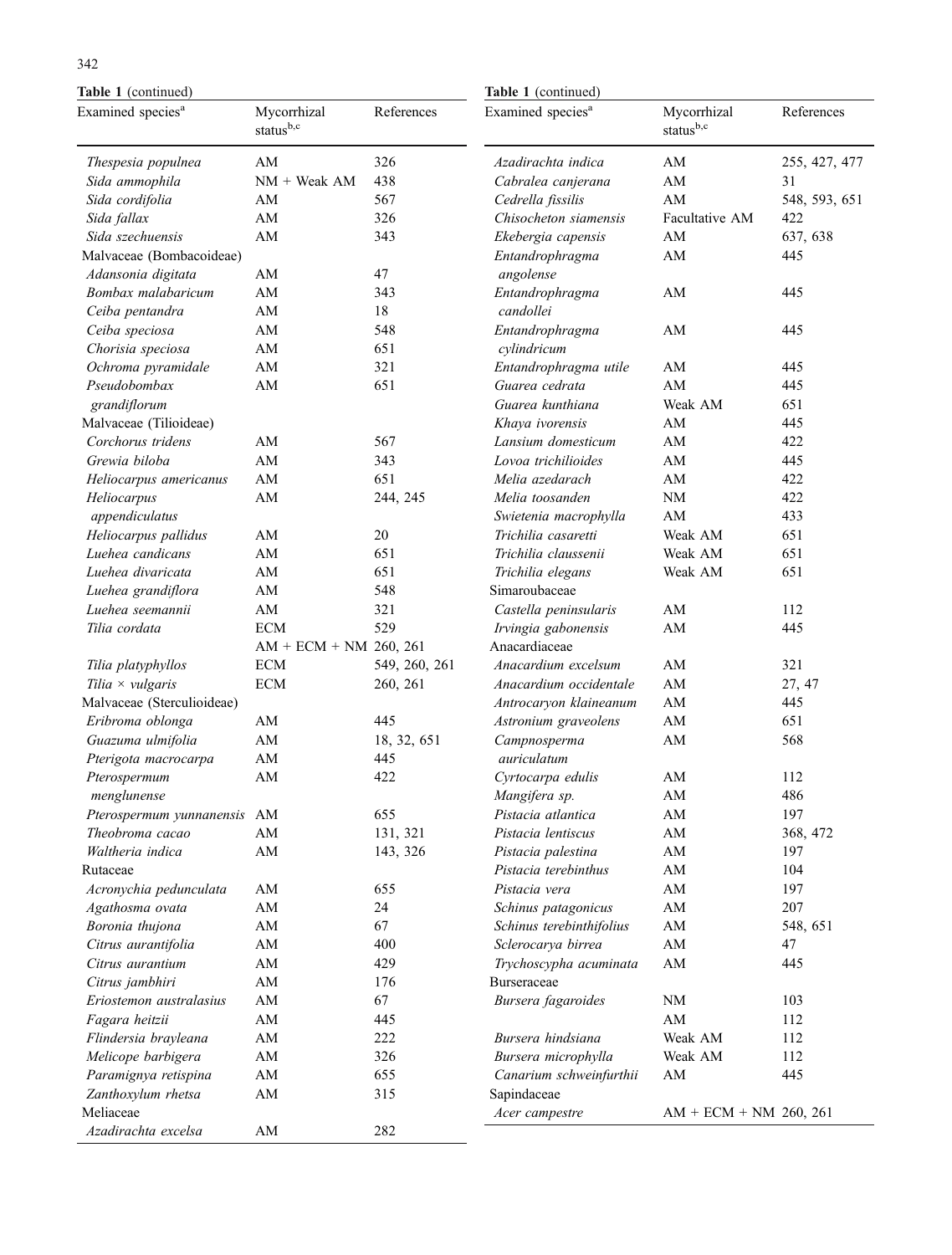**Table 1** (continued)

| Examined species[a] | Mycorrhizal status[b,c] | References |
|---|---|---|
| *Thespesia populnea* | AM | 326 |
| *Sida ammophila* | NM + Weak AM | 438 |
| *Sida cordifolia* | AM | 567 |
| *Sida fallax* | AM | 326 |
| *Sida szechuensis* | AM | 343 |
| Malvaceae (Bombacoideae) | | |
| *Adansonia digitata* | AM | 47 |
| *Bombax malabaricum* | AM | 343 |
| *Ceiba pentandra* | AM | 18 |
| *Ceiba speciosa* | AM | 548 |
| *Chorisia speciosa* | AM | 651 |
| *Ochroma pyramidale* | AM | 321 |
| *Pseudobombax grandiflorum* | AM | 651 |
| Malvaceae (Tilioideae) | | |
| *Corchorus tridens* | AM | 567 |
| *Grewia biloba* | AM | 343 |
| *Heliocarpus americanus* | AM | 651 |
| *Heliocarpus appendiculatus* | AM | 244, 245 |
| *Heliocarpus pallidus* | AM | 20 |
| *Luehea candicans* | AM | 651 |
| *Luehea divaricata* | AM | 651 |
| *Luehea grandiflora* | AM | 548 |
| *Luehea seemannii* | AM | 321 |
| *Tilia cordata* | ECM | 529 |
| | AM + ECM + NM | 260, 261 |
| *Tilia platyphyllos* | ECM | 549, 260, 261 |
| *Tilia × vulgaris* | ECM | 260, 261 |
| Malvaceae (Sterculioideae) | | |
| *Eribroma oblonga* | AM | 445 |
| *Guazuma ulmifolia* | AM | 18, 32, 651 |
| *Pterigota macrocarpa* | AM | 445 |
| *Pterospermum menglunense* | AM | 422 |
| *Pterospermum yunnanensis* | AM | 655 |
| *Theobroma cacao* | AM | 131, 321 |
| *Waltheria indica* | AM | 143, 326 |
| Rutaceae | | |
| *Acronychia pedunculata* | AM | 655 |
| *Agathosma ovata* | AM | 24 |
| *Boronia thujona* | AM | 67 |
| *Citrus aurantifolia* | AM | 400 |
| *Citrus aurantium* | AM | 429 |
| *Citrus jambhiri* | AM | 176 |
| *Eriostemon australasius* | AM | 67 |
| *Fagara heitzii* | AM | 445 |
| *Flindersia brayleana* | AM | 222 |
| *Melicope barbigera* | AM | 326 |
| *Paramignya retispina* | AM | 655 |
| *Zanthoxylum rhetsa* | AM | 315 |
| Meliaceae | | |
| *Azadirachta excelsa* | AM | 282 |
| *Azadirachta indica* | AM | 255, 427, 477 |
| *Cabralea canjerana* | AM | 31 |
| *Cedrella fissilis* | AM | 548, 593, 651 |
| *Chisocheton siamensis* | Facultative AM | 422 |
| *Ekebergia capensis* | AM | 637, 638 |
| *Entandrophragma angolense* | AM | 445 |
| *Entandrophragma candollei* | AM | 445 |
| *Entandrophragma cylindricum* | AM | 445 |
| *Entandrophragma utile* | AM | 445 |
| *Guarea cedrata* | AM | 445 |
| *Guarea kunthiana* | Weak AM | 651 |
| *Khaya ivorensis* | AM | 445 |
| *Lansium domesticum* | AM | 422 |
| *Lovoa trichilioides* | AM | 445 |
| *Melia azedarach* | AM | 422 |
| *Melia toosanden* | NM | 422 |
| *Swietenia macrophylla* | AM | 433 |
| *Trichilia casaretti* | Weak AM | 651 |
| *Trichilia claussenii* | Weak AM | 651 |
| *Trichilia elegans* | Weak AM | 651 |
| Simaroubaceae | | |
| *Castella peninsularis* | AM | 112 |
| *Irvingia gabonensis* | AM | 445 |
| Anacardiaceae | | |
| *Anacardium excelsum* | AM | 321 |
| *Anacardium occidentale* | AM | 27, 47 |
| *Antrocaryon klaineanum* | AM | 445 |
| *Astronium graveolens* | AM | 651 |
| *Campnosperma auriculatum* | AM | 568 |
| *Cyrtocarpa edulis* | AM | 112 |
| *Mangifera sp.* | AM | 486 |
| *Pistacia atlantica* | AM | 197 |
| *Pistacia lentiscus* | AM | 368, 472 |
| *Pistacia palestina* | AM | 197 |
| *Pistacia terebinthus* | AM | 104 |
| *Pistacia vera* | AM | 197 |
| *Schinus patagonicus* | AM | 207 |
| *Schinus terebinthifolius* | AM | 548, 651 |
| *Sclerocarya birrea* | AM | 47 |
| *Trychoscypha acuminata* | AM | 445 |
| Burseraceae | | |
| *Bursera fagaroides* | NM | 103 |
| | AM | 112 |
| *Bursera hindsiana* | Weak AM | 112 |
| *Bursera microphylla* | Weak AM | 112 |
| *Canarium schweinfurthii* | AM | 445 |
| Sapindaceae | | |
| *Acer campestre* | AM + ECM + NM | 260, 261 |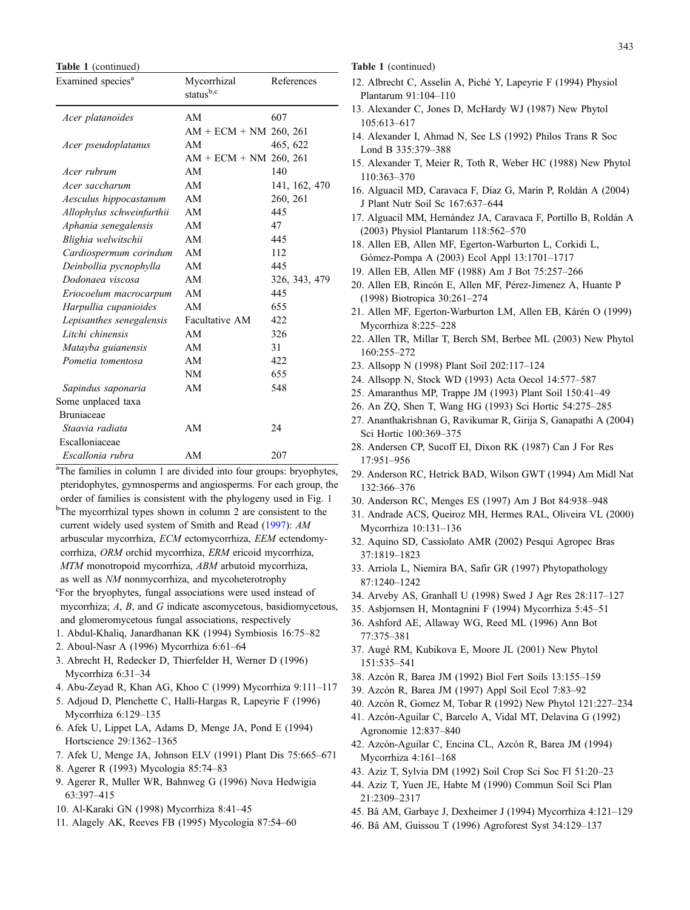**Table 1** (continued)

| Examined species[a] | Mycorrhizal status[b,c] | References |
|---|---|---|
| *Acer platanoides* | AM | 607 |
| | AM + ECM + NM | 260, 261 |
| *Acer pseudoplatanus* | AM | 465, 622 |
| | AM + ECM + NM | 260, 261 |
| *Acer rubrum* | AM | 140 |
| *Acer saccharum* | AM | 141, 162, 470 |
| *Aesculus hippocastanum* | AM | 260, 261 |
| *Allophylus schweinfurthii* | AM | 445 |
| *Aphania senegalensis* | AM | 47 |
| *Blighia welwitschii* | AM | 445 |
| *Cardiospermum corindum* | AM | 112 |
| *Deinbollia pycnophylla* | AM | 445 |
| *Dodonaea viscosa* | AM | 326, 343, 479 |
| *Eriocoelum macrocarpum* | AM | 445 |
| *Harpullia cupanioides* | AM | 655 |
| *Lepisanthes senegalensis* | Facultative AM | 422 |
| *Litchi chinensis* | AM | 326 |
| *Matayba guianensis* | AM | 31 |
| *Pometia tomentosa* | AM | 422 |
| | NM | 655 |
| *Sapindus saponaria* | AM | 548 |
| Some unplaced taxa | | |
| Bruniaceae | | |
| *Staavia radiata* | AM | 24 |
| Escalloniaceae | | |
| *Escallonia rubra* | AM | 207 |

[a] The families in column 1 are divided into four groups: bryophytes, pteridophytes, gymnosperms and angiosperms. For each group, the order of families is consistent with the phylogeny used in Fig. 1

[b] The mycorrhizal types shown in column 2 are consistent to the current widely used system of Smith and Read (1997): *AM* arbuscular mycorrhiza, *ECM* ectomycorrhiza, *EEM* ectendomycorrhiza, *ORM* orchid mycorrhiza, *ERM* ericoid mycorrhiza, *MTM* monotropoid mycorrhiza, *ABM* arbutoid mycorrhiza, as well as *NM* nonmycorrhiza, and mycoheterotrophy

[c] For the bryophytes, fungal associations were used instead of mycorrhiza; *A*, *B*, and *G* indicate ascomycetous, basidiomycetous, and glomeromycetous fungal associations, respectively

1. Abdul-Khaliq, Janardhanan KK (1994) Symbiosis 16:75–82
2. Aboul-Nasr A (1996) Mycorrhiza 6:61–64
3. Abrecht H, Redecker D, Thierfelder H, Werner D (1996) Mycorrhiza 6:31–34
4. Abu-Zeyad R, Khan AG, Khoo C (1999) Mycorrhiza 9:111–117
5. Adjoud D, Plenchette C, Halli-Hargas R, Lapeyrie F (1996) Mycorrhiza 6:129–135
6. Afek U, Lippet LA, Adams D, Menge JA, Pond E (1994) Hortscience 29:1362–1365
7. Afek U, Menge JA, Johnson ELV (1991) Plant Dis 75:665–671
8. Agerer R (1993) Mycologia 85:74–83
9. Agerer R, Muller WR, Bahnweg G (1996) Nova Hedwigia 63:397–415
10. Al-Karaki GN (1998) Mycorrhiza 8:41–45
11. Alagely AK, Reeves FB (1995) Mycologia 87:54–60
12. Albrecht C, Asselin A, Piché Y, Lapeyrie F (1994) Physiol Plantarum 91:104–110
13. Alexander C, Jones D, McHardy WJ (1987) New Phytol 105:613–617
14. Alexander I, Ahmad N, See LS (1992) Philos Trans R Soc Lond B 335:379–388
15. Alexander T, Meier R, Toth R, Weber HC (1988) New Phytol 110:363–370
16. Alguacil MD, Caravaca F, Díaz G, Marín P, Roldán A (2004) J Plant Nutr Soil Sc 167:637–644
17. Alguacil MM, Hernández JA, Caravaca F, Portillo B, Roldán A (2003) Physiol Plantarum 118:562–570
18. Allen EB, Allen MF, Egerton-Warburton L, Corkidi L, Gómez-Pompa A (2003) Ecol Appl 13:1701–1717
19. Allen EB, Allen MF (1988) Am J Bot 75:257–266
20. Allen EB, Rincón E, Allen MF, Pérez-Jimenez A, Huante P (1998) Biotropica 30:261–274
21. Allen MF, Egerton-Warburton LM, Allen EB, Kårén O (1999) Mycorrhiza 8:225–228
22. Allen TR, Millar T, Berch SM, Berbee ML (2003) New Phytol 160:255–272
23. Allsopp N (1998) Plant Soil 202:117–124
24. Allsopp N, Stock WD (1993) Acta Oecol 14:577–587
25. Amaranthus MP, Trappe JM (1993) Plant Soil 150:41–49
26. An ZQ, Shen T, Wang HG (1993) Sci Hortic 54:275–285
27. Ananthakrishnan G, Ravikumar R, Girija S, Ganapathi A (2004) Sci Hortic 100:369–375
28. Andersen CP, Sucoff EI, Dixon RK (1987) Can J For Res 17:951–956
29. Anderson RC, Hetrick BAD, Wilson GWT (1994) Am Midl Nat 132:366–376
30. Anderson RC, Menges ES (1997) Am J Bot 84:938–948
31. Andrade ACS, Queiroz MH, Hermes RAL, Oliveira VL (2000) Mycorrhiza 10:131–136
32. Aquino SD, Cassiolato AMR (2002) Pesqui Agropec Bras 37:1819–1823
33. Arriola L, Niemira BA, Safir GR (1997) Phytopathology 87:1240–1242
34. Arveby AS, Granhall U (1998) Swed J Agr Res 28:117–127
35. Asbjornsen H, Montagnini F (1994) Mycorrhiza 5:45–51
36. Ashford AE, Allaway WG, Reed ML (1996) Ann Bot 77:375–381
37. Augé RM, Kubikova E, Moore JL (2001) New Phytol 151:535–541
38. Azcón R, Barea JM (1992) Biol Fert Soils 13:155–159
39. Azcón R, Barea JM (1997) Appl Soil Ecol 7:83–92
40. Azcón R, Gomez M, Tobar R (1992) New Phytol 121:227–234
41. Azcón-Aguilar C, Barcelo A, Vidal MT, Delavina G (1992) Agronomie 12:837–840
42. Azcón-Aguilar C, Encina CL, Azcón R, Barea JM (1994) Mycorrhiza 4:161–168
43. Aziz T, Sylvia DM (1992) Soil Crop Sci Soc Fl 51:20–23
44. Aziz T, Yuen JE, Habte M (1990) Commun Soil Sci Plan 21:2309–2317
45. Bâ AM, Garbaye J, Dexheimer J (1994) Mycorrhiza 4:121–129
46. Bâ AM, Guissou T (1996) Agroforest Syst 34:129–137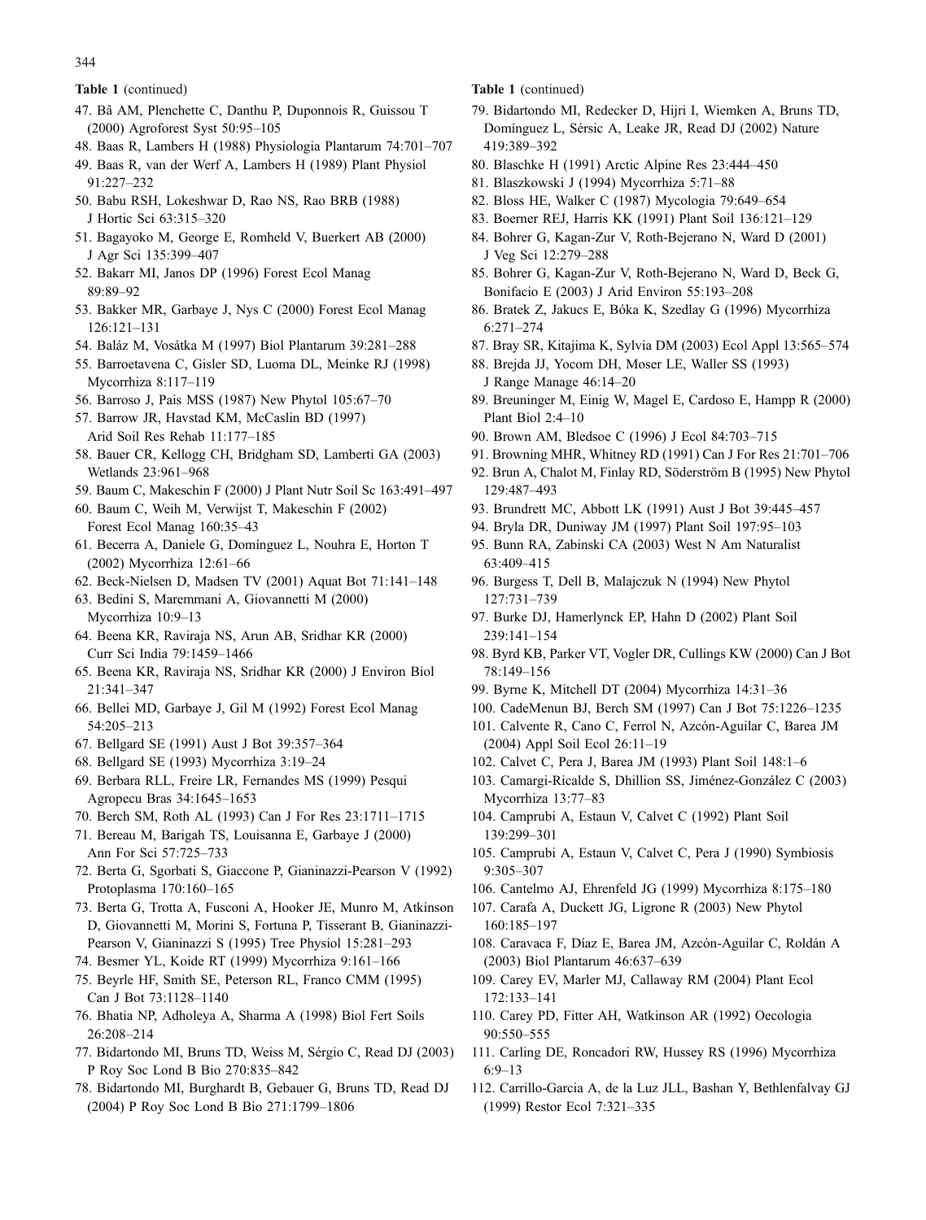**Table 1** (continued)

47. Bâ AM, Plenchette C, Danthu P, Duponnois R, Guissou T (2000) Agroforest Syst 50:95–105
48. Baas R, Lambers H (1988) Physiologia Plantarum 74:701–707
49. Baas R, van der Werf A, Lambers H (1989) Plant Physiol 91:227–232
50. Babu RSH, Lokeshwar D, Rao NS, Rao BRB (1988) J Hortic Sci 63:315–320
51. Bagayoko M, George E, Romheld V, Buerkert AB (2000) J Agr Sci 135:399–407
52. Bakarr MI, Janos DP (1996) Forest Ecol Manag 89:89–92
53. Bakker MR, Garbaye J, Nys C (2000) Forest Ecol Manag 126:121–131
54. Baláz M, Vosátka M (1997) Biol Plantarum 39:281–288
55. Barroetavena C, Gisler SD, Luoma DL, Meinke RJ (1998) Mycorrhiza 8:117–119
56. Barroso J, Pais MSS (1987) New Phytol 105:67–70
57. Barrow JR, Havstad KM, McCaslin BD (1997) Arid Soil Res Rehab 11:177–185
58. Bauer CR, Kellogg CH, Bridgham SD, Lamberti GA (2003) Wetlands 23:961–968
59. Baum C, Makeschin F (2000) J Plant Nutr Soil Sc 163:491–497
60. Baum C, Weih M, Verwijst T, Makeschin F (2002) Forest Ecol Manag 160:35–43
61. Becerra A, Daniele G, Domínguez L, Nouhra E, Horton T (2002) Mycorrhiza 12:61–66
62. Beck-Nielsen D, Madsen TV (2001) Aquat Bot 71:141–148
63. Bedini S, Maremmani A, Giovannetti M (2000) Mycorrhiza 10:9–13
64. Beena KR, Raviraja NS, Arun AB, Sridhar KR (2000) Curr Sci India 79:1459–1466
65. Beena KR, Raviraja NS, Sridhar KR (2000) J Environ Biol 21:341–347
66. Bellei MD, Garbaye J, Gil M (1992) Forest Ecol Manag 54:205–213
67. Bellgard SE (1991) Aust J Bot 39:357–364
68. Bellgard SE (1993) Mycorrhiza 3:19–24
69. Berbara RLL, Freire LR, Fernandes MS (1999) Pesqui Agropecu Bras 34:1645–1653
70. Berch SM, Roth AL (1993) Can J For Res 23:1711–1715
71. Bereau M, Barigah TS, Louisanna E, Garbaye J (2000) Ann For Sci 57:725–733
72. Berta G, Sgorbati S, Giaccone P, Gianinazzi-Pearson V (1992) Protoplasma 170:160–165
73. Berta G, Trotta A, Fusconi A, Hooker JE, Munro M, Atkinson D, Giovannetti M, Morini S, Fortuna P, Tisserant B, Gianinazzi-Pearson V, Gianinazzi S (1995) Tree Physiol 15:281–293
74. Besmer YL, Koide RT (1999) Mycorrhiza 9:161–166
75. Beyrle HF, Smith SE, Peterson RL, Franco CMM (1995) Can J Bot 73:1128–1140
76. Bhatia NP, Adholeya A, Sharma A (1998) Biol Fert Soils 26:208–214
77. Bidartondo MI, Bruns TD, Weiss M, Sérgio C, Read DJ (2003) P Roy Soc Lond B Bio 270:835–842
78. Bidartondo MI, Burghardt B, Gebauer G, Bruns TD, Read DJ (2004) P Roy Soc Lond B Bio 271:1799–1806
79. Bidartondo MI, Redecker D, Hijri I, Wiemken A, Bruns TD, Domínguez L, Sérsic A, Leake JR, Read DJ (2002) Nature 419:389–392
80. Blaschke H (1991) Arctic Alpine Res 23:444–450
81. Blaszkowski J (1994) Mycorrhiza 5:71–88
82. Bloss HE, Walker C (1987) Mycologia 79:649–654
83. Boerner REJ, Harris KK (1991) Plant Soil 136:121–129
84. Bohrer G, Kagan-Zur V, Roth-Bejerano N, Ward D (2001) J Veg Sci 12:279–288
85. Bohrer G, Kagan-Zur V, Roth-Bejerano N, Ward D, Beck G, Bonifacio E (2003) J Arid Environ 55:193–208
86. Bratek Z, Jakucs E, Bóka K, Szedlay G (1996) Mycorrhiza 6:271–274
87. Bray SR, Kitajima K, Sylvia DM (2003) Ecol Appl 13:565–574
88. Brejda JJ, Yocom DH, Moser LE, Waller SS (1993) J Range Manage 46:14–20
89. Breuninger M, Einig W, Magel E, Cardoso E, Hampp R (2000) Plant Biol 2:4–10
90. Brown AM, Bledsoe C (1996) J Ecol 84:703–715
91. Browning MHR, Whitney RD (1991) Can J For Res 21:701–706
92. Brun A, Chalot M, Finlay RD, Söderström B (1995) New Phytol 129:487–493
93. Brundrett MC, Abbott LK (1991) Aust J Bot 39:445–457
94. Bryla DR, Duniway JM (1997) Plant Soil 197:95–103
95. Bunn RA, Zabinski CA (2003) West N Am Naturalist 63:409–415
96. Burgess T, Dell B, Malajczuk N (1994) New Phytol 127:731–739
97. Burke DJ, Hamerlynck EP, Hahn D (2002) Plant Soil 239:141–154
98. Byrd KB, Parker VT, Vogler DR, Cullings KW (2000) Can J Bot 78:149–156
99. Byrne K, Mitchell DT (2004) Mycorrhiza 14:31–36
100. CadeMenun BJ, Berch SM (1997) Can J Bot 75:1226–1235
101. Calvente R, Cano C, Ferrol N, Azcón-Aguilar C, Barea JM (2004) Appl Soil Ecol 26:11–19
102. Calvet C, Pera J, Barea JM (1993) Plant Soil 148:1–6
103. Camargi-Ricalde S, Dhillion SS, Jiménez-González C (2003) Mycorrhiza 13:77–83
104. Camprubi A, Estaun V, Calvet C (1992) Plant Soil 139:299–301
105. Camprubi A, Estaun V, Calvet C, Pera J (1990) Symbiosis 9:305–307
106. Cantelmo AJ, Ehrenfeld JG (1999) Mycorrhiza 8:175–180
107. Carafa A, Duckett JG, Ligrone R (2003) New Phytol 160:185–197
108. Caravaca F, Díaz E, Barea JM, Azcón-Aguilar C, Roldán A (2003) Biol Plantarum 46:637–639
109. Carey EV, Marler MJ, Callaway RM (2004) Plant Ecol 172:133–141
110. Carey PD, Fitter AH, Watkinson AR (1992) Oecologia 90:550–555
111. Carling DE, Roncadori RW, Hussey RS (1996) Mycorrhiza 6:9–13
112. Carrillo-Garcia A, de la Luz JLL, Bashan Y, Bethlenfalvay GJ (1999) Restor Ecol 7:321–335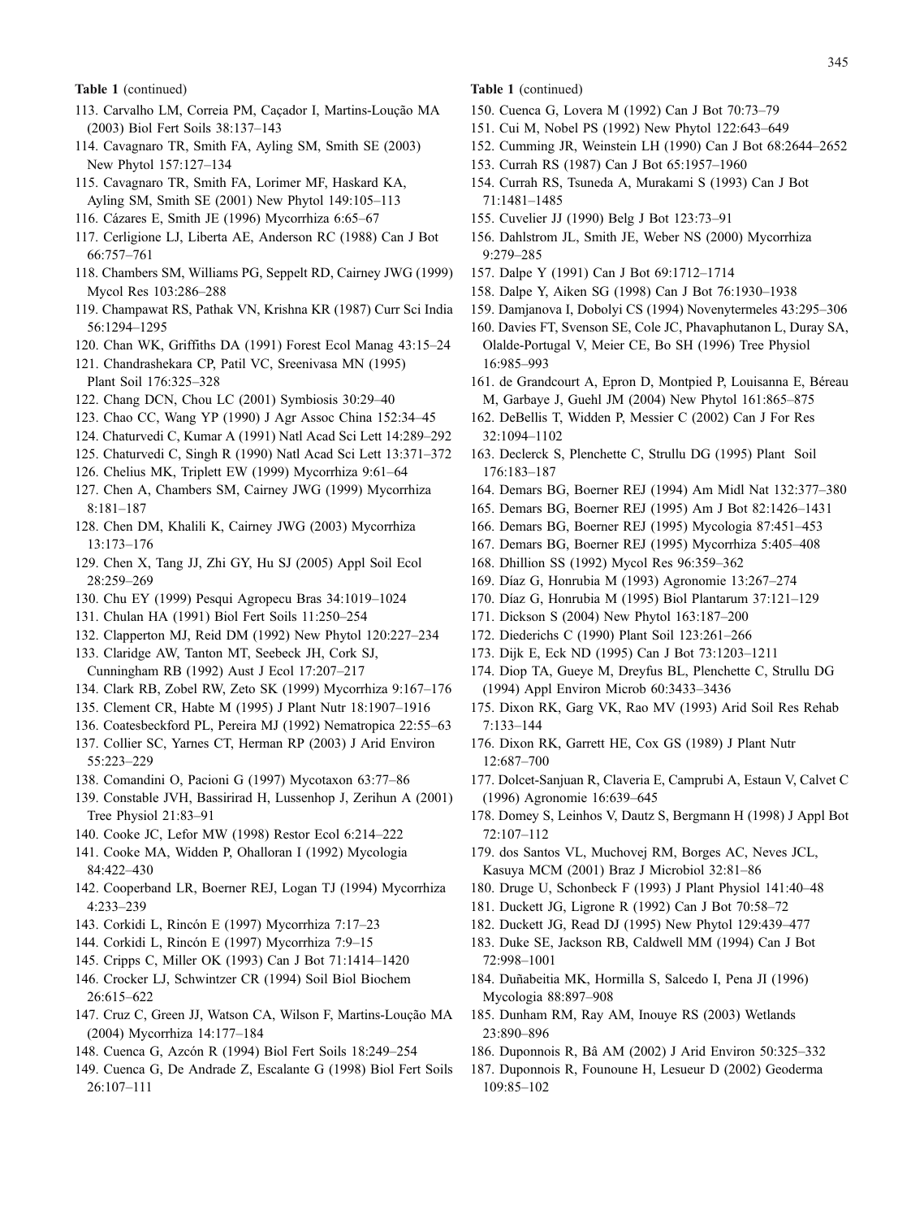**Table 1** (continued)

113. Carvalho LM, Correia PM, Caçador I, Martins-Loução MA (2003) Biol Fert Soils 38:137–143
114. Cavagnaro TR, Smith FA, Ayling SM, Smith SE (2003) New Phytol 157:127–134
115. Cavagnaro TR, Smith FA, Lorimer MF, Haskard KA, Ayling SM, Smith SE (2001) New Phytol 149:105–113
116. Cázares E, Smith JE (1996) Mycorrhiza 6:65–67
117. Cerligione LJ, Liberta AE, Anderson RC (1988) Can J Bot 66:757–761
118. Chambers SM, Williams PG, Seppelt RD, Cairney JWG (1999) Mycol Res 103:286–288
119. Champawat RS, Pathak VN, Krishna KR (1987) Curr Sci India 56:1294–1295
120. Chan WK, Griffiths DA (1991) Forest Ecol Manag 43:15–24
121. Chandrashekara CP, Patil VC, Sreenivasa MN (1995) Plant Soil 176:325–328
122. Chang DCN, Chou LC (2001) Symbiosis 30:29–40
123. Chao CC, Wang YP (1990) J Agr Assoc China 152:34–45
124. Chaturvedi C, Kumar A (1991) Natl Acad Sci Lett 14:289–292
125. Chaturvedi C, Singh R (1990) Natl Acad Sci Lett 13:371–372
126. Chelius MK, Triplett EW (1999) Mycorrhiza 9:61–64
127. Chen A, Chambers SM, Cairney JWG (1999) Mycorrhiza 8:181–187
128. Chen DM, Khalili K, Cairney JWG (2003) Mycorrhiza 13:173–176
129. Chen X, Tang JJ, Zhi GY, Hu SJ (2005) Appl Soil Ecol 28:259–269
130. Chu EY (1999) Pesqui Agropecu Bras 34:1019–1024
131. Chulan HA (1991) Biol Fert Soils 11:250–254
132. Clapperton MJ, Reid DM (1992) New Phytol 120:227–234
133. Claridge AW, Tanton MT, Seebeck JH, Cork SJ, Cunningham RB (1992) Aust J Ecol 17:207–217
134. Clark RB, Zobel RW, Zeto SK (1999) Mycorrhiza 9:167–176
135. Clement CR, Habte M (1995) J Plant Nutr 18:1907–1916
136. Coatesbeckford PL, Pereira MJ (1992) Nematropica 22:55–63
137. Collier SC, Yarnes CT, Herman RP (2003) J Arid Environ 55:223–229
138. Comandini O, Pacioni G (1997) Mycotaxon 63:77–86
139. Constable JVH, Bassirirad H, Lussenhop J, Zerihun A (2001) Tree Physiol 21:83–91
140. Cooke JC, Lefor MW (1998) Restor Ecol 6:214–222
141. Cooke MA, Widden P, Ohalloran I (1992) Mycologia 84:422–430
142. Cooperband LR, Boerner REJ, Logan TJ (1994) Mycorrhiza 4:233–239
143. Corkidi L, Rincón E (1997) Mycorrhiza 7:17–23
144. Corkidi L, Rincón E (1997) Mycorrhiza 7:9–15
145. Cripps C, Miller OK (1993) Can J Bot 71:1414–1420
146. Crocker LJ, Schwintzer CR (1994) Soil Biol Biochem 26:615–622
147. Cruz C, Green JJ, Watson CA, Wilson F, Martins-Loução MA (2004) Mycorrhiza 14:177–184
148. Cuenca G, Azcón R (1994) Biol Fert Soils 18:249–254
149. Cuenca G, De Andrade Z, Escalante G (1998) Biol Fert Soils 26:107–111
150. Cuenca G, Lovera M (1992) Can J Bot 70:73–79
151. Cui M, Nobel PS (1992) New Phytol 122:643–649
152. Cumming JR, Weinstein LH (1990) Can J Bot 68:2644–2652
153. Currah RS (1987) Can J Bot 65:1957–1960
154. Currah RS, Tsuneda A, Murakami S (1993) Can J Bot 71:1481–1485
155. Cuvelier JJ (1990) Belg J Bot 123:73–91
156. Dahlstrom JL, Smith JE, Weber NS (2000) Mycorrhiza 9:279–285
157. Dalpe Y (1991) Can J Bot 69:1712–1714
158. Dalpe Y, Aiken SG (1998) Can J Bot 76:1930–1938
159. Damjanova I, Dobolyi CS (1994) Novenytermeles 43:295–306
160. Davies FT, Svenson SE, Cole JC, Phavaphutanon L, Duray SA, Olalde-Portugal V, Meier CE, Bo SH (1996) Tree Physiol 16:985–993
161. de Grandcourt A, Epron D, Montpied P, Louisanna E, Béreau M, Garbaye J, Guehl JM (2004) New Phytol 161:865–875
162. DeBellis T, Widden P, Messier C (2002) Can J For Res 32:1094–1102
163. Declerck S, Plenchette C, Strullu DG (1995) Plant Soil 176:183–187
164. Demars BG, Boerner REJ (1994) Am Midl Nat 132:377–380
165. Demars BG, Boerner REJ (1995) Am J Bot 82:1426–1431
166. Demars BG, Boerner REJ (1995) Mycologia 87:451–453
167. Demars BG, Boerner REJ (1995) Mycorrhiza 5:405–408
168. Dhillion SS (1992) Mycol Res 96:359–362
169. Díaz G, Honrubia M (1993) Agronomie 13:267–274
170. Díaz G, Honrubia M (1995) Biol Plantarum 37:121–129
171. Dickson S (2004) New Phytol 163:187–200
172. Diederichs C (1990) Plant Soil 123:261–266
173. Dijk E, Eck ND (1995) Can J Bot 73:1203–1211
174. Diop TA, Gueye M, Dreyfus BL, Plenchette C, Strullu DG (1994) Appl Environ Microb 60:3433–3436
175. Dixon RK, Garg VK, Rao MV (1993) Arid Soil Res Rehab 7:133–144
176. Dixon RK, Garrett HE, Cox GS (1989) J Plant Nutr 12:687–700
177. Dolcet-Sanjuan R, Claveria E, Camprubi A, Estaun V, Calvet C (1996) Agronomie 16:639–645
178. Domey S, Leinhos V, Dautz S, Bergmann H (1998) J Appl Bot 72:107–112
179. dos Santos VL, Muchovej RM, Borges AC, Neves JCL, Kasuya MCM (2001) Braz J Microbiol 32:81–86
180. Druge U, Schonbeck F (1993) J Plant Physiol 141:40–48
181. Duckett JG, Ligrone R (1992) Can J Bot 70:58–72
182. Duckett JG, Read DJ (1995) New Phytol 129:439–477
183. Duke SE, Jackson RB, Caldwell MM (1994) Can J Bot 72:998–1001
184. Duñabeitia MK, Hormilla S, Salcedo I, Pena JI (1996) Mycologia 88:897–908
185. Dunham RM, Ray AM, Inouye RS (2003) Wetlands 23:890–896
186. Duponnois R, Bâ AM (2002) J Arid Environ 50:325–332
187. Duponnois R, Founoune H, Lesueur D (2002) Geoderma 109:85–102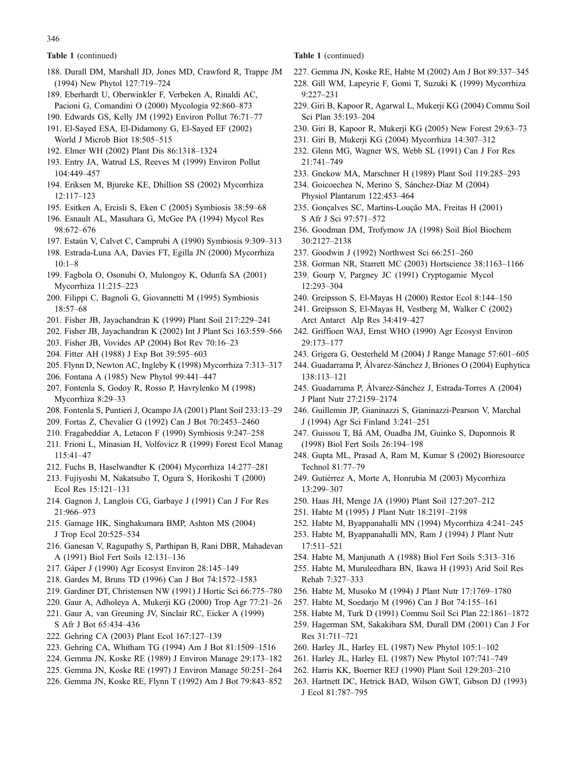**Table 1** (continued)

188. Durall DM, Marshall JD, Jones MD, Crawford R, Trappe JM (1994) New Phytol 127:719–724
189. Eberhardt U, Oberwinkler F, Verbeken A, Rinaldi AC, Pacioni G, Comandini O (2000) Mycologia 92:860–873
190. Edwards GS, Kelly JM (1992) Environ Pollut 76:71–77
191. El-Sayed ESA, El-Didamony G, El-Sayed EF (2002) World J Microb Biot 18:505–515
192. Elmer WH (2002) Plant Dis 86:1318–1324
193. Entry JA, Watrud LS, Reeves M (1999) Environ Pollut 104:449–457
194. Eriksen M, Bjureke KE, Dhillion SS (2002) Mycorrhiza 12:117–123
195. Esitken A, Ercisli S, Eken C (2005) Symbiosis 38:59–68
196. Esnault AL, Masuhara G, McGee PA (1994) Mycol Res 98:672–676
197. Estaún V, Calvet C, Camprubí A (1990) Symbiosis 9:309–313
198. Estrada-Luna AA, Davies FT, Egilla JN (2000) Mycorrhiza 10:1–8
199. Fagbola O, Osonubi O, Mulongoy K, Odunfa SA (2001) Mycorrhiza 11:215–223
200. Filippi C, Bagnoli G, Giovannetti M (1995) Symbiosis 18:57–68
201. Fisher JB, Jayachandran K (1999) Plant Soil 217:229–241
202. Fisher JB, Jayachandran K (2002) Int J Plant Sci 163:559–566
203. Fisher JB, Vovides AP (2004) Bot Rev 70:16–23
204. Fitter AH (1988) J Exp Bot 39:595–603
205. Flynn D, Newton AC, Ingleby K (1998) Mycorrhiza 7:313–317
206. Fontana A (1985) New Phytol 99:441–447
207. Fontenla S, Godoy R, Rosso P, Havrylenko M (1998) Mycorrhiza 8:29–33
208. Fontenla S, Puntieri J, Ocampo JA (2001) Plant Soil 233:13–29
209. Fortas Z, Chevalier G (1992) Can J Bot 70:2453–2460
210. Fragabeddiar A, Letacon F (1990) Symbiosis 9:247–258
211. Frioni L, Minasian H, Volfovicz R (1999) Forest Ecol Manag 115:41–47
212. Fuchs B, Haselwandter K (2004) Mycorrhiza 14:277–281
213. Fujiyoshi M, Nakatsubo T, Ogura S, Horikoshi T (2000) Ecol Res 15:121–131
214. Gagnon J, Langlois CG, Garbaye J (1991) Can J For Res 21:966–973
215. Gamage HK, Singhakumara BMP, Ashton MS (2004) J Trop Ecol 20:525–534
216. Ganesan V, Ragupathy S, Parthipan B, Rani DBR, Mahadevan A (1991) Biol Fert Soils 12:131–136
217. Gáper J (1990) Agr Ecosyst Environ 28:145–149
218. Gardes M, Bruns TD (1996) Can J Bot 74:1572–1583
219. Gardiner DT, Christensen NW (1991) J Hortic Sci 66:775–780
220. Gaur A, Adholeya A, Mukerji KG (2000) Trop Agr 77:21–26
221. Gaur A, van Greuning JV, Sinclair RC, Eicker A (1999) S Afr J Bot 65:434–436
222. Gehring CA (2003) Plant Ecol 167:127–139
223. Gehring CA, Whitham TG (1994) Am J Bot 81:1509–1516
224. Gemma JN, Koske RE (1989) J Environ Manage 29:173–182
225. Gemma JN, Koske RE (1997) J Environ Manage 50:251–264
226. Gemma JN, Koske RE, Flynn T (1992) Am J Bot 79:843–852

**Table 1** (continued)

227. Gemma JN, Koske RE, Habte M (2002) Am J Bot 89:337–345
228. Gill WM, Lapeyrie F, Gomi T, Suzuki K (1999) Mycorrhiza 9:227–231
229. Giri B, Kapoor R, Agarwal L, Mukerji KG (2004) Commu Soil Sci Plan 35:193–204
230. Giri B, Kapoor R, Mukerji KG (2005) New Forest 29:63–73
231. Giri B, Mukerji KG (2004) Mycorrhiza 14:307–312
232. Glenn MG, Wagner WS, Webb SL (1991) Can J For Res 21:741–749
233. Gnekow MA, Marschner H (1989) Plant Soil 119:285–293
234. Goicoechea N, Merino S, Sánchez-Díaz M (2004) Physiol Plantarum 122:453–464
235. Gonçalves SC, Martins-Loução MA, Freitas H (2001) S Afr J Sci 97:571–572
236. Goodman DM, Trofymow JA (1998) Soil Biol Biochem 30:2127–2138
237. Goodwin J (1992) Northwest Sci 66:251–260
238. Gorman NR, Starrett MC (2003) Hortscience 38:1163–1166
239. Gourp V, Pargney JC (1991) Cryptogamie Mycol 12:293–304
240. Greipsson S, El-Mayas H (2000) Restor Ecol 8:144–150
241. Greipsson S, El-Mayas H, Vestberg M, Walker C (2002) Arct Antarct Alp Res 34:419–427
242. Griffioen WAJ, Ernst WHO (1990) Agr Ecosyst Environ 29:173–177
243. Grigera G, Oesterheld M (2004) J Range Manage 57:601–605
244. Guadarrama P, Álvarez-Sánchez J, Briones O (2004) Euphytica 138:113–121
245. Guadarrama P, Álvarez-Sánchez J, Estrada-Torres A (2004) J Plant Nutr 27:2159–2174
246. Guillemin JP, Gianinazzi S, Gianinazzi-Pearson V, Marchal J (1994) Agr Sci Finland 3:241–251
247. Guissou T, Bâ AM, Ouadba JM, Guinko S, Duponnois R (1998) Biol Fert Soils 26:194–198
248. Gupta ML, Prasad A, Ram M, Kumar S (2002) Bioresource Technol 81:77–79
249. Gutiérrez A, Morte A, Honrubia M (2003) Mycorrhiza 13:299–307
250. Haas JH, Menge JA (1990) Plant Soil 127:207–212
251. Habte M (1995) J Plant Nutr 18:2191–2198
252. Habte M, Byappanahalli MN (1994) Mycorrhiza 4:241–245
253. Habte M, Byappanahalli MN, Ram J (1994) J Plant Nutr 17:511–521
254. Habte M, Manjunath A (1988) Biol Fert Soils 5:313–316
255. Habte M, Muruleedhara BN, Ikawa H (1993) Arid Soil Res Rehab 7:327–333
256. Habte M, Musoko M (1994) J Plant Nutr 17:1769–1780
257. Habte M, Soedarjo M (1996) Can J Bot 74:155–161
258. Habte M, Turk D (1991) Commu Soil Sci Plan 22:1861–1872
259. Hagerman SM, Sakakibara SM, Durall DM (2001) Can J For Res 31:711–721
260. Harley JL, Harley EL (1987) New Phytol 105:1–102
261. Harley JL, Harley EL (1987) New Phytol 107:741–749
262. Harris KK, Boerner REJ (1990) Plant Soil 129:203–210
263. Hartnett DC, Hetrick BAD, Wilson GWT, Gibson DJ (1993) J Ecol 81:787–795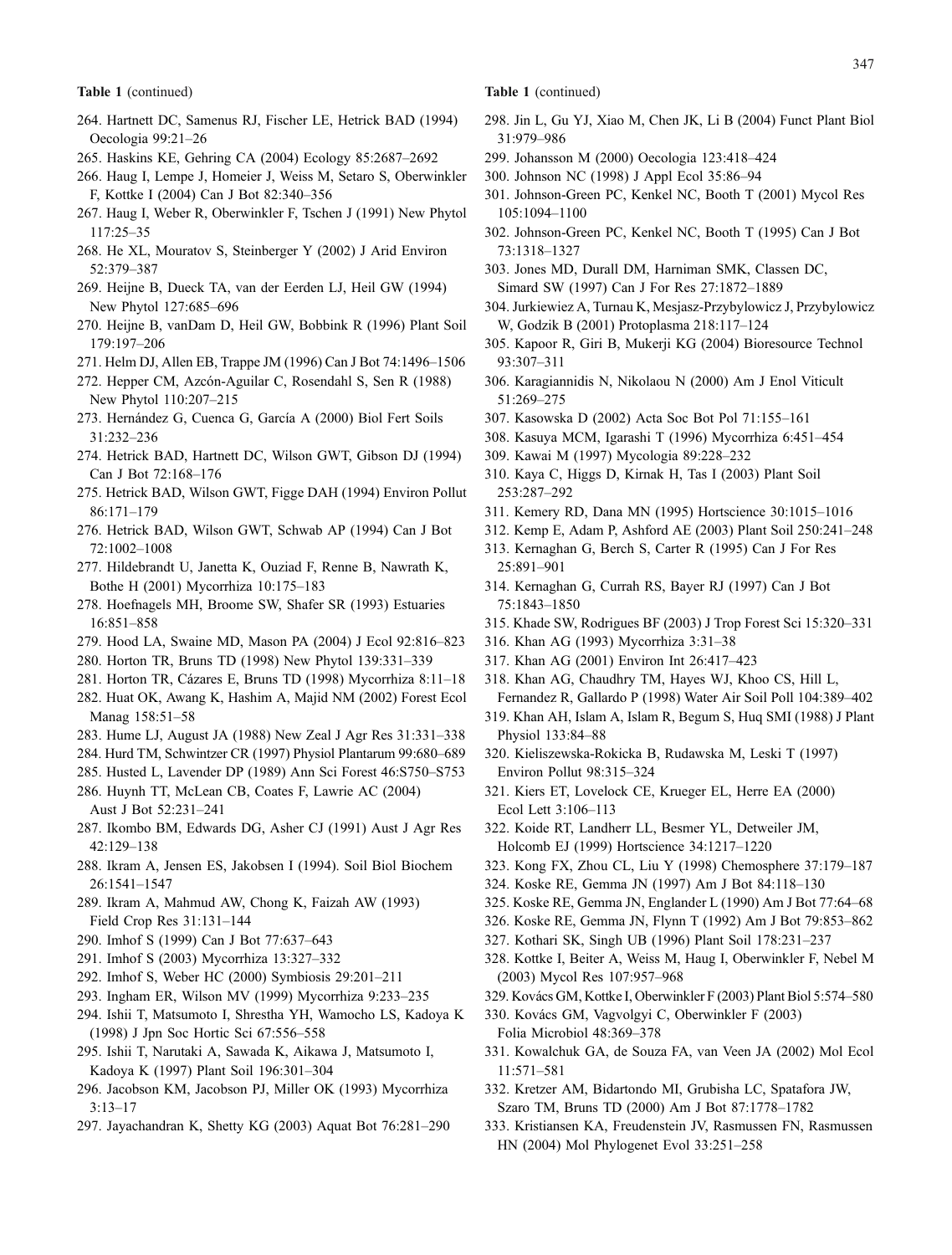**Table 1** (continued)

264. Hartnett DC, Samenus RJ, Fischer LE, Hetrick BAD (1994) Oecologia 99:21–26
265. Haskins KE, Gehring CA (2004) Ecology 85:2687–2692
266. Haug I, Lempe J, Homeier J, Weiss M, Setaro S, Oberwinkler F, Kottke I (2004) Can J Bot 82:340–356
267. Haug I, Weber R, Oberwinkler F, Tschen J (1991) New Phytol 117:25–35
268. He XL, Mouratov S, Steinberger Y (2002) J Arid Environ 52:379–387
269. Heijne B, Dueck TA, van der Eerden LJ, Heil GW (1994) New Phytol 127:685–696
270. Heijne B, vanDam D, Heil GW, Bobbink R (1996) Plant Soil 179:197–206
271. Helm DJ, Allen EB, Trappe JM (1996) Can J Bot 74:1496–1506
272. Hepper CM, Azcón-Aguilar C, Rosendahl S, Sen R (1988) New Phytol 110:207–215
273. Hernández G, Cuenca G, García A (2000) Biol Fert Soils 31:232–236
274. Hetrick BAD, Hartnett DC, Wilson GWT, Gibson DJ (1994) Can J Bot 72:168–176
275. Hetrick BAD, Wilson GWT, Figge DAH (1994) Environ Pollut 86:171–179
276. Hetrick BAD, Wilson GWT, Schwab AP (1994) Can J Bot 72:1002–1008
277. Hildebrandt U, Janetta K, Ouziad F, Renne B, Nawrath K, Bothe H (2001) Mycorrhiza 10:175–183
278. Hoefnagels MH, Broome SW, Shafer SR (1993) Estuaries 16:851–858
279. Hood LA, Swaine MD, Mason PA (2004) J Ecol 92:816–823
280. Horton TR, Bruns TD (1998) New Phytol 139:331–339
281. Horton TR, Cázares E, Bruns TD (1998) Mycorrhiza 8:11–18
282. Huat OK, Awang K, Hashim A, Majid NM (2002) Forest Ecol Manag 158:51–58
283. Hume LJ, August JA (1988) New Zeal J Agr Res 31:331–338
284. Hurd TM, Schwintzer CR (1997) Physiol Plantarum 99:680–689
285. Husted L, Lavender DP (1989) Ann Sci Forest 46:S750–S753
286. Huynh TT, McLean CB, Coates F, Lawrie AC (2004) Aust J Bot 52:231–241
287. Ikombo BM, Edwards DG, Asher CJ (1991) Aust J Agr Res 42:129–138
288. Ikram A, Jensen ES, Jakobsen I (1994). Soil Biol Biochem 26:1541–1547
289. Ikram A, Mahmud AW, Chong K, Faizah AW (1993) Field Crop Res 31:131–144
290. Imhof S (1999) Can J Bot 77:637–643
291. Imhof S (2003) Mycorrhiza 13:327–332
292. Imhof S, Weber HC (2000) Symbiosis 29:201–211
293. Ingham ER, Wilson MV (1999) Mycorrhiza 9:233–235
294. Ishii T, Matsumoto I, Shrestha YH, Wamocho LS, Kadoya K (1998) J Jpn Soc Hortic Sci 67:556–558
295. Ishii T, Narutaki A, Sawada K, Aikawa J, Matsumoto I, Kadoya K (1997) Plant Soil 196:301–304
296. Jacobson KM, Jacobson PJ, Miller OK (1993) Mycorrhiza 3:13–17
297. Jayachandran K, Shetty KG (2003) Aquat Bot 76:281–290

**Table 1** (continued)

298. Jin L, Gu YJ, Xiao M, Chen JK, Li B (2004) Funct Plant Biol 31:979–986
299. Johansson M (2000) Oecologia 123:418–424
300. Johnson NC (1998) J Appl Ecol 35:86–94
301. Johnson-Green PC, Kenkel NC, Booth T (2001) Mycol Res 105:1094–1100
302. Johnson-Green PC, Kenkel NC, Booth T (1995) Can J Bot 73:1318–1327
303. Jones MD, Durall DM, Harniman SMK, Classen DC, Simard SW (1997) Can J For Res 27:1872–1889
304. Jurkiewiez A, Turnau K, Mesjasz-Przybylowicz J, Przybylowicz W, Godzik B (2001) Protoplasma 218:117–124
305. Kapoor R, Giri B, Mukerji KG (2004) Bioresource Technol 93:307–311
306. Karagiannidis N, Nikolaou N (2000) Am J Enol Viticult 51:269–275
307. Kasowska D (2002) Acta Soc Bot Pol 71:155–161
308. Kasuya MCM, Igarashi T (1996) Mycorrhiza 6:451–454
309. Kawai M (1997) Mycologia 89:228–232
310. Kaya C, Higgs D, Kirnak H, Tas I (2003) Plant Soil 253:287–292
311. Kemery RD, Dana MN (1995) Hortscience 30:1015–1016
312. Kemp E, Adam P, Ashford AE (2003) Plant Soil 250:241–248
313. Kernaghan G, Berch S, Carter R (1995) Can J For Res 25:891–901
314. Kernaghan G, Currah RS, Bayer RJ (1997) Can J Bot 75:1843–1850
315. Khade SW, Rodrigues BF (2003) J Trop Forest Sci 15:320–331
316. Khan AG (1993) Mycorrhiza 3:31–38
317. Khan AG (2001) Environ Int 26:417–423
318. Khan AG, Chaudhry TM, Hayes WJ, Khoo CS, Hill L, Fernandez R, Gallardo P (1998) Water Air Soil Poll 104:389–402
319. Khan AH, Islam A, Islam R, Begum S, Huq SMI (1988) J Plant Physiol 133:84–88
320. Kieliszewska-Rokicka B, Rudawska M, Leski T (1997) Environ Pollut 98:315–324
321. Kiers ET, Lovelock CE, Krueger EL, Herre EA (2000) Ecol Lett 3:106–113
322. Koide RT, Landherr LL, Besmer YL, Detweiler JM, Holcomb EJ (1999) Hortscience 34:1217–1220
323. Kong FX, Zhou CL, Liu Y (1998) Chemosphere 37:179–187
324. Koske RE, Gemma JN (1997) Am J Bot 84:118–130
325. Koske RE, Gemma JN, Englander L (1990) Am J Bot 77:64–68
326. Koske RE, Gemma JN, Flynn T (1992) Am J Bot 79:853–862
327. Kothari SK, Singh UB (1996) Plant Soil 178:231–237
328. Kottke I, Beiter A, Weiss M, Haug I, Oberwinkler F, Nebel M (2003) Mycol Res 107:957–968
329. Kovács GM, Kottke I, Oberwinkler F (2003) Plant Biol 5:574–580
330. Kovács GM, Vagvolgyi C, Oberwinkler F (2003) Folia Microbiol 48:369–378
331. Kowalchuk GA, de Souza FA, van Veen JA (2002) Mol Ecol 11:571–581
332. Kretzer AM, Bidartondo MI, Grubisha LC, Spatafora JW, Szaro TM, Bruns TD (2000) Am J Bot 87:1778–1782
333. Kristiansen KA, Freudenstein JV, Rasmussen FN, Rasmussen HN (2004) Mol Phylogenet Evol 33:251–258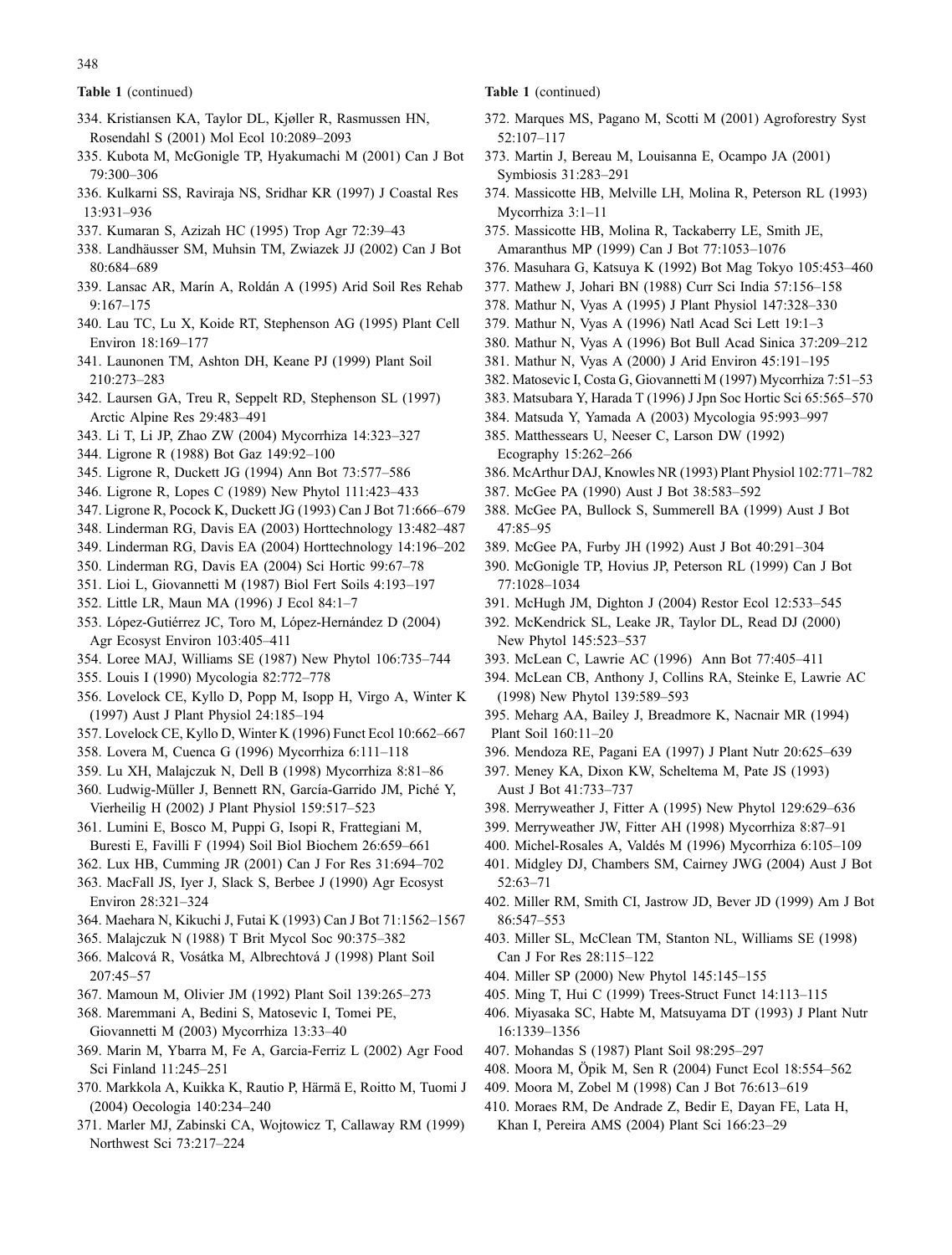**Table 1** (continued)

334. Kristiansen KA, Taylor DL, Kjøller R, Rasmussen HN, Rosendahl S (2001) Mol Ecol 10:2089–2093
335. Kubota M, McGonigle TP, Hyakumachi M (2001) Can J Bot 79:300–306
336. Kulkarni SS, Raviraja NS, Sridhar KR (1997) J Coastal Res 13:931–936
337. Kumaran S, Azizah HC (1995) Trop Agr 72:39–43
338. Landhäusser SM, Muhsin TM, Zwiazek JJ (2002) Can J Bot 80:684–689
339. Lansac AR, Marín A, Roldán A (1995) Arid Soil Res Rehab 9:167–175
340. Lau TC, Lu X, Koide RT, Stephenson AG (1995) Plant Cell Environ 18:169–177
341. Launonen TM, Ashton DH, Keane PJ (1999) Plant Soil 210:273–283
342. Laursen GA, Treu R, Seppelt RD, Stephenson SL (1997) Arctic Alpine Res 29:483–491
343. Li T, Li JP, Zhao ZW (2004) Mycorrhiza 14:323–327
344. Ligrone R (1988) Bot Gaz 149:92–100
345. Ligrone R, Duckett JG (1994) Ann Bot 73:577–586
346. Ligrone R, Lopes C (1989) New Phytol 111:423–433
347. Ligrone R, Pocock K, Duckett JG (1993) Can J Bot 71:666–679
348. Linderman RG, Davis EA (2003) Horttechnology 13:482–487
349. Linderman RG, Davis EA (2004) Horttechnology 14:196–202
350. Linderman RG, Davis EA (2004) Sci Hortic 99:67–78
351. Lioi L, Giovannetti M (1987) Biol Fert Soils 4:193–197
352. Little LR, Maun MA (1996) J Ecol 84:1–7
353. López-Gutiérrez JC, Toro M, López-Hernández D (2004) Agr Ecosyst Environ 103:405–411
354. Loree MAJ, Williams SE (1987) New Phytol 106:735–744
355. Louis I (1990) Mycologia 82:772–778
356. Lovelock CE, Kyllo D, Popp M, Isopp H, Virgo A, Winter K (1997) Aust J Plant Physiol 24:185–194
357. Lovelock CE, Kyllo D, Winter K (1996) Funct Ecol 10:662–667
358. Lovera M, Cuenca G (1996) Mycorrhiza 6:111–118
359. Lu XH, Malajczuk N, Dell B (1998) Mycorrhiza 8:81–86
360. Ludwig-Müller J, Bennett RN, García-Garrido JM, Piché Y, Vierheilig H (2002) J Plant Physiol 159:517–523
361. Lumini E, Bosco M, Puppi G, Isopi R, Frattegiani M, Buresti E, Favilli F (1994) Soil Biol Biochem 26:659–661
362. Lux HB, Cumming JR (2001) Can J For Res 31:694–702
363. MacFall JS, Iyer J, Slack S, Berbee J (1990) Agr Ecosyst Environ 28:321–324
364. Maehara N, Kikuchi J, Futai K (1993) Can J Bot 71:1562–1567
365. Malajczuk N (1988) T Brit Mycol Soc 90:375–382
366. Malcová R, Vosátka M, Albrechtová J (1998) Plant Soil 207:45–57
367. Mamoun M, Olivier JM (1992) Plant Soil 139:265–273
368. Maremmani A, Bedini S, Matosevic I, Tomei PE, Giovannetti M (2003) Mycorrhiza 13:33–40
369. Marin M, Ybarra M, Fe A, Garcia-Ferriz L (2002) Agr Food Sci Finland 11:245–251
370. Markkola A, Kuikka K, Rautio P, Härmä E, Roitto M, Tuomi J (2004) Oecologia 140:234–240
371. Marler MJ, Zabinski CA, Wojtowicz T, Callaway RM (1999) Northwest Sci 73:217–224
372. Marques MS, Pagano M, Scotti M (2001) Agroforestry Syst 52:107–117
373. Martin J, Bereau M, Louisanna E, Ocampo JA (2001) Symbiosis 31:283–291
374. Massicotte HB, Melville LH, Molina R, Peterson RL (1993) Mycorrhiza 3:1–11
375. Massicotte HB, Molina R, Tackaberry LE, Smith JE, Amaranthus MP (1999) Can J Bot 77:1053–1076
376. Masuhara G, Katsuya K (1992) Bot Mag Tokyo 105:453–460
377. Mathew J, Johari BN (1988) Curr Sci India 57:156–158
378. Mathur N, Vyas A (1995) J Plant Physiol 147:328–330
379. Mathur N, Vyas A (1996) Natl Acad Sci Lett 19:1–3
380. Mathur N, Vyas A (1996) Bot Bull Acad Sinica 37:209–212
381. Mathur N, Vyas A (2000) J Arid Environ 45:191–195
382. Matosevic I, Costa G, Giovannetti M (1997) Mycorrhiza 7:51–53
383. Matsubara Y, Harada T (1996) J Jpn Soc Hortic Sci 65:565–570
384. Matsuda Y, Yamada A (2003) Mycologia 95:993–997
385. Matthessears U, Neeser C, Larson DW (1992) Ecography 15:262–266
386. McArthur DAJ, Knowles NR (1993) Plant Physiol 102:771–782
387. McGee PA (1990) Aust J Bot 38:583–592
388. McGee PA, Bullock S, Summerell BA (1999) Aust J Bot 47:85–95
389. McGee PA, Furby JH (1992) Aust J Bot 40:291–304
390. McGonigle TP, Hovius JP, Peterson RL (1999) Can J Bot 77:1028–1034
391. McHugh JM, Dighton J (2004) Restor Ecol 12:533–545
392. McKendrick SL, Leake JR, Taylor DL, Read DJ (2000) New Phytol 145:523–537
393. McLean C, Lawrie AC (1996) Ann Bot 77:405–411
394. McLean CB, Anthony J, Collins RA, Steinke E, Lawrie AC (1998) New Phytol 139:589–593
395. Meharg AA, Bailey J, Breadmore K, Nacnair MR (1994) Plant Soil 160:11–20
396. Mendoza RE, Pagani EA (1997) J Plant Nutr 20:625–639
397. Meney KA, Dixon KW, Scheltema M, Pate JS (1993) Aust J Bot 41:733–737
398. Merryweather J, Fitter A (1995) New Phytol 129:629–636
399. Merryweather JW, Fitter AH (1998) Mycorrhiza 8:87–91
400. Michel-Rosales A, Valdés M (1996) Mycorrhiza 6:105–109
401. Midgley DJ, Chambers SM, Cairney JWG (2004) Aust J Bot 52:63–71
402. Miller RM, Smith CI, Jastrow JD, Bever JD (1999) Am J Bot 86:547–553
403. Miller SL, McClean TM, Stanton NL, Williams SE (1998) Can J For Res 28:115–122
404. Miller SP (2000) New Phytol 145:145–155
405. Ming T, Hui C (1999) Trees-Struct Funct 14:113–115
406. Miyasaka SC, Habte M, Matsuyama DT (1993) J Plant Nutr 16:1339–1356
407. Mohandas S (1987) Plant Soil 98:295–297
408. Moora M, Öpik M, Sen R (2004) Funct Ecol 18:554–562
409. Moora M, Zobel M (1998) Can J Bot 76:613–619
410. Moraes RM, De Andrade Z, Bedir E, Dayan FE, Lata H, Khan I, Pereira AMS (2004) Plant Sci 166:23–29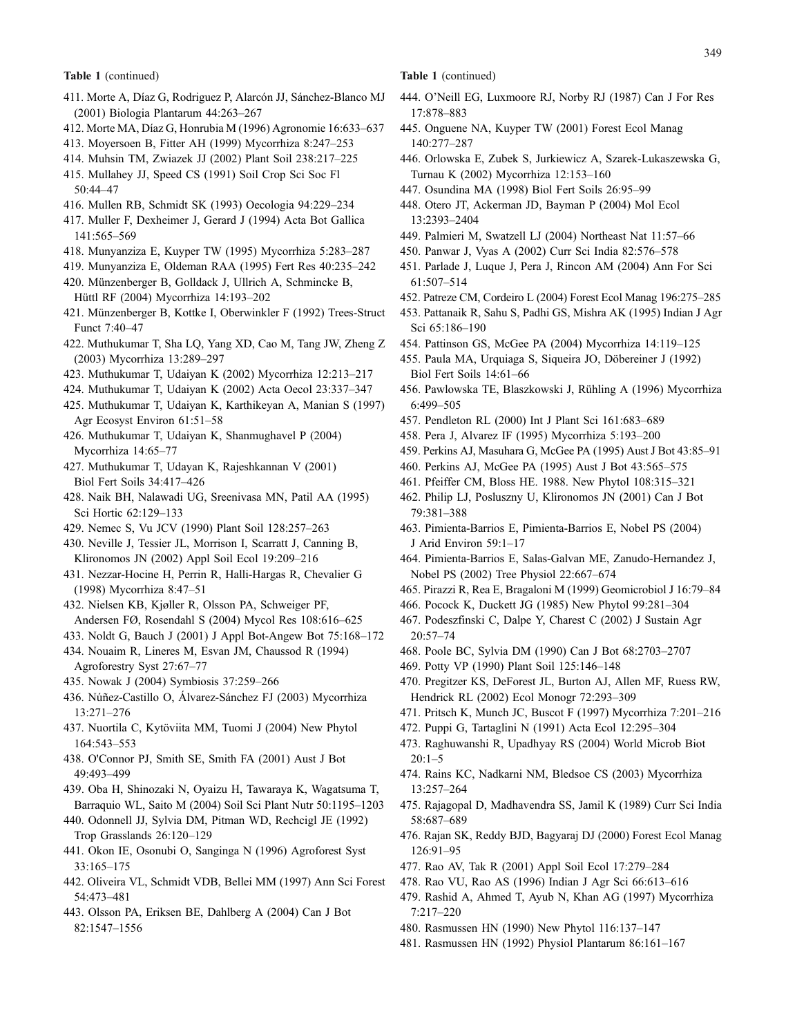**Table 1** (continued)

411. Morte A, Díaz G, Rodriguez P, Alarcón JJ, Sánchez-Blanco MJ (2001) Biologia Plantarum 44:263–267
412. Morte MA, Díaz G, Honrubia M (1996) Agronomie 16:633–637
413. Moyersoen B, Fitter AH (1999) Mycorrhiza 8:247–253
414. Muhsin TM, Zwiazek JJ (2002) Plant Soil 238:217–225
415. Mullahey JJ, Speed CS (1991) Soil Crop Sci Soc Fl 50:44–47
416. Mullen RB, Schmidt SK (1993) Oecologia 94:229–234
417. Muller F, Dexheimer J, Gerard J (1994) Acta Bot Gallica 141:565–569
418. Munyanziza E, Kuyper TW (1995) Mycorrhiza 5:283–287
419. Munyanziza E, Oldeman RAA (1995) Fert Res 40:235–242
420. Münzenberger B, Golldack J, Ullrich A, Schmincke B, Hüttl RF (2004) Mycorrhiza 14:193–202
421. Münzenberger B, Kottke I, Oberwinkler F (1992) Trees-Struct Funct 7:40–47
422. Muthukumar T, Sha LQ, Yang XD, Cao M, Tang JW, Zheng Z (2003) Mycorrhiza 13:289–297
423. Muthukumar T, Udaiyan K (2002) Mycorrhiza 12:213–217
424. Muthukumar T, Udaiyan K (2002) Acta Oecol 23:337–347
425. Muthukumar T, Udaiyan K, Karthikeyan A, Manian S (1997) Agr Ecosyst Environ 61:51–58
426. Muthukumar T, Udaiyan K, Shanmughavel P (2004) Mycorrhiza 14:65–77
427. Muthukumar T, Udayan K, Rajeshkannan V (2001) Biol Fert Soils 34:417–426
428. Naik BH, Nalawadi UG, Sreenivasa MN, Patil AA (1995) Sci Hortic 62:129–133
429. Nemec S, Vu JCV (1990) Plant Soil 128:257–263
430. Neville J, Tessier JL, Morrison I, Scarratt J, Canning B, Klironomos JN (2002) Appl Soil Ecol 19:209–216
431. Nezzar-Hocine H, Perrin R, Halli-Hargas R, Chevalier G (1998) Mycorrhiza 8:47–51
432. Nielsen KB, Kjøller R, Olsson PA, Schweiger PF, Andersen FØ, Rosendahl S (2004) Mycol Res 108:616–625
433. Noldt G, Bauch J (2001) J Appl Bot-Angew Bot 75:168–172
434. Nouaim R, Lineres M, Esvan JM, Chaussod R (1994) Agroforestry Syst 27:67–77
435. Nowak J (2004) Symbiosis 37:259–266
436. Núñez-Castillo O, Álvarez-Sánchez FJ (2003) Mycorrhiza 13:271–276
437. Nuortila C, Kytöviita MM, Tuomi J (2004) New Phytol 164:543–553
438. O'Connor PJ, Smith SE, Smith FA (2001) Aust J Bot 49:493–499
439. Oba H, Shinozaki N, Oyaizu H, Tawaraya K, Wagatsuma T, Barraquio WL, Saito M (2004) Soil Sci Plant Nutr 50:1195–1203
440. Odonnell JJ, Sylvia DM, Pitman WD, Rechcigl JE (1992) Trop Grasslands 26:120–129
441. Okon IE, Osonubi O, Sanginga N (1996) Agroforest Syst 33:165–175
442. Oliveira VL, Schmidt VDB, Bellei MM (1997) Ann Sci Forest 54:473–481
443. Olsson PA, Eriksen BE, Dahlberg A (2004) Can J Bot 82:1547–1556
444. O'Neill EG, Luxmoore RJ, Norby RJ (1987) Can J For Res 17:878–883
445. Onguene NA, Kuyper TW (2001) Forest Ecol Manag 140:277–287
446. Orlowska E, Zubek S, Jurkiewicz A, Szarek-Lukaszewska G, Turnau K (2002) Mycorrhiza 12:153–160
447. Osundina MA (1998) Biol Fert Soils 26:95–99
448. Otero JT, Ackerman JD, Bayman P (2004) Mol Ecol 13:2393–2404
449. Palmieri M, Swatzell LJ (2004) Northeast Nat 11:57–66
450. Panwar J, Vyas A (2002) Curr Sci India 82:576–578
451. Parlade J, Luque J, Pera J, Rincon AM (2004) Ann For Sci 61:507–514
452. Patreze CM, Cordeiro L (2004) Forest Ecol Manag 196:275–285
453. Pattanaik R, Sahu S, Padhi GS, Mishra AK (1995) Indian J Agr Sci 65:186–190
454. Pattinson GS, McGee PA (2004) Mycorrhiza 14:119–125
455. Paula MA, Urquiaga S, Siqueira JO, Döbereiner J (1992) Biol Fert Soils 14:61–66
456. Pawlowska TE, Blaszkowski J, Rühling A (1996) Mycorrhiza 6:499–505
457. Pendleton RL (2000) Int J Plant Sci 161:683–689
458. Pera J, Alvarez IF (1995) Mycorrhiza 5:193–200
459. Perkins AJ, Masuhara G, McGee PA (1995) Aust J Bot 43:85–91
460. Perkins AJ, McGee PA (1995) Aust J Bot 43:565–575
461. Pfeiffer CM, Bloss HE. 1988. New Phytol 108:315–321
462. Philip LJ, Posluszny U, Klironomos JN (2001) Can J Bot 79:381–388
463. Pimienta-Barrios E, Pimienta-Barrios E, Nobel PS (2004) J Arid Environ 59:1–17
464. Pimienta-Barrios E, Salas-Galvan ME, Zanudo-Hernandez J, Nobel PS (2002) Tree Physiol 22:667–674
465. Pirazzi R, Rea E, Bragaloni M (1999) Geomicrobiol J 16:79–84
466. Pocock K, Duckett JG (1985) New Phytol 99:281–304
467. Podeszfinski C, Dalpe Y, Charest C (2002) J Sustain Agr 20:57–74
468. Poole BC, Sylvia DM (1990) Can J Bot 68:2703–2707
469. Potty VP (1990) Plant Soil 125:146–148
470. Pregitzer KS, DeForest JL, Burton AJ, Allen MF, Ruess RW, Hendrick RL (2002) Ecol Monogr 72:293–309
471. Pritsch K, Munch JC, Buscot F (1997) Mycorrhiza 7:201–216
472. Puppi G, Tartaglini N (1991) Acta Ecol 12:295–304
473. Raghuwanshi R, Upadhyay RS (2004) World Microb Biot 20:1–5
474. Rains KC, Nadkarni NM, Bledsoe CS (2003) Mycorrhiza 13:257–264
475. Rajagopal D, Madhavendra SS, Jamil K (1989) Curr Sci India 58:687–689
476. Rajan SK, Reddy BJD, Bagyaraj DJ (2000) Forest Ecol Manag 126:91–95
477. Rao AV, Tak R (2001) Appl Soil Ecol 17:279–284
478. Rao VU, Rao AS (1996) Indian J Agr Sci 66:613–616
479. Rashid A, Ahmed T, Ayub N, Khan AG (1997) Mycorrhiza 7:217–220
480. Rasmussen HN (1990) New Phytol 116:137–147
481. Rasmussen HN (1992) Physiol Plantarum 86:161–167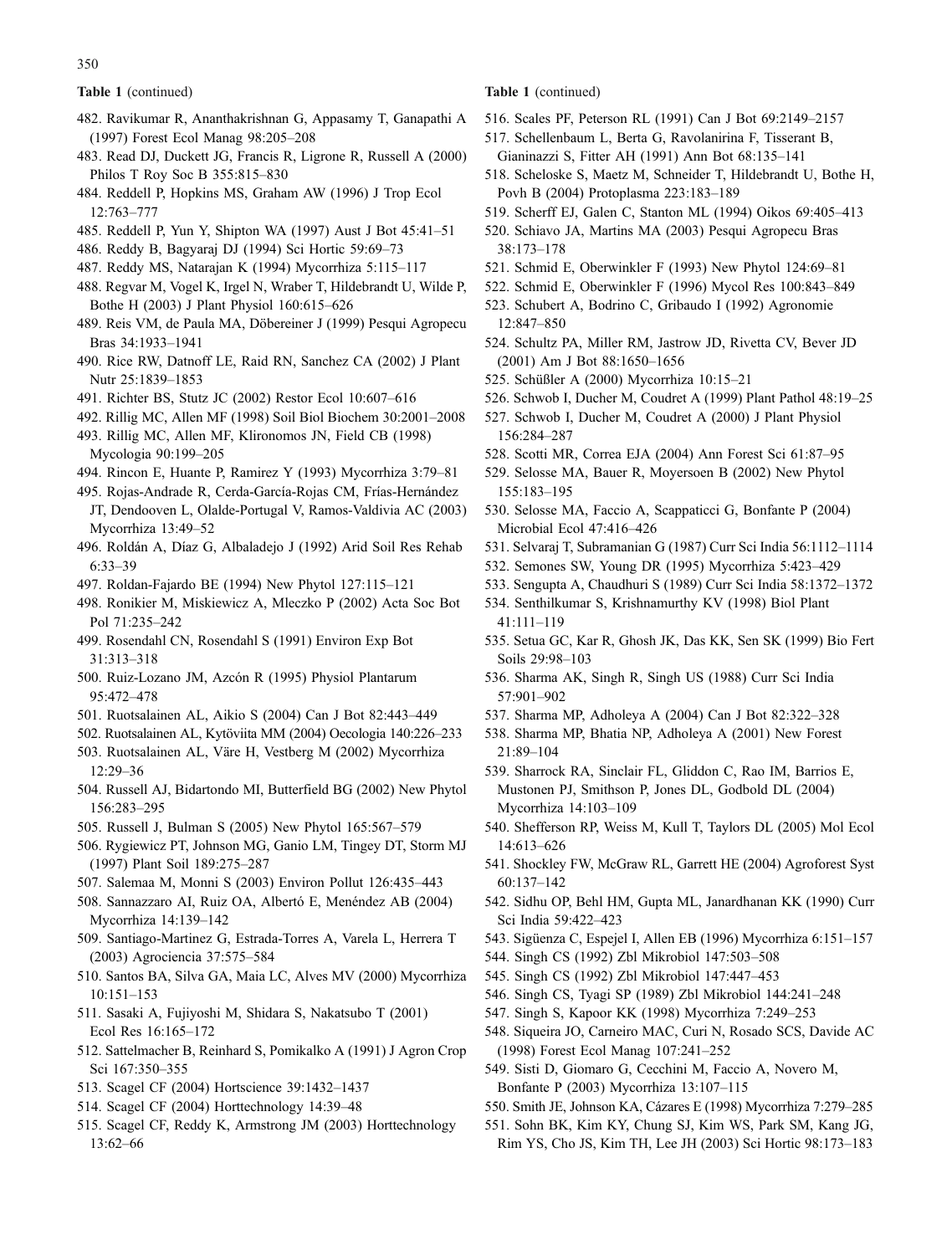**Table 1** (continued)

482. Ravikumar R, Ananthakrishnan G, Appasamy T, Ganapathi A (1997) Forest Ecol Manag 98:205–208
483. Read DJ, Duckett JG, Francis R, Ligrone R, Russell A (2000) Philos T Roy Soc B 355:815–830
484. Reddell P, Hopkins MS, Graham AW (1996) J Trop Ecol 12:763–777
485. Reddell P, Yun Y, Shipton WA (1997) Aust J Bot 45:41–51
486. Reddy B, Bagyaraj DJ (1994) Sci Hortic 59:69–73
487. Reddy MS, Natarajan K (1994) Mycorrhiza 5:115–117
488. Regvar M, Vogel K, Irgel N, Wraber T, Hildebrandt U, Wilde P, Bothe H (2003) J Plant Physiol 160:615–626
489. Reis VM, de Paula MA, Döbereiner J (1999) Pesqui Agropecu Bras 34:1933–1941
490. Rice RW, Datnoff LE, Raid RN, Sanchez CA (2002) J Plant Nutr 25:1839–1853
491. Richter BS, Stutz JC (2002) Restor Ecol 10:607–616
492. Rillig MC, Allen MF (1998) Soil Biol Biochem 30:2001–2008
493. Rillig MC, Allen MF, Klironomos JN, Field CB (1998) Mycologia 90:199–205
494. Rincon E, Huante P, Ramirez Y (1993) Mycorrhiza 3:79–81
495. Rojas-Andrade R, Cerda-García-Rojas CM, Frías-Hernández JT, Dendooven L, Olalde-Portugal V, Ramos-Valdivia AC (2003) Mycorrhiza 13:49–52
496. Roldán A, Díaz G, Albaladejo J (1992) Arid Soil Res Rehab 6:33–39
497. Roldan-Fajardo BE (1994) New Phytol 127:115–121
498. Ronikier M, Miskiewicz A, Mleczko P (2002) Acta Soc Bot Pol 71:235–242
499. Rosendahl CN, Rosendahl S (1991) Environ Exp Bot 31:313–318
500. Ruiz-Lozano JM, Azcón R (1995) Physiol Plantarum 95:472–478
501. Ruotsalainen AL, Aikio S (2004) Can J Bot 82:443–449
502. Ruotsalainen AL, Kytöviita MM (2004) Oecologia 140:226–233
503. Ruotsalainen AL, Väre H, Vestberg M (2002) Mycorrhiza 12:29–36
504. Russell AJ, Bidartondo MI, Butterfield BG (2002) New Phytol 156:283–295
505. Russell J, Bulman S (2005) New Phytol 165:567–579
506. Rygiewicz PT, Johnson MG, Ganio LM, Tingey DT, Storm MJ (1997) Plant Soil 189:275–287
507. Salemaa M, Monni S (2003) Environ Pollut 126:435–443
508. Sannazzaro AI, Ruiz OA, Albertó E, Menéndez AB (2004) Mycorrhiza 14:139–142
509. Santiago-Martinez G, Estrada-Torres A, Varela L, Herrera T (2003) Agrociencia 37:575–584
510. Santos BA, Silva GA, Maia LC, Alves MV (2000) Mycorrhiza 10:151–153
511. Sasaki A, Fujiyoshi M, Shidara S, Nakatsubo T (2001) Ecol Res 16:165–172
512. Sattelmacher B, Reinhard S, Pomikalko A (1991) J Agron Crop Sci 167:350–355
513. Scagel CF (2004) Hortscience 39:1432–1437
514. Scagel CF (2004) Horttechnology 14:39–48
515. Scagel CF, Reddy K, Armstrong JM (2003) Horttechnology 13:62–66

**Table 1** (continued)

516. Scales PF, Peterson RL (1991) Can J Bot 69:2149–2157
517. Schellenbaum L, Berta G, Ravolanirina F, Tisserant B, Gianinazzi S, Fitter AH (1991) Ann Bot 68:135–141
518. Scheloske S, Maetz M, Schneider T, Hildebrandt U, Bothe H, Povh B (2004) Protoplasma 223:183–189
519. Scherff EJ, Galen C, Stanton ML (1994) Oikos 69:405–413
520. Schiavo JA, Martins MA (2003) Pesqui Agropecu Bras 38:173–178
521. Schmid E, Oberwinkler F (1993) New Phytol 124:69–81
522. Schmid E, Oberwinkler F (1996) Mycol Res 100:843–849
523. Schubert A, Bodrino C, Gribaudo I (1992) Agronomie 12:847–850
524. Schultz PA, Miller RM, Jastrow JD, Rivetta CV, Bever JD (2001) Am J Bot 88:1650–1656
525. Schüßler A (2000) Mycorrhiza 10:15–21
526. Schwob I, Ducher M, Coudret A (1999) Plant Pathol 48:19–25
527. Schwob I, Ducher M, Coudret A (2000) J Plant Physiol 156:284–287
528. Scotti MR, Correa EJA (2004) Ann Forest Sci 61:87–95
529. Selosse MA, Bauer R, Moyersoen B (2002) New Phytol 155:183–195
530. Selosse MA, Faccio A, Scappaticci G, Bonfante P (2004) Microbial Ecol 47:416–426
531. Selvaraj T, Subramanian G (1987) Curr Sci India 56:1112–1114
532. Semones SW, Young DR (1995) Mycorrhiza 5:423–429
533. Sengupta A, Chaudhuri S (1989) Curr Sci India 58:1372–1372
534. Senthilkumar S, Krishnamurthy KV (1998) Biol Plant 41:111–119
535. Setua GC, Kar R, Ghosh JK, Das KK, Sen SK (1999) Bio Fert Soils 29:98–103
536. Sharma AK, Singh R, Singh US (1988) Curr Sci India 57:901–902
537. Sharma MP, Adholeya A (2004) Can J Bot 82:322–328
538. Sharma MP, Bhatia NP, Adholeya A (2001) New Forest 21:89–104
539. Sharrock RA, Sinclair FL, Gliddon C, Rao IM, Barrios E, Mustonen PJ, Smithson P, Jones DL, Godbold DL (2004) Mycorrhiza 14:103–109
540. Shefferson RP, Weiss M, Kull T, Taylors DL (2005) Mol Ecol 14:613–626
541. Shockley FW, McGraw RL, Garrett HE (2004) Agroforest Syst 60:137–142
542. Sidhu OP, Behl HM, Gupta ML, Janardhanan KK (1990) Curr Sci India 59:422–423
543. Sigüenza C, Espejel I, Allen EB (1996) Mycorrhiza 6:151–157
544. Singh CS (1992) Zbl Mikrobiol 147:503–508
545. Singh CS (1992) Zbl Mikrobiol 147:447–453
546. Singh CS, Tyagi SP (1989) Zbl Mikrobiol 144:241–248
547. Singh S, Kapoor KK (1998) Mycorrhiza 7:249–253
548. Siqueira JO, Carneiro MAC, Curi N, Rosado SCS, Davide AC (1998) Forest Ecol Manag 107:241–252
549. Sisti D, Giomaro G, Cecchini M, Faccio A, Novero M, Bonfante P (2003) Mycorrhiza 13:107–115
550. Smith JE, Johnson KA, Cázares E (1998) Mycorrhiza 7:279–285
551. Sohn BK, Kim KY, Chung SJ, Kim WS, Park SM, Kang JG, Rim YS, Cho JS, Kim TH, Lee JH (2003) Sci Hortic 98:173–183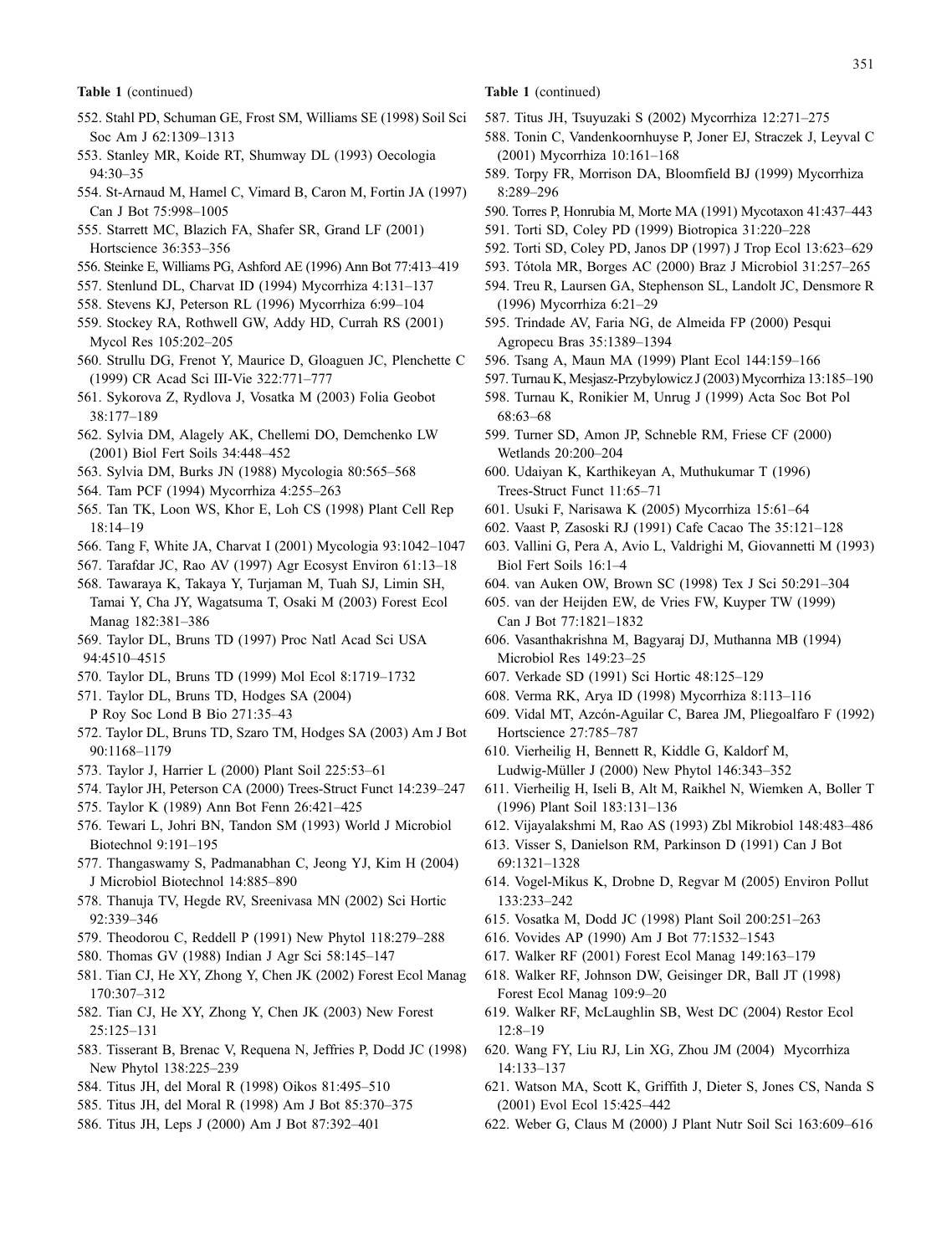**Table 1** (continued)

552. Stahl PD, Schuman GE, Frost SM, Williams SE (1998) Soil Sci Soc Am J 62:1309–1313
553. Stanley MR, Koide RT, Shumway DL (1993) Oecologia 94:30–35
554. St-Arnaud M, Hamel C, Vimard B, Caron M, Fortin JA (1997) Can J Bot 75:998–1005
555. Starrett MC, Blazich FA, Shafer SR, Grand LF (2001) Hortscience 36:353–356
556. Steinke E, Williams PG, Ashford AE (1996) Ann Bot 77:413–419
557. Stenlund DL, Charvat ID (1994) Mycorrhiza 4:131–137
558. Stevens KJ, Peterson RL (1996) Mycorrhiza 6:99–104
559. Stockey RA, Rothwell GW, Addy HD, Currah RS (2001) Mycol Res 105:202–205
560. Strullu DG, Frenot Y, Maurice D, Gloaguen JC, Plenchette C (1999) CR Acad Sci III-Vie 322:771–777
561. Sykorova Z, Rydlova J, Vosatka M (2003) Folia Geobot 38:177–189
562. Sylvia DM, Alagely AK, Chellemi DO, Demchenko LW (2001) Biol Fert Soils 34:448–452
563. Sylvia DM, Burks JN (1988) Mycologia 80:565–568
564. Tam PCF (1994) Mycorrhiza 4:255–263
565. Tan TK, Loon WS, Khor E, Loh CS (1998) Plant Cell Rep 18:14–19
566. Tang F, White JA, Charvat I (2001) Mycologia 93:1042–1047
567. Tarafdar JC, Rao AV (1997) Agr Ecosyst Environ 61:13–18
568. Tawaraya K, Takaya Y, Turjaman M, Tuah SJ, Limin SH, Tamai Y, Cha JY, Wagatsuma T, Osaki M (2003) Forest Ecol Manag 182:381–386
569. Taylor DL, Bruns TD (1997) Proc Natl Acad Sci USA 94:4510–4515
570. Taylor DL, Bruns TD (1999) Mol Ecol 8:1719–1732
571. Taylor DL, Bruns TD, Hodges SA (2004) P Roy Soc Lond B Bio 271:35–43
572. Taylor DL, Bruns TD, Szaro TM, Hodges SA (2003) Am J Bot 90:1168–1179
573. Taylor J, Harrier L (2000) Plant Soil 225:53–61
574. Taylor JH, Peterson CA (2000) Trees-Struct Funct 14:239–247
575. Taylor K (1989) Ann Bot Fenn 26:421–425
576. Tewari L, Johri BN, Tandon SM (1993) World J Microbiol Biotechnol 9:191–195
577. Thangaswamy S, Padmanabhan C, Jeong YJ, Kim H (2004) J Microbiol Biotechnol 14:885–890
578. Thanuja TV, Hegde RV, Sreenivasa MN (2002) Sci Hortic 92:339–346
579. Theodorou C, Reddell P (1991) New Phytol 118:279–288
580. Thomas GV (1988) Indian J Agr Sci 58:145–147
581. Tian CJ, He XY, Zhong Y, Chen JK (2002) Forest Ecol Manag 170:307–312
582. Tian CJ, He XY, Zhong Y, Chen JK (2003) New Forest 25:125–131
583. Tisserant B, Brenac V, Requena N, Jeffries P, Dodd JC (1998) New Phytol 138:225–239
584. Titus JH, del Moral R (1998) Oikos 81:495–510
585. Titus JH, del Moral R (1998) Am J Bot 85:370–375
586. Titus JH, Leps J (2000) Am J Bot 87:392–401
587. Titus JH, Tsuyuzaki S (2002) Mycorrhiza 12:271–275
588. Tonin C, Vandenkoornhuyse P, Joner EJ, Straczek J, Leyval C (2001) Mycorrhiza 10:161–168
589. Torpy FR, Morrison DA, Bloomfield BJ (1999) Mycorrhiza 8:289–296
590. Torres P, Honrubia M, Morte MA (1991) Mycotaxon 41:437–443
591. Torti SD, Coley PD (1999) Biotropica 31:220–228
592. Torti SD, Coley PD, Janos DP (1997) J Trop Ecol 13:623–629
593. Tótola MR, Borges AC (2000) Braz J Microbiol 31:257–265
594. Treu R, Laursen GA, Stephenson SL, Landolt JC, Densmore R (1996) Mycorrhiza 6:21–29
595. Trindade AV, Faria NG, de Almeida FP (2000) Pesqui Agropecu Bras 35:1389–1394
596. Tsang A, Maun MA (1999) Plant Ecol 144:159–166
597. Turnau K, Mesjasz-Przybylowicz J (2003) Mycorrhiza 13:185–190
598. Turnau K, Ronikier M, Unrug J (1999) Acta Soc Bot Pol 68:63–68
599. Turner SD, Amon JP, Schneble RM, Friese CF (2000) Wetlands 20:200–204
600. Udaiyan K, Karthikeyan A, Muthukumar T (1996) Trees-Struct Funct 11:65–71
601. Usuki F, Narisawa K (2005) Mycorrhiza 15:61–64
602. Vaast P, Zasoski RJ (1991) Cafe Cacao The 35:121–128
603. Vallini G, Pera A, Avio L, Valdrighi M, Giovannetti M (1993) Biol Fert Soils 16:1–4
604. van Auken OW, Brown SC (1998) Tex J Sci 50:291–304
605. van der Heijden EW, de Vries FW, Kuyper TW (1999) Can J Bot 77:1821–1832
606. Vasanthakrishna M, Bagyaraj DJ, Muthanna MB (1994) Microbiol Res 149:23–25
607. Verkade SD (1991) Sci Hortic 48:125–129
608. Verma RK, Arya ID (1998) Mycorrhiza 8:113–116
609. Vidal MT, Azcón-Aguilar C, Barea JM, Pliegoalfaro F (1992) Hortscience 27:785–787
610. Vierheilig H, Bennett R, Kiddle G, Kaldorf M, Ludwig-Müller J (2000) New Phytol 146:343–352
611. Vierheilig H, Iseli B, Alt M, Raikhel N, Wiemken A, Boller T (1996) Plant Soil 183:131–136
612. Vijayalakshmi M, Rao AS (1993) Zbl Mikrobiol 148:483–486
613. Visser S, Danielson RM, Parkinson D (1991) Can J Bot 69:1321–1328
614. Vogel-Mikus K, Drobne D, Regvar M (2005) Environ Pollut 133:233–242
615. Vosatka M, Dodd JC (1998) Plant Soil 200:251–263
616. Vovides AP (1990) Am J Bot 77:1532–1543
617. Walker RF (2001) Forest Ecol Manag 149:163–179
618. Walker RF, Johnson DW, Geisinger DR, Ball JT (1998) Forest Ecol Manag 109:9–20
619. Walker RF, McLaughlin SB, West DC (2004) Restor Ecol 12:8–19
620. Wang FY, Liu RJ, Lin XG, Zhou JM (2004) Mycorrhiza 14:133–137
621. Watson MA, Scott K, Griffith J, Dieter S, Jones CS, Nanda S (2001) Evol Ecol 15:425–442
622. Weber G, Claus M (2000) J Plant Nutr Soil Sci 163:609–616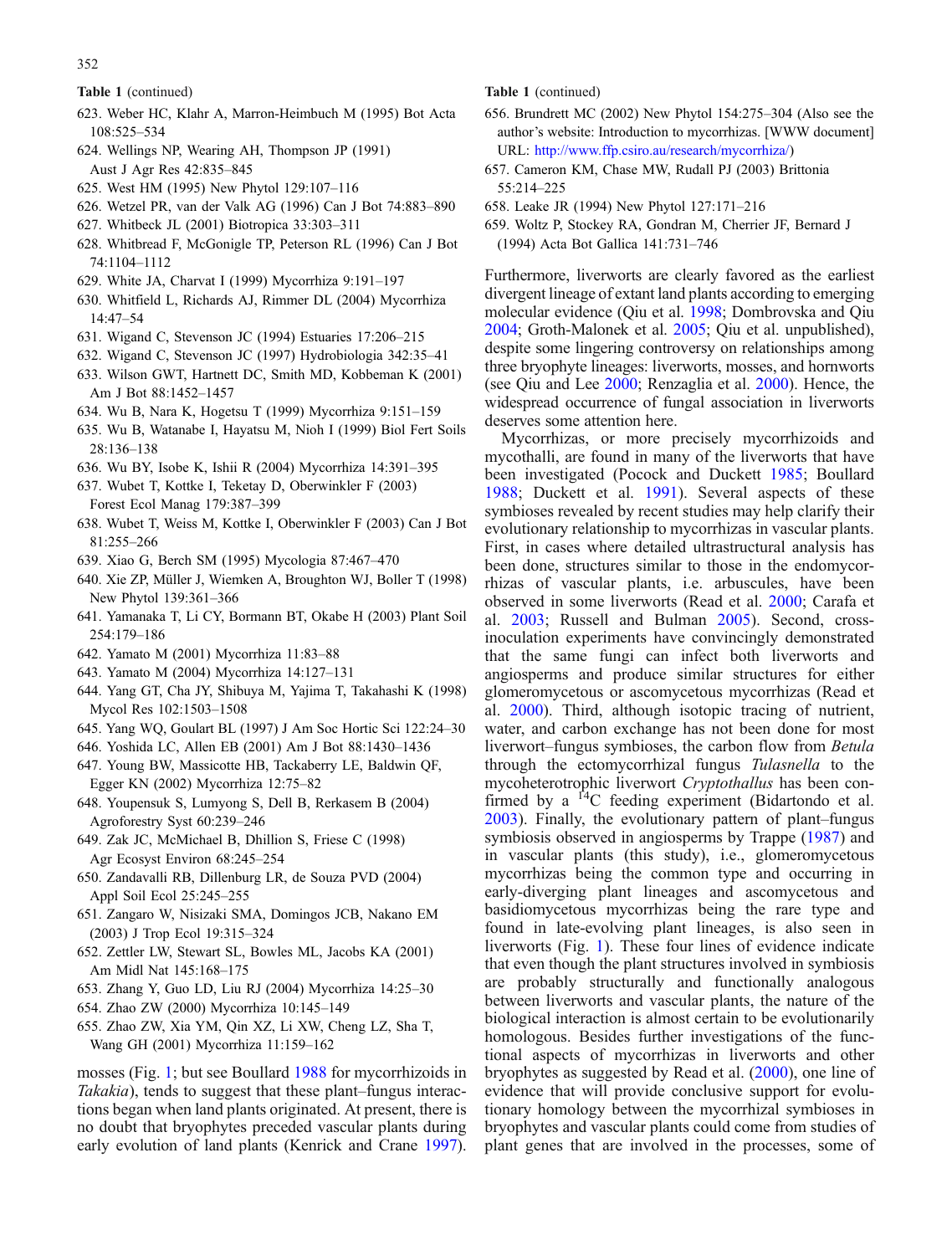Table 1 (continued)

623. Weber HC, Klahr A, Marron-Heimbuch M (1995) Bot Acta 108:525–534
624. Wellings NP, Wearing AH, Thompson JP (1991) Aust J Agr Res 42:835–845
625. West HM (1995) New Phytol 129:107–116
626. Wetzel PR, van der Valk AG (1996) Can J Bot 74:883–890
627. Whitbeck JL (2001) Biotropica 33:303–311
628. Whitbread F, McGonigle TP, Peterson RL (1996) Can J Bot 74:1104–1112
629. White JA, Charvat I (1999) Mycorrhiza 9:191–197
630. Whitfield L, Richards AJ, Rimmer DL (2004) Mycorrhiza 14:47–54
631. Wigand C, Stevenson JC (1994) Estuaries 17:206–215
632. Wigand C, Stevenson JC (1997) Hydrobiologia 342:35–41
633. Wilson GWT, Hartnett DC, Smith MD, Kobbeman K (2001) Am J Bot 88:1452–1457
634. Wu B, Nara K, Hogetsu T (1999) Mycorrhiza 9:151–159
635. Wu B, Watanabe I, Hayatsu M, Nioh I (1999) Biol Fert Soils 28:136–138
636. Wu BY, Isobe K, Ishii R (2004) Mycorrhiza 14:391–395
637. Wubet T, Kottke I, Teketay D, Oberwinkler F (2003) Forest Ecol Manag 179:387–399
638. Wubet T, Weiss M, Kottke I, Oberwinkler F (2003) Can J Bot 81:255–266
639. Xiao G, Berch SM (1995) Mycologia 87:467–470
640. Xie ZP, Müller J, Wiemken A, Broughton WJ, Boller T (1998) New Phytol 139:361–366
641. Yamanaka T, Li CY, Bormann BT, Okabe H (2003) Plant Soil 254:179–186
642. Yamato M (2001) Mycorrhiza 11:83–88
643. Yamato M (2004) Mycorrhiza 14:127–131
644. Yang GT, Cha JY, Shibuya M, Yajima T, Takahashi K (1998) Mycol Res 102:1503–1508
645. Yang WQ, Goulart BL (1997) J Am Soc Hortic Sci 122:24–30
646. Yoshida LC, Allen EB (2001) Am J Bot 88:1430–1436
647. Young BW, Massicotte HB, Tackaberry LE, Baldwin QF, Egger KN (2002) Mycorrhiza 12:75–82
648. Youpensuk S, Lumyong S, Dell B, Rerkasem B (2004) Agroforestry Syst 60:239–246
649. Zak JC, McMichael B, Dhillion S, Friese C (1998) Agr Ecosyst Environ 68:245–254
650. Zandavalli RB, Dillenburg LR, de Souza PVD (2004) Appl Soil Ecol 25:245–255
651. Zangaro W, Nisizaki SMA, Domingos JCB, Nakano EM (2003) J Trop Ecol 19:315–324
652. Zettler LW, Stewart SL, Bowles ML, Jacobs KA (2001) Am Midl Nat 145:168–175
653. Zhang Y, Guo LD, Liu RJ (2004) Mycorrhiza 14:25–30
654. Zhao ZW (2000) Mycorrhiza 10:145–149
655. Zhao ZW, Xia YM, Qin XZ, Li XW, Cheng LZ, Sha T, Wang GH (2001) Mycorrhiza 11:159–162
656. Brundrett MC (2002) New Phytol 154:275–304 (Also see the author's website: Introduction to mycorrhizas. [WWW document] URL: http://www.ffp.csiro.au/research/mycorrhiza/)
657. Cameron KM, Chase MW, Rudall PJ (2003) Brittonia 55:214–225
658. Leake JR (1994) New Phytol 127:171–216
659. Woltz P, Stockey RA, Gondran M, Cherrier JF, Bernard J (1994) Acta Bot Gallica 141:731–746

mosses (Fig. 1; but see Boullard 1988 for mycorrhizoids in *Takakia*), tends to suggest that these plant–fungus interactions began when land plants originated. At present, there is no doubt that bryophytes preceded vascular plants during early evolution of land plants (Kenrick and Crane 1997). Furthermore, liverworts are clearly favored as the earliest divergent lineage of extant land plants according to emerging molecular evidence (Qiu et al. 1998; Dombrovska and Qiu 2004; Groth-Malonek et al. 2005; Qiu et al. unpublished), despite some lingering controversy on relationships among three bryophyte lineages: liverworts, mosses, and hornworts (see Qiu and Lee 2000; Renzaglia et al. 2000). Hence, the widespread occurrence of fungal association in liverworts deserves some attention here.

Mycorrhizas, or more precisely mycorrhizoids and mycothalli, are found in many of the liverworts that have been investigated (Pocock and Duckett 1985; Boullard 1988; Duckett et al. 1991). Several aspects of these symbioses revealed by recent studies may help clarify their evolutionary relationship to mycorrhizas in vascular plants. First, in cases where detailed ultrastructural analysis has been done, structures similar to those in the endomycorrhizas of vascular plants, i.e. arbuscules, have been observed in some liverworts (Read et al. 2000; Carafa et al. 2003; Russell and Bulman 2005). Second, cross-inoculation experiments have convincingly demonstrated that the same fungi can infect both liverworts and angiosperms and produce similar structures for either glomeromycetous or ascomycetous mycorrhizas (Read et al. 2000). Third, although isotopic tracing of nutrient, water, and carbon exchange has not been done for most liverwort–fungus symbioses, the carbon flow from *Betula* through the ectomycorrhizal fungus *Tulasnella* to the mycoheterotrophic liverwort *Cryptothallus* has been confirmed by a $^{14}C$ feeding experiment (Bidartondo et al. 2003). Finally, the evolutionary pattern of plant–fungus symbiosis observed in angiosperms by Trappe (1987) and in vascular plants (this study), i.e., glomeromycetous mycorrhizas being the common type and occurring in early-diverging plant lineages and ascomycetous and basidiomycetous mycorrhizas being the rare type and found in late-evolving plant lineages, is also seen in liverworts (Fig. 1). These four lines of evidence indicate that even though the plant structures involved in symbiosis are probably structurally and functionally analogous between liverworts and vascular plants, the nature of the biological interaction is almost certain to be evolutionarily homologous. Besides further investigations of the functional aspects of mycorrhizas in liverworts and other bryophytes as suggested by Read et al. (2000), one line of evidence that will provide conclusive support for evolutionary homology between the mycorrhizal symbioses in bryophytes and vascular plants could come from studies of plant genes that are involved in the processes, some of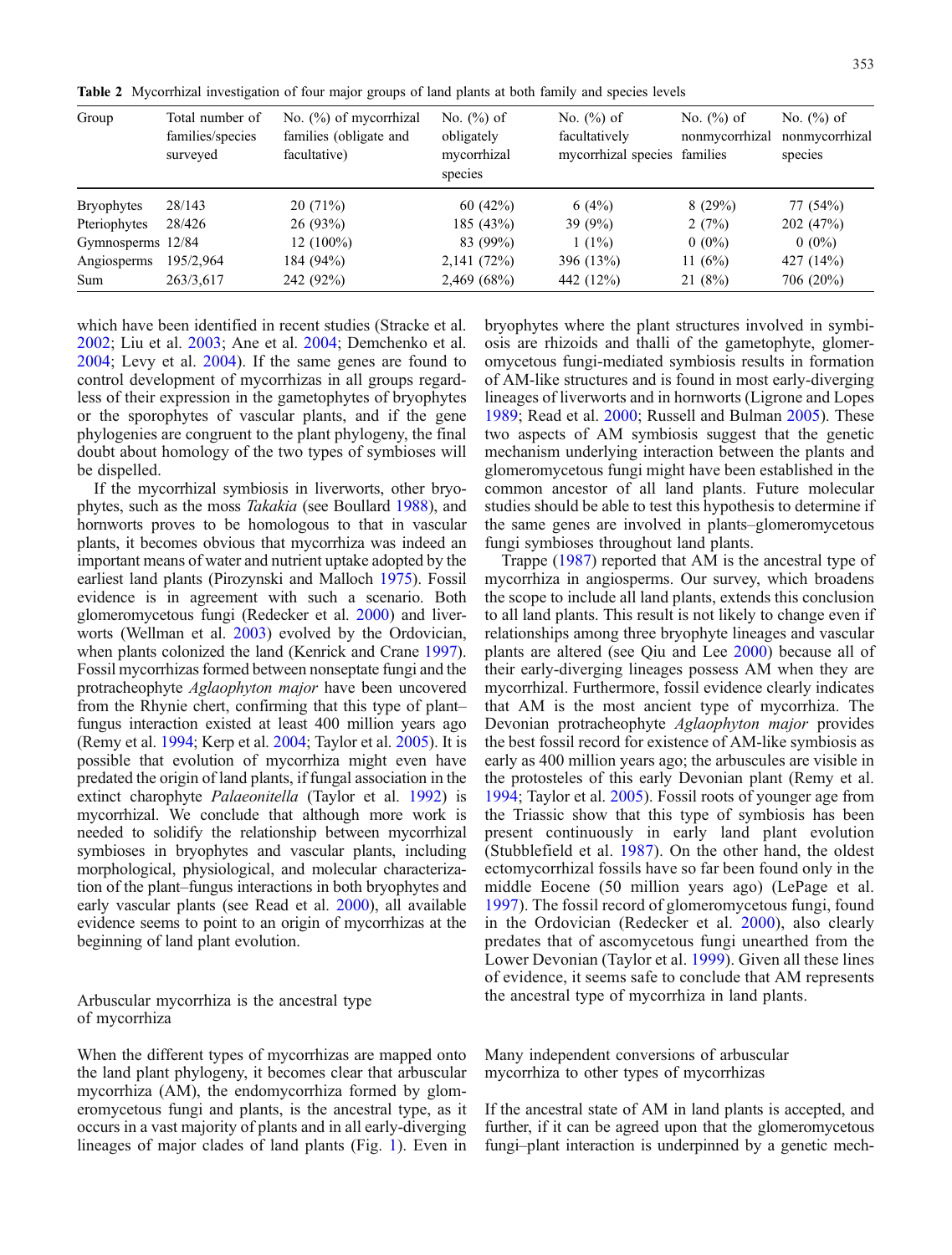**Table 2** Mycorrhizal investigation of four major groups of land plants at both family and species levels

| Group | Total number of families/species surveyed | No. (%) of mycorrhizal families (obligate and facultative) | No. (%) of obligately mycorrhizal species | No. (%) of facultatively mycorrhizal species | No. (%) of nonmycorrhizal families | No. (%) of nonmycorrhizal species |
|---|---|---|---|---|---|---|
| Bryophytes | 28/143 | 20 (71%) | 60 (42%) | 6 (4%) | 8 (29%) | 77 (54%) |
| Pteriophytes | 28/426 | 26 (93%) | 185 (43%) | 39 (9%) | 2 (7%) | 202 (47%) |
| Gymnosperms | 12/84 | 12 (100%) | 83 (99%) | 1 (1%) | 0 (0%) | 0 (0%) |
| Angiosperms | 195/2,964 | 184 (94%) | 2,141 (72%) | 396 (13%) | 11 (6%) | 427 (14%) |
| Sum | 263/3,617 | 242 (92%) | 2,469 (68%) | 442 (12%) | 21 (8%) | 706 (20%) |

which have been identified in recent studies (Stracke et al. 2002; Liu et al. 2003; Ane et al. 2004; Demchenko et al. 2004; Levy et al. 2004). If the same genes are found to control development of mycorrhizas in all groups regardless of their expression in the gametophytes of bryophytes or the sporophytes of vascular plants, and if the gene phylogenies are congruent to the plant phylogeny, the final doubt about homology of the two types of symbioses will be dispelled.

If the mycorrhizal symbiosis in liverworts, other bryophytes, such as the moss *Takakia* (see Boullard 1988), and hornworts proves to be homologous to that in vascular plants, it becomes obvious that mycorrhiza was indeed an important means of water and nutrient uptake adopted by the earliest land plants (Pirozynski and Malloch 1975). Fossil evidence is in agreement with such a scenario. Both glomeromycetous fungi (Redecker et al. 2000) and liverworts (Wellman et al. 2003) evolved by the Ordovician, when plants colonized the land (Kenrick and Crane 1997). Fossil mycorrhizas formed between nonseptate fungi and the protracheophyte *Aglaophyton major* have been uncovered from the Rhynie chert, confirming that this type of plant–fungus interaction existed at least 400 million years ago (Remy et al. 1994; Kerp et al. 2004; Taylor et al. 2005). It is possible that evolution of mycorrhiza might even have predated the origin of land plants, if fungal association in the extinct charophyte *Palaeonitella* (Taylor et al. 1992) is mycorrhizal. We conclude that although more work is needed to solidify the relationship between mycorrhizal symbioses in bryophytes and vascular plants, including morphological, physiological, and molecular characterization of the plant–fungus interactions in both bryophytes and early vascular plants (see Read et al. 2000), all available evidence seems to point to an origin of mycorrhizas at the beginning of land plant evolution.

## Arbuscular mycorrhiza is the ancestral type of mycorrhiza

When the different types of mycorrhizas are mapped onto the land plant phylogeny, it becomes clear that arbuscular mycorrhiza (AM), the endomycorrhiza formed by glomeromycetous fungi and plants, is the ancestral type, as it occurs in a vast majority of plants and in all early-diverging lineages of major clades of land plants (Fig. 1). Even in bryophytes where the plant structures involved in symbiosis are rhizoids and thalli of the gametophyte, glomeromycetous fungi-mediated symbiosis results in formation of AM-like structures and is found in most early-diverging lineages of liverworts and in hornworts (Ligrone and Lopes 1989; Read et al. 2000; Russell and Bulman 2005). These two aspects of AM symbiosis suggest that the genetic mechanism underlying interaction between the plants and glomeromycetous fungi might have been established in the common ancestor of all land plants. Future molecular studies should be able to test this hypothesis to determine if the same genes are involved in plants–glomeromycetous fungi symbioses throughout land plants.

Trappe (1987) reported that AM is the ancestral type of mycorrhiza in angiosperms. Our survey, which broadens the scope to include all land plants, extends this conclusion to all land plants. This result is not likely to change even if relationships among three bryophyte lineages and vascular plants are altered (see Qiu and Lee 2000) because all of their early-diverging lineages possess AM when they are mycorrhizal. Furthermore, fossil evidence clearly indicates that AM is the most ancient type of mycorrhiza. The Devonian protracheophyte *Aglaophyton major* provides the best fossil record for existence of AM-like symbiosis as early as 400 million years ago; the arbuscules are visible in the protosteles of this early Devonian plant (Remy et al. 1994; Taylor et al. 2005). Fossil roots of younger age from the Triassic show that this type of symbiosis has been present continuously in early land plant evolution (Stubblefield et al. 1987). On the other hand, the oldest ectomycorrhizal fossils have so far been found only in the middle Eocene (50 million years ago) (LePage et al. 1997). The fossil record of glomeromycetous fungi, found in the Ordovician (Redecker et al. 2000), also clearly predates that of ascomycetous fungi unearthed from the Lower Devonian (Taylor et al. 1999). Given all these lines of evidence, it seems safe to conclude that AM represents the ancestral type of mycorrhiza in land plants.

## Many independent conversions of arbuscular mycorrhiza to other types of mycorrhizas

If the ancestral state of AM in land plants is accepted, and further, if it can be agreed upon that the glomeromycetous fungi–plant interaction is underpinned by a genetic mech-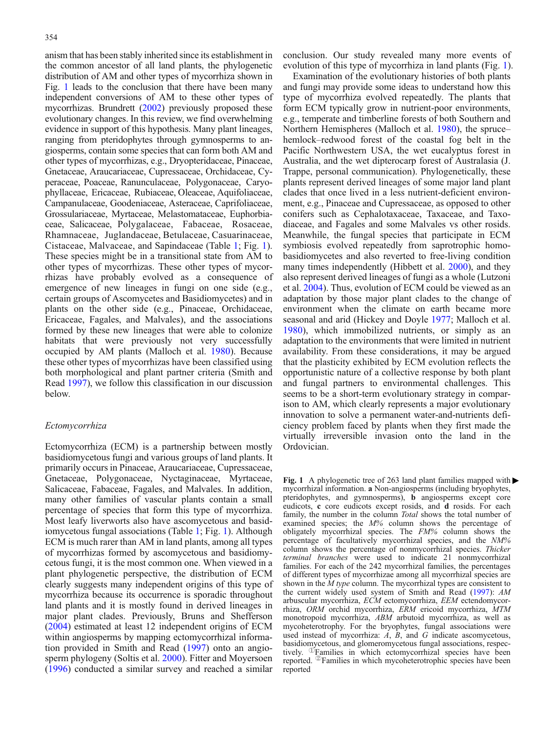anism that has been stably inherited since its establishment in the common ancestor of all land plants, the phylogenetic distribution of AM and other types of mycorrhiza shown in Fig. 1 leads to the conclusion that there have been many independent conversions of AM to these other types of mycorrhizas. Brundrett (2002) previously proposed these evolutionary changes. In this review, we find overwhelming evidence in support of this hypothesis. Many plant lineages, ranging from pteridophytes through gymnosperms to angiosperms, contain some species that can form both AM and other types of mycorrhizas, e.g., Dryopteridaceae, Pinaceae, Gnetaceae, Araucariaceae, Cupressaceae, Orchidaceae, Cyperaceae, Poaceae, Ranunculaceae, Polygonaceae, Caryophyllaceae, Ericaceae, Rubiaceae, Oleaceae, Aquifoliaceae, Campanulaceae, Goodeniaceae, Asteraceae, Caprifoliaceae, Grossulariaceae, Myrtaceae, Melastomataceae, Euphorbiaceae, Salicaceae, Polygalaceae, Fabaceae, Rosaceae, Rhamnaceae, Juglandaceae, Betulaceae, Casuarinaceae, Cistaceae, Malvaceae, and Sapindaceae (Table 1; Fig. 1). These species might be in a transitional state from AM to other types of mycorrhizas. These other types of mycorrhizas have probably evolved as a consequence of emergence of new lineages in fungi on one side (e.g., certain groups of Ascomycetes and Basidiomycetes) and in plants on the other side (e.g., Pinaceae, Orchidaceae, Ericaceae, Fagales, and Malvales), and the associations formed by these new lineages that were able to colonize habitats that were previously not very successfully occupied by AM plants (Malloch et al. 1980). Because these other types of mycorrhizas have been classified using both morphological and plant partner criteria (Smith and Read 1997), we follow this classification in our discussion below.

### *Ectomycorrhiza*

Ectomycorrhiza (ECM) is a partnership between mostly basidiomycetous fungi and various groups of land plants. It primarily occurs in Pinaceae, Araucariaceae, Cupressaceae, Gnetaceae, Polygonaceae, Nyctaginaceae, Myrtaceae, Salicaceae, Fabaceae, Fagales, and Malvales. In addition, many other families of vascular plants contain a small percentage of species that form this type of mycorrhiza. Most leafy liverworts also have ascomycetous and basidiomycetous fungal associations (Table 1; Fig. 1). Although ECM is much rarer than AM in land plants, among all types of mycorrhizas formed by ascomycetous and basidiomycetous fungi, it is the most common one. When viewed in a plant phylogenetic perspective, the distribution of ECM clearly suggests many independent origins of this type of mycorrhiza because its occurrence is sporadic throughout land plants and it is mostly found in derived lineages in major plant clades. Previously, Bruns and Shefferson (2004) estimated at least 12 independent origins of ECM within angiosperms by mapping ectomycorrhizal information provided in Smith and Read (1997) onto an angiosperm phylogeny (Soltis et al. 2000). Fitter and Moyersoen (1996) conducted a similar survey and reached a similar conclusion. Our study revealed many more events of evolution of this type of mycorrhiza in land plants (Fig. 1).

Examination of the evolutionary histories of both plants and fungi may provide some ideas to understand how this type of mycorrhiza evolved repeatedly. The plants that form ECM typically grow in nutrient-poor environments, e.g., temperate and timberline forests of both Southern and Northern Hemispheres (Malloch et al. 1980), the spruce–hemlock–redwood forest of the coastal fog belt in the Pacific Northwestern USA, the wet eucalyptus forest in Australia, and the wet dipterocarp forest of Australasia (J. Trappe, personal communication). Phylogenetically, these plants represent derived lineages of some major land plant clades that once lived in a less nutrient-deficient environment, e.g., Pinaceae and Cupressaceae, as opposed to other conifers such as Cephalotaxaceae, Taxaceae, and Taxodiaceae, and Fagales and some Malvales vs other rosids. Meanwhile, the fungal species that participate in ECM symbiosis evolved repeatedly from saprotrophic homobasidiomycetes and also reverted to free-living condition many times independently (Hibbett et al. 2000), and they also represent derived lineages of fungi as a whole (Lutzoni et al. 2004). Thus, evolution of ECM could be viewed as an adaptation by those major plant clades to the change of environment when the climate on earth became more seasonal and arid (Hickey and Doyle 1977; Malloch et al. 1980), which immobilized nutrients, or simply as an adaptation to the environments that were limited in nutrient availability. From these considerations, it may be argued that the plasticity exhibited by ECM evolution reflects the opportunistic nature of a collective response by both plant and fungal partners to environmental challenges. This seems to be a short-term evolutionary strategy in comparison to AM, which clearly represents a major evolutionary innovation to solve a permanent water-and-nutrients deficiency problem faced by plants when they first made the virtually irreversible invasion onto the land in the Ordovician.

**Fig. 1** A phylogenetic tree of 263 land plant families mapped with ▶ mycorrhizal information. **a** Non-angiosperms (including bryophytes, pteridophytes, and gymnosperms), **b** angiosperms except core eudicots, **c** core eudicots except rosids, and **d** rosids. For each family, the number in the column *Total* shows the total number of examined species; the *M%* column shows the percentage of obligately mycorrhizal species. The *FM%* column shows the percentage of facultatively mycorrhizal species, and the *NM%* column shows the percentage of nonmycorrhizal species. *Thicker terminal branches* were used to indicate 21 nonmycorrhizal families. For each of the 242 mycorrhizal families, the percentages of different types of mycorrhizae among all mycorrhizal species are shown in the *M type* column. The mycorrhizal types are consistent to the current widely used system of Smith and Read (1997): *AM* arbuscular mycorrhiza, *ECM* ectomycorrhiza, *EEM* ectendomycorrhiza, *ORM* orchid mycorrhiza, *ERM* ericoid mycorrhiza, *MTM* monotropoid mycorrhiza, *ABM* arbutoid mycorrhiza, as well as mycoheterotrophy. For the bryophytes, fungal associations were used instead of mycorrhiza: *A*, *B*, and *G* indicate ascomycetous, basidiomycetous, and glomeromycetous fungal associations, respectively. ①Families in which ectomycorrhizal species have been reported. ②Families in which mycoheterotrophic species have been reported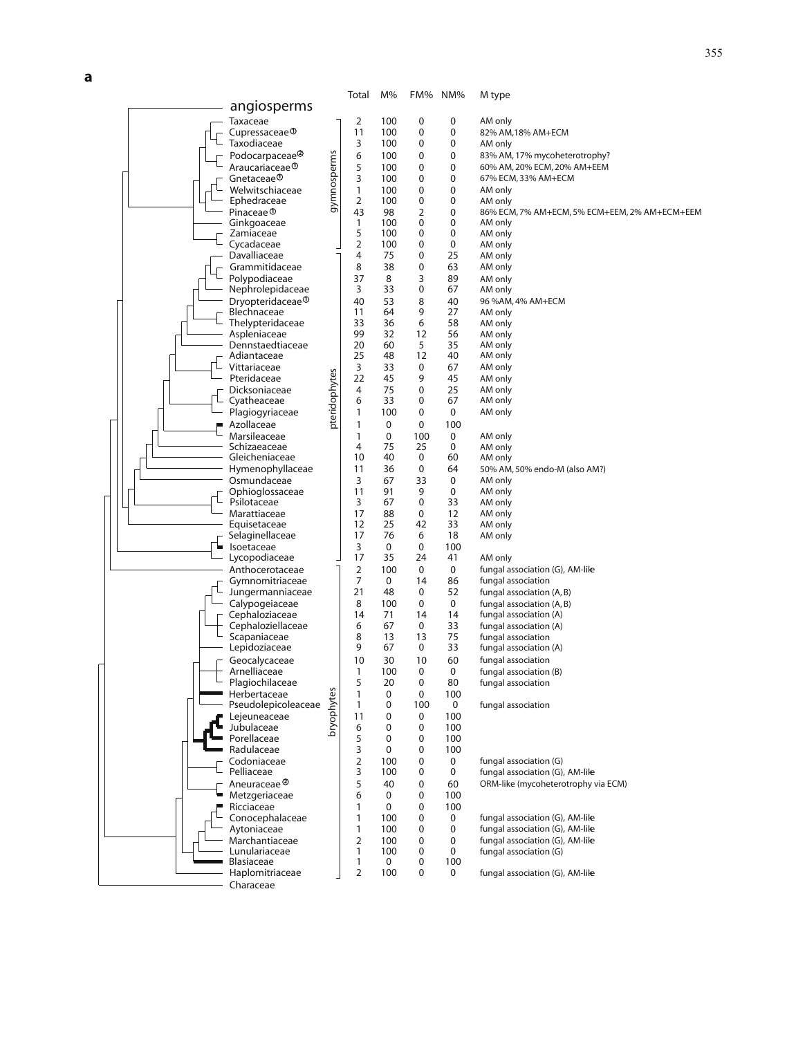**a**

| | Group | Total | M% | FM% | NM% | M type |
|---|---|---|---|---|---|---|
| angiosperms | | | | | | |
| Taxaceae | gymnosperms | 2 | 100 | 0 | 0 | AM only |
| Cupressaceae[1] | gymnosperms | 11 | 100 | 0 | 0 | 82% AM, 18% AM+ECM |
| Taxodiaceae | gymnosperms | 3 | 100 | 0 | 0 | AM only |
| Podocarpaceae[2] | gymnosperms | 6 | 100 | 0 | 0 | 83% AM, 17% mycoheterotrophy? |
| Araucariaceae[1] | gymnosperms | 5 | 100 | 0 | 0 | 60% AM, 20% ECM, 20% AM+EEM |
| Gnetaceae[1] | gymnosperms | 3 | 100 | 0 | 0 | 67% ECM, 33% AM+ECM |
| Welwitschiaceae | gymnosperms | 1 | 100 | 0 | 0 | AM only |
| Ephedraceae | gymnosperms | 2 | 100 | 0 | 0 | AM only |
| Pinaceae[1] | gymnosperms | 43 | 98 | 2 | 0 | 86% ECM, 7% AM+ECM, 5% ECM+EEM, 2% AM+ECM+EEM |
| Ginkgoaceae | gymnosperms | 1 | 100 | 0 | 0 | AM only |
| Zamiaceae | gymnosperms | 5 | 100 | 0 | 0 | AM only |
| Cycadaceae | gymnosperms | 2 | 100 | 0 | 0 | AM only |
| Davalliaceae | pteridophytes | 4 | 75 | 0 | 25 | AM only |
| Grammitidaceae | pteridophytes | 8 | 38 | 0 | 63 | AM only |
| Polypodiaceae | pteridophytes | 37 | 8 | 3 | 89 | AM only |
| Nephrolepidaceae | pteridophytes | 3 | 33 | 0 | 67 | AM only |
| Dryopteridaceae[1] | pteridophytes | 40 | 53 | 8 | 40 | 96 %AM, 4% AM+ECM |
| Blechnaceae | pteridophytes | 11 | 64 | 9 | 27 | AM only |
| Thelypteridaceae | pteridophytes | 33 | 36 | 6 | 58 | AM only |
| Aspleniaceae | pteridophytes | 99 | 32 | 12 | 56 | AM only |
| Dennstaedtiaceae | pteridophytes | 20 | 60 | 5 | 35 | AM only |
| Adiantaceae | pteridophytes | 25 | 48 | 12 | 40 | AM only |
| Vittariaceae | pteridophytes | 3 | 33 | 0 | 67 | AM only |
| Pteridaceae | pteridophytes | 22 | 45 | 9 | 45 | AM only |
| Dicksoniaceae | pteridophytes | 4 | 75 | 0 | 25 | AM only |
| Cyatheaceae | pteridophytes | 6 | 33 | 0 | 67 | AM only |
| Plagiogyriaceae | pteridophytes | 1 | 100 | 0 | 0 | AM only |
| Azollaceae | pteridophytes | 1 | 0 | 0 | 100 | |
| Marsileaceae | pteridophytes | 1 | 0 | 100 | 0 | AM only |
| Schizaeaceae | pteridophytes | 4 | 75 | 25 | 0 | AM only |
| Gleicheniaceae | pteridophytes | 10 | 40 | 0 | 60 | AM only |
| Hymenophyllaceae | pteridophytes | 11 | 36 | 0 | 64 | 50% AM, 50% endo-M (also AM?) |
| Osmundaceae | pteridophytes | 3 | 67 | 33 | 0 | AM only |
| Ophioglossaceae | pteridophytes | 11 | 91 | 9 | 0 | AM only |
| Psilotaceae | pteridophytes | 3 | 67 | 0 | 33 | AM only |
| Marattiaceae | pteridophytes | 17 | 88 | 0 | 12 | AM only |
| Equisetaceae | pteridophytes | 12 | 25 | 42 | 33 | AM only |
| Selaginellaceae | pteridophytes | 17 | 76 | 6 | 18 | AM only |
| Isoetaceae | pteridophytes | 3 | 0 | 0 | 100 | |
| Lycopodiaceae | pteridophytes | 17 | 35 | 24 | 41 | AM only |
| Anthocerotaceae | bryophytes | 2 | 100 | 0 | 0 | fungal association (G), AM-like |
| Gymnomitriaceae | bryophytes | 7 | 0 | 14 | 86 | fungal association |
| Jungermanniaceae | bryophytes | 21 | 48 | 0 | 52 | fungal association (A, B) |
| Calypogeiaceae | bryophytes | 8 | 100 | 0 | 0 | fungal association (A, B) |
| Cephaloziaceae | bryophytes | 14 | 71 | 14 | 14 | fungal association (A) |
| Cephaloziellaceae | bryophytes | 6 | 67 | 0 | 33 | fungal association (A) |
| Scapaniaceae | bryophytes | 8 | 13 | 13 | 75 | fungal association |
| Lepidoziaceae | bryophytes | 9 | 67 | 0 | 33 | fungal association (A) |
| Geocalycaceae | bryophytes | 10 | 30 | 10 | 60 | fungal association |
| Arnelliaceae | bryophytes | 1 | 100 | 0 | 0 | fungal association (B) |
| Plagiochilaceae | bryophytes | 5 | 20 | 0 | 80 | fungal association |
| Herbertaceae | bryophytes | 1 | 0 | 0 | 100 | |
| Pseudolepicoleaceae | bryophytes | 1 | 0 | 100 | 0 | fungal association |
| Lejeuneaceae | bryophytes | 11 | 0 | 0 | 100 | |
| Jubulaceae | bryophytes | 6 | 0 | 0 | 100 | |
| Porellaceae | bryophytes | 5 | 0 | 0 | 100 | |
| Radulaceae | bryophytes | 3 | 0 | 0 | 100 | |
| Codoniaceae | bryophytes | 2 | 100 | 0 | 0 | fungal association (G) |
| Pelliaceae | bryophytes | 3 | 100 | 0 | 0 | fungal association (G), AM-like |
| Aneuraceae[2] | bryophytes | 5 | 40 | 0 | 60 | ORM-like (mycoheterotrophy via ECM) |
| Metzgeriaceae | bryophytes | 6 | 0 | 0 | 100 | |
| Ricciaceae | bryophytes | 1 | 0 | 0 | 100 | |
| Conocephalaceae | bryophytes | 1 | 100 | 0 | 0 | fungal association (G), AM-like |
| Aytoniaceae | bryophytes | 1 | 100 | 0 | 0 | fungal association (G), AM-like |
| Marchantiaceae | bryophytes | 2 | 100 | 0 | 0 | fungal association (G), AM-like |
| Lunulariaceae | bryophytes | 1 | 100 | 0 | 0 | fungal association (G) |
| Blasiaceae | bryophytes | 1 | 0 | 0 | 100 | |
| Haplomitriaceae | bryophytes | 2 | 100 | 0 | 0 | fungal association (G), AM-like |
| Characeae | | | | | | |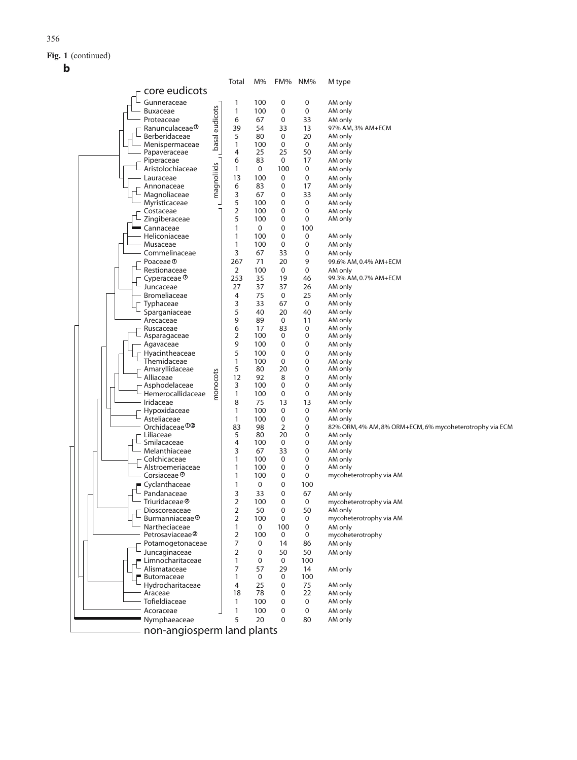**Fig. 1** (continued)

**b**

| Family | Group | Total | M% | FM% | NM% | M type |
|---|---|---|---|---|---|---|
| core eudicots | | | | | | |
| Gunneraceae | basal eudicots | 1 | 100 | 0 | 0 | AM only |
| Buxaceae | basal eudicots | 1 | 100 | 0 | 0 | AM only |
| Proteaceae | basal eudicots | 6 | 67 | 0 | 33 | AM only |
| Ranunculaceae ① | basal eudicots | 39 | 54 | 33 | 13 | 97% AM, 3% AM+ECM |
| Berberidaceae | basal eudicots | 5 | 80 | 0 | 20 | AM only |
| Menispermaceae | basal eudicots | 1 | 100 | 0 | 0 | AM only |
| Papaveraceae | basal eudicots | 4 | 25 | 25 | 50 | AM only |
| Piperaceae | magnoliids | 6 | 83 | 0 | 17 | AM only |
| Aristolochiaceae | magnoliids | 1 | 0 | 100 | 0 | AM only |
| Lauraceae | magnoliids | 13 | 100 | 0 | 0 | AM only |
| Annonaceae | magnoliids | 6 | 83 | 0 | 17 | AM only |
| Magnoliaceae | magnoliids | 3 | 67 | 0 | 33 | AM only |
| Myristicaceae | magnoliids | 5 | 100 | 0 | 0 | AM only |
| Costaceae | monocots | 2 | 100 | 0 | 0 | AM only |
| Zingiberaceae | monocots | 5 | 100 | 0 | 0 | AM only |
| Cannaceae | monocots | 1 | 0 | 0 | 100 | |
| Heliconiaceae | monocots | 1 | 100 | 0 | 0 | AM only |
| Musaceae | monocots | 1 | 100 | 0 | 0 | AM only |
| Commelinaceae | monocots | 3 | 67 | 33 | 0 | AM only |
| Poaceae ① | monocots | 267 | 71 | 20 | 9 | 99.6% AM, 0.4% AM+ECM |
| Restionaceae | monocots | 2 | 100 | 0 | 0 | AM only |
| Cyperaceae ① | monocots | 253 | 35 | 19 | 46 | 99.3% AM, 0.7% AM+ECM |
| Juncaceae | monocots | 27 | 37 | 37 | 26 | AM only |
| Bromeliaceae | monocots | 4 | 75 | 0 | 25 | AM only |
| Typhaceae | monocots | 3 | 33 | 67 | 0 | AM only |
| Sparganiaceae | monocots | 5 | 40 | 20 | 40 | AM only |
| Arecaceae | monocots | 9 | 89 | 0 | 11 | AM only |
| Ruscaceae | monocots | 6 | 17 | 83 | 0 | AM only |
| Asparagaceae | monocots | 2 | 100 | 0 | 0 | AM only |
| Agavaceae | monocots | 9 | 100 | 0 | 0 | AM only |
| Hyacintheaceae | monocots | 5 | 100 | 0 | 0 | AM only |
| Themidaceae | monocots | 1 | 100 | 0 | 0 | AM only |
| Amaryllidaceae | monocots | 5 | 80 | 20 | 0 | AM only |
| Alliaceae | monocots | 12 | 92 | 8 | 0 | AM only |
| Asphodelaceae | monocots | 3 | 100 | 0 | 0 | AM only |
| Hemerocallidaceae | monocots | 1 | 100 | 0 | 0 | AM only |
| Iridaceae | monocots | 8 | 75 | 13 | 13 | AM only |
| Hypoxidaceae | monocots | 1 | 100 | 0 | 0 | AM only |
| Asteliaceae | monocots | 1 | 100 | 0 | 0 | AM only |
| Orchidaceae ①② | monocots | 83 | 98 | 2 | 0 | 82% ORM, 4% AM, 8% ORM+ECM, 6% mycoheterotrophy via ECM |
| Liliaceae | monocots | 5 | 80 | 20 | 0 | AM only |
| Smilacaceae | monocots | 4 | 100 | 0 | 0 | AM only |
| Melanthiaceae | monocots | 3 | 67 | 33 | 0 | AM only |
| Colchicaceae | monocots | 1 | 100 | 0 | 0 | AM only |
| Alstroemeriaceae | monocots | 1 | 100 | 0 | 0 | AM only |
| Corsiaceae ② | monocots | 1 | 100 | 0 | 0 | mycoheterotrophy via AM |
| Cyclanthaceae | monocots | 1 | 0 | 0 | 100 | |
| Pandanaceae | monocots | 3 | 33 | 0 | 67 | AM only |
| Triuridaceae ② | monocots | 2 | 100 | 0 | 0 | mycoheterotrophy via AM |
| Dioscoreaceae | monocots | 2 | 50 | 0 | 50 | AM only |
| Burmanniaceae ② | monocots | 2 | 100 | 0 | 0 | mycoheterotrophy via AM |
| Nartheciaceae | monocots | 1 | 0 | 100 | 0 | AM only |
| Petrosaviaceae ② | monocots | 2 | 100 | 0 | 0 | mycoheterotrophy |
| Potamogetonaceae | monocots | 7 | 0 | 14 | 86 | AM only |
| Juncaginaceae | monocots | 2 | 0 | 50 | 50 | AM only |
| Limnocharitaceae | monocots | 1 | 0 | 0 | 100 | |
| Alismataceae | monocots | 7 | 57 | 29 | 14 | AM only |
| Butomaceae | monocots | 1 | 0 | 0 | 100 | |
| Hydrocharitaceae | monocots | 4 | 25 | 0 | 75 | AM only |
| Araceae | monocots | 18 | 78 | 0 | 22 | AM only |
| Tofieldiaceae | monocots | 1 | 100 | 0 | 0 | AM only |
| Acoraceae | monocots | 1 | 100 | 0 | 0 | AM only |
| Nymphaeaceae | | 5 | 20 | 0 | 80 | AM only |
| non-angiosperm land plants | | | | | | |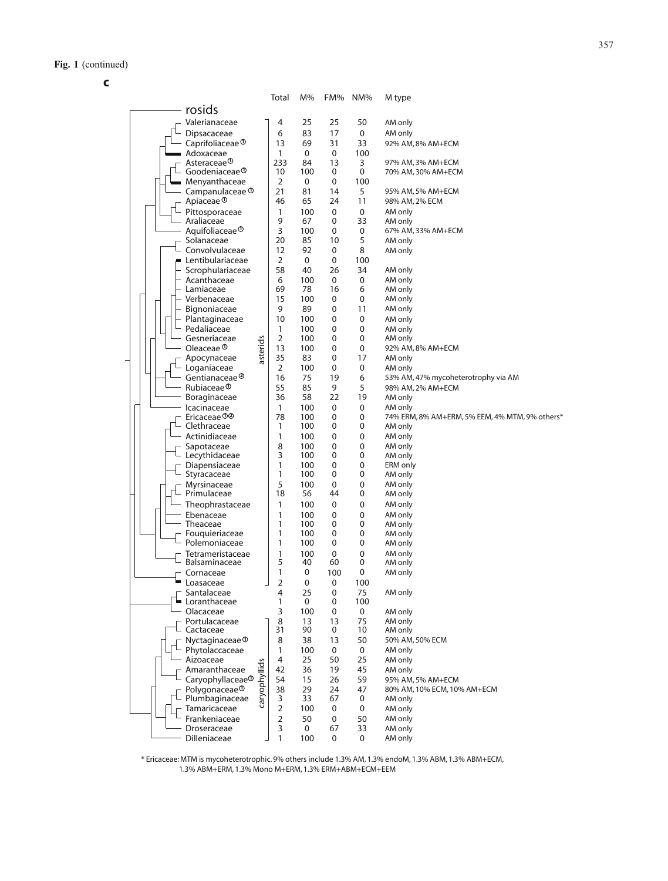**Fig. 1** (continued)

**c**

| | Total | M% | FM% | NM% | M type |
|---|---|---|---|---|---|
| **rosids** | | | | | |
| Valerianaceae | 4 | 25 | 25 | 50 | AM only |
| Dipsacaceae | 6 | 83 | 17 | 0 | AM only |
| Caprifoliaceae[1] | 13 | 69 | 31 | 33 | 92% AM, 8% AM+ECM |
| Adoxaceae | 1 | 0 | 0 | 100 | |
| Asteraceae[1] | 233 | 84 | 13 | 3 | 97% AM, 3% AM+ECM |
| Goodeniaceae[1] | 10 | 100 | 0 | 0 | 70% AM, 30% AM+ECM |
| Menyanthaceae | 2 | 0 | 0 | 100 | |
| Campanulaceae[1] | 21 | 81 | 14 | 5 | 95% AM, 5% AM+ECM |
| Apiaceae[1] | 46 | 65 | 24 | 11 | 98% AM, 2% ECM |
| Pittosporaceae | 1 | 100 | 0 | 0 | AM only |
| Araliaceae | 9 | 67 | 0 | 33 | AM only |
| Aquifoliaceae[1] | 3 | 100 | 0 | 0 | 67% AM, 33% AM+ECM |
| Solanaceae | 20 | 85 | 10 | 5 | AM only |
| Convolvulaceae | 12 | 92 | 0 | 8 | AM only |
| Lentibulariaceae | 2 | 0 | 0 | 100 | |
| Scrophulariaceae | 58 | 40 | 26 | 34 | AM only |
| Acanthaceae | 6 | 100 | 0 | 0 | AM only |
| Lamiaceae | 69 | 78 | 16 | 6 | AM only |
| Verbenaceae | 15 | 100 | 0 | 0 | AM only |
| Bignoniaceae | 9 | 89 | 0 | 11 | AM only |
| Plantaginaceae | 10 | 100 | 0 | 0 | AM only |
| Pedaliaceae | 1 | 100 | 0 | 0 | AM only |
| Gesneriaceae | 2 | 100 | 0 | 0 | AM only |
| Oleaceae[1] | 13 | 100 | 0 | 0 | 92% AM, 8% AM+ECM |
| Apocynaceae | 35 | 83 | 0 | 17 | AM only |
| Loganiaceae | 2 | 100 | 0 | 0 | AM only |
| Gentianaceae[2] | 16 | 75 | 19 | 6 | 53% AM, 47% mycoheterotrophy via AM |
| Rubiaceae[1] | 55 | 85 | 9 | 5 | 98% AM, 2% AM+ECM |
| Boraginaceae | 36 | 58 | 22 | 19 | AM only |
| Icacinaceae | 1 | 100 | 0 | 0 | AM only |
| Ericaceae[1,2] | 78 | 100 | 0 | 0 | 74% ERM, 8% AM+ERM, 5% EEM, 4% MTM, 9% others* |
| Clethraceae | 1 | 100 | 0 | 0 | AM only |
| Actinidiaceae | 1 | 100 | 0 | 0 | AM only |
| Sapotaceae | 8 | 100 | 0 | 0 | AM only |
| Lecythidaceae | 3 | 100 | 0 | 0 | AM only |
| Diapensiaceae | 1 | 100 | 0 | 0 | ERM only |
| Styracaceae | 1 | 100 | 0 | 0 | AM only |
| Myrsinaceae | 5 | 100 | 0 | 0 | AM only |
| Primulaceae | 18 | 56 | 44 | 0 | AM only |
| Theophrastaceae | 1 | 100 | 0 | 0 | AM only |
| Ebenaceae | 1 | 100 | 0 | 0 | AM only |
| Theaceae | 1 | 100 | 0 | 0 | AM only |
| Fouquieriaceae | 1 | 100 | 0 | 0 | AM only |
| Polemoniaceae | 1 | 100 | 0 | 0 | AM only |
| Tetrameristaceae | 1 | 100 | 0 | 0 | AM only |
| Balsaminaceae | 5 | 40 | 60 | 0 | AM only |
| Cornaceae | 1 | 0 | 100 | 0 | AM only |
| Loasaceae | 2 | 0 | 0 | 100 | |
| Santalaceae | 4 | 25 | 0 | 75 | AM only |
| Loranthaceae | 1 | 0 | 0 | 100 | |
| Olacaceae | 3 | 100 | 0 | 0 | AM only |
| Portulacaceae | 8 | 13 | 13 | 75 | AM only |
| Cactaceae | 31 | 90 | 0 | 10 | AM only |
| Nyctaginaceae[1] | 8 | 38 | 13 | 50 | 50% AM, 50% ECM |
| Phytolaccaceae | 1 | 100 | 0 | 0 | AM only |
| Aizoaceae | 4 | 25 | 50 | 25 | AM only |
| Amaranthaceae | 42 | 36 | 19 | 45 | AM only |
| Caryophyllaceae[1] | 54 | 15 | 26 | 59 | 95% AM, 5% AM+ECM |
| Polygonaceae[1] | 38 | 29 | 24 | 47 | 80% AM, 10% ECM, 10% AM+ECM |
| Plumbaginaceae | 3 | 33 | 67 | 0 | AM only |
| Tamaricaceae | 2 | 100 | 0 | 0 | AM only |
| Frankeniaceae | 2 | 50 | 0 | 50 | AM only |
| Droseraceae | 3 | 0 | 67 | 33 | AM only |
| Dilleniaceae | 1 | 100 | 0 | 0 | AM only |

(Families from Valerianaceae to Loasaceae: asterids; families from Portulacaceae to Dilleniaceae: caryophyllids)

\* Ericaceae: MTM is mycoheterotrophic. 9% others include 1.3% AM, 1.3% endoM, 1.3% ABM, 1.3% ABM+ECM, 1.3% ABM+ERM, 1.3% Mono M+ERM, 1.3% ERM+ABM+ECM+EEM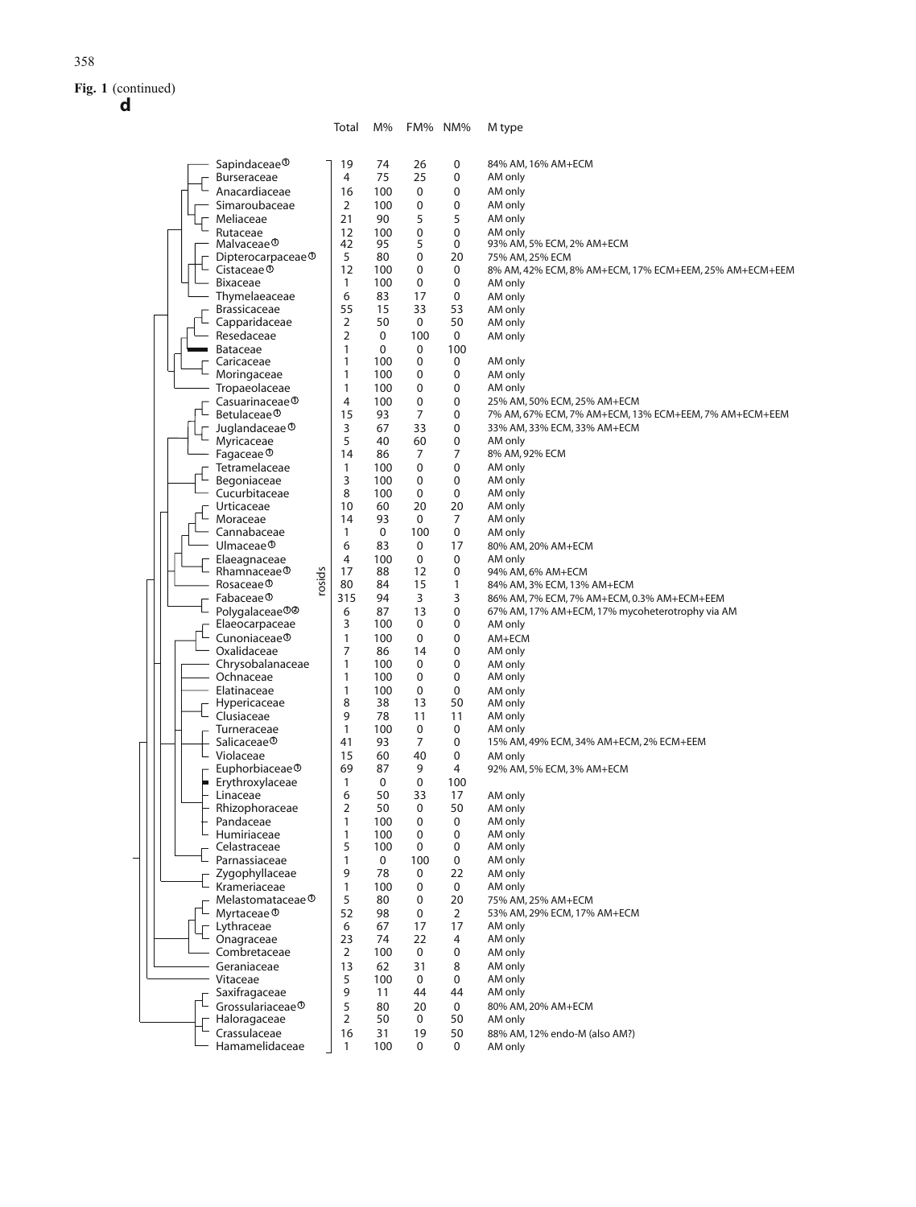**Fig. 1** (continued)

**d**

| Family | Total | M% | FM% | NM% | M type |
|---|---|---|---|---|---|
| Sapindaceae① | 19 | 74 | 26 | 0 | 84% AM, 16% AM+ECM |
| Burseraceae | 4 | 75 | 25 | 0 | AM only |
| Anacardiaceae | 16 | 100 | 0 | 0 | AM only |
| Simaroubaceae | 2 | 100 | 0 | 0 | AM only |
| Meliaceae | 21 | 90 | 5 | 5 | AM only |
| Rutaceae | 12 | 100 | 0 | 0 | AM only |
| Malvaceae① | 42 | 95 | 5 | 0 | 93% AM, 5% ECM, 2% AM+ECM |
| Dipterocarpaceae① | 5 | 80 | 0 | 20 | 75% AM, 25% ECM |
| Cistaceae① | 12 | 100 | 0 | 0 | 8% AM, 42% ECM, 8% AM+ECM, 17% ECM+EEM, 25% AM+ECM+EEM |
| Bixaceae | 1 | 100 | 0 | 0 | AM only |
| Thymelaeaceae | 6 | 83 | 17 | 0 | AM only |
| Brassicaceae | 55 | 15 | 33 | 53 | AM only |
| Capparidaceae | 2 | 50 | 0 | 50 | AM only |
| Resedaceae | 2 | 0 | 100 | 0 | AM only |
| Bataceae | 1 | 0 | 0 | 100 | |
| Caricaceae | 1 | 100 | 0 | 0 | AM only |
| Moringaceae | 1 | 100 | 0 | 0 | AM only |
| Tropaeolaceae | 1 | 100 | 0 | 0 | AM only |
| Casuarinaceae① | 4 | 100 | 0 | 0 | 25% AM, 50% ECM, 25% AM+ECM |
| Betulaceae① | 15 | 93 | 7 | 0 | 7% AM, 67% ECM, 7% AM+ECM, 13% ECM+EEM, 7% AM+ECM+EEM |
| Juglandaceae① | 3 | 67 | 33 | 0 | 33% AM, 33% ECM, 33% AM+ECM |
| Myricaceae | 5 | 40 | 60 | 0 | AM only |
| Fagaceae① | 14 | 86 | 7 | 7 | 8% AM, 92% ECM |
| Tetramelaceae | 1 | 100 | 0 | 0 | AM only |
| Begoniaceae | 3 | 100 | 0 | 0 | AM only |
| Cucurbitaceae | 8 | 100 | 0 | 0 | AM only |
| Urticaceae | 10 | 60 | 20 | 20 | AM only |
| Moraceae | 14 | 93 | 0 | 7 | AM only |
| Cannabaceae | 1 | 0 | 100 | 0 | AM only |
| Ulmaceae① | 6 | 83 | 0 | 17 | 80% AM, 20% AM+ECM |
| Elaeagnaceae | 4 | 100 | 0 | 0 | AM only |
| Rhamnaceae① | 17 | 88 | 12 | 0 | 94% AM, 6% AM+ECM |
| Rosaceae① | 80 | 84 | 15 | 1 | 84% AM, 3% ECM, 13% AM+ECM |
| Fabaceae① | 315 | 94 | 3 | 3 | 86% AM, 7% ECM, 7% AM+ECM, 0.3% AM+ECM+EEM |
| Polygalaceae①② | 6 | 87 | 13 | 0 | 67% AM, 17% AM+ECM, 17% mycoheterotrophy via AM |
| Elaeocarpaceae | 3 | 100 | 0 | 0 | AM only |
| Cunoniaceae① | 1 | 100 | 0 | 0 | AM+ECM |
| Oxalidaceae | 7 | 86 | 14 | 0 | AM only |
| Chrysobalanaceae | 1 | 100 | 0 | 0 | AM only |
| Ochnaceae | 1 | 100 | 0 | 0 | AM only |
| Elatinaceae | 1 | 100 | 0 | 0 | AM only |
| Hypericaceae | 8 | 38 | 13 | 50 | AM only |
| Clusiaceae | 9 | 78 | 11 | 11 | AM only |
| Turneraceae | 1 | 100 | 0 | 0 | AM only |
| Salicaceae① | 41 | 93 | 7 | 0 | 15% AM, 49% ECM, 34% AM+ECM, 2% ECM+EEM |
| Violaceae | 15 | 60 | 40 | 0 | AM only |
| Euphorbiaceae① | 69 | 87 | 9 | 4 | 92% AM, 5% ECM, 3% AM+ECM |
| Erythroxylaceae | 1 | 0 | 0 | 100 | |
| Linaceae | 6 | 50 | 33 | 17 | AM only |
| Rhizophoraceae | 2 | 50 | 0 | 50 | AM only |
| Pandaceae | 1 | 100 | 0 | 0 | AM only |
| Humiriaceae | 1 | 100 | 0 | 0 | AM only |
| Celastraceae | 5 | 100 | 0 | 0 | AM only |
| Parnassiaceae | 1 | 0 | 100 | 0 | AM only |
| Zygophyllaceae | 9 | 78 | 0 | 22 | AM only |
| Krameriaceae | 1 | 100 | 0 | 0 | AM only |
| Melastomataceae① | 5 | 80 | 0 | 20 | 75% AM, 25% AM+ECM |
| Myrtaceae① | 52 | 98 | 0 | 2 | 53% AM, 29% ECM, 17% AM+ECM |
| Lythraceae | 6 | 67 | 17 | 17 | AM only |
| Onagraceae | 23 | 74 | 22 | 4 | AM only |
| Combretaceae | 2 | 100 | 0 | 0 | AM only |
| Geraniaceae | 13 | 62 | 31 | 8 | AM only |
| Vitaceae | 5 | 100 | 0 | 0 | AM only |
| Saxifragaceae | 9 | 11 | 44 | 44 | AM only |
| Grossulariaceae① | 5 | 80 | 20 | 0 | 80% AM, 20% AM+ECM |
| Haloragaceae | 2 | 50 | 0 | 50 | AM only |
| Crassulaceae | 16 | 31 | 19 | 50 | 88% AM, 12% endo-M (also AM?) |
| Hamamelidaceae | 1 | 100 | 0 | 0 | AM only |

rosids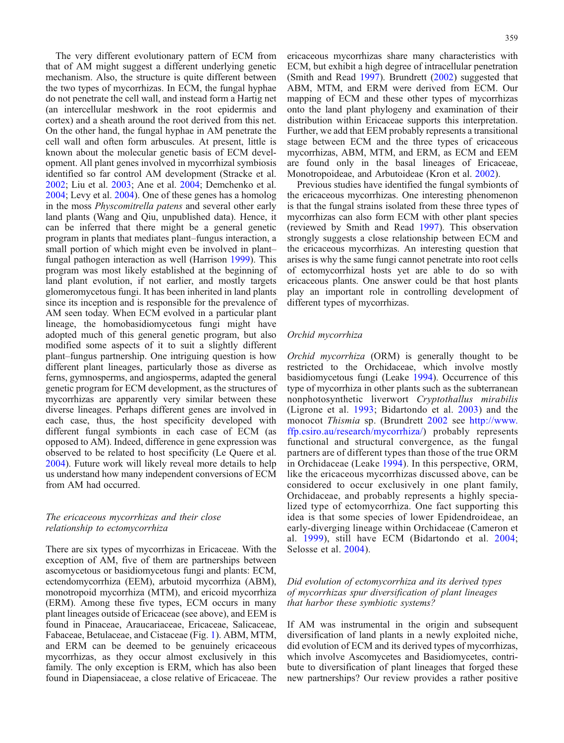The very different evolutionary pattern of ECM from that of AM might suggest a different underlying genetic mechanism. Also, the structure is quite different between the two types of mycorrhizas. In ECM, the fungal hyphae do not penetrate the cell wall, and instead form a Hartig net (an intercellular meshwork in the root epidermis and cortex) and a sheath around the root derived from this net. On the other hand, the fungal hyphae in AM penetrate the cell wall and often form arbuscules. At present, little is known about the molecular genetic basis of ECM development. All plant genes involved in mycorrhizal symbiosis identified so far control AM development (Stracke et al. 2002; Liu et al. 2003; Ane et al. 2004; Demchenko et al. 2004; Levy et al. 2004). One of these genes has a homolog in the moss *Physcomitrella patens* and several other early land plants (Wang and Qiu, unpublished data). Hence, it can be inferred that there might be a general genetic program in plants that mediates plant–fungus interaction, a small portion of which might even be involved in plant–fungal pathogen interaction as well (Harrison 1999). This program was most likely established at the beginning of land plant evolution, if not earlier, and mostly targets glomeromycetous fungi. It has been inherited in land plants since its inception and is responsible for the prevalence of AM seen today. When ECM evolved in a particular plant lineage, the homobasidiomycetous fungi might have adopted much of this general genetic program, but also modified some aspects of it to suit a slightly different plant–fungus partnership. One intriguing question is how different plant lineages, particularly those as diverse as ferns, gymnosperms, and angiosperms, adapted the general genetic program for ECM development, as the structures of mycorrhizas are apparently very similar between these diverse lineages. Perhaps different genes are involved in each case, thus, the host specificity developed with different fungal symbionts in each case of ECM (as opposed to AM). Indeed, difference in gene expression was observed to be related to host specificity (Le Quere et al. 2004). Future work will likely reveal more details to help us understand how many independent conversions of ECM from AM had occurred.

### *The ericaceous mycorrhizas and their close relationship to ectomycorrhiza*

There are six types of mycorrhizas in Ericaceae. With the exception of AM, five of them are partnerships between ascomycetous or basidiomycetous fungi and plants: ECM, ectendomycorrhiza (EEM), arbutoid mycorrhiza (ABM), monotropoid mycorrhiza (MTM), and ericoid mycorrhiza (ERM). Among these five types, ECM occurs in many plant lineages outside of Ericaceae (see above), and EEM is found in Pinaceae, Araucariaceae, Ericaceae, Salicaceae, Fabaceae, Betulaceae, and Cistaceae (Fig. 1). ABM, MTM, and ERM can be deemed to be genuinely ericaceous mycorrhizas, as they occur almost exclusively in this family. The only exception is ERM, which has also been found in Diapensiaceae, a close relative of Ericaceae. The ericaceous mycorrhizas share many characteristics with ECM, but exhibit a high degree of intracellular penetration (Smith and Read 1997). Brundrett (2002) suggested that ABM, MTM, and ERM were derived from ECM. Our mapping of ECM and these other types of mycorrhizas onto the land plant phylogeny and examination of their distribution within Ericaceae supports this interpretation. Further, we add that EEM probably represents a transitional stage between ECM and the three types of ericaceous mycorrhizas, ABM, MTM, and ERM, as ECM and EEM are found only in the basal lineages of Ericaceae, Monotropoideae, and Arbutoideae (Kron et al. 2002).

Previous studies have identified the fungal symbionts of the ericaceous mycorrhizas. One interesting phenomenon is that the fungal strains isolated from these three types of mycorrhizas can also form ECM with other plant species (reviewed by Smith and Read 1997). This observation strongly suggests a close relationship between ECM and the ericaceous mycorrhizas. An interesting question that arises is why the same fungi cannot penetrate into root cells of ectomycorrhizal hosts yet are able to do so with ericaceous plants. One answer could be that host plants play an important role in controlling development of different types of mycorrhizas.

### *Orchid mycorrhiza*

*Orchid mycorrhiza* (ORM) is generally thought to be restricted to the Orchidaceae, which involve mostly basidiomycetous fungi (Leake 1994). Occurrence of this type of mycorrhiza in other plants such as the subterranean nonphotosynthetic liverwort *Cryptothallus mirabilis* (Ligrone et al. 1993; Bidartondo et al. 2003) and the monocot *Thismia* sp. (Brundrett 2002 see http://www.ffp.csiro.au/research/mycorrhiza/) probably represents functional and structural convergence, as the fungal partners are of different types than those of the true ORM in Orchidaceae (Leake 1994). In this perspective, ORM, like the ericaceous mycorrhizas discussed above, can be considered to occur exclusively in one plant family, Orchidaceae, and probably represents a highly specialized type of ectomycorrhiza. One fact supporting this idea is that some species of lower Epidendroideae, an early-diverging lineage within Orchidaceae (Cameron et al. 1999), still have ECM (Bidartondo et al. 2004; Selosse et al. 2004).

### *Did evolution of ectomycorrhiza and its derived types of mycorrhizas spur diversification of plant lineages that harbor these symbiotic systems?*

If AM was instrumental in the origin and subsequent diversification of land plants in a newly exploited niche, did evolution of ECM and its derived types of mycorrhizas, which involve Ascomycetes and Basidiomycetes, contribute to diversification of plant lineages that forged these new partnerships? Our review provides a rather positive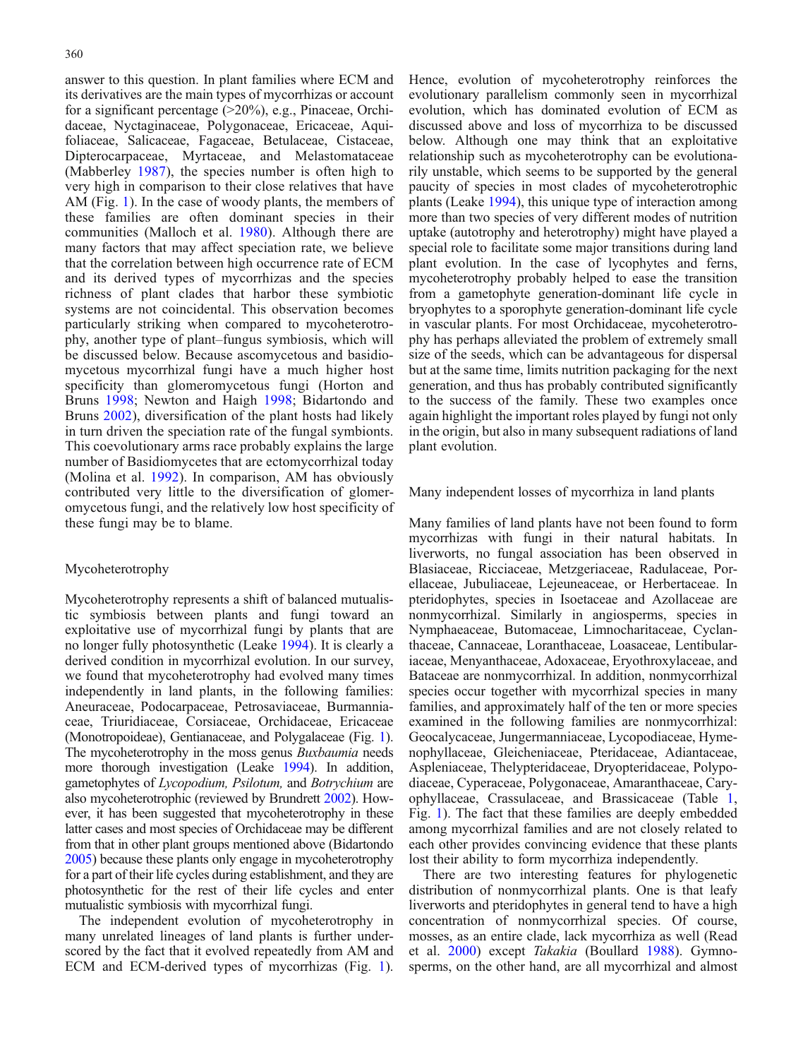answer to this question. In plant families where ECM and its derivatives are the main types of mycorrhizas or account for a significant percentage (>20%), e.g., Pinaceae, Orchidaceae, Nyctaginaceae, Polygonaceae, Ericaceae, Aquifoliaceae, Salicaceae, Fagaceae, Betulaceae, Cistaceae, Dipterocarpaceae, Myrtaceae, and Melastomataceae (Mabberley 1987), the species number is often high to very high in comparison to their close relatives that have AM (Fig. 1). In the case of woody plants, the members of these families are often dominant species in their communities (Malloch et al. 1980). Although there are many factors that may affect speciation rate, we believe that the correlation between high occurrence rate of ECM and its derived types of mycorrhizas and the species richness of plant clades that harbor these symbiotic systems are not coincidental. This observation becomes particularly striking when compared to mycoheterotrophy, another type of plant–fungus symbiosis, which will be discussed below. Because ascomycetous and basidiomycetous mycorrhizal fungi have a much higher host specificity than glomeromycetous fungi (Horton and Bruns 1998; Newton and Haigh 1998; Bidartondo and Bruns 2002), diversification of the plant hosts had likely in turn driven the speciation rate of the fungal symbionts. This coevolutionary arms race probably explains the large number of Basidiomycetes that are ectomycorrhizal today (Molina et al. 1992). In comparison, AM has obviously contributed very little to the diversification of glomeromycetous fungi, and the relatively low host specificity of these fungi may be to blame.

## Mycoheterotrophy

Mycoheterotrophy represents a shift of balanced mutualistic symbiosis between plants and fungi toward an exploitative use of mycorrhizal fungi by plants that are no longer fully photosynthetic (Leake 1994). It is clearly a derived condition in mycorrhizal evolution. In our survey, we found that mycoheterotrophy had evolved many times independently in land plants, in the following families: Aneuraceae, Podocarpaceae, Petrosaviaceae, Burmanniaceae, Triuridiaceae, Corsiaceae, Orchidaceae, Ericaceae (Monotropoideae), Gentianaceae, and Polygalaceae (Fig. 1). The mycoheterotrophy in the moss genus *Buxbaumia* needs more thorough investigation (Leake 1994). In addition, gametophytes of *Lycopodium, Psilotum,* and *Botrychium* are also mycoheterotrophic (reviewed by Brundrett 2002). However, it has been suggested that mycoheterotrophy in these latter cases and most species of Orchidaceae may be different from that in other plant groups mentioned above (Bidartondo 2005) because these plants only engage in mycoheterotrophy for a part of their life cycles during establishment, and they are photosynthetic for the rest of their life cycles and enter mutualistic symbiosis with mycorrhizal fungi.

The independent evolution of mycoheterotrophy in many unrelated lineages of land plants is further underscored by the fact that it evolved repeatedly from AM and ECM and ECM-derived types of mycorrhizas (Fig. 1). Hence, evolution of mycoheterotrophy reinforces the evolutionary parallelism commonly seen in mycorrhizal evolution, which has dominated evolution of ECM as discussed above and loss of mycorrhiza to be discussed below. Although one may think that an exploitative relationship such as mycoheterotrophy can be evolutionarily unstable, which seems to be supported by the general paucity of species in most clades of mycoheterotrophic plants (Leake 1994), this unique type of interaction among more than two species of very different modes of nutrition uptake (autotrophy and heterotrophy) might have played a special role to facilitate some major transitions during land plant evolution. In the case of lycophytes and ferns, mycoheterotrophy probably helped to ease the transition from a gametophyte generation-dominant life cycle in bryophytes to a sporophyte generation-dominant life cycle in vascular plants. For most Orchidaceae, mycoheterotrophy has perhaps alleviated the problem of extremely small size of the seeds, which can be advantageous for dispersal but at the same time, limits nutrition packaging for the next generation, and thus has probably contributed significantly to the success of the family. These two examples once again highlight the important roles played by fungi not only in the origin, but also in many subsequent radiations of land plant evolution.

## Many independent losses of mycorrhiza in land plants

Many families of land plants have not been found to form mycorrhizas with fungi in their natural habitats. In liverworts, no fungal association has been observed in Blasiaceae, Ricciaceae, Metzgeriaceae, Radulaceae, Porellaceae, Jubuliaceae, Lejeuneaceae, or Herbertaceae. In pteridophytes, species in Isoetaceae and Azollaceae are nonmycorrhizal. Similarly in angiosperms, species in Nymphaeaceae, Butomaceae, Limnocharitaceae, Cyclanthaceae, Cannaceae, Loranthaceae, Loasaceae, Lentibulariaceae, Menyanthaceae, Adoxaceae, Eryothroxylaceae, and Bataceae are nonmycorrhizal. In addition, nonmycorrhizal species occur together with mycorrhizal species in many families, and approximately half of the ten or more species examined in the following families are nonmycorrhizal: Geocalycaceae, Jungermanniaceae, Lycopodiaceae, Hymenophyllaceae, Gleicheniaceae, Pteridaceae, Adiantaceae, Aspleniaceae, Thelypteridaceae, Dryopteridaceae, Polypodiaceae, Cyperaceae, Polygonaceae, Amaranthaceae, Caryophyllaceae, Crassulaceae, and Brassicaceae (Table 1, Fig. 1). The fact that these families are deeply embedded among mycorrhizal families and are not closely related to each other provides convincing evidence that these plants lost their ability to form mycorrhiza independently.

There are two interesting features for phylogenetic distribution of nonmycorrhizal plants. One is that leafy liverworts and pteridophytes in general tend to have a high concentration of nonmycorrhizal species. Of course, mosses, as an entire clade, lack mycorrhiza as well (Read et al. 2000) except *Takakia* (Boullard 1988). Gymnosperms, on the other hand, are all mycorrhizal and almost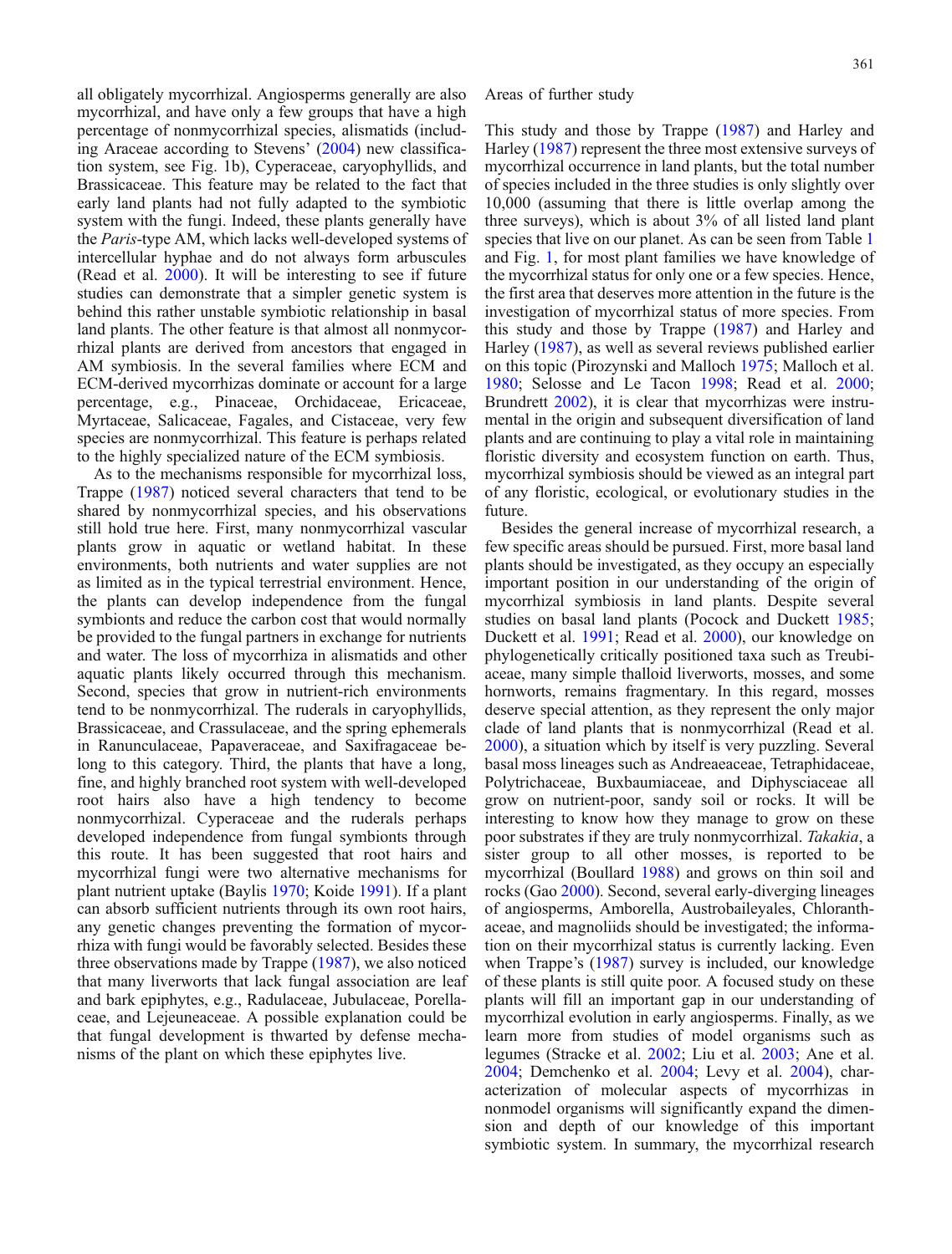all obligately mycorrhizal. Angiosperms generally are also mycorrhizal, and have only a few groups that have a high percentage of nonmycorrhizal species, alismatids (including Araceae according to Stevens' (2004) new classification system, see Fig. 1b), Cyperaceae, caryophyllids, and Brassicaceae. This feature may be related to the fact that early land plants had not fully adapted to the symbiotic system with the fungi. Indeed, these plants generally have the *Paris*-type AM, which lacks well-developed systems of intercellular hyphae and do not always form arbuscules (Read et al. 2000). It will be interesting to see if future studies can demonstrate that a simpler genetic system is behind this rather unstable symbiotic relationship in basal land plants. The other feature is that almost all nonmycorrhizal plants are derived from ancestors that engaged in AM symbiosis. In the several families where ECM and ECM-derived mycorrhizas dominate or account for a large percentage, e.g., Pinaceae, Orchidaceae, Ericaceae, Myrtaceae, Salicaceae, Fagales, and Cistaceae, very few species are nonmycorrhizal. This feature is perhaps related to the highly specialized nature of the ECM symbiosis.

As to the mechanisms responsible for mycorrhizal loss, Trappe (1987) noticed several characters that tend to be shared by nonmycorrhizal species, and his observations still hold true here. First, many nonmycorrhizal vascular plants grow in aquatic or wetland habitat. In these environments, both nutrients and water supplies are not as limited as in the typical terrestrial environment. Hence, the plants can develop independence from the fungal symbionts and reduce the carbon cost that would normally be provided to the fungal partners in exchange for nutrients and water. The loss of mycorrhiza in alismatids and other aquatic plants likely occurred through this mechanism. Second, species that grow in nutrient-rich environments tend to be nonmycorrhizal. The ruderals in caryophyllids, Brassicaceae, and Crassulaceae, and the spring ephemerals in Ranunculaceae, Papaveraceae, and Saxifragaceae belong to this category. Third, the plants that have a long, fine, and highly branched root system with well-developed root hairs also have a high tendency to become nonmycorrhizal. Cyperaceae and the ruderals perhaps developed independence from fungal symbionts through this route. It has been suggested that root hairs and mycorrhizal fungi were two alternative mechanisms for plant nutrient uptake (Baylis 1970; Koide 1991). If a plant can absorb sufficient nutrients through its own root hairs, any genetic changes preventing the formation of mycorrhiza with fungi would be favorably selected. Besides these three observations made by Trappe (1987), we also noticed that many liverworts that lack fungal association are leaf and bark epiphytes, e.g., Radulaceae, Jubulaceae, Porellaceae, and Lejeuneaceae. A possible explanation could be that fungal development is thwarted by defense mechanisms of the plant on which these epiphytes live.

## Areas of further study

This study and those by Trappe (1987) and Harley and Harley (1987) represent the three most extensive surveys of mycorrhizal occurrence in land plants, but the total number of species included in the three studies is only slightly over 10,000 (assuming that there is little overlap among the three surveys), which is about 3% of all listed land plant species that live on our planet. As can be seen from Table 1 and Fig. 1, for most plant families we have knowledge of the mycorrhizal status for only one or a few species. Hence, the first area that deserves more attention in the future is the investigation of mycorrhizal status of more species. From this study and those by Trappe (1987) and Harley and Harley (1987), as well as several reviews published earlier on this topic (Pirozynski and Malloch 1975; Malloch et al. 1980; Selosse and Le Tacon 1998; Read et al. 2000; Brundrett 2002), it is clear that mycorrhizas were instrumental in the origin and subsequent diversification of land plants and are continuing to play a vital role in maintaining floristic diversity and ecosystem function on earth. Thus, mycorrhizal symbiosis should be viewed as an integral part of any floristic, ecological, or evolutionary studies in the future.

Besides the general increase of mycorrhizal research, a few specific areas should be pursued. First, more basal land plants should be investigated, as they occupy an especially important position in our understanding of the origin of mycorrhizal symbiosis in land plants. Despite several studies on basal land plants (Pocock and Duckett 1985; Duckett et al. 1991; Read et al. 2000), our knowledge on phylogenetically critically positioned taxa such as Treubiaceae, many simple thalloid liverworts, mosses, and some hornworts, remains fragmentary. In this regard, mosses deserve special attention, as they represent the only major clade of land plants that is nonmycorrhizal (Read et al. 2000), a situation which by itself is very puzzling. Several basal moss lineages such as Andreaeaceae, Tetraphidaceae, Polytrichaceae, Buxbaumiaceae, and Diphysciaceae all grow on nutrient-poor, sandy soil or rocks. It will be interesting to know how they manage to grow on these poor substrates if they are truly nonmycorrhizal. *Takakia*, a sister group to all other mosses, is reported to be mycorrhizal (Boullard 1988) and grows on thin soil and rocks (Gao 2000). Second, several early-diverging lineages of angiosperms, Amborella, Austrobaileyales, Chloranthaceae, and magnoliids should be investigated; the information on their mycorrhizal status is currently lacking. Even when Trappe's (1987) survey is included, our knowledge of these plants is still quite poor. A focused study on these plants will fill an important gap in our understanding of mycorrhizal evolution in early angiosperms. Finally, as we learn more from studies of model organisms such as legumes (Stracke et al. 2002; Liu et al. 2003; Ane et al. 2004; Demchenko et al. 2004; Levy et al. 2004), characterization of molecular aspects of mycorrhizas in nonmodel organisms will significantly expand the dimension and depth of our knowledge of this important symbiotic system. In summary, the mycorrhizal research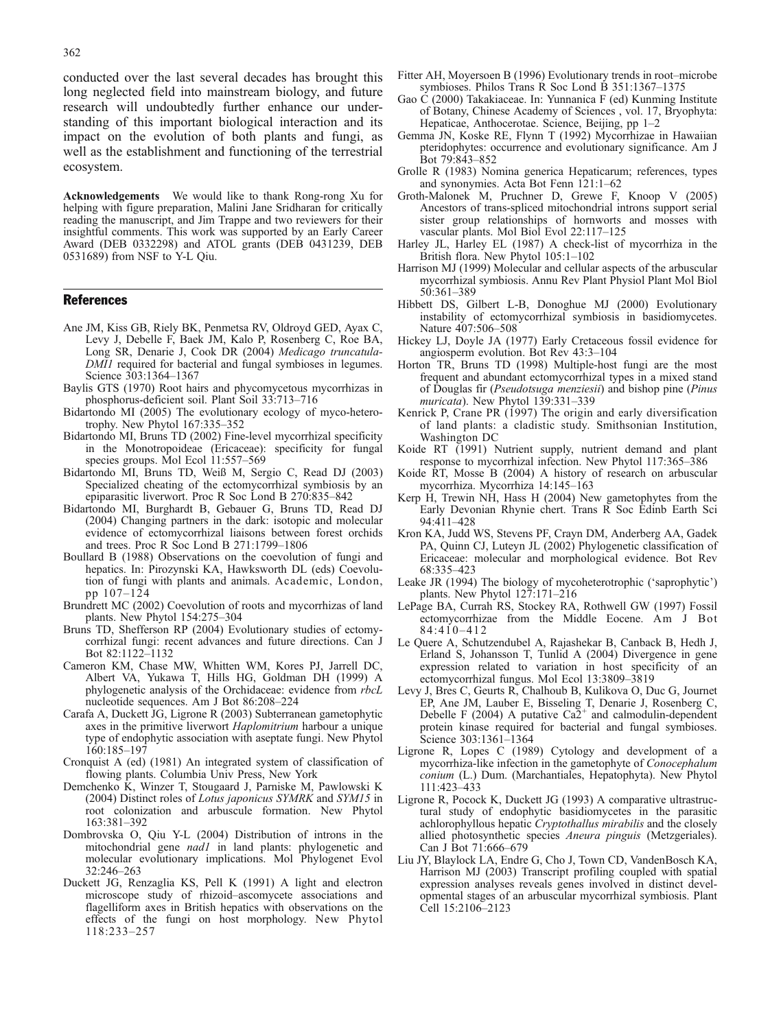conducted over the last several decades has brought this long neglected field into mainstream biology, and future research will undoubtedly further enhance our understanding of this important biological interaction and its impact on the evolution of both plants and fungi, as well as the establishment and functioning of the terrestrial ecosystem.

**Acknowledgements** We would like to thank Rong-rong Xu for helping with figure preparation, Malini Jane Sridharan for critically reading the manuscript, and Jim Trappe and two reviewers for their insightful comments. This work was supported by an Early Career Award (DEB 0332298) and ATOL grants (DEB 0431239, DEB 0531689) from NSF to Y-L Qiu.

## References

Ane JM, Kiss GB, Riely BK, Penmetsa RV, Oldroyd GED, Ayax C, Levy J, Debelle F, Baek JM, Kalo P, Rosenberg C, Roe BA, Long SR, Denarie J, Cook DR (2004) *Medicago truncatula-DMI1* required for bacterial and fungal symbioses in legumes. Science 303:1364–1367

Baylis GTS (1970) Root hairs and phycomycetous mycorrhizas in phosphorus-deficient soil. Plant Soil 33:713–716

Bidartondo MI (2005) The evolutionary ecology of myco-heterotrophy. New Phytol 167:335–352

Bidartondo MI, Bruns TD (2002) Fine-level mycorrhizal specificity in the Monotropoideae (Ericaceae): specificity for fungal species groups. Mol Ecol 11:557–569

Bidartondo MI, Bruns TD, Weiß M, Sergio C, Read DJ (2003) Specialized cheating of the ectomycorrhizal symbiosis by an epiparasitic liverwort. Proc R Soc Lond B 270:835–842

Bidartondo MI, Burghardt B, Gebauer G, Bruns TD, Read DJ (2004) Changing partners in the dark: isotopic and molecular evidence of ectomycorrhizal liaisons between forest orchids and trees. Proc R Soc Lond B 271:1799–1806

Boullard B (1988) Observations on the coevolution of fungi and hepatics. In: Pirozynski KA, Hawksworth DL (eds) Coevolution of fungi with plants and animals. Academic, London, pp 107–124

Brundrett MC (2002) Coevolution of roots and mycorrhizas of land plants. New Phytol 154:275–304

Bruns TD, Shefferson RP (2004) Evolutionary studies of ectomycorrhizal fungi: recent advances and future directions. Can J Bot 82:1122–1132

Cameron KM, Chase MW, Whitten WM, Kores PJ, Jarrell DC, Albert VA, Yukawa T, Hills HG, Goldman DH (1999) A phylogenetic analysis of the Orchidaceae: evidence from *rbcL* nucleotide sequences. Am J Bot 86:208–224

Carafa A, Duckett JG, Ligrone R (2003) Subterranean gametophytic axes in the primitive liverwort *Haplomitrium* harbour a unique type of endophytic association with aseptate fungi. New Phytol 160:185–197

Cronquist A (ed) (1981) An integrated system of classification of flowing plants. Columbia Univ Press, New York

Demchenko K, Winzer T, Stougaard J, Parniske M, Pawlowski K (2004) Distinct roles of *Lotus japonicus SYMRK* and *SYM15* in root colonization and arbuscule formation. New Phytol 163:381–392

Dombrovska O, Qiu Y-L (2004) Distribution of introns in the mitochondrial gene *nad1* in land plants: phylogenetic and molecular evolutionary implications. Mol Phylogenet Evol 32:246–263

Duckett JG, Renzaglia KS, Pell K (1991) A light and electron microscope study of rhizoid–ascomycete associations and flagelliform axes in British hepatics with observations on the effects of the fungi on host morphology. New Phytol 118:233–257

Fitter AH, Moyersoen B (1996) Evolutionary trends in root–microbe symbioses. Philos Trans R Soc Lond B 351:1367–1375

Gao C (2000) Takakiaceae. In: Yunnanica F (ed) Kunming Institute of Botany, Chinese Academy of Sciences , vol. 17, Bryophyta: Hepaticae, Anthocerotae. Science, Beijing, pp 1–2

Gemma JN, Koske RE, Flynn T (1992) Mycorrhizae in Hawaiian pteridophytes: occurrence and evolutionary significance. Am J Bot 79:843–852

Grolle R (1983) Nomina generica Hepaticarum; references, types and synonymies. Acta Bot Fenn 121:1–62

Groth-Malonek M, Pruchner D, Grewe F, Knoop V (2005) Ancestors of trans-spliced mitochondrial introns support serial sister group relationships of hornworts and mosses with vascular plants. Mol Biol Evol 22:117–125

Harley JL, Harley EL (1987) A check-list of mycorrhiza in the British flora. New Phytol 105:1–102

Harrison MJ (1999) Molecular and cellular aspects of the arbuscular mycorrhizal symbiosis. Annu Rev Plant Physiol Plant Mol Biol 50:361–389

Hibbett DS, Gilbert L-B, Donoghue MJ (2000) Evolutionary instability of ectomycorrhizal symbiosis in basidiomycetes. Nature 407:506–508

Hickey LJ, Doyle JA (1977) Early Cretaceous fossil evidence for angiosperm evolution. Bot Rev 43:3–104

Horton TR, Bruns TD (1998) Multiple-host fungi are the most frequent and abundant ectomycorrhizal types in a mixed stand of Douglas fir (*Pseudotsuga menziesii*) and bishop pine (*Pinus muricata*). New Phytol 139:331–339

Kenrick P, Crane PR (1997) The origin and early diversification of land plants: a cladistic study. Smithsonian Institution, Washington DC

Koide RT (1991) Nutrient supply, nutrient demand and plant response to mycorrhizal infection. New Phytol 117:365–386

Koide RT, Mosse B (2004) A history of research on arbuscular mycorrhiza. Mycorrhiza 14:145–163

Kerp H, Trewin NH, Hass H (2004) New gametophytes from the Early Devonian Rhynie chert. Trans R Soc Edinb Earth Sci 94:411–428

Kron KA, Judd WS, Stevens PF, Crayn DM, Anderberg AA, Gadek PA, Quinn CJ, Luteyn JL (2002) Phylogenetic classification of Ericaceae: molecular and morphological evidence. Bot Rev 68:335–423

Leake JR (1994) The biology of mycoheterotrophic ('saprophytic') plants. New Phytol 127:171–216

LePage BA, Currah RS, Stockey RA, Rothwell GW (1997) Fossil ectomycorrhizae from the Middle Eocene. Am J Bot 84:410–412

Le Quere A, Schutzendubel A, Rajashekar B, Canback B, Hedh J, Erland S, Johansson T, Tunlid A (2004) Divergence in gene expression related to variation in host specificity of an ectomycorrhizal fungus. Mol Ecol 13:3809–3819

Levy J, Bres C, Geurts R, Chalhoub B, Kulikova O, Duc G, Journet EP, Ane JM, Lauber E, Bisseling T, Denarie J, Rosenberg C, Debelle F (2004) A putative $Ca2^{+}$ and calmodulin-dependent protein kinase required for bacterial and fungal symbioses. Science 303:1361–1364

Ligrone R, Lopes C (1989) Cytology and development of a mycorrhiza-like infection in the gametophyte of *Conocephalum conium* (L.) Dum. (Marchantiales, Hepatophyta). New Phytol 111:423–433

Ligrone R, Pocock K, Duckett JG (1993) A comparative ultrastructural study of endophytic basidiomycetes in the parasitic achlorophyllous hepatic *Cryptothallus mirabilis* and the closely allied photosynthetic species *Aneura pinguis* (Metzgeriales). Can J Bot 71:666–679

Liu JY, Blaylock LA, Endre G, Cho J, Town CD, VandenBosch KA, Harrison MJ (2003) Transcript profiling coupled with spatial expression analyses reveals genes involved in distinct developmental stages of an arbuscular mycorrhizal symbiosis. Plant Cell 15:2106–2123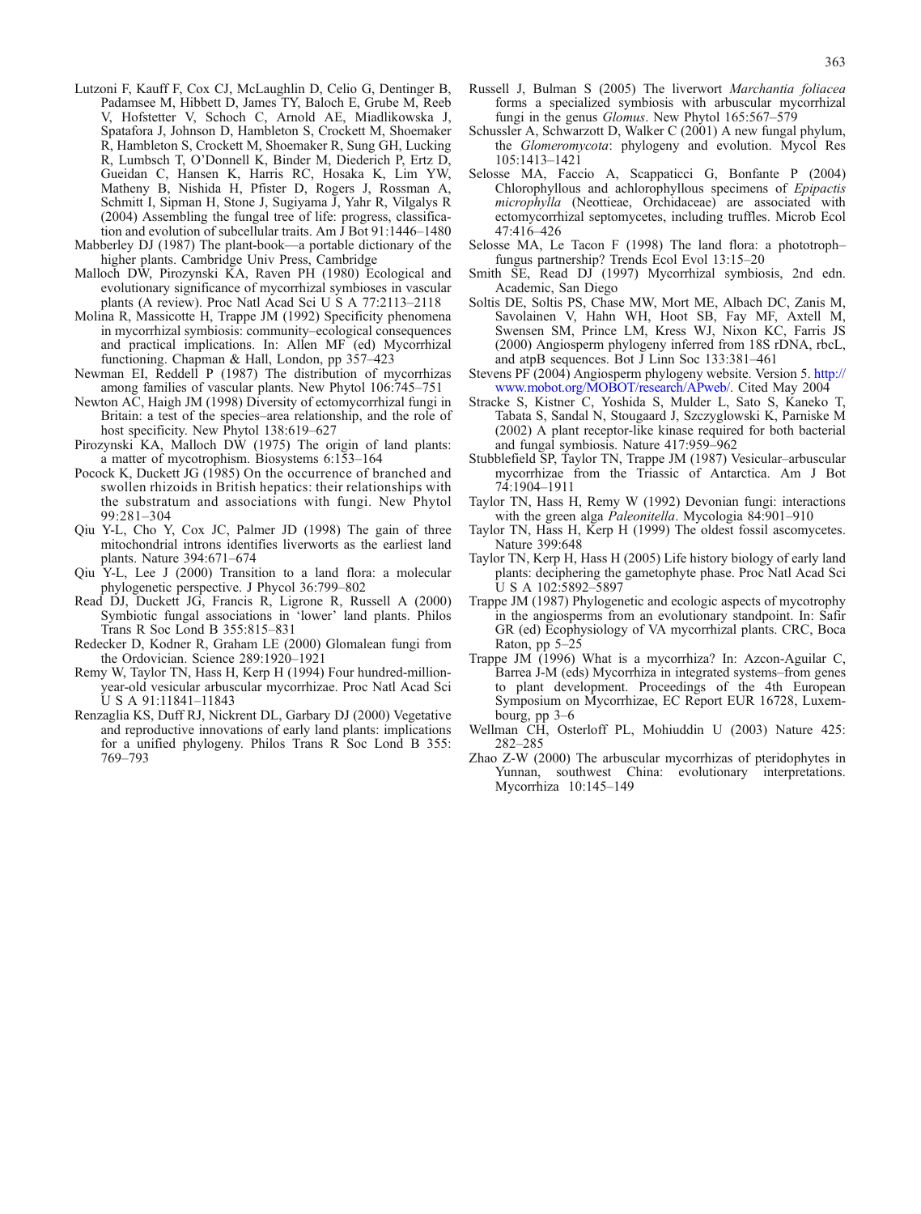Lutzoni F, Kauff F, Cox CJ, McLaughlin D, Celio G, Dentinger B, Padamsee M, Hibbett D, James TY, Baloch E, Grube M, Reeb V, Hofstetter V, Schoch C, Arnold AE, Miadlikowska J, Spatafora J, Johnson D, Hambleton S, Crockett M, Shoemaker R, Hambleton S, Crockett M, Shoemaker R, Sung GH, Lucking R, Lumbsch T, O'Donnell K, Binder M, Diederich P, Ertz D, Gueidan C, Hansen K, Harris RC, Hosaka K, Lim YW, Matheny B, Nishida H, Pfister D, Rogers J, Rossman A, Schmitt I, Sipman H, Stone J, Sugiyama J, Yahr R, Vilgalys R (2004) Assembling the fungal tree of life: progress, classification and evolution of subcellular traits. Am J Bot 91:1446–1480

Mabberley DJ (1987) The plant-book—a portable dictionary of the higher plants. Cambridge Univ Press, Cambridge

Malloch DW, Pirozynski KA, Raven PH (1980) Ecological and evolutionary significance of mycorrhizal symbioses in vascular plants (A review). Proc Natl Acad Sci U S A 77:2113–2118

Molina R, Massicotte H, Trappe JM (1992) Specificity phenomena in mycorrhizal symbiosis: community–ecological consequences and practical implications. In: Allen MF (ed) Mycorrhizal functioning. Chapman & Hall, London, pp 357–423

Newman EI, Reddell P (1987) The distribution of mycorrhizas among families of vascular plants. New Phytol 106:745–751

Newton AC, Haigh JM (1998) Diversity of ectomycorrhizal fungi in Britain: a test of the species–area relationship, and the role of host specificity. New Phytol 138:619–627

Pirozynski KA, Malloch DW (1975) The origin of land plants: a matter of mycotrophism. Biosystems 6:153–164

Pocock K, Duckett JG (1985) On the occurrence of branched and swollen rhizoids in British hepatics: their relationships with the substratum and associations with fungi. New Phytol 99:281–304

Qiu Y-L, Cho Y, Cox JC, Palmer JD (1998) The gain of three mitochondrial introns identifies liverworts as the earliest land plants. Nature 394:671–674

Qiu Y-L, Lee J (2000) Transition to a land flora: a molecular phylogenetic perspective. J Phycol 36:799–802

Read DJ, Duckett JG, Francis R, Ligrone R, Russell A (2000) Symbiotic fungal associations in 'lower' land plants. Philos Trans R Soc Lond B 355:815–831

Redecker D, Kodner R, Graham LE (2000) Glomalean fungi from the Ordovician. Science 289:1920–1921

Remy W, Taylor TN, Hass H, Kerp H (1994) Four hundred-million-year-old vesicular arbuscular mycorrhizae. Proc Natl Acad Sci U S A 91:11841–11843

Renzaglia KS, Duff RJ, Nickrent DL, Garbary DJ (2000) Vegetative and reproductive innovations of early land plants: implications for a unified phylogeny. Philos Trans R Soc Lond B 355: 769–793

Russell J, Bulman S (2005) The liverwort *Marchantia foliacea* forms a specialized symbiosis with arbuscular mycorrhizal fungi in the genus *Glomus*. New Phytol 165:567–579

Schussler A, Schwarzott D, Walker C (2001) A new fungal phylum, the *Glomeromycota*: phylogeny and evolution. Mycol Res 105:1413–1421

Selosse MA, Faccio A, Scappaticci G, Bonfante P (2004) Chlorophyllous and achlorophyllous specimens of *Epipactis microphylla* (Neottieae, Orchidaceae) are associated with ectomycorrhizal septomycetes, including truffles. Microb Ecol 47:416–426

Selosse MA, Le Tacon F (1998) The land flora: a phototroph–fungus partnership? Trends Ecol Evol 13:15–20

Smith SE, Read DJ (1997) Mycorrhizal symbiosis, 2nd edn. Academic, San Diego

Soltis DE, Soltis PS, Chase MW, Mort ME, Albach DC, Zanis M, Savolainen V, Hahn WH, Hoot SB, Fay MF, Axtell M, Swensen SM, Prince LM, Kress WJ, Nixon KC, Farris JS (2000) Angiosperm phylogeny inferred from 18S rDNA, rbcL, and atpB sequences. Bot J Linn Soc 133:381–461

Stevens PF (2004) Angiosperm phylogeny website. Version 5. http://www.mobot.org/MOBOT/research/APweb/. Cited May 2004

Stracke S, Kistner C, Yoshida S, Mulder L, Sato S, Kaneko T, Tabata S, Sandal N, Stougaard J, Szczyglowski K, Parniske M (2002) A plant receptor-like kinase required for both bacterial and fungal symbiosis. Nature 417:959–962

Stubblefield SP, Taylor TN, Trappe JM (1987) Vesicular–arbuscular mycorrhizae from the Triassic of Antarctica. Am J Bot 74:1904–1911

Taylor TN, Hass H, Remy W (1992) Devonian fungi: interactions with the green alga *Paleonitella*. Mycologia 84:901–910

Taylor TN, Hass H, Kerp H (1999) The oldest fossil ascomycetes. Nature 399:648

Taylor TN, Kerp H, Hass H (2005) Life history biology of early land plants: deciphering the gametophyte phase. Proc Natl Acad Sci U S A 102:5892–5897

Trappe JM (1987) Phylogenetic and ecologic aspects of mycotrophy in the angiosperms from an evolutionary standpoint. In: Safir GR (ed) Ecophysiology of VA mycorrhizal plants. CRC, Boca Raton, pp 5–25

Trappe JM (1996) What is a mycorrhiza? In: Azcon-Aguilar C, Barrea J-M (eds) Mycorrhiza in integrated systems–from genes to plant development. Proceedings of the 4th European Symposium on Mycorrhizae, EC Report EUR 16728, Luxembourg, pp 3–6

Wellman CH, Osterloff PL, Mohiuddin U (2003) Nature 425: 282–285

Zhao Z-W (2000) The arbuscular mycorrhizas of pteridophytes in Yunnan, southwest China: evolutionary interpretations. Mycorrhiza 10:145–149